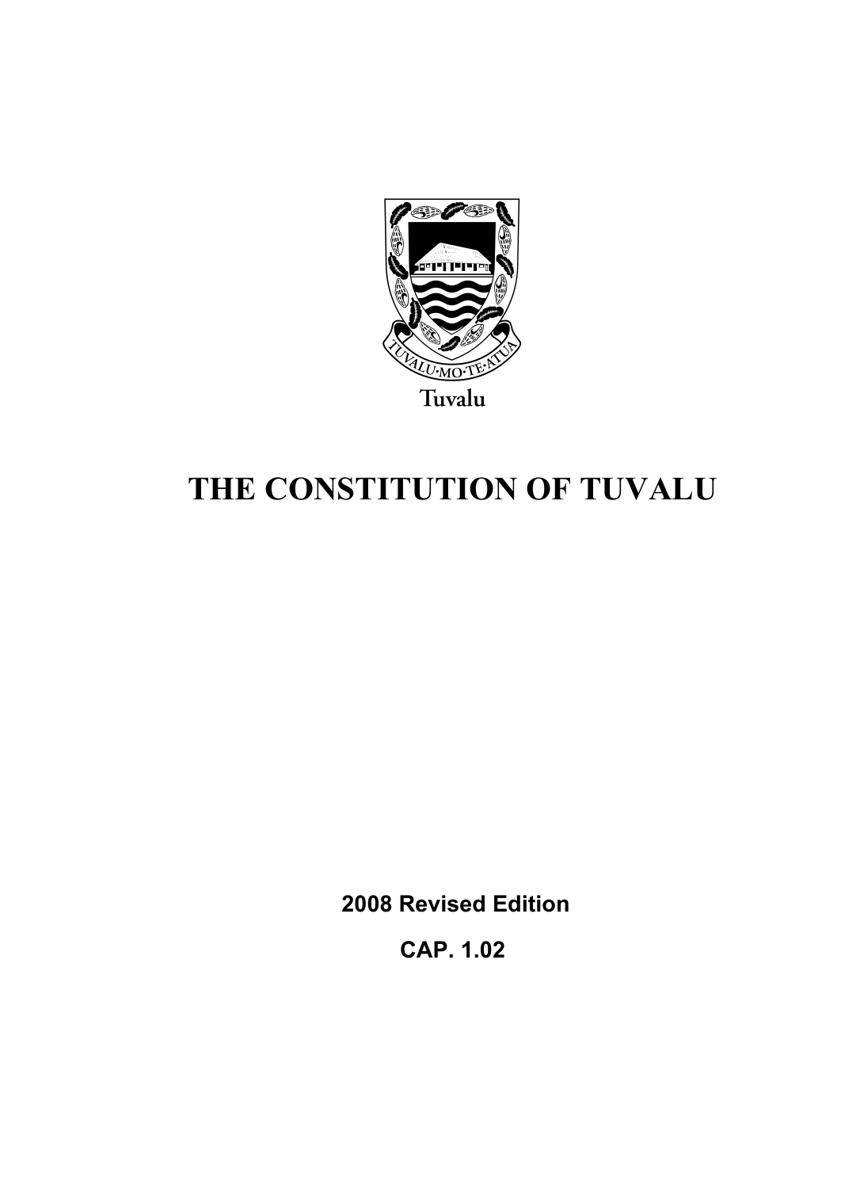Tuvalu

# THE CONSTITUTION OF TUVALU

**2008 Revised Edition**

**CAP. 1.02**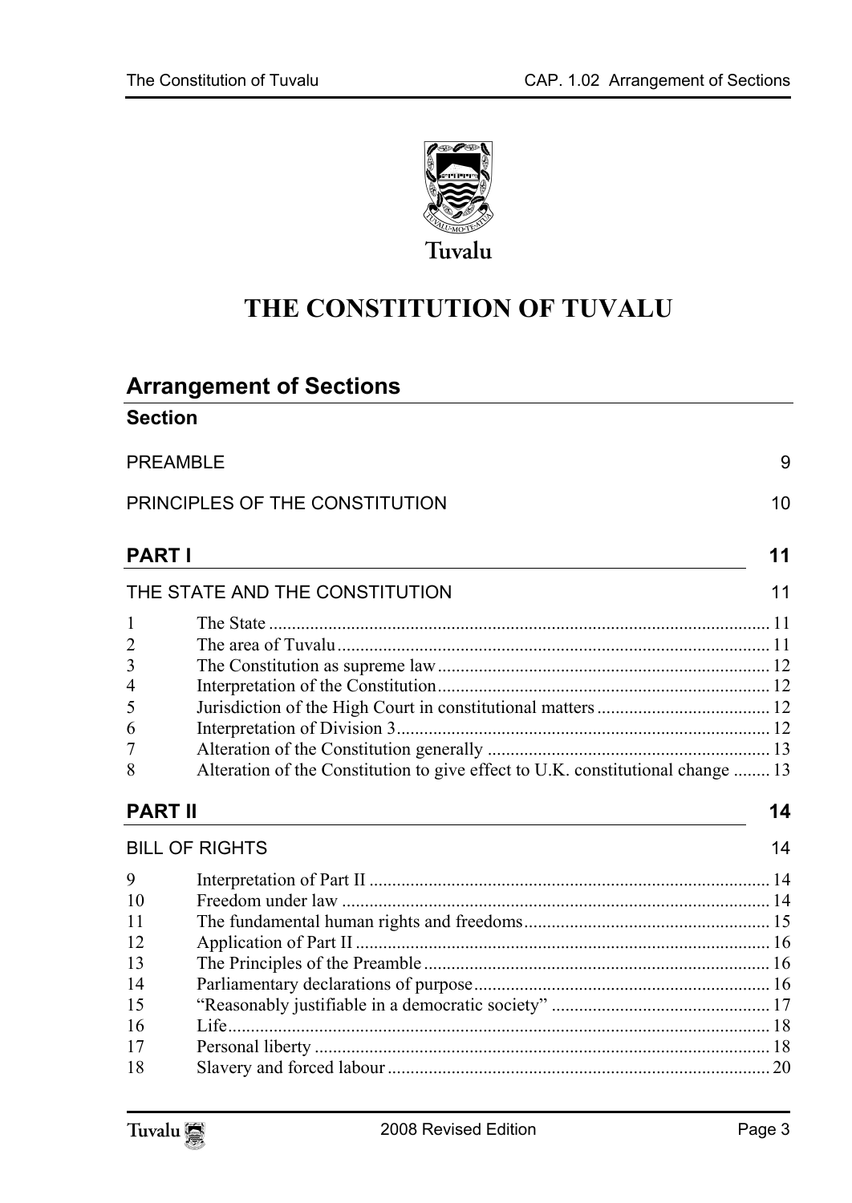Tuvalu

# THE CONSTITUTION OF TUVALU

## Arrangement of Sections

### Section

| | | |
|---|---|---|
| PREAMBLE | | 9 |
| PRINCIPLES OF THE CONSTITUTION | | 10 |
| **PART I** | | **11** |
| THE STATE AND THE CONSTITUTION | | 11 |
| 1 | The State | 11 |
| 2 | The area of Tuvalu | 11 |
| 3 | The Constitution as supreme law | 12 |
| 4 | Interpretation of the Constitution | 12 |
| 5 | Jurisdiction of the High Court in constitutional matters | 12 |
| 6 | Interpretation of Division 3 | 12 |
| 7 | Alteration of the Constitution generally | 13 |
| 8 | Alteration of the Constitution to give effect to U.K. constitutional change | 13 |
| **PART II** | | **14** |
| BILL OF RIGHTS | | 14 |
| 9 | Interpretation of Part II | 14 |
| 10 | Freedom under law | 14 |
| 11 | The fundamental human rights and freedoms | 15 |
| 12 | Application of Part II | 16 |
| 13 | The Principles of the Preamble | 16 |
| 14 | Parliamentary declarations of purpose | 16 |
| 15 | "Reasonably justifiable in a democratic society" | 17 |
| 16 | Life | 18 |
| 17 | Personal liberty | 18 |
| 18 | Slavery and forced labour | 20 |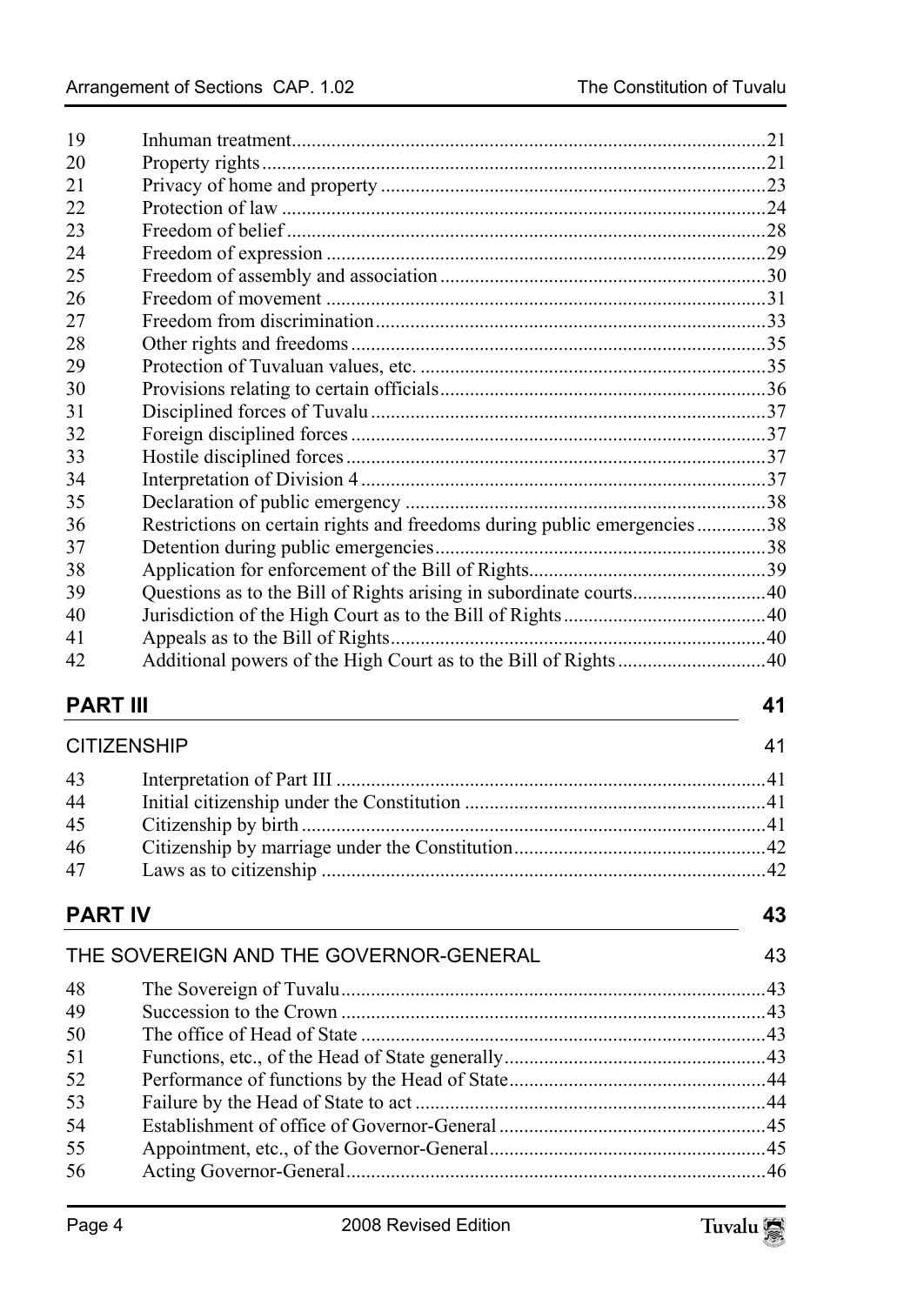| | | |
|---|---|---|
| 19 | Inhuman treatment | 21 |
| 20 | Property rights | 21 |
| 21 | Privacy of home and property | 23 |
| 22 | Protection of law | 24 |
| 23 | Freedom of belief | 28 |
| 24 | Freedom of expression | 29 |
| 25 | Freedom of assembly and association | 30 |
| 26 | Freedom of movement | 31 |
| 27 | Freedom from discrimination | 33 |
| 28 | Other rights and freedoms | 35 |
| 29 | Protection of Tuvaluan values, etc. | 35 |
| 30 | Provisions relating to certain officials | 36 |
| 31 | Disciplined forces of Tuvalu | 37 |
| 32 | Foreign disciplined forces | 37 |
| 33 | Hostile disciplined forces | 37 |
| 34 | Interpretation of Division 4 | 37 |
| 35 | Declaration of public emergency | 38 |
| 36 | Restrictions on certain rights and freedoms during public emergencies | 38 |
| 37 | Detention during public emergencies | 38 |
| 38 | Application for enforcement of the Bill of Rights | 39 |
| 39 | Questions as to the Bill of Rights arising in subordinate courts | 40 |
| 40 | Jurisdiction of the High Court as to the Bill of Rights | 40 |
| 41 | Appeals as to the Bill of Rights | 40 |
| 42 | Additional powers of the High Court as to the Bill of Rights | 40 |

## PART III — 41

### CITIZENSHIP — 41

| | | |
|---|---|---|
| 43 | Interpretation of Part III | 41 |
| 44 | Initial citizenship under the Constitution | 41 |
| 45 | Citizenship by birth | 41 |
| 46 | Citizenship by marriage under the Constitution | 42 |
| 47 | Laws as to citizenship | 42 |

## PART IV — 43

### THE SOVEREIGN AND THE GOVERNOR-GENERAL — 43

| | | |
|---|---|---|
| 48 | The Sovereign of Tuvalu | 43 |
| 49 | Succession to the Crown | 43 |
| 50 | The office of Head of State | 43 |
| 51 | Functions, etc., of the Head of State generally | 43 |
| 52 | Performance of functions by the Head of State | 44 |
| 53 | Failure by the Head of State to act | 44 |
| 54 | Establishment of office of Governor-General | 45 |
| 55 | Appointment, etc., of the Governor-General | 45 |
| 56 | Acting Governor-General | 46 |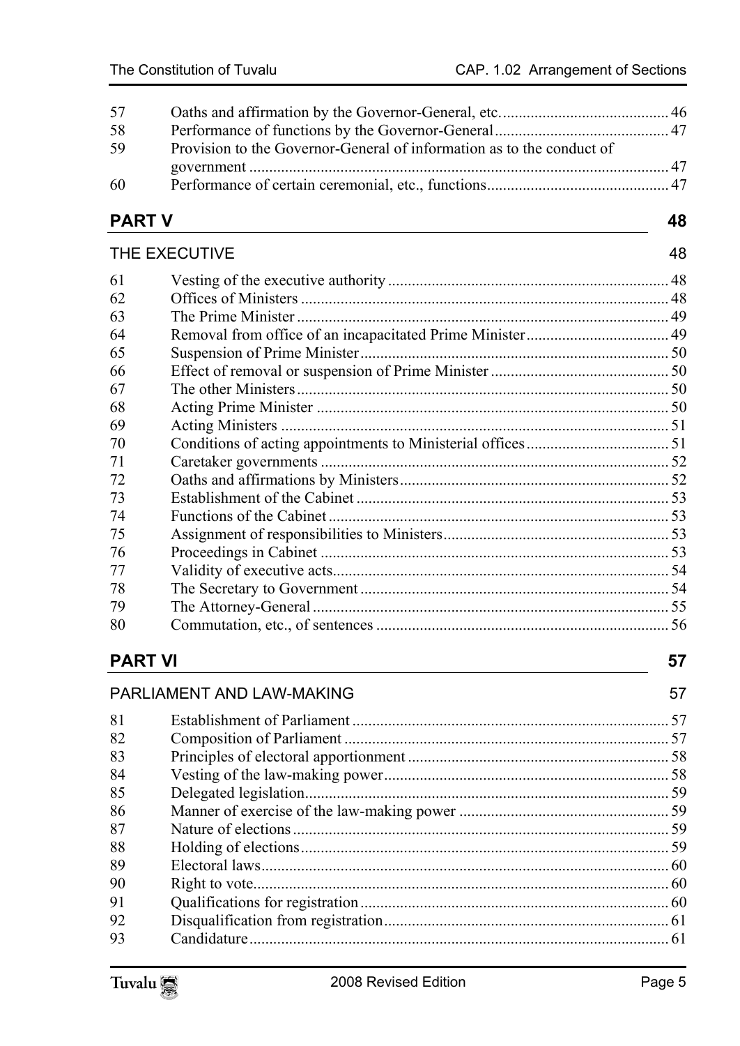| | | |
|---|---|---|
| 57 | Oaths and affirmation by the Governor-General, etc. | 46 |
| 58 | Performance of functions by the Governor-General | 47 |
| 59 | Provision to the Governor-General of information as to the conduct of government | 47 |
| 60 | Performance of certain ceremonial, etc., functions | 47 |

## PART V — 48

### THE EXECUTIVE — 48

| | | |
|---|---|---|
| 61 | Vesting of the executive authority | 48 |
| 62 | Offices of Ministers | 48 |
| 63 | The Prime Minister | 49 |
| 64 | Removal from office of an incapacitated Prime Minister | 49 |
| 65 | Suspension of Prime Minister | 50 |
| 66 | Effect of removal or suspension of Prime Minister | 50 |
| 67 | The other Ministers | 50 |
| 68 | Acting Prime Minister | 50 |
| 69 | Acting Ministers | 51 |
| 70 | Conditions of acting appointments to Ministerial offices | 51 |
| 71 | Caretaker governments | 52 |
| 72 | Oaths and affirmations by Ministers | 52 |
| 73 | Establishment of the Cabinet | 53 |
| 74 | Functions of the Cabinet | 53 |
| 75 | Assignment of responsibilities to Ministers | 53 |
| 76 | Proceedings in Cabinet | 53 |
| 77 | Validity of executive acts | 54 |
| 78 | The Secretary to Government | 54 |
| 79 | The Attorney-General | 55 |
| 80 | Commutation, etc., of sentences | 56 |

## PART VI — 57

### PARLIAMENT AND LAW-MAKING — 57

| | | |
|---|---|---|
| 81 | Establishment of Parliament | 57 |
| 82 | Composition of Parliament | 57 |
| 83 | Principles of electoral apportionment | 58 |
| 84 | Vesting of the law-making power | 58 |
| 85 | Delegated legislation | 59 |
| 86 | Manner of exercise of the law-making power | 59 |
| 87 | Nature of elections | 59 |
| 88 | Holding of elections | 59 |
| 89 | Electoral laws | 60 |
| 90 | Right to vote | 60 |
| 91 | Qualifications for registration | 60 |
| 92 | Disqualification from registration | 61 |
| 93 | Candidature | 61 |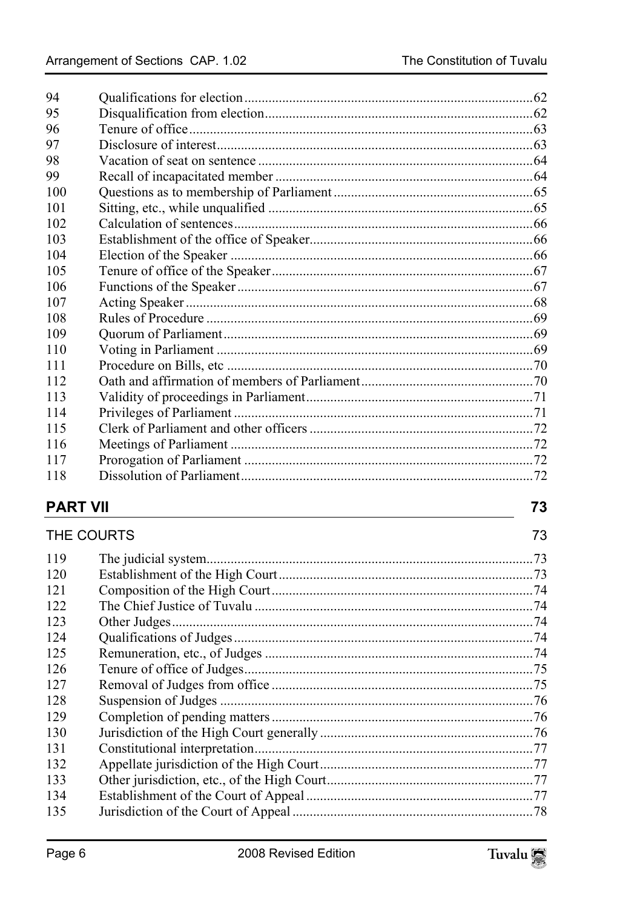| | | |
|---|---|---|
| 94 | Qualifications for election | 62 |
| 95 | Disqualification from election | 62 |
| 96 | Tenure of office | 63 |
| 97 | Disclosure of interest | 63 |
| 98 | Vacation of seat on sentence | 64 |
| 99 | Recall of incapacitated member | 64 |
| 100 | Questions as to membership of Parliament | 65 |
| 101 | Sitting, etc., while unqualified | 65 |
| 102 | Calculation of sentences | 66 |
| 103 | Establishment of the office of Speaker | 66 |
| 104 | Election of the Speaker | 66 |
| 105 | Tenure of office of the Speaker | 67 |
| 106 | Functions of the Speaker | 67 |
| 107 | Acting Speaker | 68 |
| 108 | Rules of Procedure | 69 |
| 109 | Quorum of Parliament | 69 |
| 110 | Voting in Parliament | 69 |
| 111 | Procedure on Bills, etc | 70 |
| 112 | Oath and affirmation of members of Parliament | 70 |
| 113 | Validity of proceedings in Parliament | 71 |
| 114 | Privileges of Parliament | 71 |
| 115 | Clerk of Parliament and other officers | 72 |
| 116 | Meetings of Parliament | 72 |
| 117 | Prorogation of Parliament | 72 |
| 118 | Dissolution of Parliament | 72 |

## PART VII 73

THE COURTS 73

| | | |
|---|---|---|
| 119 | The judicial system | 73 |
| 120 | Establishment of the High Court | 73 |
| 121 | Composition of the High Court | 74 |
| 122 | The Chief Justice of Tuvalu | 74 |
| 123 | Other Judges | 74 |
| 124 | Qualifications of Judges | 74 |
| 125 | Remuneration, etc., of Judges | 74 |
| 126 | Tenure of office of Judges | 75 |
| 127 | Removal of Judges from office | 75 |
| 128 | Suspension of Judges | 76 |
| 129 | Completion of pending matters | 76 |
| 130 | Jurisdiction of the High Court generally | 76 |
| 131 | Constitutional interpretation | 77 |
| 132 | Appellate jurisdiction of the High Court | 77 |
| 133 | Other jurisdiction, etc., of the High Court | 77 |
| 134 | Establishment of the Court of Appeal | 77 |
| 135 | Jurisdiction of the Court of Appeal | 78 |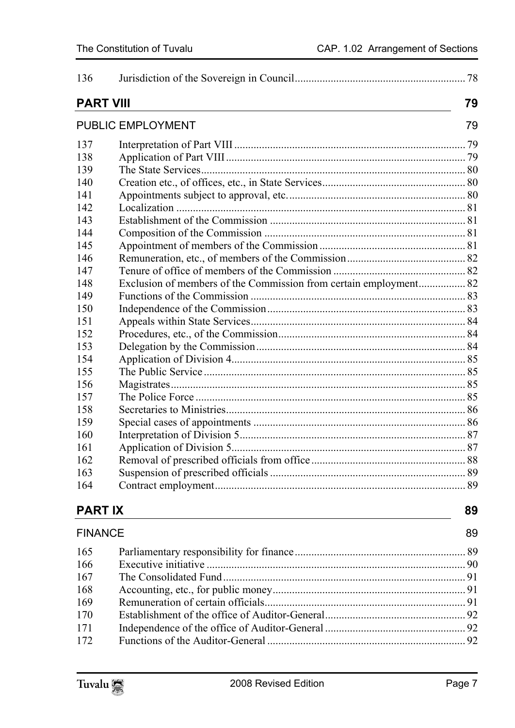| | | |
|---|---|---|
| 136 | Jurisdiction of the Sovereign in Council | 78 |

## PART VIII — 79

### PUBLIC EMPLOYMENT — 79

| | | |
|---|---|---|
| 137 | Interpretation of Part VIII | 79 |
| 138 | Application of Part VIII | 79 |
| 139 | The State Services | 80 |
| 140 | Creation etc., of offices, etc., in State Services | 80 |
| 141 | Appointments subject to approval, etc. | 80 |
| 142 | Localization | 81 |
| 143 | Establishment of the Commission | 81 |
| 144 | Composition of the Commission | 81 |
| 145 | Appointment of members of the Commission | 81 |
| 146 | Remuneration, etc., of members of the Commission | 82 |
| 147 | Tenure of office of members of the Commission | 82 |
| 148 | Exclusion of members of the Commission from certain employment | 82 |
| 149 | Functions of the Commission | 83 |
| 150 | Independence of the Commission | 83 |
| 151 | Appeals within State Services | 84 |
| 152 | Procedures, etc., of the Commission | 84 |
| 153 | Delegation by the Commission | 84 |
| 154 | Application of Division 4 | 85 |
| 155 | The Public Service | 85 |
| 156 | Magistrates | 85 |
| 157 | The Police Force | 85 |
| 158 | Secretaries to Ministries | 86 |
| 159 | Special cases of appointments | 86 |
| 160 | Interpretation of Division 5 | 87 |
| 161 | Application of Division 5 | 87 |
| 162 | Removal of prescribed officials from office | 88 |
| 163 | Suspension of prescribed officials | 89 |
| 164 | Contract employment | 89 |

## PART IX — 89

### FINANCE — 89

| | | |
|---|---|---|
| 165 | Parliamentary responsibility for finance | 89 |
| 166 | Executive initiative | 90 |
| 167 | The Consolidated Fund | 91 |
| 168 | Accounting, etc., for public money | 91 |
| 169 | Remuneration of certain officials | 91 |
| 170 | Establishment of the office of Auditor-General | 92 |
| 171 | Independence of the office of Auditor-General | 92 |
| 172 | Functions of the Auditor-General | 92 |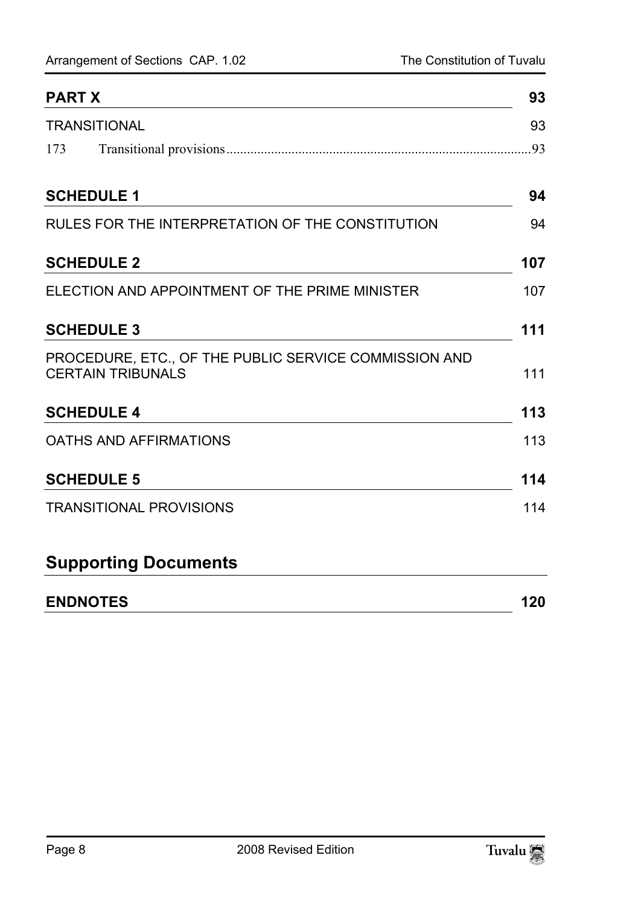## PART X 93

TRANSITIONAL 93

173 Transitional provisions .......... 93

## SCHEDULE 1 94

RULES FOR THE INTERPRETATION OF THE CONSTITUTION 94

## SCHEDULE 2 107

ELECTION AND APPOINTMENT OF THE PRIME MINISTER 107

## SCHEDULE 3 111

PROCEDURE, ETC., OF THE PUBLIC SERVICE COMMISSION AND CERTAIN TRIBUNALS 111

## SCHEDULE 4 113

OATHS AND AFFIRMATIONS 113

## SCHEDULE 5 114

TRANSITIONAL PROVISIONS 114

# Supporting Documents

## ENDNOTES 120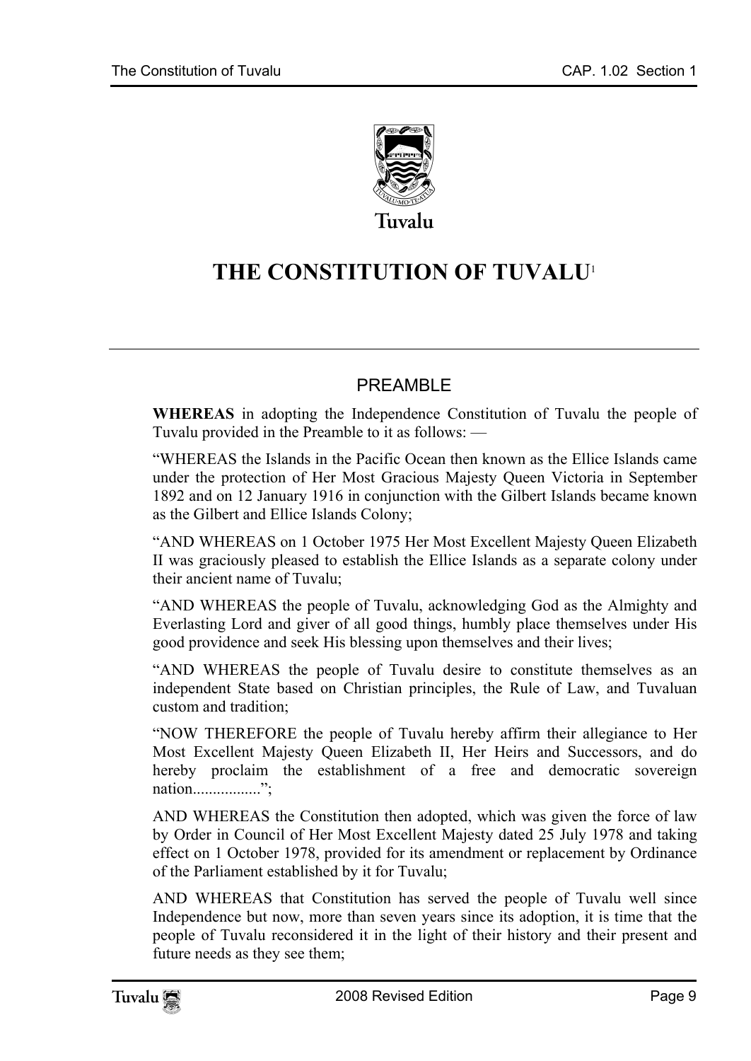# THE CONSTITUTION OF TUVALU[1]

## PREAMBLE

**WHEREAS** in adopting the Independence Constitution of Tuvalu the people of Tuvalu provided in the Preamble to it as follows: —

"WHEREAS the Islands in the Pacific Ocean then known as the Ellice Islands came under the protection of Her Most Gracious Majesty Queen Victoria in September 1892 and on 12 January 1916 in conjunction with the Gilbert Islands became known as the Gilbert and Ellice Islands Colony;

"AND WHEREAS on 1 October 1975 Her Most Excellent Majesty Queen Elizabeth II was graciously pleased to establish the Ellice Islands as a separate colony under their ancient name of Tuvalu;

"AND WHEREAS the people of Tuvalu, acknowledging God as the Almighty and Everlasting Lord and giver of all good things, humbly place themselves under His good providence and seek His blessing upon themselves and their lives;

"AND WHEREAS the people of Tuvalu desire to constitute themselves as an independent State based on Christian principles, the Rule of Law, and Tuvaluan custom and tradition;

"NOW THEREFORE the people of Tuvalu hereby affirm their allegiance to Her Most Excellent Majesty Queen Elizabeth II, Her Heirs and Successors, and do hereby proclaim the establishment of a free and democratic sovereign nation................";

AND WHEREAS the Constitution then adopted, which was given the force of law by Order in Council of Her Most Excellent Majesty dated 25 July 1978 and taking effect on 1 October 1978, provided for its amendment or replacement by Ordinance of the Parliament established by it for Tuvalu;

AND WHEREAS that Constitution has served the people of Tuvalu well since Independence but now, more than seven years since its adoption, it is time that the people of Tuvalu reconsidered it in the light of their history and their present and future needs as they see them;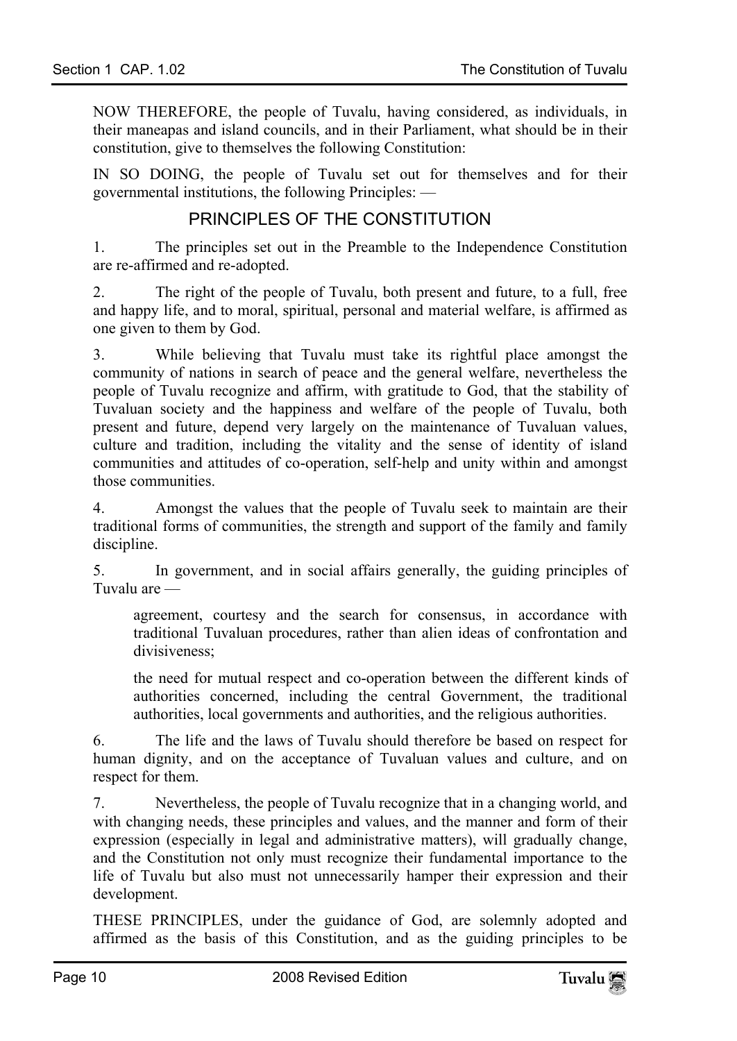NOW THEREFORE, the people of Tuvalu, having considered, as individuals, in their maneapas and island councils, and in their Parliament, what should be in their constitution, give to themselves the following Constitution:

IN SO DOING, the people of Tuvalu set out for themselves and for their governmental institutions, the following Principles: —

## PRINCIPLES OF THE CONSTITUTION

1. The principles set out in the Preamble to the Independence Constitution are re-affirmed and re-adopted.

2. The right of the people of Tuvalu, both present and future, to a full, free and happy life, and to moral, spiritual, personal and material welfare, is affirmed as one given to them by God.

3. While believing that Tuvalu must take its rightful place amongst the community of nations in search of peace and the general welfare, nevertheless the people of Tuvalu recognize and affirm, with gratitude to God, that the stability of Tuvaluan society and the happiness and welfare of the people of Tuvalu, both present and future, depend very largely on the maintenance of Tuvaluan values, culture and tradition, including the vitality and the sense of identity of island communities and attitudes of co-operation, self-help and unity within and amongst those communities.

4. Amongst the values that the people of Tuvalu seek to maintain are their traditional forms of communities, the strength and support of the family and family discipline.

5. In government, and in social affairs generally, the guiding principles of Tuvalu are —

   agreement, courtesy and the search for consensus, in accordance with traditional Tuvaluan procedures, rather than alien ideas of confrontation and divisiveness;

   the need for mutual respect and co-operation between the different kinds of authorities concerned, including the central Government, the traditional authorities, local governments and authorities, and the religious authorities.

6. The life and the laws of Tuvalu should therefore be based on respect for human dignity, and on the acceptance of Tuvaluan values and culture, and on respect for them.

7. Nevertheless, the people of Tuvalu recognize that in a changing world, and with changing needs, these principles and values, and the manner and form of their expression (especially in legal and administrative matters), will gradually change, and the Constitution not only must recognize their fundamental importance to the life of Tuvalu but also must not unnecessarily hamper their expression and their development.

THESE PRINCIPLES, under the guidance of God, are solemnly adopted and affirmed as the basis of this Constitution, and as the guiding principles to be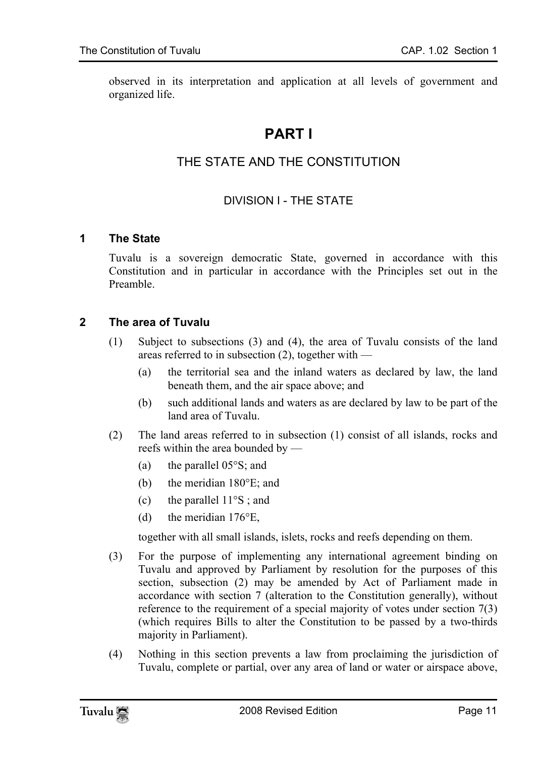observed in its interpretation and application at all levels of government and organized life.

# PART I

## THE STATE AND THE CONSTITUTION

### DIVISION I - THE STATE

#### 1 The State

Tuvalu is a sovereign democratic State, governed in accordance with this Constitution and in particular in accordance with the Principles set out in the Preamble.

#### 2 The area of Tuvalu

(1) Subject to subsections (3) and (4), the area of Tuvalu consists of the land areas referred to in subsection (2), together with —

(a) the territorial sea and the inland waters as declared by law, the land beneath them, and the air space above; and

(b) such additional lands and waters as are declared by law to be part of the land area of Tuvalu.

(2) The land areas referred to in subsection (1) consist of all islands, rocks and reefs within the area bounded by —

(a) the parallel 05°S; and

(b) the meridian 180°E; and

(c) the parallel 11°S ; and

(d) the meridian 176°E,

together with all small islands, islets, rocks and reefs depending on them.

(3) For the purpose of implementing any international agreement binding on Tuvalu and approved by Parliament by resolution for the purposes of this section, subsection (2) may be amended by Act of Parliament made in accordance with section 7 (alteration to the Constitution generally), without reference to the requirement of a special majority of votes under section 7(3) (which requires Bills to alter the Constitution to be passed by a two-thirds majority in Parliament).

(4) Nothing in this section prevents a law from proclaiming the jurisdiction of Tuvalu, complete or partial, over any area of land or water or airspace above,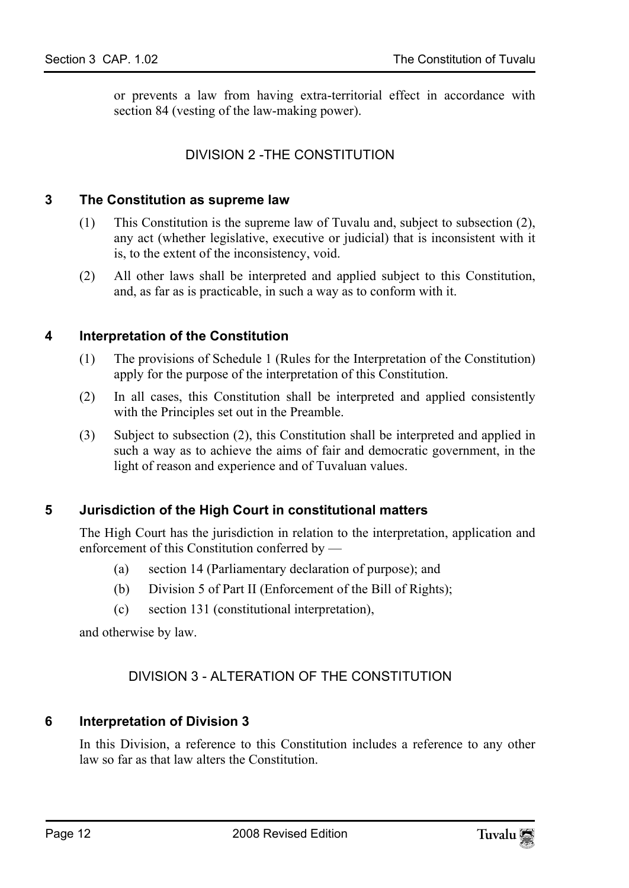or prevents a law from having extra-territorial effect in accordance with section 84 (vesting of the law-making power).

## DIVISION 2 -THE CONSTITUTION

### 3 The Constitution as supreme law

(1) This Constitution is the supreme law of Tuvalu and, subject to subsection (2), any act (whether legislative, executive or judicial) that is inconsistent with it is, to the extent of the inconsistency, void.

(2) All other laws shall be interpreted and applied subject to this Constitution, and, as far as is practicable, in such a way as to conform with it.

### 4 Interpretation of the Constitution

(1) The provisions of Schedule 1 (Rules for the Interpretation of the Constitution) apply for the purpose of the interpretation of this Constitution.

(2) In all cases, this Constitution shall be interpreted and applied consistently with the Principles set out in the Preamble.

(3) Subject to subsection (2), this Constitution shall be interpreted and applied in such a way as to achieve the aims of fair and democratic government, in the light of reason and experience and of Tuvaluan values.

### 5 Jurisdiction of the High Court in constitutional matters

The High Court has the jurisdiction in relation to the interpretation, application and enforcement of this Constitution conferred by —

(a) section 14 (Parliamentary declaration of purpose); and

(b) Division 5 of Part II (Enforcement of the Bill of Rights);

(c) section 131 (constitutional interpretation),

and otherwise by law.

## DIVISION 3 - ALTERATION OF THE CONSTITUTION

### 6 Interpretation of Division 3

In this Division, a reference to this Constitution includes a reference to any other law so far as that law alters the Constitution.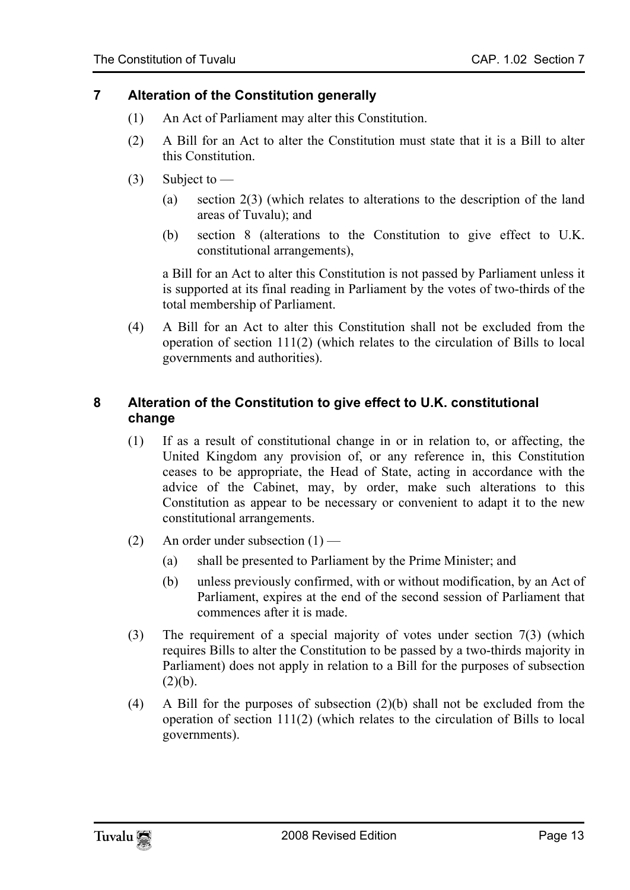### 7 Alteration of the Constitution generally

(1) An Act of Parliament may alter this Constitution.

(2) A Bill for an Act to alter the Constitution must state that it is a Bill to alter this Constitution.

(3) Subject to —

(a) section 2(3) (which relates to alterations to the description of the land areas of Tuvalu); and

(b) section 8 (alterations to the Constitution to give effect to U.K. constitutional arrangements),

a Bill for an Act to alter this Constitution is not passed by Parliament unless it is supported at its final reading in Parliament by the votes of two-thirds of the total membership of Parliament.

(4) A Bill for an Act to alter this Constitution shall not be excluded from the operation of section 111(2) (which relates to the circulation of Bills to local governments and authorities).

### 8 Alteration of the Constitution to give effect to U.K. constitutional change

(1) If as a result of constitutional change in or in relation to, or affecting, the United Kingdom any provision of, or any reference in, this Constitution ceases to be appropriate, the Head of State, acting in accordance with the advice of the Cabinet, may, by order, make such alterations to this Constitution as appear to be necessary or convenient to adapt it to the new constitutional arrangements.

(2) An order under subsection (1) —

(a) shall be presented to Parliament by the Prime Minister; and

(b) unless previously confirmed, with or without modification, by an Act of Parliament, expires at the end of the second session of Parliament that commences after it is made.

(3) The requirement of a special majority of votes under section 7(3) (which requires Bills to alter the Constitution to be passed by a two-thirds majority in Parliament) does not apply in relation to a Bill for the purposes of subsection (2)(b).

(4) A Bill for the purposes of subsection (2)(b) shall not be excluded from the operation of section 111(2) (which relates to the circulation of Bills to local governments).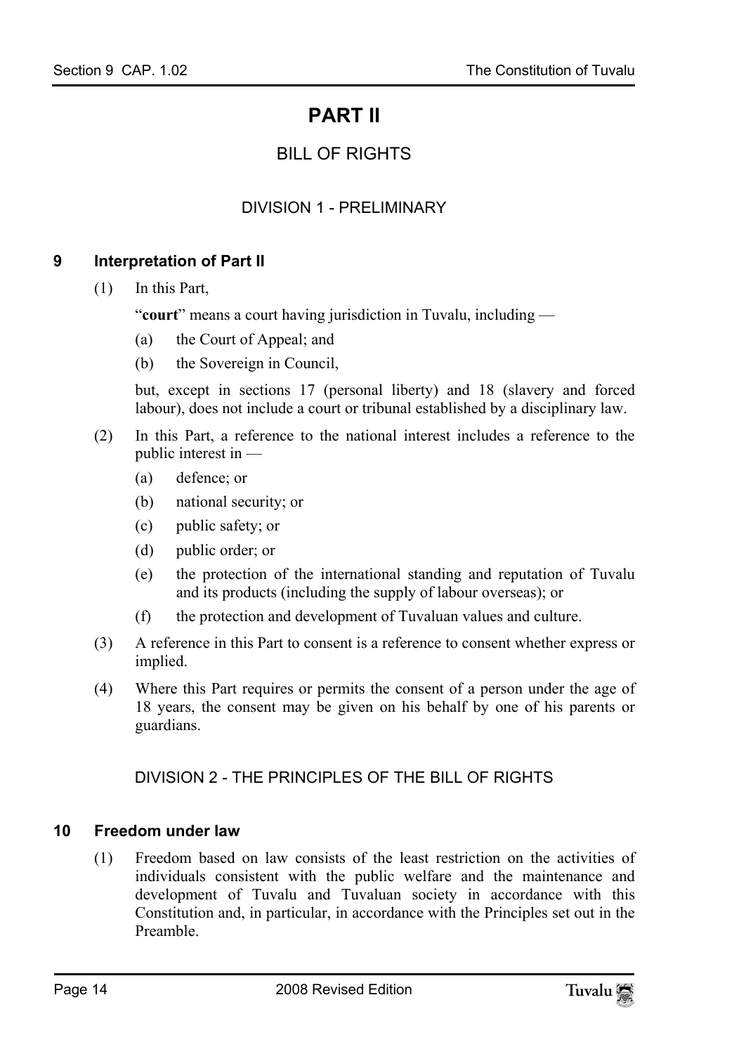# PART II

## BILL OF RIGHTS

### DIVISION 1 - PRELIMINARY

**9 Interpretation of Part II**

(1) In this Part,

"**court**" means a court having jurisdiction in Tuvalu, including —

(a) the Court of Appeal; and

(b) the Sovereign in Council,

but, except in sections 17 (personal liberty) and 18 (slavery and forced labour), does not include a court or tribunal established by a disciplinary law.

(2) In this Part, a reference to the national interest includes a reference to the public interest in —

(a) defence; or

(b) national security; or

(c) public safety; or

(d) public order; or

(e) the protection of the international standing and reputation of Tuvalu and its products (including the supply of labour overseas); or

(f) the protection and development of Tuvaluan values and culture.

(3) A reference in this Part to consent is a reference to consent whether express or implied.

(4) Where this Part requires or permits the consent of a person under the age of 18 years, the consent may be given on his behalf by one of his parents or guardians.

### DIVISION 2 - THE PRINCIPLES OF THE BILL OF RIGHTS

**10 Freedom under law**

(1) Freedom based on law consists of the least restriction on the activities of individuals consistent with the public welfare and the maintenance and development of Tuvalu and Tuvaluan society in accordance with this Constitution and, in particular, in accordance with the Principles set out in the Preamble.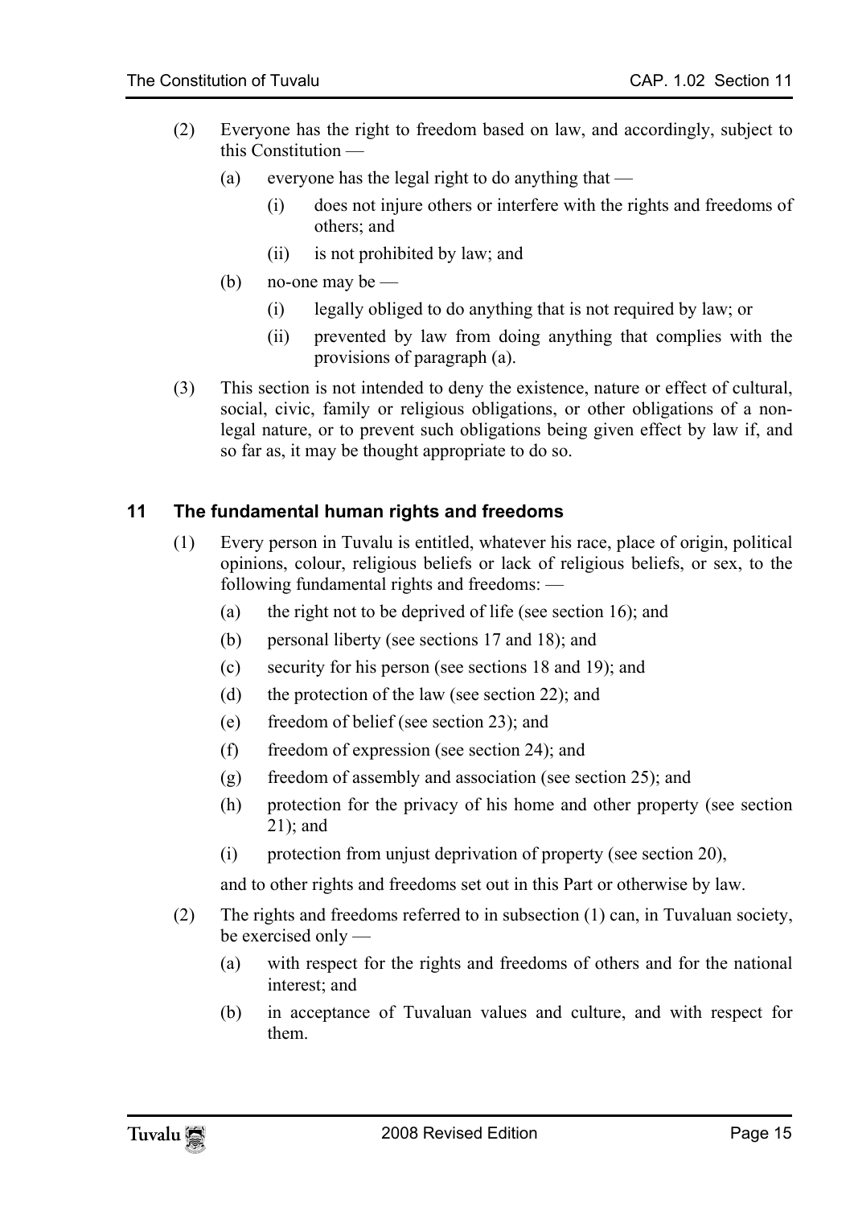(2) Everyone has the right to freedom based on law, and accordingly, subject to this Constitution —

 (a) everyone has the legal right to do anything that —

  (i) does not injure others or interfere with the rights and freedoms of others; and

  (ii) is not prohibited by law; and

 (b) no-one may be —

  (i) legally obliged to do anything that is not required by law; or

  (ii) prevented by law from doing anything that complies with the provisions of paragraph (a).

(3) This section is not intended to deny the existence, nature or effect of cultural, social, civic, family or religious obligations, or other obligations of a non-legal nature, or to prevent such obligations being given effect by law if, and so far as, it may be thought appropriate to do so.

## 11 The fundamental human rights and freedoms

(1) Every person in Tuvalu is entitled, whatever his race, place of origin, political opinions, colour, religious beliefs or lack of religious beliefs, or sex, to the following fundamental rights and freedoms: —

 (a) the right not to be deprived of life (see section 16); and

 (b) personal liberty (see sections 17 and 18); and

 (c) security for his person (see sections 18 and 19); and

 (d) the protection of the law (see section 22); and

 (e) freedom of belief (see section 23); and

 (f) freedom of expression (see section 24); and

 (g) freedom of assembly and association (see section 25); and

 (h) protection for the privacy of his home and other property (see section 21); and

 (i) protection from unjust deprivation of property (see section 20),

and to other rights and freedoms set out in this Part or otherwise by law.

(2) The rights and freedoms referred to in subsection (1) can, in Tuvaluan society, be exercised only —

 (a) with respect for the rights and freedoms of others and for the national interest; and

 (b) in acceptance of Tuvaluan values and culture, and with respect for them.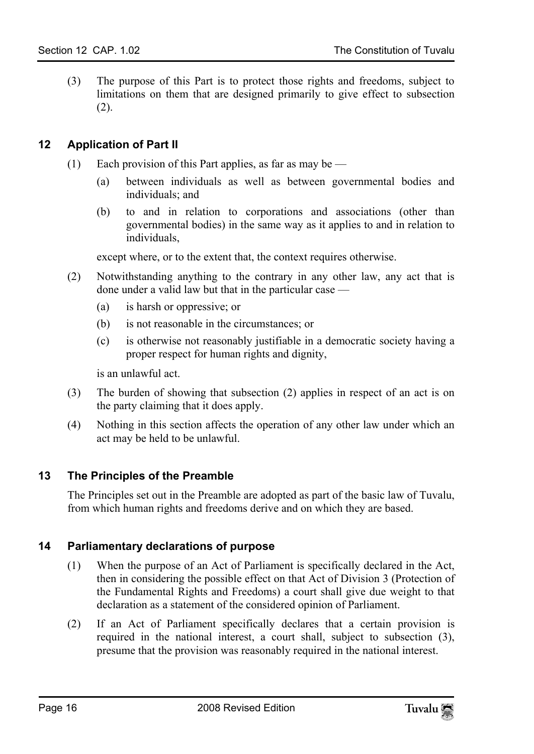(3) The purpose of this Part is to protect those rights and freedoms, subject to limitations on them that are designed primarily to give effect to subsection (2).

### 12 Application of Part II

(1) Each provision of this Part applies, as far as may be —

- (a) between individuals as well as between governmental bodies and individuals; and
- (b) to and in relation to corporations and associations (other than governmental bodies) in the same way as it applies to and in relation to individuals,

except where, or to the extent that, the context requires otherwise.

(2) Notwithstanding anything to the contrary in any other law, any act that is done under a valid law but that in the particular case —

- (a) is harsh or oppressive; or
- (b) is not reasonable in the circumstances; or
- (c) is otherwise not reasonably justifiable in a democratic society having a proper respect for human rights and dignity,

is an unlawful act.

(3) The burden of showing that subsection (2) applies in respect of an act is on the party claiming that it does apply.

(4) Nothing in this section affects the operation of any other law under which an act may be held to be unlawful.

### 13 The Principles of the Preamble

The Principles set out in the Preamble are adopted as part of the basic law of Tuvalu, from which human rights and freedoms derive and on which they are based.

### 14 Parliamentary declarations of purpose

(1) When the purpose of an Act of Parliament is specifically declared in the Act, then in considering the possible effect on that Act of Division 3 (Protection of the Fundamental Rights and Freedoms) a court shall give due weight to that declaration as a statement of the considered opinion of Parliament.

(2) If an Act of Parliament specifically declares that a certain provision is required in the national interest, a court shall, subject to subsection (3), presume that the provision was reasonably required in the national interest.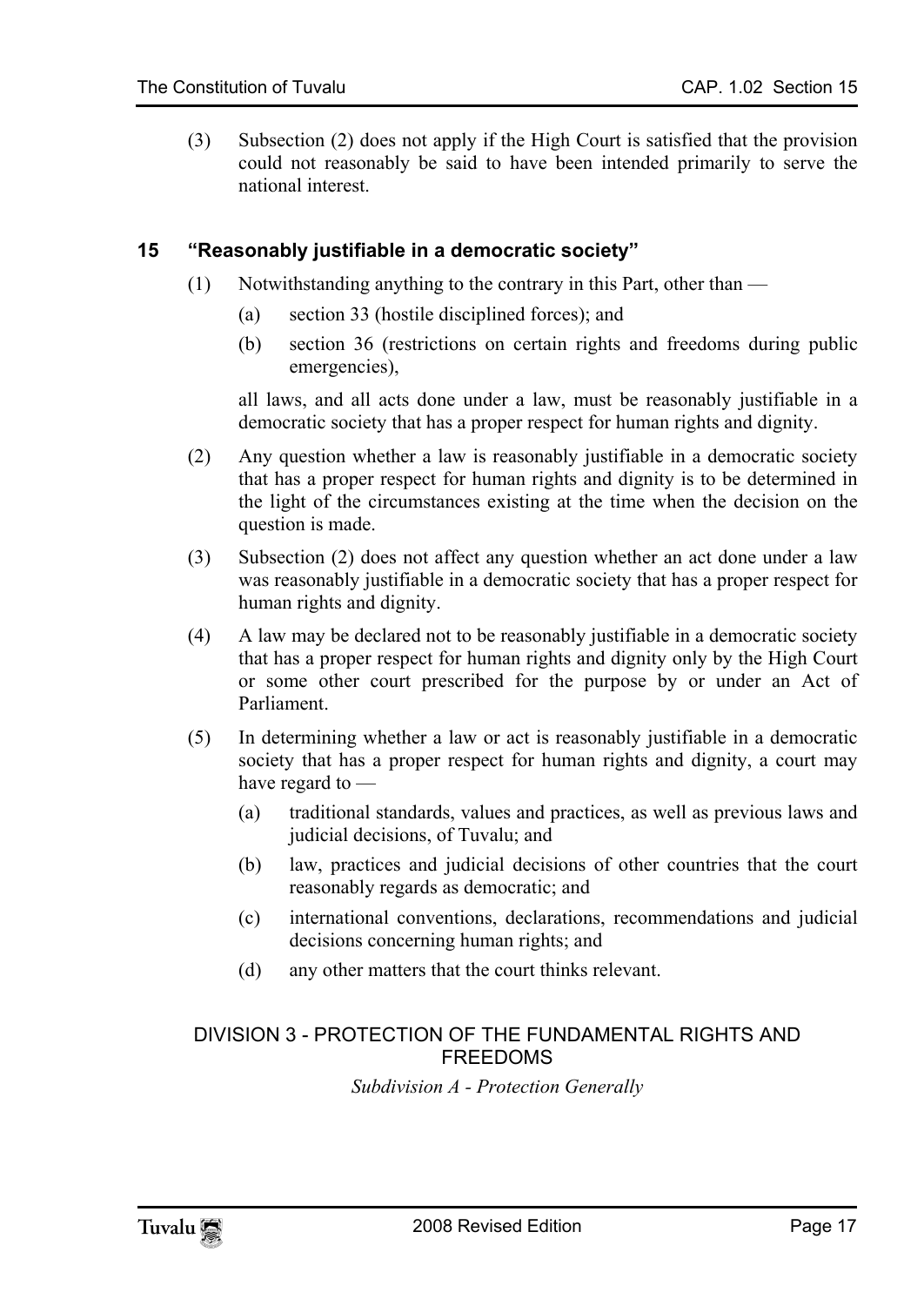(3) Subsection (2) does not apply if the High Court is satisfied that the provision could not reasonably be said to have been intended primarily to serve the national interest.

## 15 "Reasonably justifiable in a democratic society"

(1) Notwithstanding anything to the contrary in this Part, other than —

- (a) section 33 (hostile disciplined forces); and
- (b) section 36 (restrictions on certain rights and freedoms during public emergencies),

all laws, and all acts done under a law, must be reasonably justifiable in a democratic society that has a proper respect for human rights and dignity.

(2) Any question whether a law is reasonably justifiable in a democratic society that has a proper respect for human rights and dignity is to be determined in the light of the circumstances existing at the time when the decision on the question is made.

(3) Subsection (2) does not affect any question whether an act done under a law was reasonably justifiable in a democratic society that has a proper respect for human rights and dignity.

(4) A law may be declared not to be reasonably justifiable in a democratic society that has a proper respect for human rights and dignity only by the High Court or some other court prescribed for the purpose by or under an Act of Parliament.

(5) In determining whether a law or act is reasonably justifiable in a democratic society that has a proper respect for human rights and dignity, a court may have regard to —

- (a) traditional standards, values and practices, as well as previous laws and judicial decisions, of Tuvalu; and
- (b) law, practices and judicial decisions of other countries that the court reasonably regards as democratic; and
- (c) international conventions, declarations, recommendations and judicial decisions concerning human rights; and
- (d) any other matters that the court thinks relevant.

## DIVISION 3 - PROTECTION OF THE FUNDAMENTAL RIGHTS AND FREEDOMS

*Subdivision A - Protection Generally*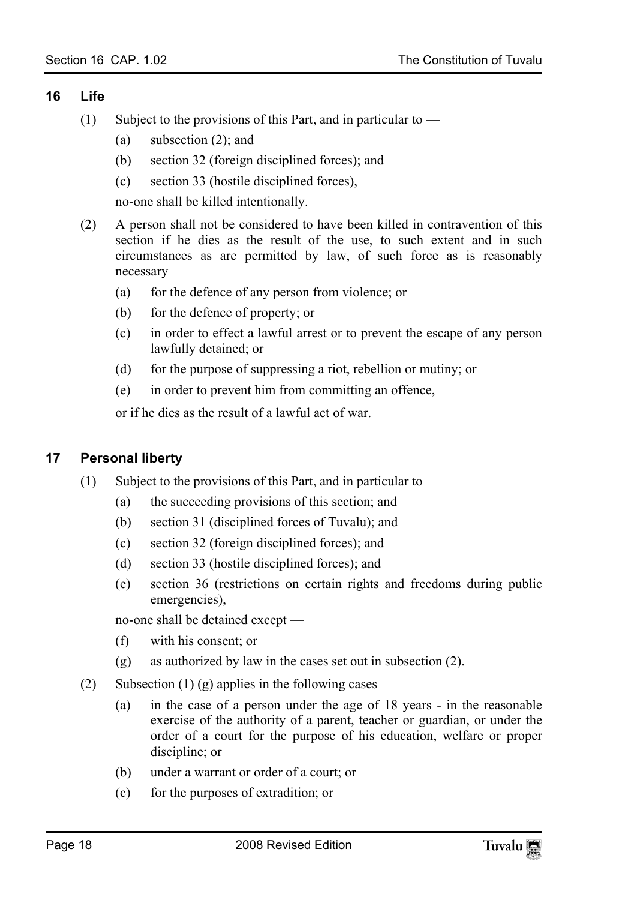## 16 Life

(1) Subject to the provisions of this Part, and in particular to —

- (a) subsection (2); and
- (b) section 32 (foreign disciplined forces); and
- (c) section 33 (hostile disciplined forces),

no-one shall be killed intentionally.

(2) A person shall not be considered to have been killed in contravention of this section if he dies as the result of the use, to such extent and in such circumstances as are permitted by law, of such force as is reasonably necessary —

- (a) for the defence of any person from violence; or
- (b) for the defence of property; or
- (c) in order to effect a lawful arrest or to prevent the escape of any person lawfully detained; or
- (d) for the purpose of suppressing a riot, rebellion or mutiny; or
- (e) in order to prevent him from committing an offence,

or if he dies as the result of a lawful act of war.

## 17 Personal liberty

(1) Subject to the provisions of this Part, and in particular to —

- (a) the succeeding provisions of this section; and
- (b) section 31 (disciplined forces of Tuvalu); and
- (c) section 32 (foreign disciplined forces); and
- (d) section 33 (hostile disciplined forces); and
- (e) section 36 (restrictions on certain rights and freedoms during public emergencies),

no-one shall be detained except —

- (f) with his consent; or
- (g) as authorized by law in the cases set out in subsection (2).

(2) Subsection (1) (g) applies in the following cases —

- (a) in the case of a person under the age of 18 years - in the reasonable exercise of the authority of a parent, teacher or guardian, or under the order of a court for the purpose of his education, welfare or proper discipline; or
- (b) under a warrant or order of a court; or
- (c) for the purposes of extradition; or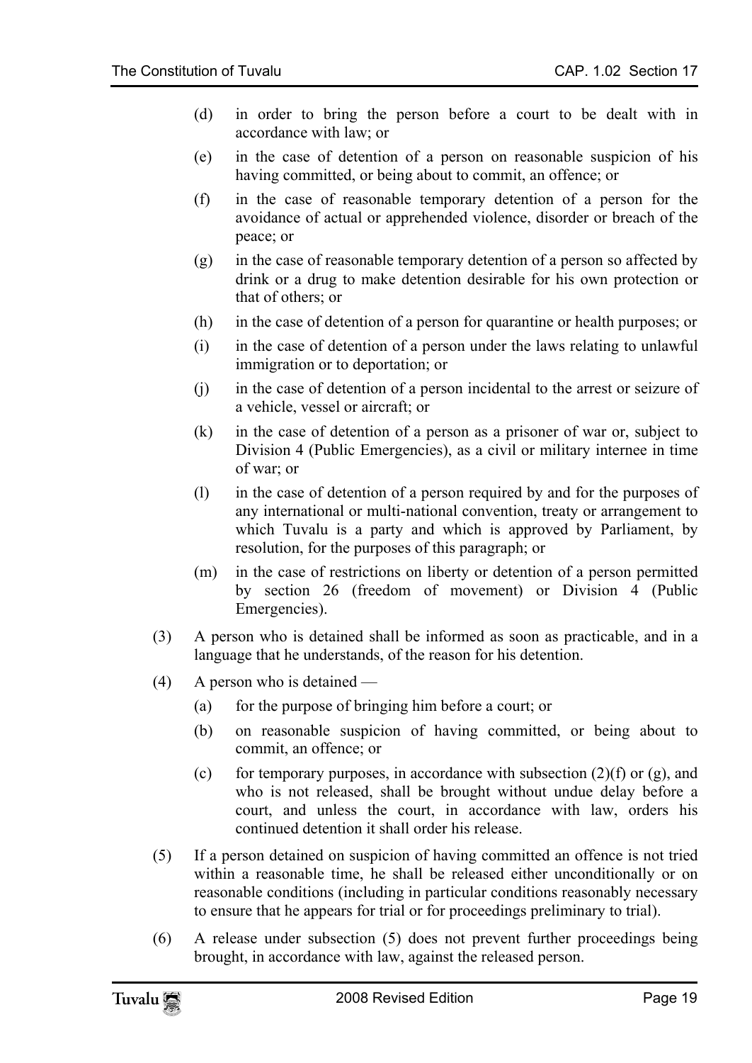(d) in order to bring the person before a court to be dealt with in accordance with law; or

(e) in the case of detention of a person on reasonable suspicion of his having committed, or being about to commit, an offence; or

(f) in the case of reasonable temporary detention of a person for the avoidance of actual or apprehended violence, disorder or breach of the peace; or

(g) in the case of reasonable temporary detention of a person so affected by drink or a drug to make detention desirable for his own protection or that of others; or

(h) in the case of detention of a person for quarantine or health purposes; or

(i) in the case of detention of a person under the laws relating to unlawful immigration or to deportation; or

(j) in the case of detention of a person incidental to the arrest or seizure of a vehicle, vessel or aircraft; or

(k) in the case of detention of a person as a prisoner of war or, subject to Division 4 (Public Emergencies), as a civil or military internee in time of war; or

(l) in the case of detention of a person required by and for the purposes of any international or multi-national convention, treaty or arrangement to which Tuvalu is a party and which is approved by Parliament, by resolution, for the purposes of this paragraph; or

(m) in the case of restrictions on liberty or detention of a person permitted by section 26 (freedom of movement) or Division 4 (Public Emergencies).

(3) A person who is detained shall be informed as soon as practicable, and in a language that he understands, of the reason for his detention.

(4) A person who is detained —

(a) for the purpose of bringing him before a court; or

(b) on reasonable suspicion of having committed, or being about to commit, an offence; or

(c) for temporary purposes, in accordance with subsection (2)(f) or (g), and who is not released, shall be brought without undue delay before a court, and unless the court, in accordance with law, orders his continued detention it shall order his release.

(5) If a person detained on suspicion of having committed an offence is not tried within a reasonable time, he shall be released either unconditionally or on reasonable conditions (including in particular conditions reasonably necessary to ensure that he appears for trial or for proceedings preliminary to trial).

(6) A release under subsection (5) does not prevent further proceedings being brought, in accordance with law, against the released person.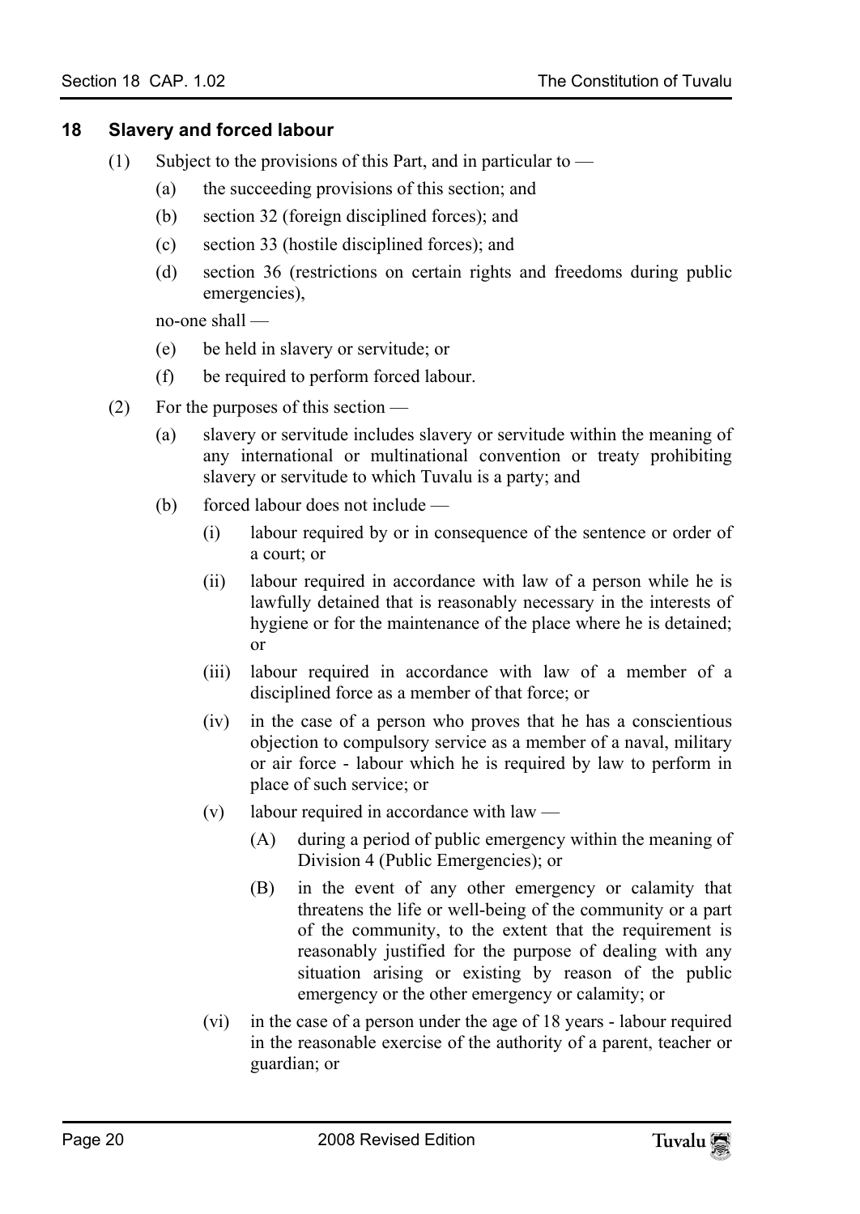### 18 Slavery and forced labour

(1) Subject to the provisions of this Part, and in particular to —

(a) the succeeding provisions of this section; and

(b) section 32 (foreign disciplined forces); and

(c) section 33 (hostile disciplined forces); and

(d) section 36 (restrictions on certain rights and freedoms during public emergencies),

no-one shall —

(e) be held in slavery or servitude; or

(f) be required to perform forced labour.

(2) For the purposes of this section —

(a) slavery or servitude includes slavery or servitude within the meaning of any international or multinational convention or treaty prohibiting slavery or servitude to which Tuvalu is a party; and

(b) forced labour does not include —

(i) labour required by or in consequence of the sentence or order of a court; or

(ii) labour required in accordance with law of a person while he is lawfully detained that is reasonably necessary in the interests of hygiene or for the maintenance of the place where he is detained; or

(iii) labour required in accordance with law of a member of a disciplined force as a member of that force; or

(iv) in the case of a person who proves that he has a conscientious objection to compulsory service as a member of a naval, military or air force - labour which he is required by law to perform in place of such service; or

(v) labour required in accordance with law —

(A) during a period of public emergency within the meaning of Division 4 (Public Emergencies); or

(B) in the event of any other emergency or calamity that threatens the life or well-being of the community or a part of the community, to the extent that the requirement is reasonably justified for the purpose of dealing with any situation arising or existing by reason of the public emergency or the other emergency or calamity; or

(vi) in the case of a person under the age of 18 years - labour required in the reasonable exercise of the authority of a parent, teacher or guardian; or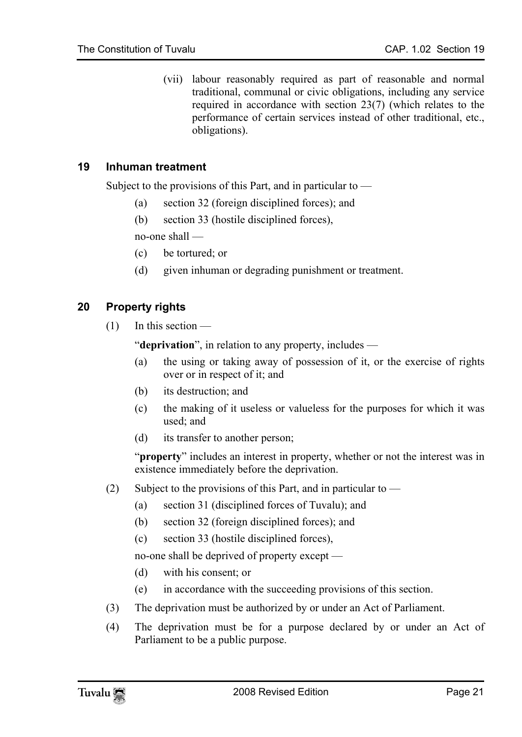(vii) labour reasonably required as part of reasonable and normal traditional, communal or civic obligations, including any service required in accordance with section 23(7) (which relates to the performance of certain services instead of other traditional, etc., obligations).

## 19 Inhuman treatment

Subject to the provisions of this Part, and in particular to —

(a) section 32 (foreign disciplined forces); and

(b) section 33 (hostile disciplined forces),

no-one shall —

(c) be tortured; or

(d) given inhuman or degrading punishment or treatment.

## 20 Property rights

(1) In this section —

"**deprivation**", in relation to any property, includes —

(a) the using or taking away of possession of it, or the exercise of rights over or in respect of it; and

(b) its destruction; and

(c) the making of it useless or valueless for the purposes for which it was used; and

(d) its transfer to another person;

"**property**" includes an interest in property, whether or not the interest was in existence immediately before the deprivation.

(2) Subject to the provisions of this Part, and in particular to —

(a) section 31 (disciplined forces of Tuvalu); and

(b) section 32 (foreign disciplined forces); and

(c) section 33 (hostile disciplined forces),

no-one shall be deprived of property except —

(d) with his consent; or

(e) in accordance with the succeeding provisions of this section.

(3) The deprivation must be authorized by or under an Act of Parliament.

(4) The deprivation must be for a purpose declared by or under an Act of Parliament to be a public purpose.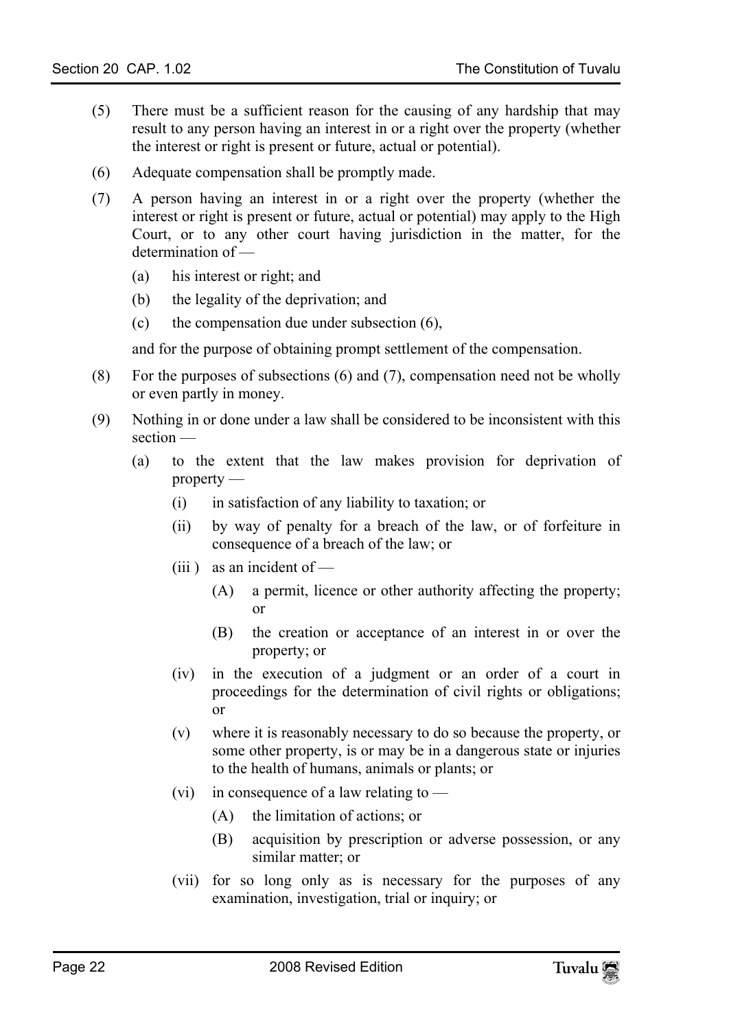(5) There must be a sufficient reason for the causing of any hardship that may result to any person having an interest in or a right over the property (whether the interest or right is present or future, actual or potential).

(6) Adequate compensation shall be promptly made.

(7) A person having an interest in or a right over the property (whether the interest or right is present or future, actual or potential) may apply to the High Court, or to any other court having jurisdiction in the matter, for the determination of —

- (a) his interest or right; and
- (b) the legality of the deprivation; and
- (c) the compensation due under subsection (6),

and for the purpose of obtaining prompt settlement of the compensation.

(8) For the purposes of subsections (6) and (7), compensation need not be wholly or even partly in money.

(9) Nothing in or done under a law shall be considered to be inconsistent with this section —

- (a) to the extent that the law makes provision for deprivation of property —
  - (i) in satisfaction of any liability to taxation; or
  - (ii) by way of penalty for a breach of the law, or of forfeiture in consequence of a breach of the law; or
  - (iii ) as an incident of —
    - (A) a permit, licence or other authority affecting the property; or
    - (B) the creation or acceptance of an interest in or over the property; or
  - (iv) in the execution of a judgment or an order of a court in proceedings for the determination of civil rights or obligations; or
  - (v) where it is reasonably necessary to do so because the property, or some other property, is or may be in a dangerous state or injuries to the health of humans, animals or plants; or
  - (vi) in consequence of a law relating to —
    - (A) the limitation of actions; or
    - (B) acquisition by prescription or adverse possession, or any similar matter; or
  - (vii) for so long only as is necessary for the purposes of any examination, investigation, trial or inquiry; or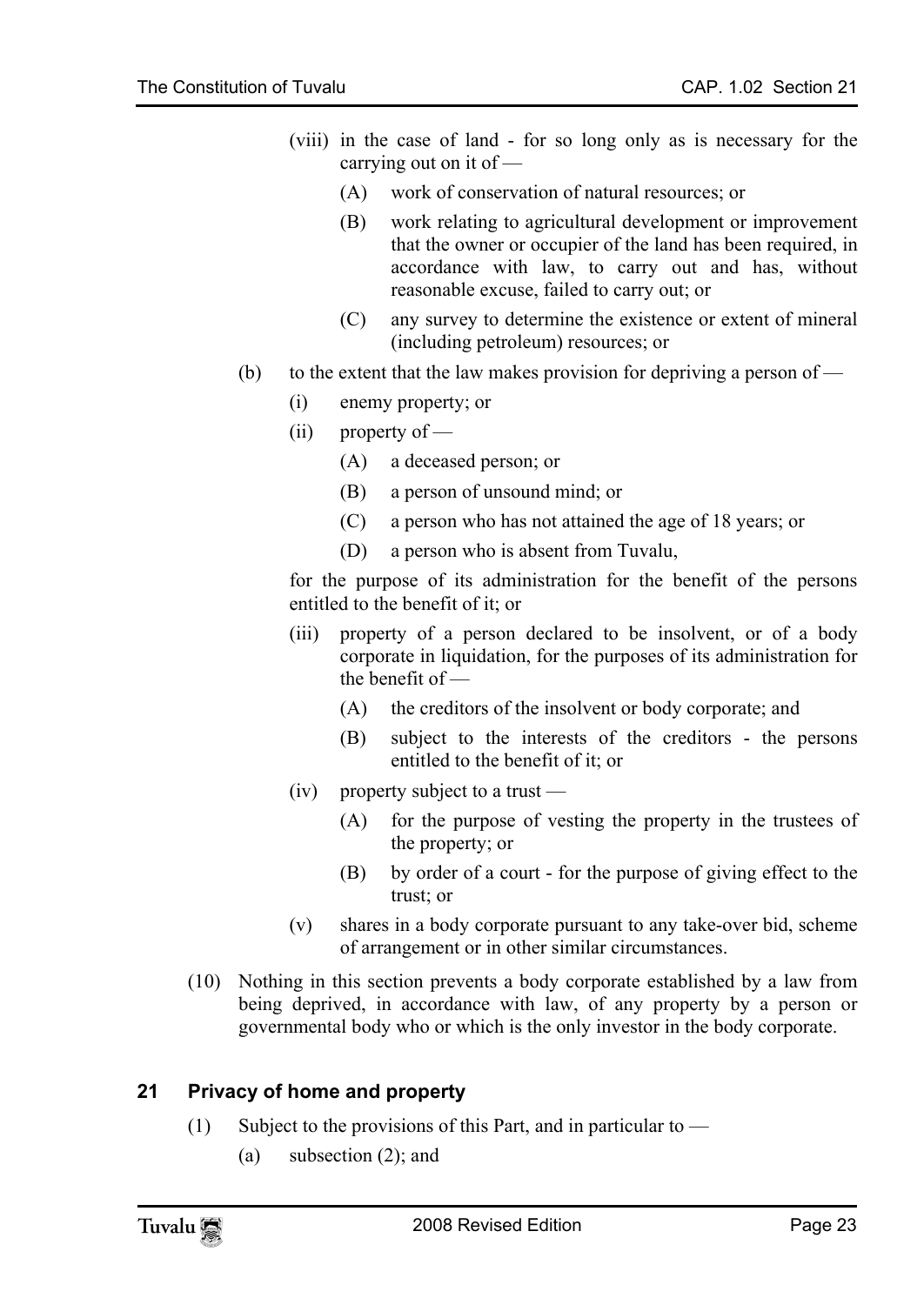(viii) in the case of land - for so long only as is necessary for the carrying out on it of —

   (A) work of conservation of natural resources; or

   (B) work relating to agricultural development or improvement that the owner or occupier of the land has been required, in accordance with law, to carry out and has, without reasonable excuse, failed to carry out; or

   (C) any survey to determine the existence or extent of mineral (including petroleum) resources; or

(b) to the extent that the law makes provision for depriving a person of —

   (i) enemy property; or

   (ii) property of —

      (A) a deceased person; or

      (B) a person of unsound mind; or

      (C) a person who has not attained the age of 18 years; or

      (D) a person who is absent from Tuvalu,

   for the purpose of its administration for the benefit of the persons entitled to the benefit of it; or

   (iii) property of a person declared to be insolvent, or of a body corporate in liquidation, for the purposes of its administration for the benefit of —

      (A) the creditors of the insolvent or body corporate; and

      (B) subject to the interests of the creditors - the persons entitled to the benefit of it; or

   (iv) property subject to a trust —

      (A) for the purpose of vesting the property in the trustees of the property; or

      (B) by order of a court - for the purpose of giving effect to the trust; or

   (v) shares in a body corporate pursuant to any take-over bid, scheme of arrangement or in other similar circumstances.

(10) Nothing in this section prevents a body corporate established by a law from being deprived, in accordance with law, of any property by a person or governmental body who or which is the only investor in the body corporate.

## 21 Privacy of home and property

(1) Subject to the provisions of this Part, and in particular to —

   (a) subsection (2); and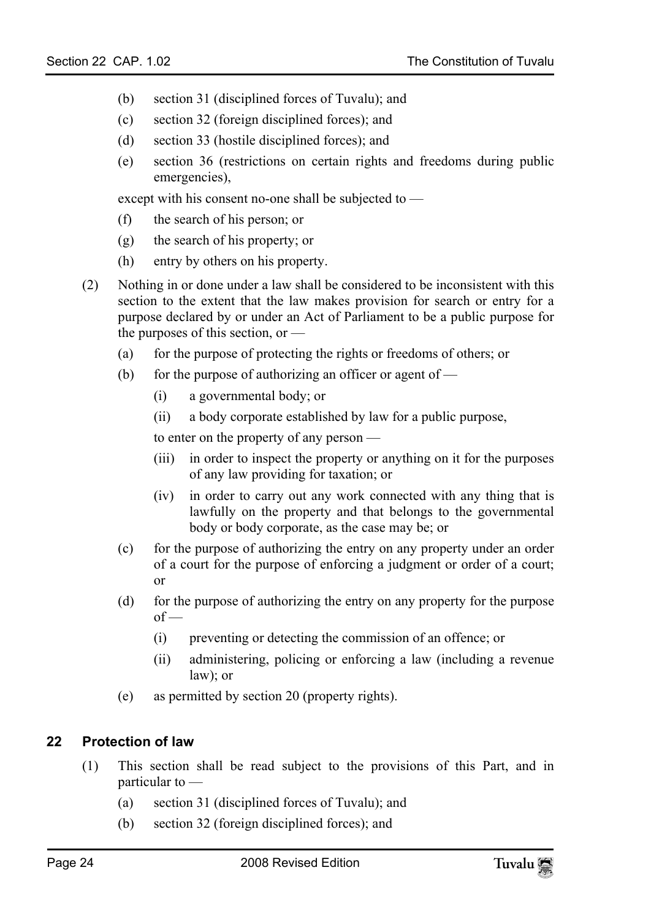(b) section 31 (disciplined forces of Tuvalu); and

(c) section 32 (foreign disciplined forces); and

(d) section 33 (hostile disciplined forces); and

(e) section 36 (restrictions on certain rights and freedoms during public emergencies),

except with his consent no-one shall be subjected to —

(f) the search of his person; or

(g) the search of his property; or

(h) entry by others on his property.

(2) Nothing in or done under a law shall be considered to be inconsistent with this section to the extent that the law makes provision for search or entry for a purpose declared by or under an Act of Parliament to be a public purpose for the purposes of this section, or —

(a) for the purpose of protecting the rights or freedoms of others; or

(b) for the purpose of authorizing an officer or agent of —

(i) a governmental body; or

(ii) a body corporate established by law for a public purpose,

to enter on the property of any person —

(iii) in order to inspect the property or anything on it for the purposes of any law providing for taxation; or

(iv) in order to carry out any work connected with any thing that is lawfully on the property and that belongs to the governmental body or body corporate, as the case may be; or

(c) for the purpose of authorizing the entry on any property under an order of a court for the purpose of enforcing a judgment or order of a court; or

(d) for the purpose of authorizing the entry on any property for the purpose of —

(i) preventing or detecting the commission of an offence; or

(ii) administering, policing or enforcing a law (including a revenue law); or

(e) as permitted by section 20 (property rights).

## 22 Protection of law

(1) This section shall be read subject to the provisions of this Part, and in particular to —

(a) section 31 (disciplined forces of Tuvalu); and

(b) section 32 (foreign disciplined forces); and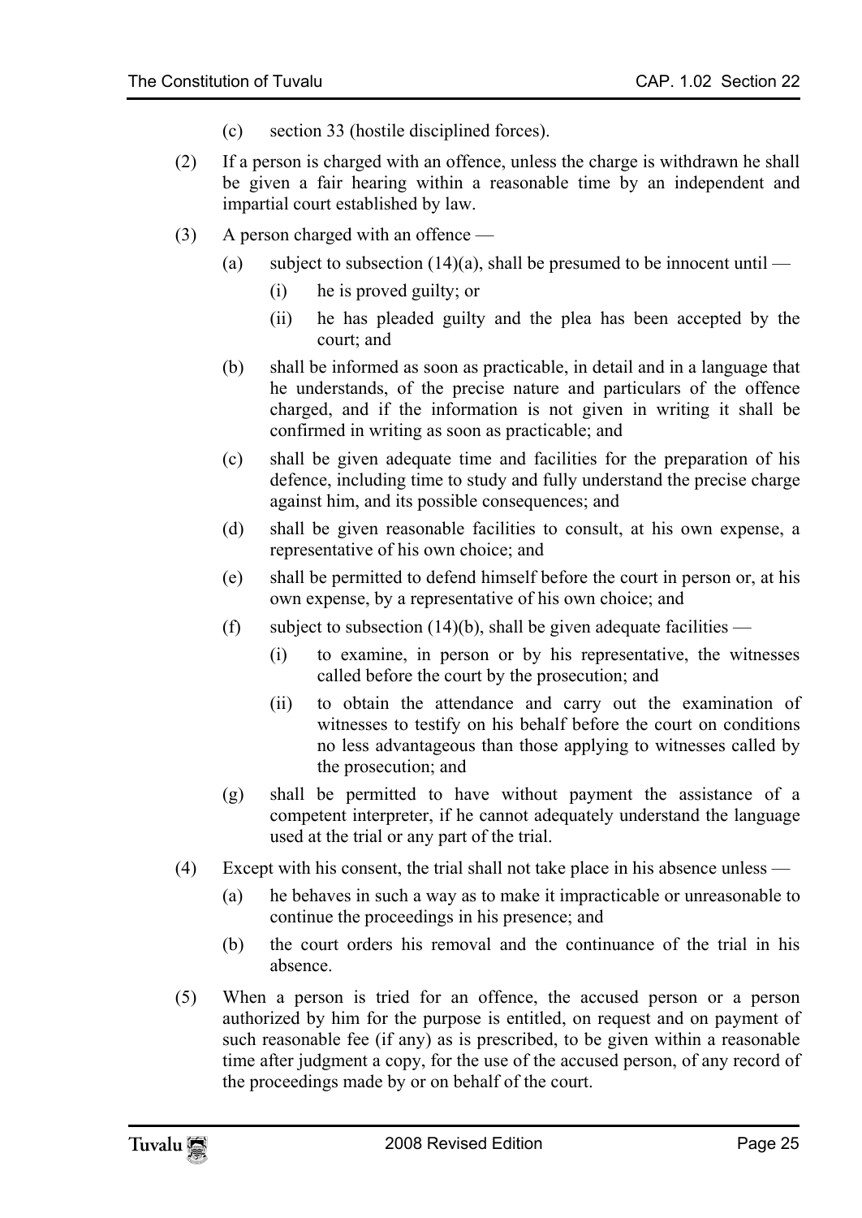(c) section 33 (hostile disciplined forces).

(2) If a person is charged with an offence, unless the charge is withdrawn he shall be given a fair hearing within a reasonable time by an independent and impartial court established by law.

(3) A person charged with an offence —

  (a) subject to subsection (14)(a), shall be presumed to be innocent until —

    (i) he is proved guilty; or

    (ii) he has pleaded guilty and the plea has been accepted by the court; and

  (b) shall be informed as soon as practicable, in detail and in a language that he understands, of the precise nature and particulars of the offence charged, and if the information is not given in writing it shall be confirmed in writing as soon as practicable; and

  (c) shall be given adequate time and facilities for the preparation of his defence, including time to study and fully understand the precise charge against him, and its possible consequences; and

  (d) shall be given reasonable facilities to consult, at his own expense, a representative of his own choice; and

  (e) shall be permitted to defend himself before the court in person or, at his own expense, by a representative of his own choice; and

  (f) subject to subsection (14)(b), shall be given adequate facilities —

    (i) to examine, in person or by his representative, the witnesses called before the court by the prosecution; and

    (ii) to obtain the attendance and carry out the examination of witnesses to testify on his behalf before the court on conditions no less advantageous than those applying to witnesses called by the prosecution; and

  (g) shall be permitted to have without payment the assistance of a competent interpreter, if he cannot adequately understand the language used at the trial or any part of the trial.

(4) Except with his consent, the trial shall not take place in his absence unless —

  (a) he behaves in such a way as to make it impracticable or unreasonable to continue the proceedings in his presence; and

  (b) the court orders his removal and the continuance of the trial in his absence.

(5) When a person is tried for an offence, the accused person or a person authorized by him for the purpose is entitled, on request and on payment of such reasonable fee (if any) as is prescribed, to be given within a reasonable time after judgment a copy, for the use of the accused person, of any record of the proceedings made by or on behalf of the court.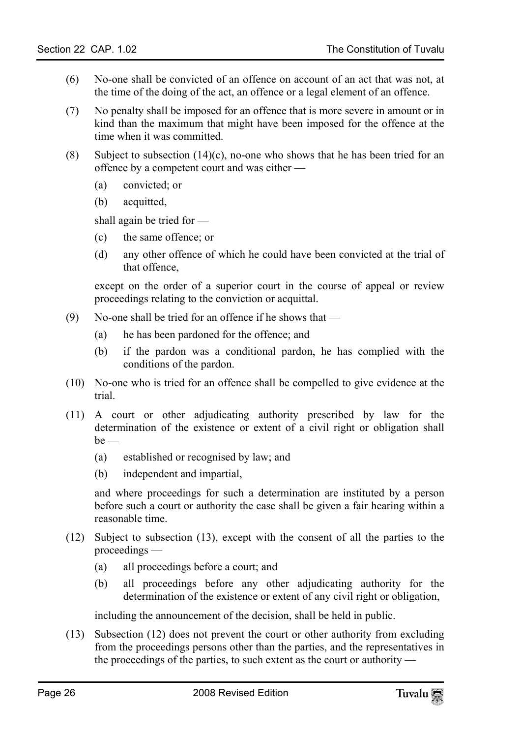(6) No-one shall be convicted of an offence on account of an act that was not, at the time of the doing of the act, an offence or a legal element of an offence.

(7) No penalty shall be imposed for an offence that is more severe in amount or in kind than the maximum that might have been imposed for the offence at the time when it was committed.

(8) Subject to subsection (14)(c), no-one who shows that he has been tried for an offence by a competent court and was either —

  (a) convicted; or

  (b) acquitted,

  shall again be tried for —

  (c) the same offence; or

  (d) any other offence of which he could have been convicted at the trial of that offence,

  except on the order of a superior court in the course of appeal or review proceedings relating to the conviction or acquittal.

(9) No-one shall be tried for an offence if he shows that —

  (a) he has been pardoned for the offence; and

  (b) if the pardon was a conditional pardon, he has complied with the conditions of the pardon.

(10) No-one who is tried for an offence shall be compelled to give evidence at the trial.

(11) A court or other adjudicating authority prescribed by law for the determination of the existence or extent of a civil right or obligation shall be —

  (a) established or recognised by law; and

  (b) independent and impartial,

  and where proceedings for such a determination are instituted by a person before such a court or authority the case shall be given a fair hearing within a reasonable time.

(12) Subject to subsection (13), except with the consent of all the parties to the proceedings —

  (a) all proceedings before a court; and

  (b) all proceedings before any other adjudicating authority for the determination of the existence or extent of any civil right or obligation,

  including the announcement of the decision, shall be held in public.

(13) Subsection (12) does not prevent the court or other authority from excluding from the proceedings persons other than the parties, and the representatives in the proceedings of the parties, to such extent as the court or authority —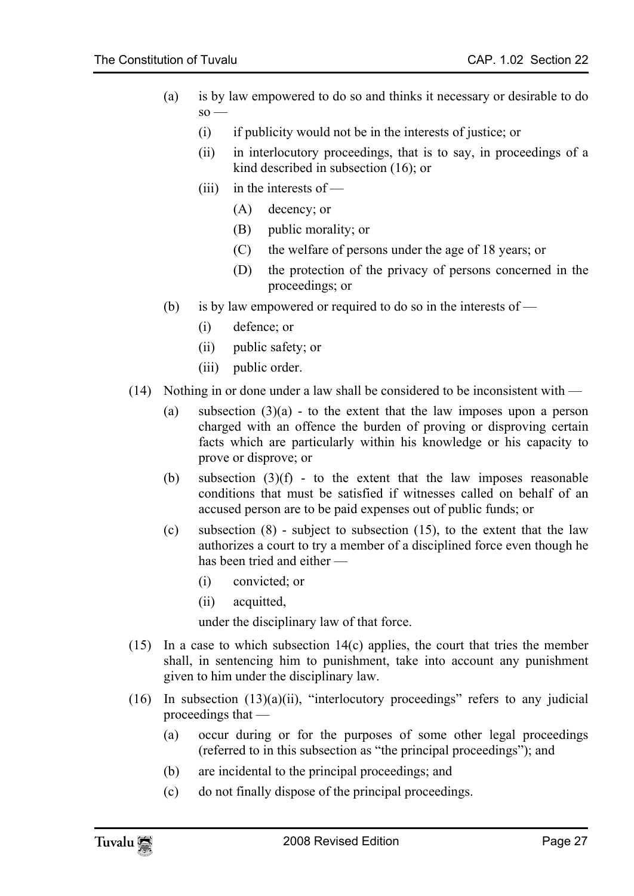(a) is by law empowered to do so and thinks it necessary or desirable to do so —

   (i) if publicity would not be in the interests of justice; or

   (ii) in interlocutory proceedings, that is to say, in proceedings of a kind described in subsection (16); or

   (iii) in the interests of —

      (A) decency; or

      (B) public morality; or

      (C) the welfare of persons under the age of 18 years; or

      (D) the protection of the privacy of persons concerned in the proceedings; or

(b) is by law empowered or required to do so in the interests of —

   (i) defence; or

   (ii) public safety; or

   (iii) public order.

(14) Nothing in or done under a law shall be considered to be inconsistent with —

   (a) subsection (3)(a) - to the extent that the law imposes upon a person charged with an offence the burden of proving or disproving certain facts which are particularly within his knowledge or his capacity to prove or disprove; or

   (b) subsection (3)(f) - to the extent that the law imposes reasonable conditions that must be satisfied if witnesses called on behalf of an accused person are to be paid expenses out of public funds; or

   (c) subsection (8) - subject to subsection (15), to the extent that the law authorizes a court to try a member of a disciplined force even though he has been tried and either —

      (i) convicted; or

      (ii) acquitted,

   under the disciplinary law of that force.

(15) In a case to which subsection 14(c) applies, the court that tries the member shall, in sentencing him to punishment, take into account any punishment given to him under the disciplinary law.

(16) In subsection (13)(a)(ii), "interlocutory proceedings" refers to any judicial proceedings that —

   (a) occur during or for the purposes of some other legal proceedings (referred to in this subsection as "the principal proceedings"); and

   (b) are incidental to the principal proceedings; and

   (c) do not finally dispose of the principal proceedings.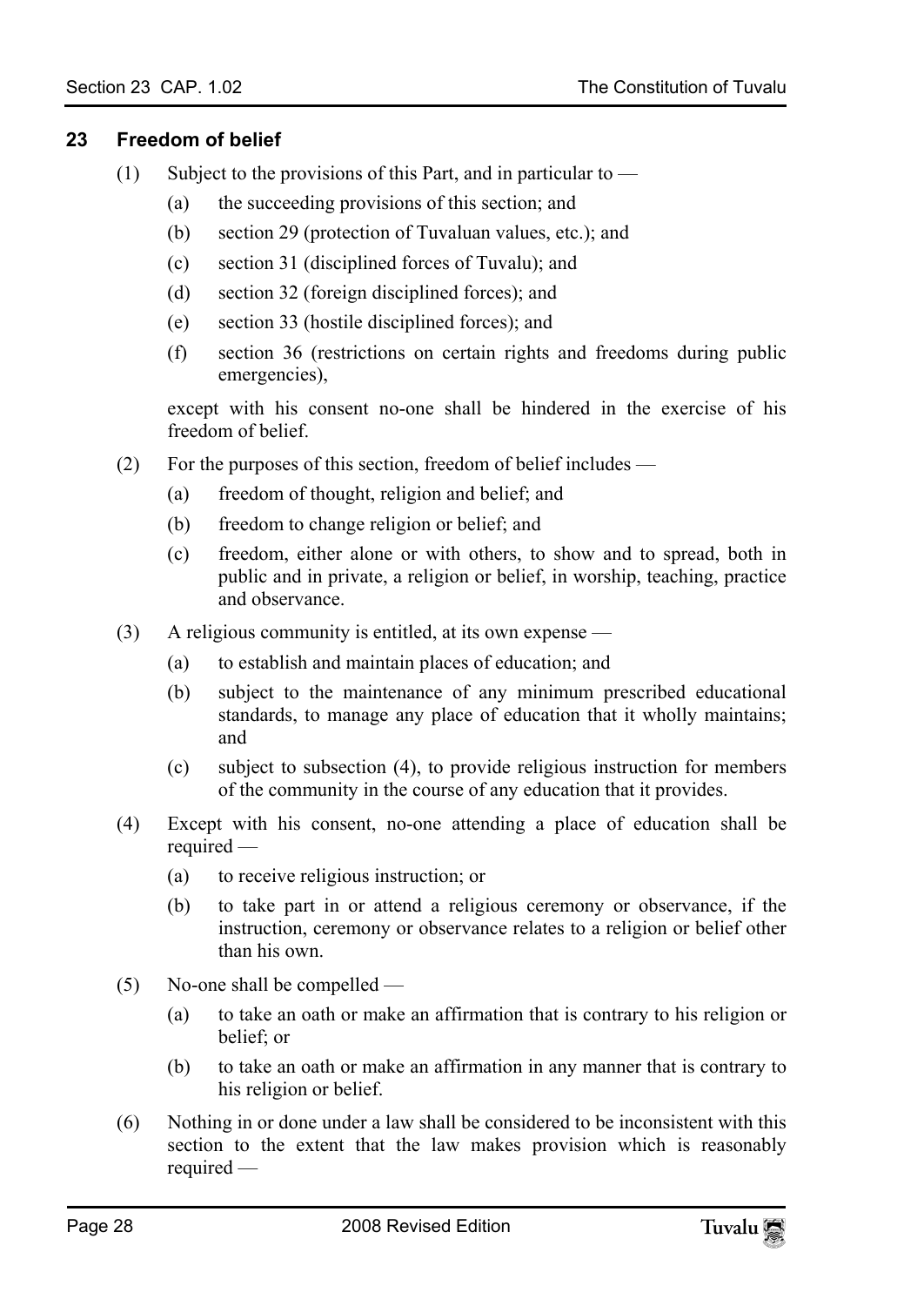## 23 Freedom of belief

(1) Subject to the provisions of this Part, and in particular to —

- (a) the succeeding provisions of this section; and
- (b) section 29 (protection of Tuvaluan values, etc.); and
- (c) section 31 (disciplined forces of Tuvalu); and
- (d) section 32 (foreign disciplined forces); and
- (e) section 33 (hostile disciplined forces); and
- (f) section 36 (restrictions on certain rights and freedoms during public emergencies),

except with his consent no-one shall be hindered in the exercise of his freedom of belief.

(2) For the purposes of this section, freedom of belief includes —

- (a) freedom of thought, religion and belief; and
- (b) freedom to change religion or belief; and
- (c) freedom, either alone or with others, to show and to spread, both in public and in private, a religion or belief, in worship, teaching, practice and observance.

(3) A religious community is entitled, at its own expense —

- (a) to establish and maintain places of education; and
- (b) subject to the maintenance of any minimum prescribed educational standards, to manage any place of education that it wholly maintains; and
- (c) subject to subsection (4), to provide religious instruction for members of the community in the course of any education that it provides.

(4) Except with his consent, no-one attending a place of education shall be required —

- (a) to receive religious instruction; or
- (b) to take part in or attend a religious ceremony or observance, if the instruction, ceremony or observance relates to a religion or belief other than his own.

(5) No-one shall be compelled —

- (a) to take an oath or make an affirmation that is contrary to his religion or belief; or
- (b) to take an oath or make an affirmation in any manner that is contrary to his religion or belief.

(6) Nothing in or done under a law shall be considered to be inconsistent with this section to the extent that the law makes provision which is reasonably required —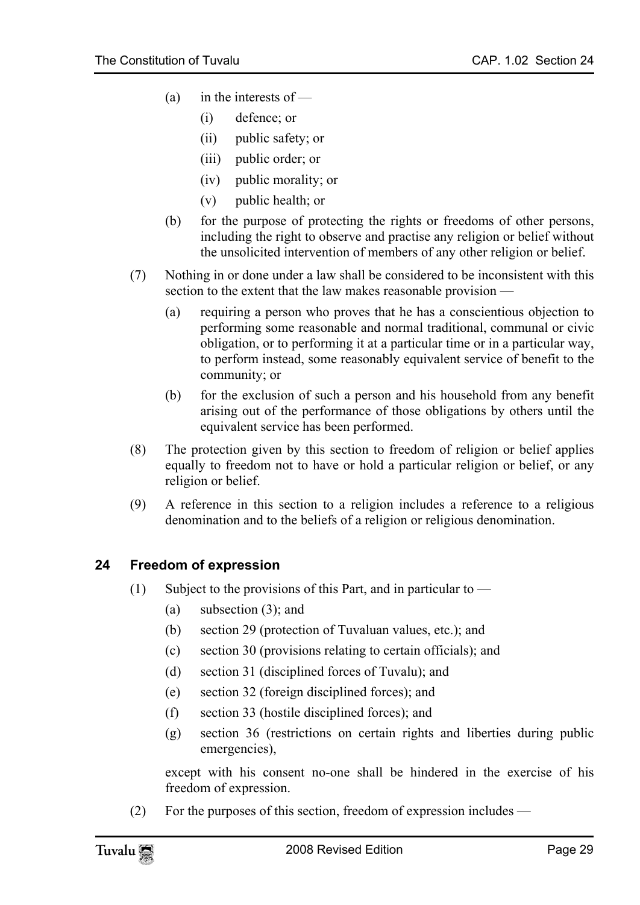(a) in the interests of —

  (i) defence; or

  (ii) public safety; or

  (iii) public order; or

  (iv) public morality; or

  (v) public health; or

(b) for the purpose of protecting the rights or freedoms of other persons, including the right to observe and practise any religion or belief without the unsolicited intervention of members of any other religion or belief.

(7) Nothing in or done under a law shall be considered to be inconsistent with this section to the extent that the law makes reasonable provision —

  (a) requiring a person who proves that he has a conscientious objection to performing some reasonable and normal traditional, communal or civic obligation, or to performing it at a particular time or in a particular way, to perform instead, some reasonably equivalent service of benefit to the community; or

  (b) for the exclusion of such a person and his household from any benefit arising out of the performance of those obligations by others until the equivalent service has been performed.

(8) The protection given by this section to freedom of religion or belief applies equally to freedom not to have or hold a particular religion or belief, or any religion or belief.

(9) A reference in this section to a religion includes a reference to a religious denomination and to the beliefs of a religion or religious denomination.

### 24 Freedom of expression

(1) Subject to the provisions of this Part, and in particular to —

  (a) subsection (3); and

  (b) section 29 (protection of Tuvaluan values, etc.); and

  (c) section 30 (provisions relating to certain officials); and

  (d) section 31 (disciplined forces of Tuvalu); and

  (e) section 32 (foreign disciplined forces); and

  (f) section 33 (hostile disciplined forces); and

  (g) section 36 (restrictions on certain rights and liberties during public emergencies),

except with his consent no-one shall be hindered in the exercise of his freedom of expression.

(2) For the purposes of this section, freedom of expression includes —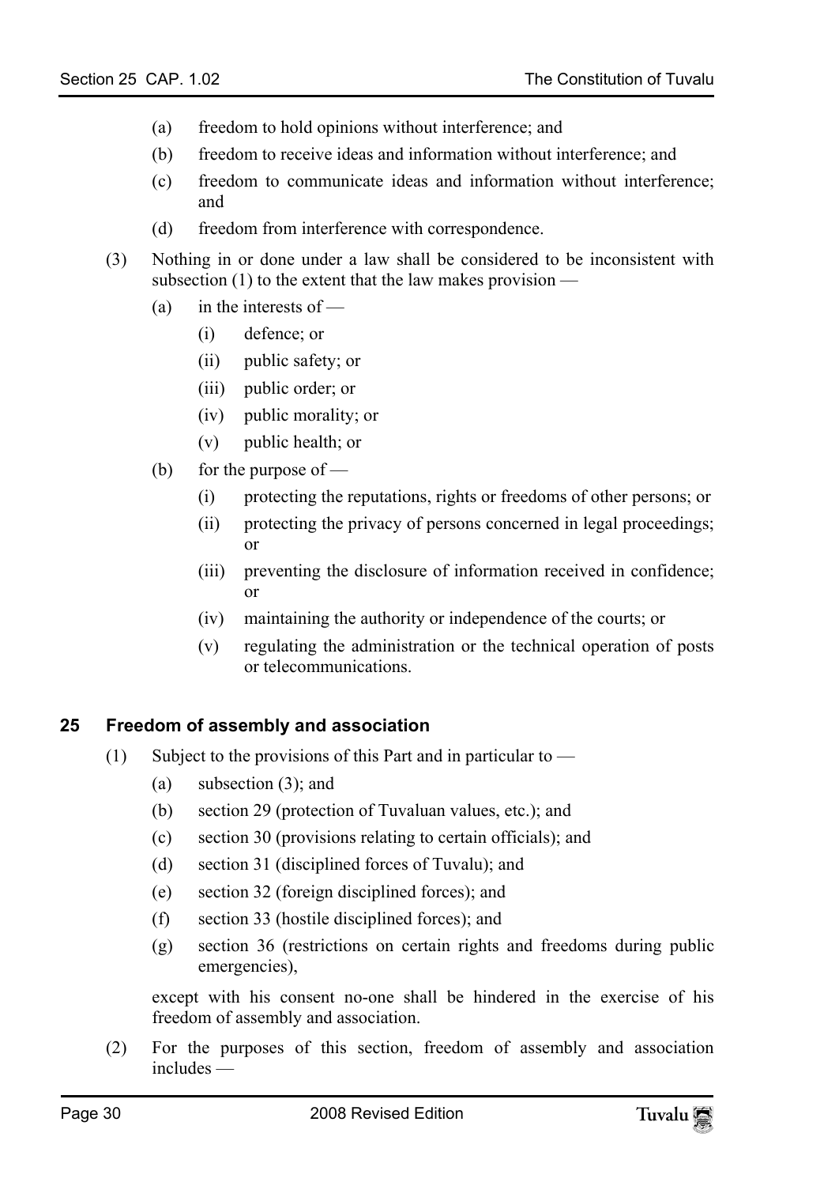(a) freedom to hold opinions without interference; and

(b) freedom to receive ideas and information without interference; and

(c) freedom to communicate ideas and information without interference; and

(d) freedom from interference with correspondence.

(3) Nothing in or done under a law shall be considered to be inconsistent with subsection (1) to the extent that the law makes provision —

(a) in the interests of —

(i) defence; or

(ii) public safety; or

(iii) public order; or

(iv) public morality; or

(v) public health; or

(b) for the purpose of —

(i) protecting the reputations, rights or freedoms of other persons; or

(ii) protecting the privacy of persons concerned in legal proceedings; or

(iii) preventing the disclosure of information received in confidence; or

(iv) maintaining the authority or independence of the courts; or

(v) regulating the administration or the technical operation of posts or telecommunications.

## 25 Freedom of assembly and association

(1) Subject to the provisions of this Part and in particular to —

(a) subsection (3); and

(b) section 29 (protection of Tuvaluan values, etc.); and

(c) section 30 (provisions relating to certain officials); and

(d) section 31 (disciplined forces of Tuvalu); and

(e) section 32 (foreign disciplined forces); and

(f) section 33 (hostile disciplined forces); and

(g) section 36 (restrictions on certain rights and freedoms during public emergencies),

except with his consent no-one shall be hindered in the exercise of his freedom of assembly and association.

(2) For the purposes of this section, freedom of assembly and association includes —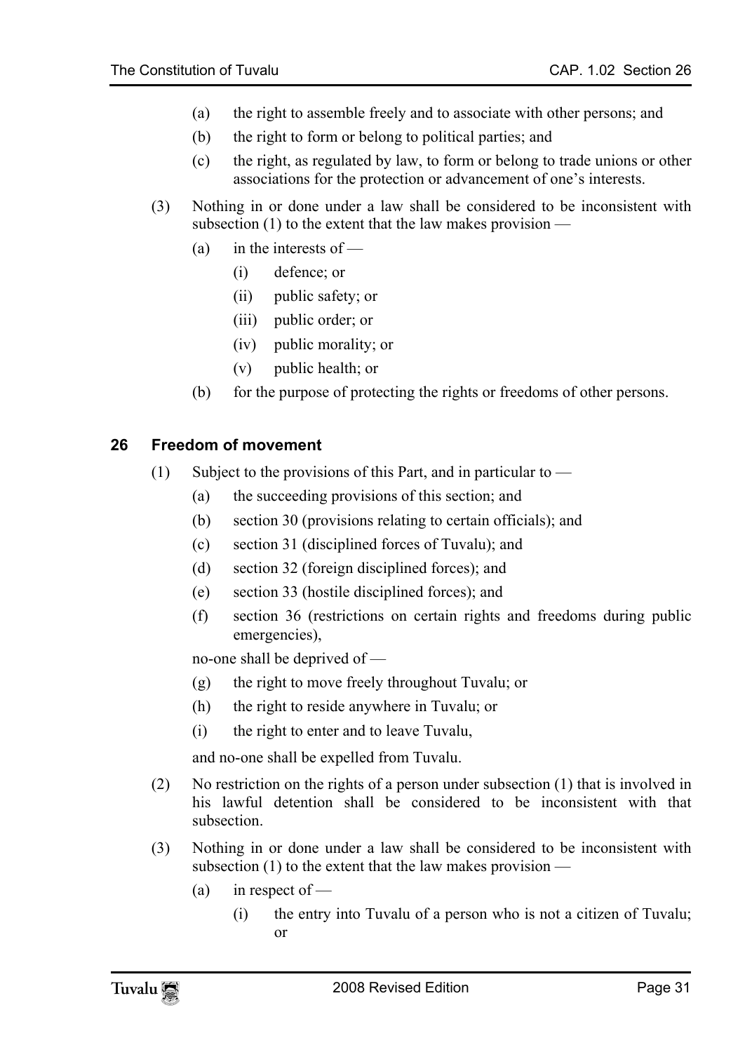(a) the right to assemble freely and to associate with other persons; and

(b) the right to form or belong to political parties; and

(c) the right, as regulated by law, to form or belong to trade unions or other associations for the protection or advancement of one's interests.

(3) Nothing in or done under a law shall be considered to be inconsistent with subsection (1) to the extent that the law makes provision —

(a) in the interests of —

(i) defence; or

(ii) public safety; or

(iii) public order; or

(iv) public morality; or

(v) public health; or

(b) for the purpose of protecting the rights or freedoms of other persons.

### 26 Freedom of movement

(1) Subject to the provisions of this Part, and in particular to —

(a) the succeeding provisions of this section; and

(b) section 30 (provisions relating to certain officials); and

(c) section 31 (disciplined forces of Tuvalu); and

(d) section 32 (foreign disciplined forces); and

(e) section 33 (hostile disciplined forces); and

(f) section 36 (restrictions on certain rights and freedoms during public emergencies),

no-one shall be deprived of —

(g) the right to move freely throughout Tuvalu; or

(h) the right to reside anywhere in Tuvalu; or

(i) the right to enter and to leave Tuvalu,

and no-one shall be expelled from Tuvalu.

(2) No restriction on the rights of a person under subsection (1) that is involved in his lawful detention shall be considered to be inconsistent with that subsection.

(3) Nothing in or done under a law shall be considered to be inconsistent with subsection (1) to the extent that the law makes provision —

(a) in respect of —

(i) the entry into Tuvalu of a person who is not a citizen of Tuvalu; or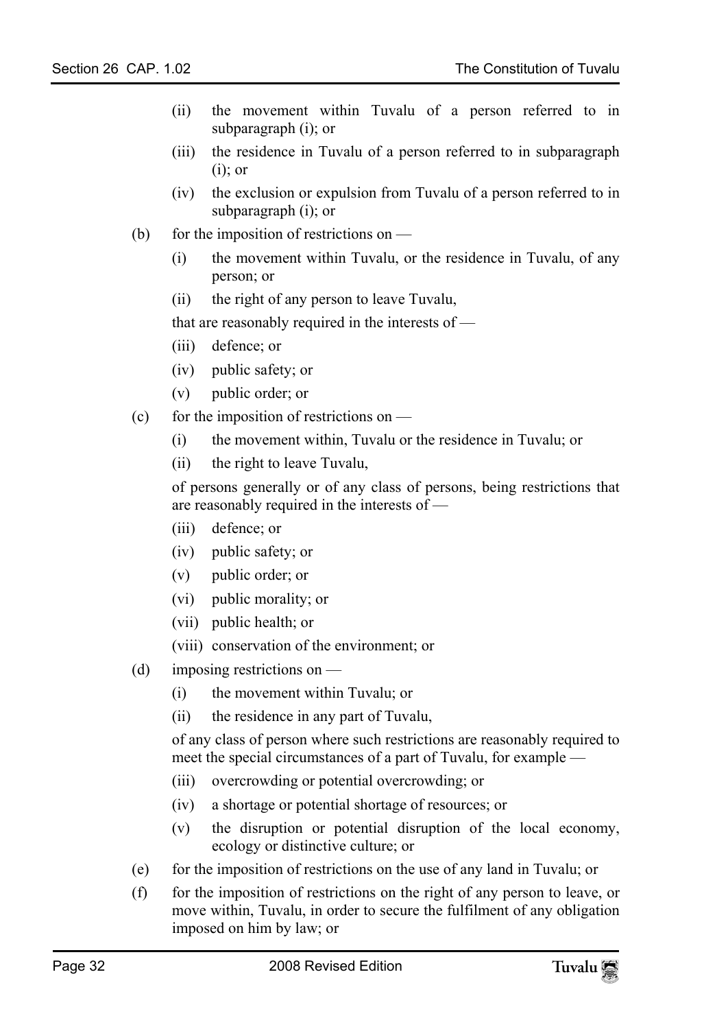(ii) the movement within Tuvalu of a person referred to in subparagraph (i); or

(iii) the residence in Tuvalu of a person referred to in subparagraph (i); or

(iv) the exclusion or expulsion from Tuvalu of a person referred to in subparagraph (i); or

(b) for the imposition of restrictions on —

(i) the movement within Tuvalu, or the residence in Tuvalu, of any person; or

(ii) the right of any person to leave Tuvalu,

that are reasonably required in the interests of —

(iii) defence; or

(iv) public safety; or

(v) public order; or

(c) for the imposition of restrictions on —

(i) the movement within, Tuvalu or the residence in Tuvalu; or

(ii) the right to leave Tuvalu,

of persons generally or of any class of persons, being restrictions that are reasonably required in the interests of —

(iii) defence; or

(iv) public safety; or

(v) public order; or

(vi) public morality; or

(vii) public health; or

(viii) conservation of the environment; or

(d) imposing restrictions on —

(i) the movement within Tuvalu; or

(ii) the residence in any part of Tuvalu,

of any class of person where such restrictions are reasonably required to meet the special circumstances of a part of Tuvalu, for example —

(iii) overcrowding or potential overcrowding; or

(iv) a shortage or potential shortage of resources; or

(v) the disruption or potential disruption of the local economy, ecology or distinctive culture; or

(e) for the imposition of restrictions on the use of any land in Tuvalu; or

(f) for the imposition of restrictions on the right of any person to leave, or move within, Tuvalu, in order to secure the fulfilment of any obligation imposed on him by law; or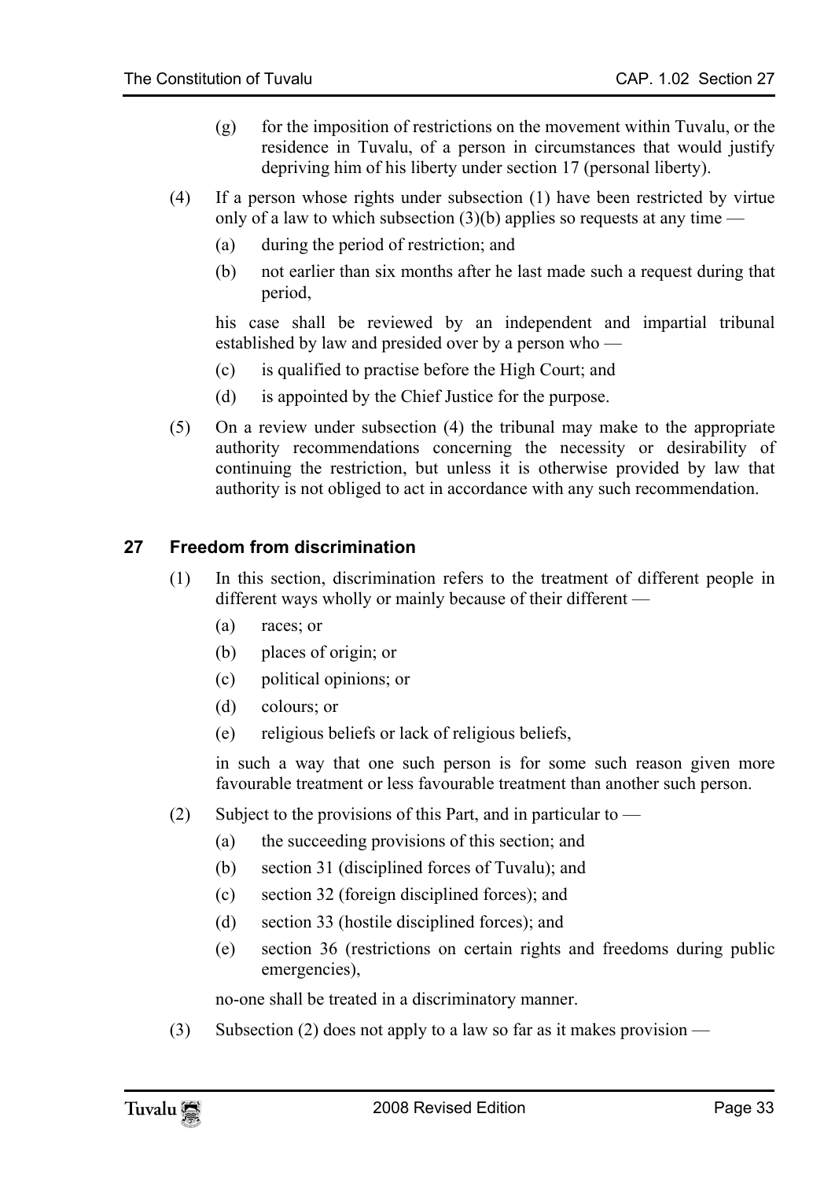(g) for the imposition of restrictions on the movement within Tuvalu, or the residence in Tuvalu, of a person in circumstances that would justify depriving him of his liberty under section 17 (personal liberty).

(4) If a person whose rights under subsection (1) have been restricted by virtue only of a law to which subsection (3)(b) applies so requests at any time —

(a) during the period of restriction; and

(b) not earlier than six months after he last made such a request during that period,

his case shall be reviewed by an independent and impartial tribunal established by law and presided over by a person who —

(c) is qualified to practise before the High Court; and

(d) is appointed by the Chief Justice for the purpose.

(5) On a review under subsection (4) the tribunal may make to the appropriate authority recommendations concerning the necessity or desirability of continuing the restriction, but unless it is otherwise provided by law that authority is not obliged to act in accordance with any such recommendation.

### 27 Freedom from discrimination

(1) In this section, discrimination refers to the treatment of different people in different ways wholly or mainly because of their different —

(a) races; or

(b) places of origin; or

(c) political opinions; or

(d) colours; or

(e) religious beliefs or lack of religious beliefs,

in such a way that one such person is for some such reason given more favourable treatment or less favourable treatment than another such person.

(2) Subject to the provisions of this Part, and in particular to —

(a) the succeeding provisions of this section; and

(b) section 31 (disciplined forces of Tuvalu); and

(c) section 32 (foreign disciplined forces); and

(d) section 33 (hostile disciplined forces); and

(e) section 36 (restrictions on certain rights and freedoms during public emergencies),

no-one shall be treated in a discriminatory manner.

(3) Subsection (2) does not apply to a law so far as it makes provision —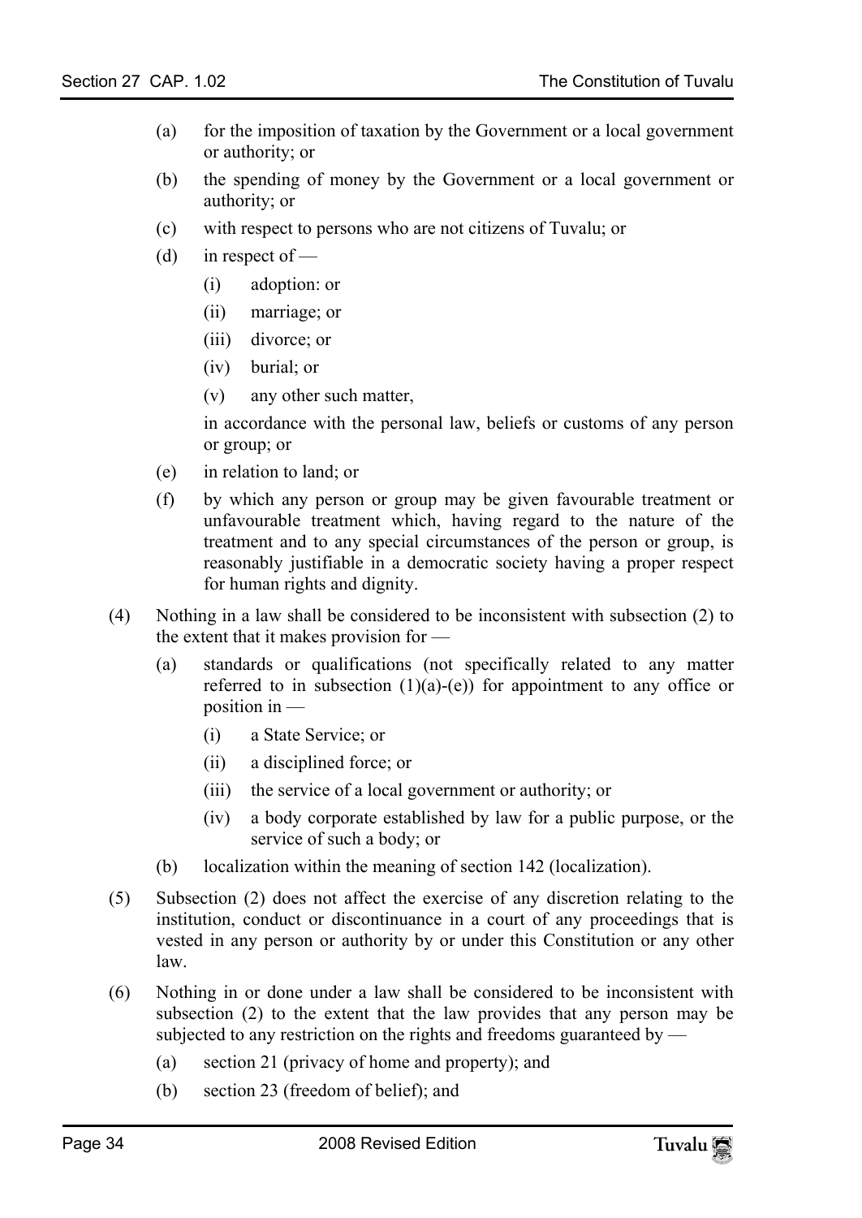(a) for the imposition of taxation by the Government or a local government or authority; or

(b) the spending of money by the Government or a local government or authority; or

(c) with respect to persons who are not citizens of Tuvalu; or

(d) in respect of —

 (i) adoption: or

 (ii) marriage; or

 (iii) divorce; or

 (iv) burial; or

 (v) any other such matter,

 in accordance with the personal law, beliefs or customs of any person or group; or

(e) in relation to land; or

(f) by which any person or group may be given favourable treatment or unfavourable treatment which, having regard to the nature of the treatment and to any special circumstances of the person or group, is reasonably justifiable in a democratic society having a proper respect for human rights and dignity.

(4) Nothing in a law shall be considered to be inconsistent with subsection (2) to the extent that it makes provision for —

 (a) standards or qualifications (not specifically related to any matter referred to in subsection (1)(a)-(e)) for appointment to any office or position in —

  (i) a State Service; or

  (ii) a disciplined force; or

  (iii) the service of a local government or authority; or

  (iv) a body corporate established by law for a public purpose, or the service of such a body; or

 (b) localization within the meaning of section 142 (localization).

(5) Subsection (2) does not affect the exercise of any discretion relating to the institution, conduct or discontinuance in a court of any proceedings that is vested in any person or authority by or under this Constitution or any other law.

(6) Nothing in or done under a law shall be considered to be inconsistent with subsection (2) to the extent that the law provides that any person may be subjected to any restriction on the rights and freedoms guaranteed by —

 (a) section 21 (privacy of home and property); and

 (b) section 23 (freedom of belief); and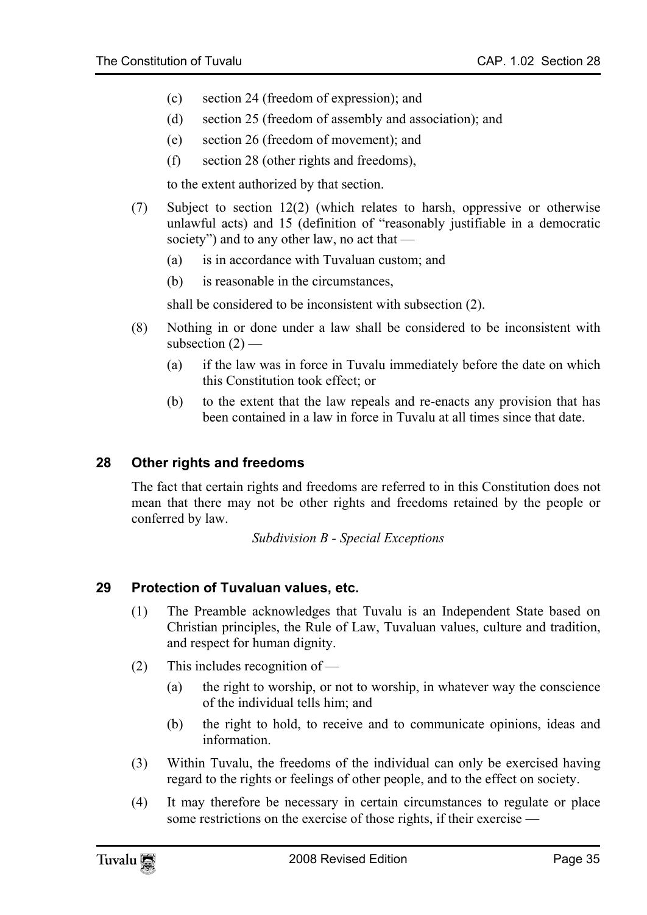(c) section 24 (freedom of expression); and

(d) section 25 (freedom of assembly and association); and

(e) section 26 (freedom of movement); and

(f) section 28 (other rights and freedoms),

to the extent authorized by that section.

(7) Subject to section 12(2) (which relates to harsh, oppressive or otherwise unlawful acts) and 15 (definition of "reasonably justifiable in a democratic society") and to any other law, no act that —

(a) is in accordance with Tuvaluan custom; and

(b) is reasonable in the circumstances,

shall be considered to be inconsistent with subsection (2).

(8) Nothing in or done under a law shall be considered to be inconsistent with subsection (2) —

(a) if the law was in force in Tuvalu immediately before the date on which this Constitution took effect; or

(b) to the extent that the law repeals and re-enacts any provision that has been contained in a law in force in Tuvalu at all times since that date.

### 28 Other rights and freedoms

The fact that certain rights and freedoms are referred to in this Constitution does not mean that there may not be other rights and freedoms retained by the people or conferred by law.

*Subdivision B - Special Exceptions*

### 29 Protection of Tuvaluan values, etc.

(1) The Preamble acknowledges that Tuvalu is an Independent State based on Christian principles, the Rule of Law, Tuvaluan values, culture and tradition, and respect for human dignity.

(2) This includes recognition of —

(a) the right to worship, or not to worship, in whatever way the conscience of the individual tells him; and

(b) the right to hold, to receive and to communicate opinions, ideas and information.

(3) Within Tuvalu, the freedoms of the individual can only be exercised having regard to the rights or feelings of other people, and to the effect on society.

(4) It may therefore be necessary in certain circumstances to regulate or place some restrictions on the exercise of those rights, if their exercise —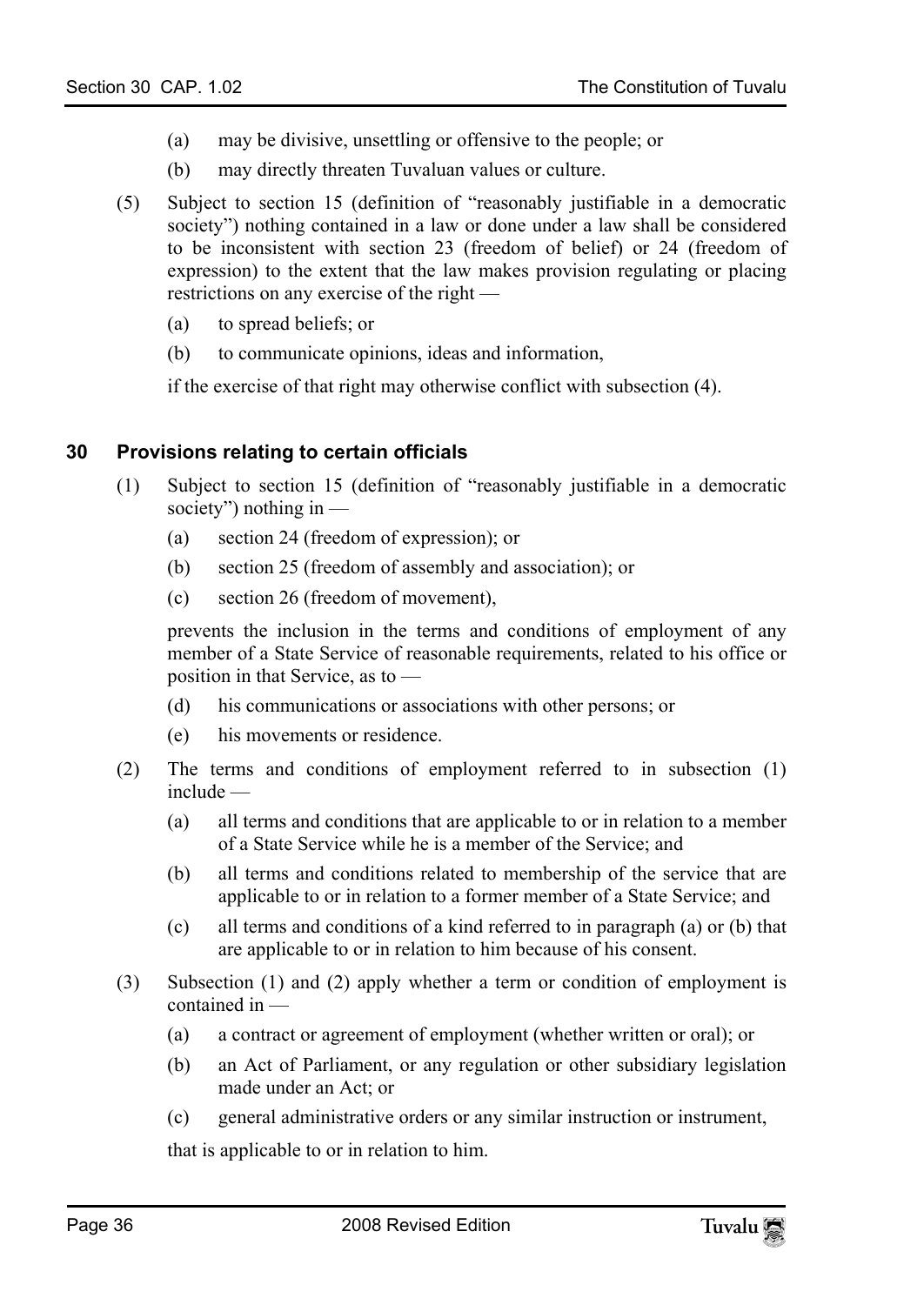(a) may be divisive, unsettling or offensive to the people; or

(b) may directly threaten Tuvaluan values or culture.

(5) Subject to section 15 (definition of "reasonably justifiable in a democratic society") nothing contained in a law or done under a law shall be considered to be inconsistent with section 23 (freedom of belief) or 24 (freedom of expression) to the extent that the law makes provision regulating or placing restrictions on any exercise of the right —

(a) to spread beliefs; or

(b) to communicate opinions, ideas and information,

if the exercise of that right may otherwise conflict with subsection (4).

## 30 Provisions relating to certain officials

(1) Subject to section 15 (definition of "reasonably justifiable in a democratic society") nothing in —

(a) section 24 (freedom of expression); or

(b) section 25 (freedom of assembly and association); or

(c) section 26 (freedom of movement),

prevents the inclusion in the terms and conditions of employment of any member of a State Service of reasonable requirements, related to his office or position in that Service, as to —

(d) his communications or associations with other persons; or

(e) his movements or residence.

(2) The terms and conditions of employment referred to in subsection (1) include —

(a) all terms and conditions that are applicable to or in relation to a member of a State Service while he is a member of the Service; and

(b) all terms and conditions related to membership of the service that are applicable to or in relation to a former member of a State Service; and

(c) all terms and conditions of a kind referred to in paragraph (a) or (b) that are applicable to or in relation to him because of his consent.

(3) Subsection (1) and (2) apply whether a term or condition of employment is contained in —

(a) a contract or agreement of employment (whether written or oral); or

(b) an Act of Parliament, or any regulation or other subsidiary legislation made under an Act; or

(c) general administrative orders or any similar instruction or instrument,

that is applicable to or in relation to him.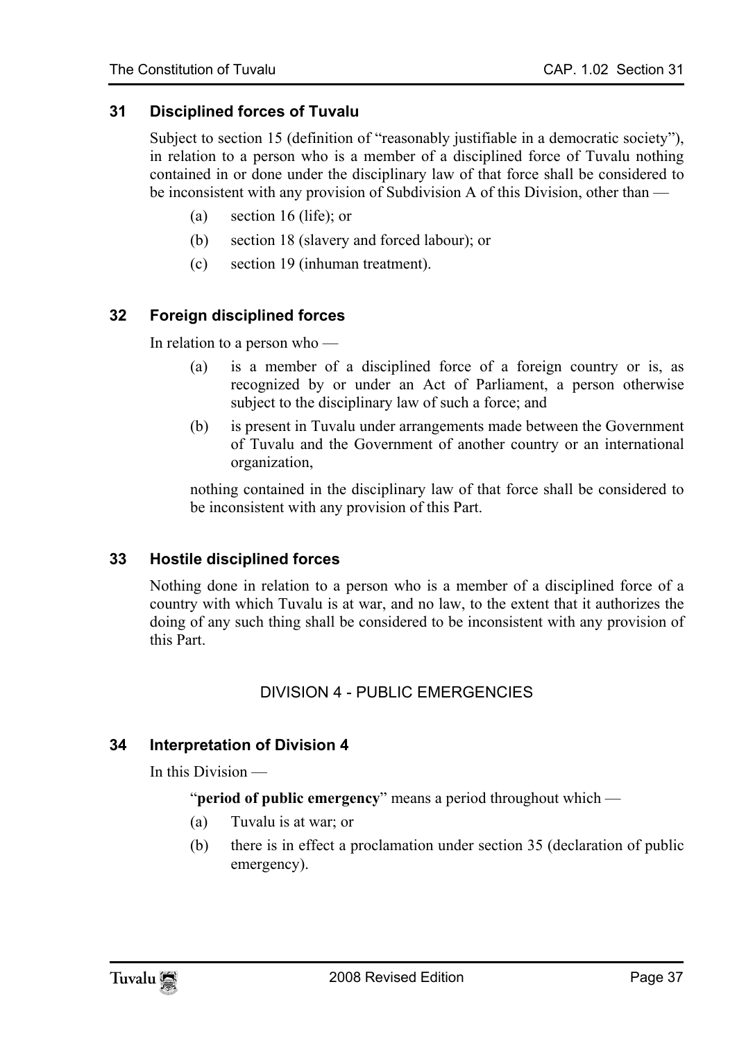### 31 Disciplined forces of Tuvalu

Subject to section 15 (definition of "reasonably justifiable in a democratic society"), in relation to a person who is a member of a disciplined force of Tuvalu nothing contained in or done under the disciplinary law of that force shall be considered to be inconsistent with any provision of Subdivision A of this Division, other than —

(a) section 16 (life); or

(b) section 18 (slavery and forced labour); or

(c) section 19 (inhuman treatment).

### 32 Foreign disciplined forces

In relation to a person who —

(a) is a member of a disciplined force of a foreign country or is, as recognized by or under an Act of Parliament, a person otherwise subject to the disciplinary law of such a force; and

(b) is present in Tuvalu under arrangements made between the Government of Tuvalu and the Government of another country or an international organization,

nothing contained in the disciplinary law of that force shall be considered to be inconsistent with any provision of this Part.

### 33 Hostile disciplined forces

Nothing done in relation to a person who is a member of a disciplined force of a country with which Tuvalu is at war, and no law, to the extent that it authorizes the doing of any such thing shall be considered to be inconsistent with any provision of this Part.

## DIVISION 4 - PUBLIC EMERGENCIES

### 34 Interpretation of Division 4

In this Division —

"**period of public emergency**" means a period throughout which —

(a) Tuvalu is at war; or

(b) there is in effect a proclamation under section 35 (declaration of public emergency).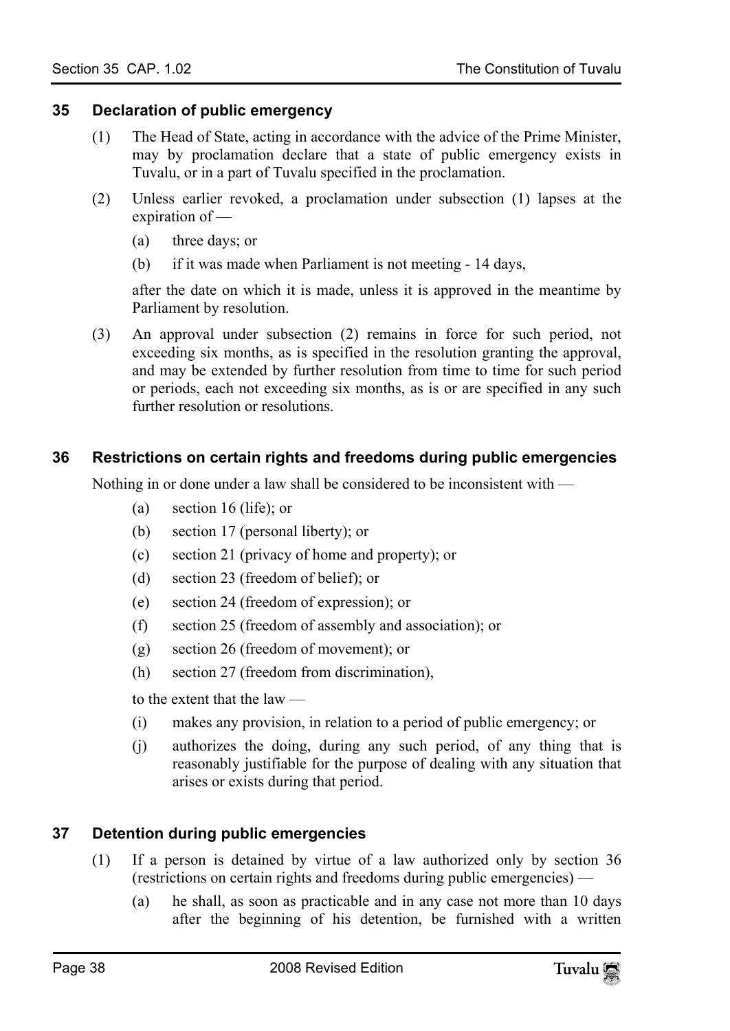### 35 Declaration of public emergency

(1) The Head of State, acting in accordance with the advice of the Prime Minister, may by proclamation declare that a state of public emergency exists in Tuvalu, or in a part of Tuvalu specified in the proclamation.

(2) Unless earlier revoked, a proclamation under subsection (1) lapses at the expiration of —

(a) three days; or

(b) if it was made when Parliament is not meeting - 14 days,

after the date on which it is made, unless it is approved in the meantime by Parliament by resolution.

(3) An approval under subsection (2) remains in force for such period, not exceeding six months, as is specified in the resolution granting the approval, and may be extended by further resolution from time to time for such period or periods, each not exceeding six months, as is or are specified in any such further resolution or resolutions.

### 36 Restrictions on certain rights and freedoms during public emergencies

Nothing in or done under a law shall be considered to be inconsistent with —

(a) section 16 (life); or

(b) section 17 (personal liberty); or

(c) section 21 (privacy of home and property); or

(d) section 23 (freedom of belief); or

(e) section 24 (freedom of expression); or

(f) section 25 (freedom of assembly and association); or

(g) section 26 (freedom of movement); or

(h) section 27 (freedom from discrimination),

to the extent that the law —

(i) makes any provision, in relation to a period of public emergency; or

(j) authorizes the doing, during any such period, of any thing that is reasonably justifiable for the purpose of dealing with any situation that arises or exists during that period.

### 37 Detention during public emergencies

(1) If a person is detained by virtue of a law authorized only by section 36 (restrictions on certain rights and freedoms during public emergencies) —

(a) he shall, as soon as practicable and in any case not more than 10 days after the beginning of his detention, be furnished with a written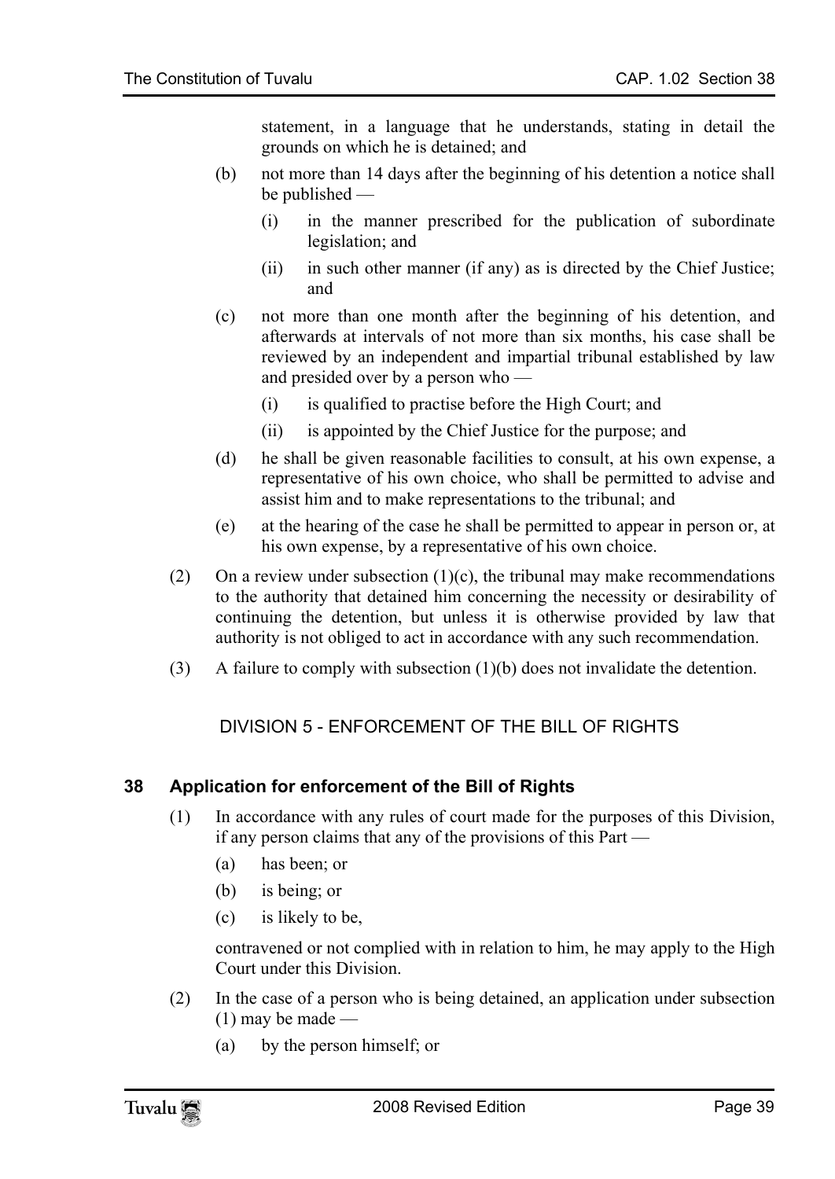statement, in a language that he understands, stating in detail the grounds on which he is detained; and

(b) not more than 14 days after the beginning of his detention a notice shall be published —

  (i) in the manner prescribed for the publication of subordinate legislation; and

  (ii) in such other manner (if any) as is directed by the Chief Justice; and

(c) not more than one month after the beginning of his detention, and afterwards at intervals of not more than six months, his case shall be reviewed by an independent and impartial tribunal established by law and presided over by a person who —

  (i) is qualified to practise before the High Court; and

  (ii) is appointed by the Chief Justice for the purpose; and

(d) he shall be given reasonable facilities to consult, at his own expense, a representative of his own choice, who shall be permitted to advise and assist him and to make representations to the tribunal; and

(e) at the hearing of the case he shall be permitted to appear in person or, at his own expense, by a representative of his own choice.

(2) On a review under subsection (1)(c), the tribunal may make recommendations to the authority that detained him concerning the necessity or desirability of continuing the detention, but unless it is otherwise provided by law that authority is not obliged to act in accordance with any such recommendation.

(3) A failure to comply with subsection (1)(b) does not invalidate the detention.

## DIVISION 5 - ENFORCEMENT OF THE BILL OF RIGHTS

### 38 Application for enforcement of the Bill of Rights

(1) In accordance with any rules of court made for the purposes of this Division, if any person claims that any of the provisions of this Part —

(a) has been; or

(b) is being; or

(c) is likely to be,

contravened or not complied with in relation to him, he may apply to the High Court under this Division.

(2) In the case of a person who is being detained, an application under subsection (1) may be made —

(a) by the person himself; or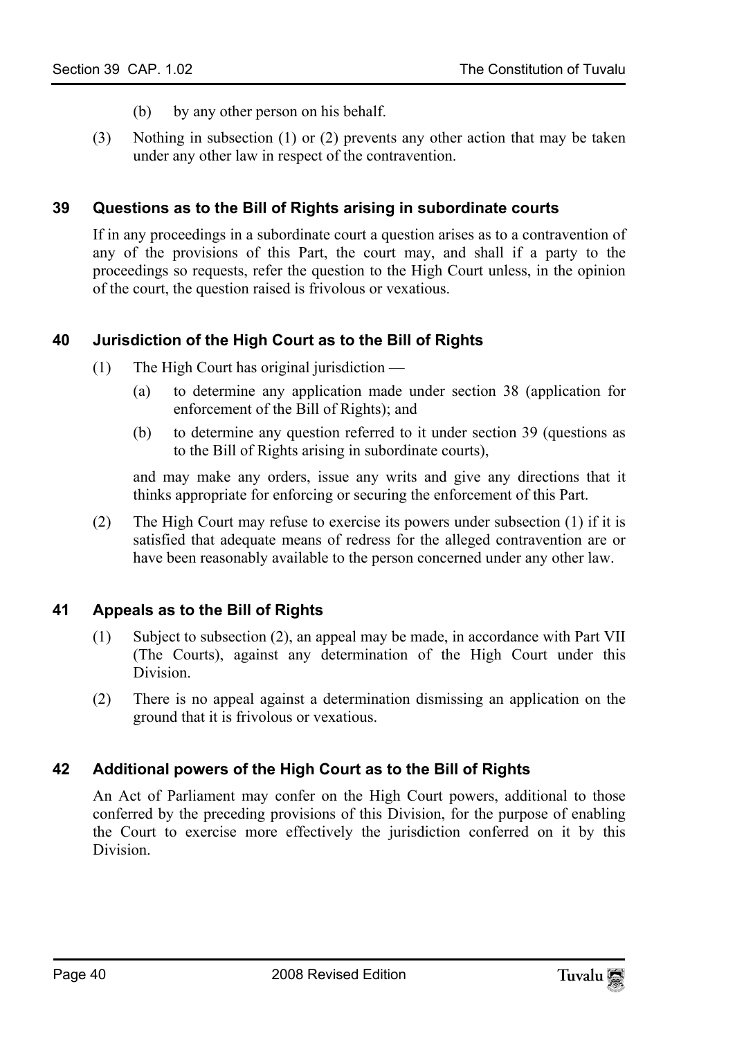(b) by any other person on his behalf.

(3) Nothing in subsection (1) or (2) prevents any other action that may be taken under any other law in respect of the contravention.

### 39 Questions as to the Bill of Rights arising in subordinate courts

If in any proceedings in a subordinate court a question arises as to a contravention of any of the provisions of this Part, the court may, and shall if a party to the proceedings so requests, refer the question to the High Court unless, in the opinion of the court, the question raised is frivolous or vexatious.

### 40 Jurisdiction of the High Court as to the Bill of Rights

(1) The High Court has original jurisdiction —

(a) to determine any application made under section 38 (application for enforcement of the Bill of Rights); and

(b) to determine any question referred to it under section 39 (questions as to the Bill of Rights arising in subordinate courts),

and may make any orders, issue any writs and give any directions that it thinks appropriate for enforcing or securing the enforcement of this Part.

(2) The High Court may refuse to exercise its powers under subsection (1) if it is satisfied that adequate means of redress for the alleged contravention are or have been reasonably available to the person concerned under any other law.

### 41 Appeals as to the Bill of Rights

(1) Subject to subsection (2), an appeal may be made, in accordance with Part VII (The Courts), against any determination of the High Court under this Division.

(2) There is no appeal against a determination dismissing an application on the ground that it is frivolous or vexatious.

### 42 Additional powers of the High Court as to the Bill of Rights

An Act of Parliament may confer on the High Court powers, additional to those conferred by the preceding provisions of this Division, for the purpose of enabling the Court to exercise more effectively the jurisdiction conferred on it by this Division.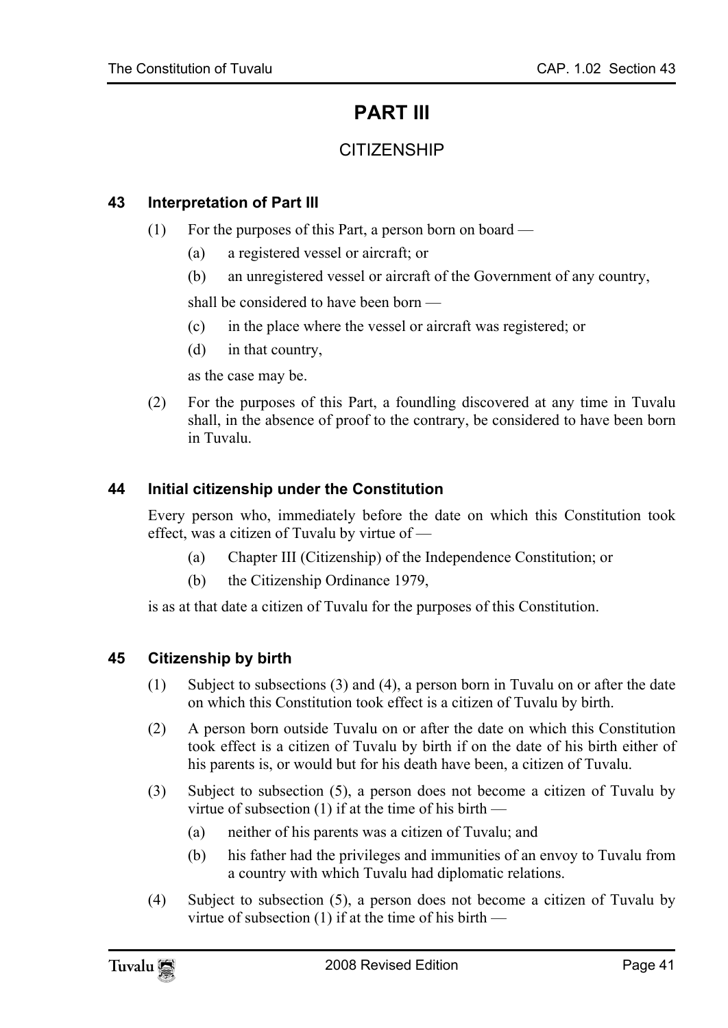# PART III

## CITIZENSHIP

### 43 Interpretation of Part III

(1) For the purposes of this Part, a person born on board —

(a) a registered vessel or aircraft; or

(b) an unregistered vessel or aircraft of the Government of any country,

shall be considered to have been born —

(c) in the place where the vessel or aircraft was registered; or

(d) in that country,

as the case may be.

(2) For the purposes of this Part, a foundling discovered at any time in Tuvalu shall, in the absence of proof to the contrary, be considered to have been born in Tuvalu.

### 44 Initial citizenship under the Constitution

Every person who, immediately before the date on which this Constitution took effect, was a citizen of Tuvalu by virtue of —

(a) Chapter III (Citizenship) of the Independence Constitution; or

(b) the Citizenship Ordinance 1979,

is as at that date a citizen of Tuvalu for the purposes of this Constitution.

### 45 Citizenship by birth

(1) Subject to subsections (3) and (4), a person born in Tuvalu on or after the date on which this Constitution took effect is a citizen of Tuvalu by birth.

(2) A person born outside Tuvalu on or after the date on which this Constitution took effect is a citizen of Tuvalu by birth if on the date of his birth either of his parents is, or would but for his death have been, a citizen of Tuvalu.

(3) Subject to subsection (5), a person does not become a citizen of Tuvalu by virtue of subsection (1) if at the time of his birth —

(a) neither of his parents was a citizen of Tuvalu; and

(b) his father had the privileges and immunities of an envoy to Tuvalu from a country with which Tuvalu had diplomatic relations.

(4) Subject to subsection (5), a person does not become a citizen of Tuvalu by virtue of subsection (1) if at the time of his birth —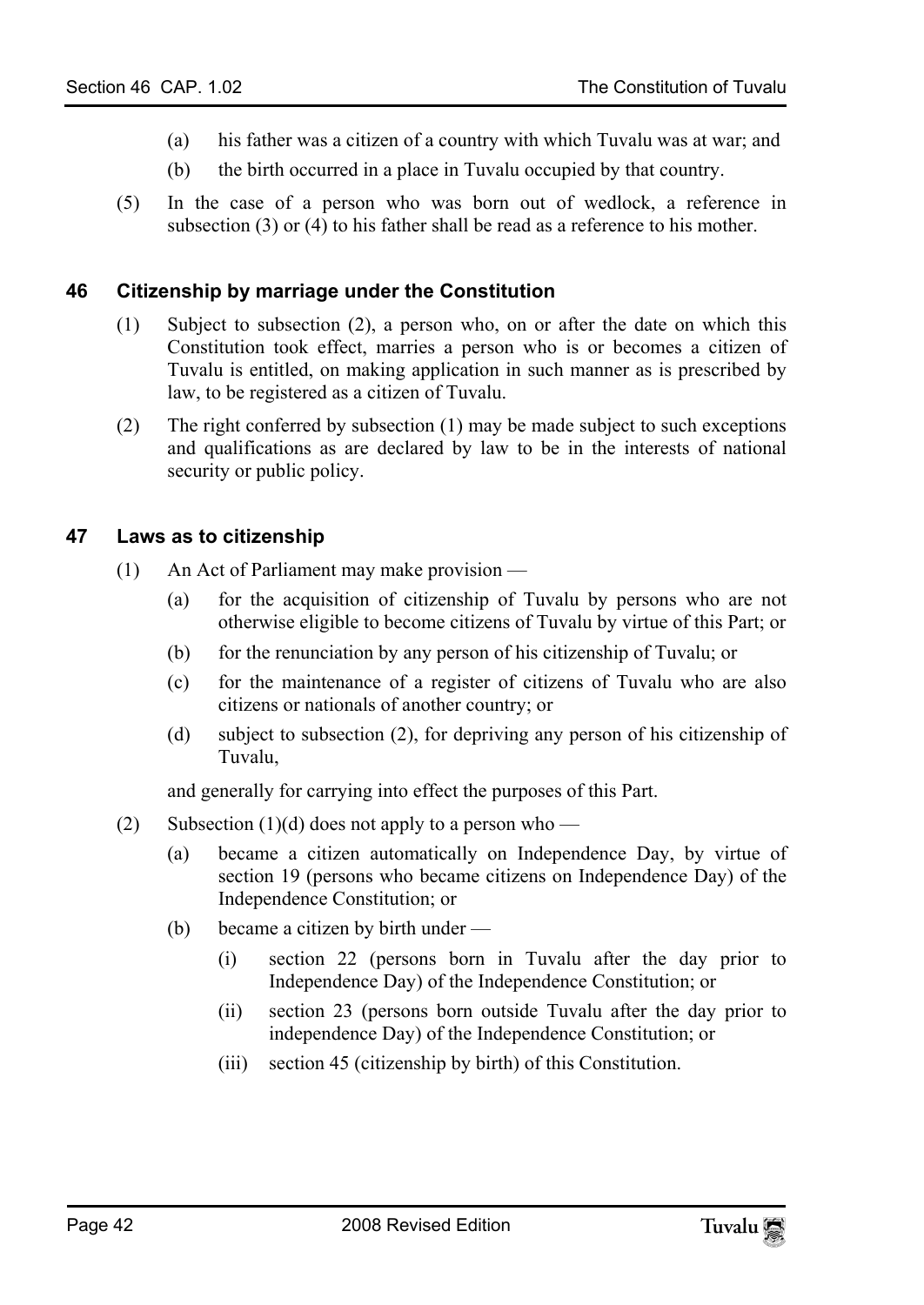(a) his father was a citizen of a country with which Tuvalu was at war; and

(b) the birth occurred in a place in Tuvalu occupied by that country.

(5) In the case of a person who was born out of wedlock, a reference in subsection (3) or (4) to his father shall be read as a reference to his mother.

### 46 Citizenship by marriage under the Constitution

(1) Subject to subsection (2), a person who, on or after the date on which this Constitution took effect, marries a person who is or becomes a citizen of Tuvalu is entitled, on making application in such manner as is prescribed by law, to be registered as a citizen of Tuvalu.

(2) The right conferred by subsection (1) may be made subject to such exceptions and qualifications as are declared by law to be in the interests of national security or public policy.

### 47 Laws as to citizenship

(1) An Act of Parliament may make provision —

(a) for the acquisition of citizenship of Tuvalu by persons who are not otherwise eligible to become citizens of Tuvalu by virtue of this Part; or

(b) for the renunciation by any person of his citizenship of Tuvalu; or

(c) for the maintenance of a register of citizens of Tuvalu who are also citizens or nationals of another country; or

(d) subject to subsection (2), for depriving any person of his citizenship of Tuvalu,

and generally for carrying into effect the purposes of this Part.

(2) Subsection (1)(d) does not apply to a person who —

(a) became a citizen automatically on Independence Day, by virtue of section 19 (persons who became citizens on Independence Day) of the Independence Constitution; or

(b) became a citizen by birth under —

(i) section 22 (persons born in Tuvalu after the day prior to Independence Day) of the Independence Constitution; or

(ii) section 23 (persons born outside Tuvalu after the day prior to independence Day) of the Independence Constitution; or

(iii) section 45 (citizenship by birth) of this Constitution.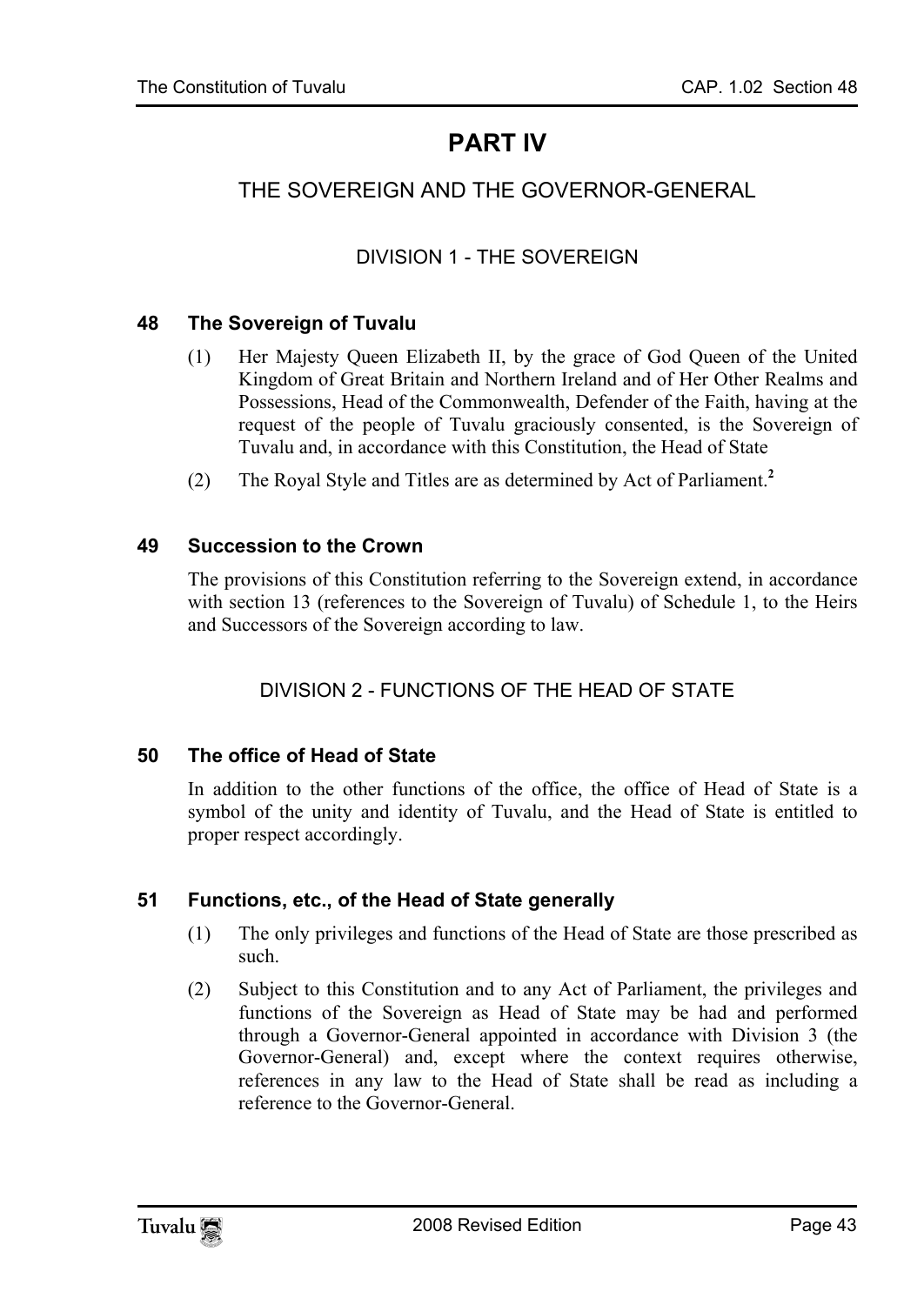# PART IV

## THE SOVEREIGN AND THE GOVERNOR-GENERAL

### DIVISION 1 - THE SOVEREIGN

#### 48 The Sovereign of Tuvalu

(1) Her Majesty Queen Elizabeth II, by the grace of God Queen of the United Kingdom of Great Britain and Northern Ireland and of Her Other Realms and Possessions, Head of the Commonwealth, Defender of the Faith, having at the request of the people of Tuvalu graciously consented, is the Sovereign of Tuvalu and, in accordance with this Constitution, the Head of State

(2) The Royal Style and Titles are as determined by Act of Parliament.[2]

#### 49 Succession to the Crown

The provisions of this Constitution referring to the Sovereign extend, in accordance with section 13 (references to the Sovereign of Tuvalu) of Schedule 1, to the Heirs and Successors of the Sovereign according to law.

### DIVISION 2 - FUNCTIONS OF THE HEAD OF STATE

#### 50 The office of Head of State

In addition to the other functions of the office, the office of Head of State is a symbol of the unity and identity of Tuvalu, and the Head of State is entitled to proper respect accordingly.

#### 51 Functions, etc., of the Head of State generally

(1) The only privileges and functions of the Head of State are those prescribed as such.

(2) Subject to this Constitution and to any Act of Parliament, the privileges and functions of the Sovereign as Head of State may be had and performed through a Governor-General appointed in accordance with Division 3 (the Governor-General) and, except where the context requires otherwise, references in any law to the Head of State shall be read as including a reference to the Governor-General.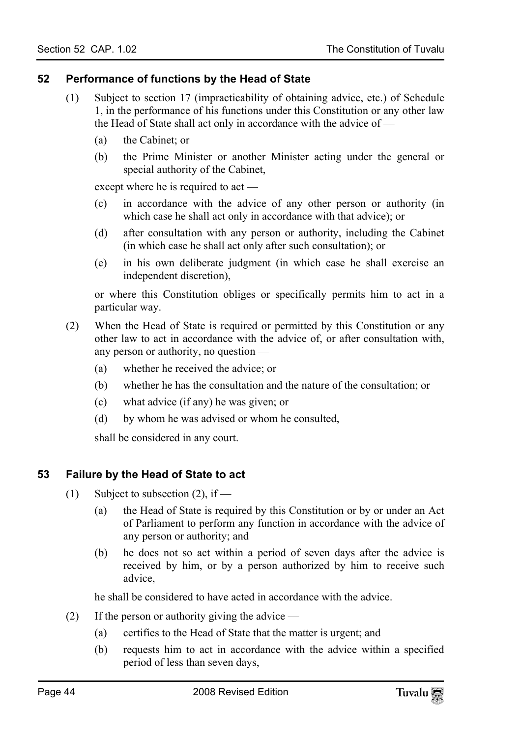## 52 Performance of functions by the Head of State

(1) Subject to section 17 (impracticability of obtaining advice, etc.) of Schedule 1, in the performance of his functions under this Constitution or any other law the Head of State shall act only in accordance with the advice of —

(a) the Cabinet; or

(b) the Prime Minister or another Minister acting under the general or special authority of the Cabinet,

except where he is required to act —

(c) in accordance with the advice of any other person or authority (in which case he shall act only in accordance with that advice); or

(d) after consultation with any person or authority, including the Cabinet (in which case he shall act only after such consultation); or

(e) in his own deliberate judgment (in which case he shall exercise an independent discretion),

or where this Constitution obliges or specifically permits him to act in a particular way.

(2) When the Head of State is required or permitted by this Constitution or any other law to act in accordance with the advice of, or after consultation with, any person or authority, no question —

(a) whether he received the advice; or

(b) whether he has the consultation and the nature of the consultation; or

(c) what advice (if any) he was given; or

(d) by whom he was advised or whom he consulted,

shall be considered in any court.

## 53 Failure by the Head of State to act

(1) Subject to subsection (2), if —

(a) the Head of State is required by this Constitution or by or under an Act of Parliament to perform any function in accordance with the advice of any person or authority; and

(b) he does not so act within a period of seven days after the advice is received by him, or by a person authorized by him to receive such advice,

he shall be considered to have acted in accordance with the advice.

(2) If the person or authority giving the advice —

(a) certifies to the Head of State that the matter is urgent; and

(b) requests him to act in accordance with the advice within a specified period of less than seven days,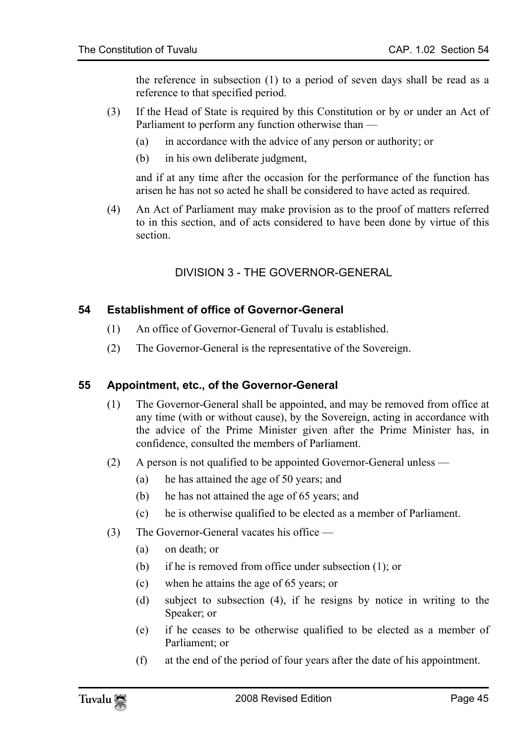the reference in subsection (1) to a period of seven days shall be read as a reference to that specified period.

(3) If the Head of State is required by this Constitution or by or under an Act of Parliament to perform any function otherwise than —

- (a) in accordance with the advice of any person or authority; or
- (b) in his own deliberate judgment,

and if at any time after the occasion for the performance of the function has arisen he has not so acted he shall be considered to have acted as required.

(4) An Act of Parliament may make provision as to the proof of matters referred to in this section, and of acts considered to have been done by virtue of this section.

## DIVISION 3 - THE GOVERNOR-GENERAL

### 54 Establishment of office of Governor-General

(1) An office of Governor-General of Tuvalu is established.

(2) The Governor-General is the representative of the Sovereign.

### 55 Appointment, etc., of the Governor-General

(1) The Governor-General shall be appointed, and may be removed from office at any time (with or without cause), by the Sovereign, acting in accordance with the advice of the Prime Minister given after the Prime Minister has, in confidence, consulted the members of Parliament.

(2) A person is not qualified to be appointed Governor-General unless —

- (a) he has attained the age of 50 years; and
- (b) he has not attained the age of 65 years; and
- (c) he is otherwise qualified to be elected as a member of Parliament.

(3) The Governor-General vacates his office —

- (a) on death; or
- (b) if he is removed from office under subsection (1); or
- (c) when he attains the age of 65 years; or
- (d) subject to subsection (4), if he resigns by notice in writing to the Speaker; or
- (e) if he ceases to be otherwise qualified to be elected as a member of Parliament; or
- (f) at the end of the period of four years after the date of his appointment.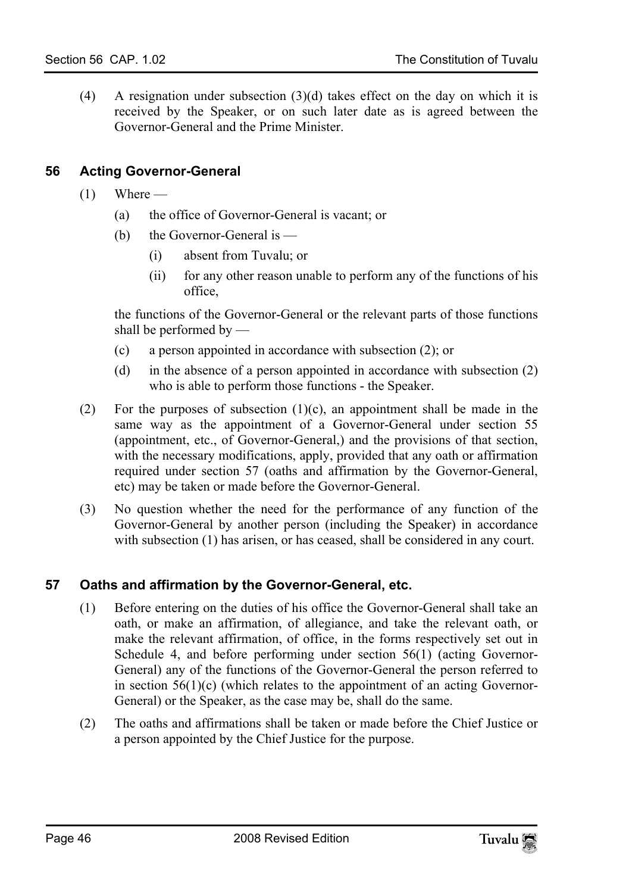(4) A resignation under subsection (3)(d) takes effect on the day on which it is received by the Speaker, or on such later date as is agreed between the Governor-General and the Prime Minister.

## 56 Acting Governor-General

(1) Where —

  (a) the office of Governor-General is vacant; or

  (b) the Governor-General is —

    (i) absent from Tuvalu; or

    (ii) for any other reason unable to perform any of the functions of his office,

  the functions of the Governor-General or the relevant parts of those functions shall be performed by —

  (c) a person appointed in accordance with subsection (2); or

  (d) in the absence of a person appointed in accordance with subsection (2) who is able to perform those functions - the Speaker.

(2) For the purposes of subsection (1)(c), an appointment shall be made in the same way as the appointment of a Governor-General under section 55 (appointment, etc., of Governor-General,) and the provisions of that section, with the necessary modifications, apply, provided that any oath or affirmation required under section 57 (oaths and affirmation by the Governor-General, etc) may be taken or made before the Governor-General.

(3) No question whether the need for the performance of any function of the Governor-General by another person (including the Speaker) in accordance with subsection (1) has arisen, or has ceased, shall be considered in any court.

## 57 Oaths and affirmation by the Governor-General, etc.

(1) Before entering on the duties of his office the Governor-General shall take an oath, or make an affirmation, of allegiance, and take the relevant oath, or make the relevant affirmation, of office, in the forms respectively set out in Schedule 4, and before performing under section 56(1) (acting Governor-General) any of the functions of the Governor-General the person referred to in section 56(1)(c) (which relates to the appointment of an acting Governor-General) or the Speaker, as the case may be, shall do the same.

(2) The oaths and affirmations shall be taken or made before the Chief Justice or a person appointed by the Chief Justice for the purpose.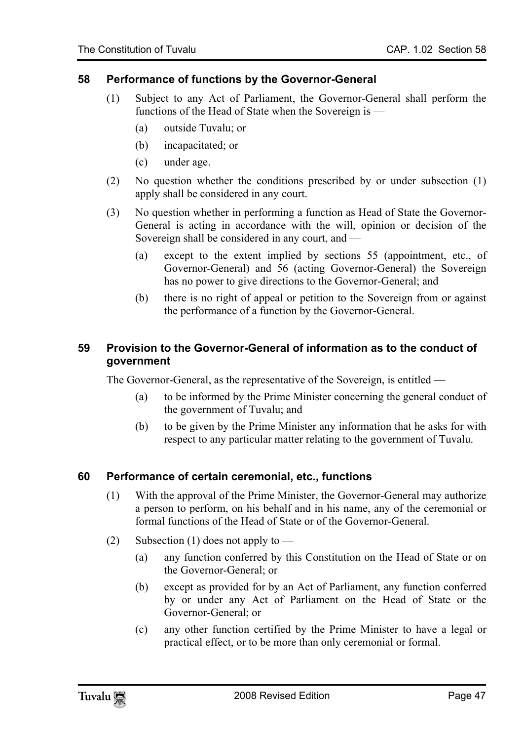### 58 Performance of functions by the Governor-General

(1) Subject to any Act of Parliament, the Governor-General shall perform the functions of the Head of State when the Sovereign is —

- (a) outside Tuvalu; or
- (b) incapacitated; or
- (c) under age.

(2) No question whether the conditions prescribed by or under subsection (1) apply shall be considered in any court.

(3) No question whether in performing a function as Head of State the Governor-General is acting in accordance with the will, opinion or decision of the Sovereign shall be considered in any court, and —

- (a) except to the extent implied by sections 55 (appointment, etc., of Governor-General) and 56 (acting Governor-General) the Sovereign has no power to give directions to the Governor-General; and
- (b) there is no right of appeal or petition to the Sovereign from or against the performance of a function by the Governor-General.

### 59 Provision to the Governor-General of information as to the conduct of government

The Governor-General, as the representative of the Sovereign, is entitled —

- (a) to be informed by the Prime Minister concerning the general conduct of the government of Tuvalu; and
- (b) to be given by the Prime Minister any information that he asks for with respect to any particular matter relating to the government of Tuvalu.

### 60 Performance of certain ceremonial, etc., functions

(1) With the approval of the Prime Minister, the Governor-General may authorize a person to perform, on his behalf and in his name, any of the ceremonial or formal functions of the Head of State or of the Governor-General.

(2) Subsection (1) does not apply to —

- (a) any function conferred by this Constitution on the Head of State or on the Governor-General; or
- (b) except as provided for by an Act of Parliament, any function conferred by or under any Act of Parliament on the Head of State or the Governor-General; or
- (c) any other function certified by the Prime Minister to have a legal or practical effect, or to be more than only ceremonial or formal.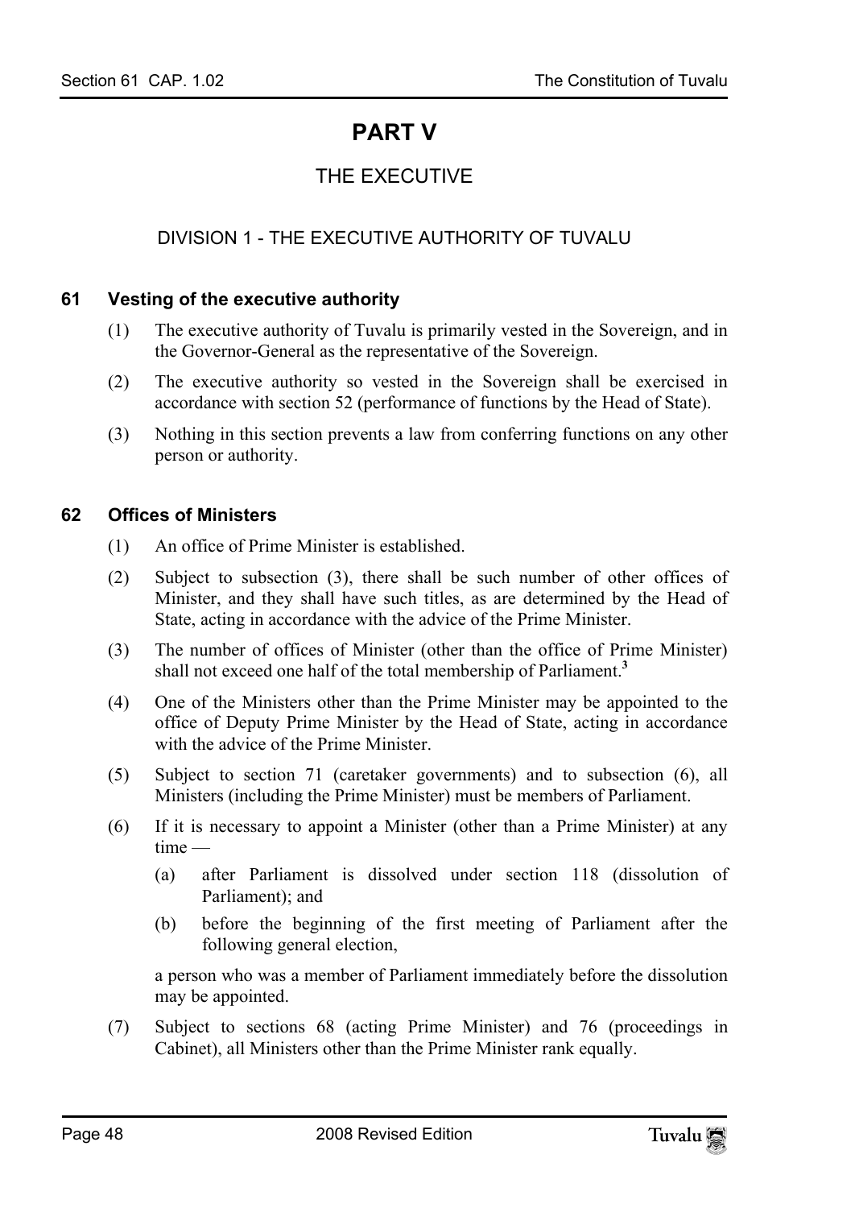# PART V

## THE EXECUTIVE

### DIVISION 1 - THE EXECUTIVE AUTHORITY OF TUVALU

#### 61 Vesting of the executive authority

(1) The executive authority of Tuvalu is primarily vested in the Sovereign, and in the Governor-General as the representative of the Sovereign.

(2) The executive authority so vested in the Sovereign shall be exercised in accordance with section 52 (performance of functions by the Head of State).

(3) Nothing in this section prevents a law from conferring functions on any other person or authority.

#### 62 Offices of Ministers

(1) An office of Prime Minister is established.

(2) Subject to subsection (3), there shall be such number of other offices of Minister, and they shall have such titles, as are determined by the Head of State, acting in accordance with the advice of the Prime Minister.

(3) The number of offices of Minister (other than the office of Prime Minister) shall not exceed one half of the total membership of Parliament.[3]

(4) One of the Ministers other than the Prime Minister may be appointed to the office of Deputy Prime Minister by the Head of State, acting in accordance with the advice of the Prime Minister.

(5) Subject to section 71 (caretaker governments) and to subsection (6), all Ministers (including the Prime Minister) must be members of Parliament.

(6) If it is necessary to appoint a Minister (other than a Prime Minister) at any time —

(a) after Parliament is dissolved under section 118 (dissolution of Parliament); and

(b) before the beginning of the first meeting of Parliament after the following general election,

a person who was a member of Parliament immediately before the dissolution may be appointed.

(7) Subject to sections 68 (acting Prime Minister) and 76 (proceedings in Cabinet), all Ministers other than the Prime Minister rank equally.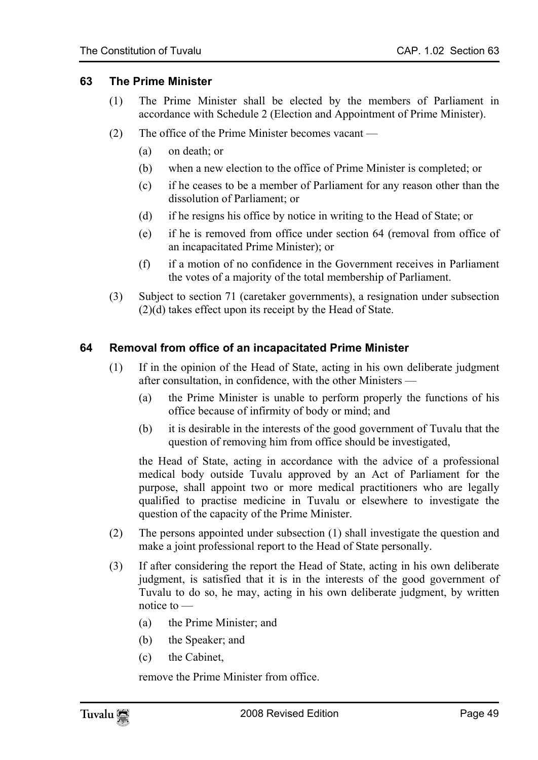## 63 The Prime Minister

(1) The Prime Minister shall be elected by the members of Parliament in accordance with Schedule 2 (Election and Appointment of Prime Minister).

(2) The office of the Prime Minister becomes vacant —

- (a) on death; or
- (b) when a new election to the office of Prime Minister is completed; or
- (c) if he ceases to be a member of Parliament for any reason other than the dissolution of Parliament; or
- (d) if he resigns his office by notice in writing to the Head of State; or
- (e) if he is removed from office under section 64 (removal from office of an incapacitated Prime Minister); or
- (f) if a motion of no confidence in the Government receives in Parliament the votes of a majority of the total membership of Parliament.

(3) Subject to section 71 (caretaker governments), a resignation under subsection (2)(d) takes effect upon its receipt by the Head of State.

## 64 Removal from office of an incapacitated Prime Minister

(1) If in the opinion of the Head of State, acting in his own deliberate judgment after consultation, in confidence, with the other Ministers —

- (a) the Prime Minister is unable to perform properly the functions of his office because of infirmity of body or mind; and
- (b) it is desirable in the interests of the good government of Tuvalu that the question of removing him from office should be investigated,

the Head of State, acting in accordance with the advice of a professional medical body outside Tuvalu approved by an Act of Parliament for the purpose, shall appoint two or more medical practitioners who are legally qualified to practise medicine in Tuvalu or elsewhere to investigate the question of the capacity of the Prime Minister.

(2) The persons appointed under subsection (1) shall investigate the question and make a joint professional report to the Head of State personally.

(3) If after considering the report the Head of State, acting in his own deliberate judgment, is satisfied that it is in the interests of the good government of Tuvalu to do so, he may, acting in his own deliberate judgment, by written notice to —

- (a) the Prime Minister; and
- (b) the Speaker; and
- (c) the Cabinet,

remove the Prime Minister from office.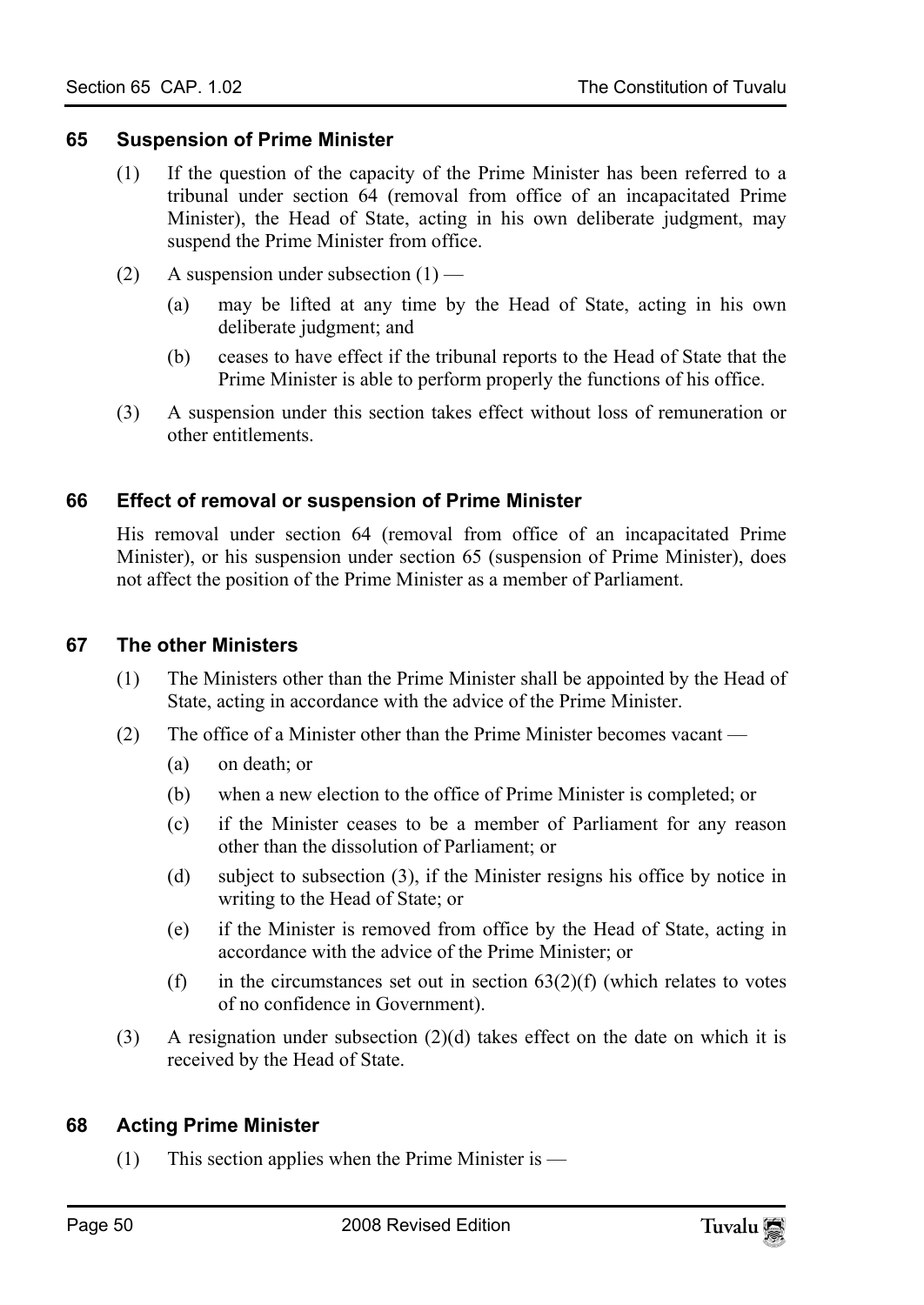### 65 Suspension of Prime Minister

(1) If the question of the capacity of the Prime Minister has been referred to a tribunal under section 64 (removal from office of an incapacitated Prime Minister), the Head of State, acting in his own deliberate judgment, may suspend the Prime Minister from office.

(2) A suspension under subsection (1) —

  (a) may be lifted at any time by the Head of State, acting in his own deliberate judgment; and

  (b) ceases to have effect if the tribunal reports to the Head of State that the Prime Minister is able to perform properly the functions of his office.

(3) A suspension under this section takes effect without loss of remuneration or other entitlements.

### 66 Effect of removal or suspension of Prime Minister

His removal under section 64 (removal from office of an incapacitated Prime Minister), or his suspension under section 65 (suspension of Prime Minister), does not affect the position of the Prime Minister as a member of Parliament.

### 67 The other Ministers

(1) The Ministers other than the Prime Minister shall be appointed by the Head of State, acting in accordance with the advice of the Prime Minister.

(2) The office of a Minister other than the Prime Minister becomes vacant —

  (a) on death; or

  (b) when a new election to the office of Prime Minister is completed; or

  (c) if the Minister ceases to be a member of Parliament for any reason other than the dissolution of Parliament; or

  (d) subject to subsection (3), if the Minister resigns his office by notice in writing to the Head of State; or

  (e) if the Minister is removed from office by the Head of State, acting in accordance with the advice of the Prime Minister; or

  (f) in the circumstances set out in section 63(2)(f) (which relates to votes of no confidence in Government).

(3) A resignation under subsection (2)(d) takes effect on the date on which it is received by the Head of State.

### 68 Acting Prime Minister

(1) This section applies when the Prime Minister is —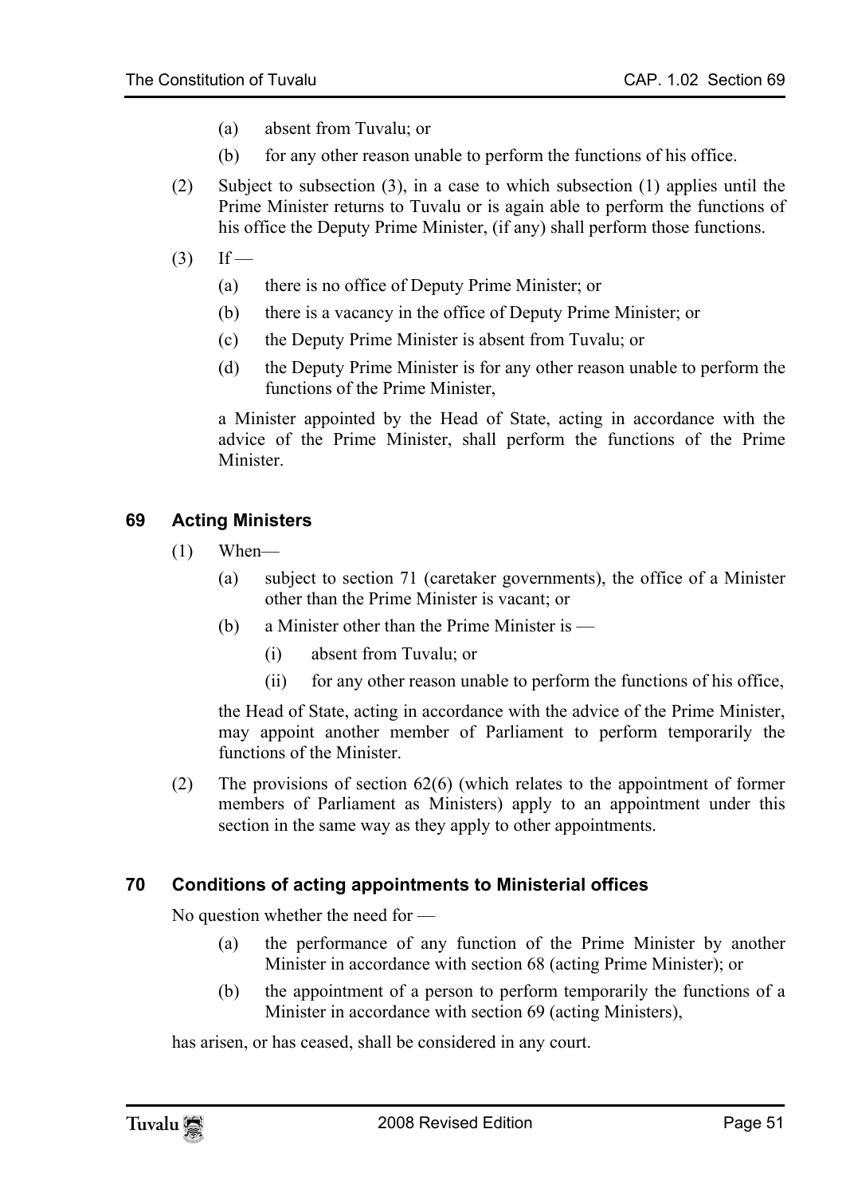(a) absent from Tuvalu; or

(b) for any other reason unable to perform the functions of his office.

(2) Subject to subsection (3), in a case to which subsection (1) applies until the Prime Minister returns to Tuvalu or is again able to perform the functions of his office the Deputy Prime Minister, (if any) shall perform those functions.

(3) If —

(a) there is no office of Deputy Prime Minister; or

(b) there is a vacancy in the office of Deputy Prime Minister; or

(c) the Deputy Prime Minister is absent from Tuvalu; or

(d) the Deputy Prime Minister is for any other reason unable to perform the functions of the Prime Minister,

a Minister appointed by the Head of State, acting in accordance with the advice of the Prime Minister, shall perform the functions of the Prime Minister.

### 69 Acting Ministers

(1) When—

(a) subject to section 71 (caretaker governments), the office of a Minister other than the Prime Minister is vacant; or

(b) a Minister other than the Prime Minister is —

(i) absent from Tuvalu; or

(ii) for any other reason unable to perform the functions of his office,

the Head of State, acting in accordance with the advice of the Prime Minister, may appoint another member of Parliament to perform temporarily the functions of the Minister.

(2) The provisions of section 62(6) (which relates to the appointment of former members of Parliament as Ministers) apply to an appointment under this section in the same way as they apply to other appointments.

### 70 Conditions of acting appointments to Ministerial offices

No question whether the need for —

(a) the performance of any function of the Prime Minister by another Minister in accordance with section 68 (acting Prime Minister); or

(b) the appointment of a person to perform temporarily the functions of a Minister in accordance with section 69 (acting Ministers),

has arisen, or has ceased, shall be considered in any court.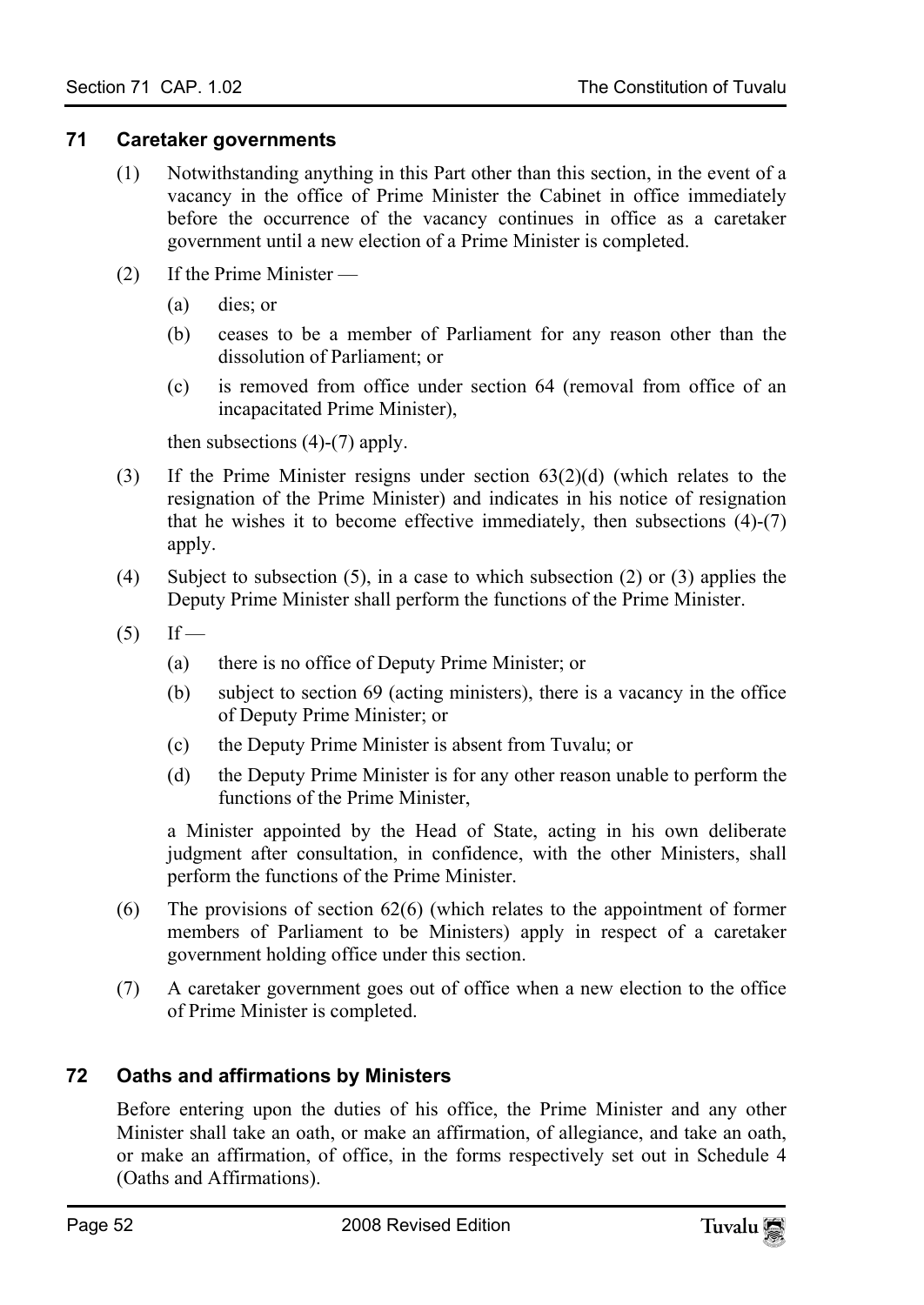## 71 Caretaker governments

(1) Notwithstanding anything in this Part other than this section, in the event of a vacancy in the office of Prime Minister the Cabinet in office immediately before the occurrence of the vacancy continues in office as a caretaker government until a new election of a Prime Minister is completed.

(2) If the Prime Minister —

- (a) dies; or
- (b) ceases to be a member of Parliament for any reason other than the dissolution of Parliament; or
- (c) is removed from office under section 64 (removal from office of an incapacitated Prime Minister),

then subsections (4)-(7) apply.

(3) If the Prime Minister resigns under section 63(2)(d) (which relates to the resignation of the Prime Minister) and indicates in his notice of resignation that he wishes it to become effective immediately, then subsections (4)-(7) apply.

(4) Subject to subsection (5), in a case to which subsection (2) or (3) applies the Deputy Prime Minister shall perform the functions of the Prime Minister.

(5) If —

- (a) there is no office of Deputy Prime Minister; or
- (b) subject to section 69 (acting ministers), there is a vacancy in the office of Deputy Prime Minister; or
- (c) the Deputy Prime Minister is absent from Tuvalu; or
- (d) the Deputy Prime Minister is for any other reason unable to perform the functions of the Prime Minister,

a Minister appointed by the Head of State, acting in his own deliberate judgment after consultation, in confidence, with the other Ministers, shall perform the functions of the Prime Minister.

(6) The provisions of section 62(6) (which relates to the appointment of former members of Parliament to be Ministers) apply in respect of a caretaker government holding office under this section.

(7) A caretaker government goes out of office when a new election to the office of Prime Minister is completed.

## 72 Oaths and affirmations by Ministers

Before entering upon the duties of his office, the Prime Minister and any other Minister shall take an oath, or make an affirmation, of allegiance, and take an oath, or make an affirmation, of office, in the forms respectively set out in Schedule 4 (Oaths and Affirmations).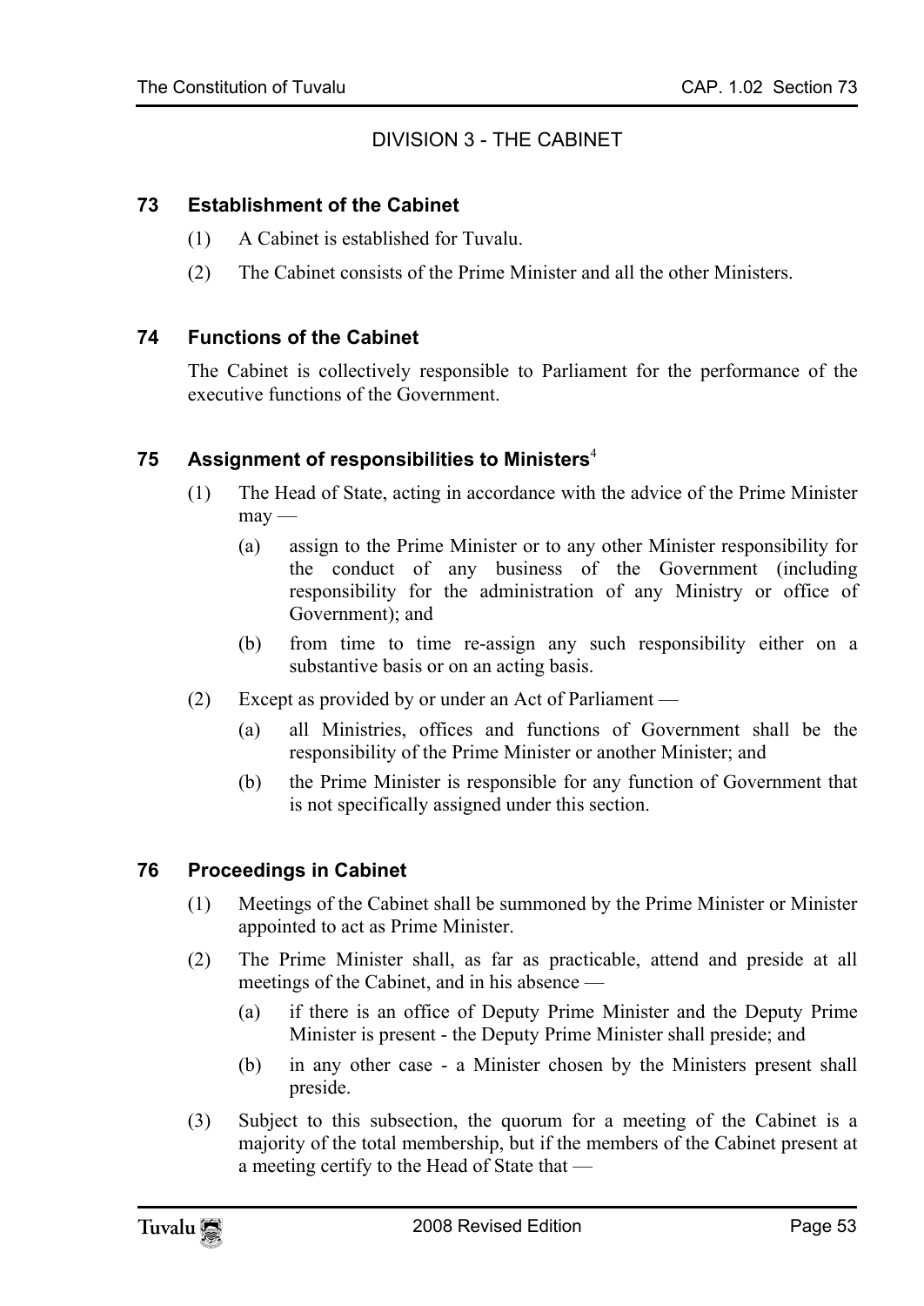## DIVISION 3 - THE CABINET

### 73 Establishment of the Cabinet

(1) A Cabinet is established for Tuvalu.

(2) The Cabinet consists of the Prime Minister and all the other Ministers.

### 74 Functions of the Cabinet

The Cabinet is collectively responsible to Parliament for the performance of the executive functions of the Government.

### 75 Assignment of responsibilities to Ministers[4]

(1) The Head of State, acting in accordance with the advice of the Prime Minister may —

(a) assign to the Prime Minister or to any other Minister responsibility for the conduct of any business of the Government (including responsibility for the administration of any Ministry or office of Government); and

(b) from time to time re-assign any such responsibility either on a substantive basis or on an acting basis.

(2) Except as provided by or under an Act of Parliament —

(a) all Ministries, offices and functions of Government shall be the responsibility of the Prime Minister or another Minister; and

(b) the Prime Minister is responsible for any function of Government that is not specifically assigned under this section.

### 76 Proceedings in Cabinet

(1) Meetings of the Cabinet shall be summoned by the Prime Minister or Minister appointed to act as Prime Minister.

(2) The Prime Minister shall, as far as practicable, attend and preside at all meetings of the Cabinet, and in his absence —

(a) if there is an office of Deputy Prime Minister and the Deputy Prime Minister is present - the Deputy Prime Minister shall preside; and

(b) in any other case - a Minister chosen by the Ministers present shall preside.

(3) Subject to this subsection, the quorum for a meeting of the Cabinet is a majority of the total membership, but if the members of the Cabinet present at a meeting certify to the Head of State that —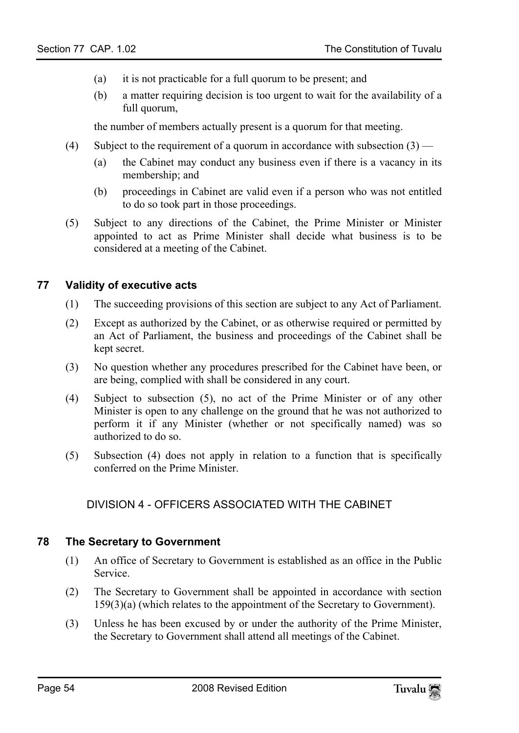(a) it is not practicable for a full quorum to be present; and

(b) a matter requiring decision is too urgent to wait for the availability of a full quorum,

the number of members actually present is a quorum for that meeting.

(4) Subject to the requirement of a quorum in accordance with subsection (3) —

(a) the Cabinet may conduct any business even if there is a vacancy in its membership; and

(b) proceedings in Cabinet are valid even if a person who was not entitled to do so took part in those proceedings.

(5) Subject to any directions of the Cabinet, the Prime Minister or Minister appointed to act as Prime Minister shall decide what business is to be considered at a meeting of the Cabinet.

### 77 Validity of executive acts

(1) The succeeding provisions of this section are subject to any Act of Parliament.

(2) Except as authorized by the Cabinet, or as otherwise required or permitted by an Act of Parliament, the business and proceedings of the Cabinet shall be kept secret.

(3) No question whether any procedures prescribed for the Cabinet have been, or are being, complied with shall be considered in any court.

(4) Subject to subsection (5), no act of the Prime Minister or of any other Minister is open to any challenge on the ground that he was not authorized to perform it if any Minister (whether or not specifically named) was so authorized to do so.

(5) Subsection (4) does not apply in relation to a function that is specifically conferred on the Prime Minister.

## DIVISION 4 - OFFICERS ASSOCIATED WITH THE CABINET

### 78 The Secretary to Government

(1) An office of Secretary to Government is established as an office in the Public Service.

(2) The Secretary to Government shall be appointed in accordance with section 159(3)(a) (which relates to the appointment of the Secretary to Government).

(3) Unless he has been excused by or under the authority of the Prime Minister, the Secretary to Government shall attend all meetings of the Cabinet.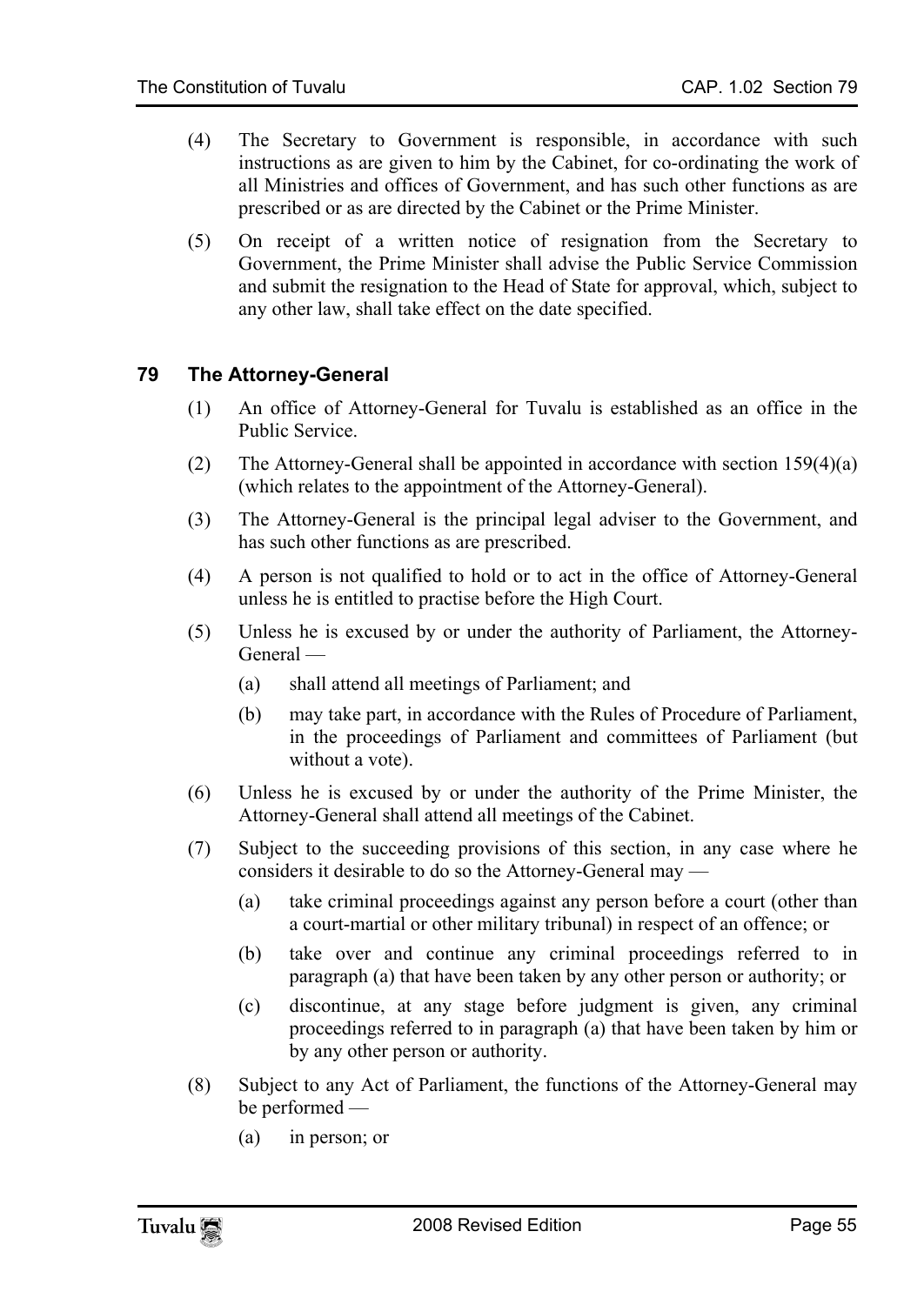(4) The Secretary to Government is responsible, in accordance with such instructions as are given to him by the Cabinet, for co-ordinating the work of all Ministries and offices of Government, and has such other functions as are prescribed or as are directed by the Cabinet or the Prime Minister.

(5) On receipt of a written notice of resignation from the Secretary to Government, the Prime Minister shall advise the Public Service Commission and submit the resignation to the Head of State for approval, which, subject to any other law, shall take effect on the date specified.

### 79 The Attorney-General

(1) An office of Attorney-General for Tuvalu is established as an office in the Public Service.

(2) The Attorney-General shall be appointed in accordance with section 159(4)(a) (which relates to the appointment of the Attorney-General).

(3) The Attorney-General is the principal legal adviser to the Government, and has such other functions as are prescribed.

(4) A person is not qualified to hold or to act in the office of Attorney-General unless he is entitled to practise before the High Court.

(5) Unless he is excused by or under the authority of Parliament, the Attorney-General —

- (a) shall attend all meetings of Parliament; and
- (b) may take part, in accordance with the Rules of Procedure of Parliament, in the proceedings of Parliament and committees of Parliament (but without a vote).

(6) Unless he is excused by or under the authority of the Prime Minister, the Attorney-General shall attend all meetings of the Cabinet.

(7) Subject to the succeeding provisions of this section, in any case where he considers it desirable to do so the Attorney-General may —

- (a) take criminal proceedings against any person before a court (other than a court-martial or other military tribunal) in respect of an offence; or
- (b) take over and continue any criminal proceedings referred to in paragraph (a) that have been taken by any other person or authority; or
- (c) discontinue, at any stage before judgment is given, any criminal proceedings referred to in paragraph (a) that have been taken by him or by any other person or authority.

(8) Subject to any Act of Parliament, the functions of the Attorney-General may be performed —

- (a) in person; or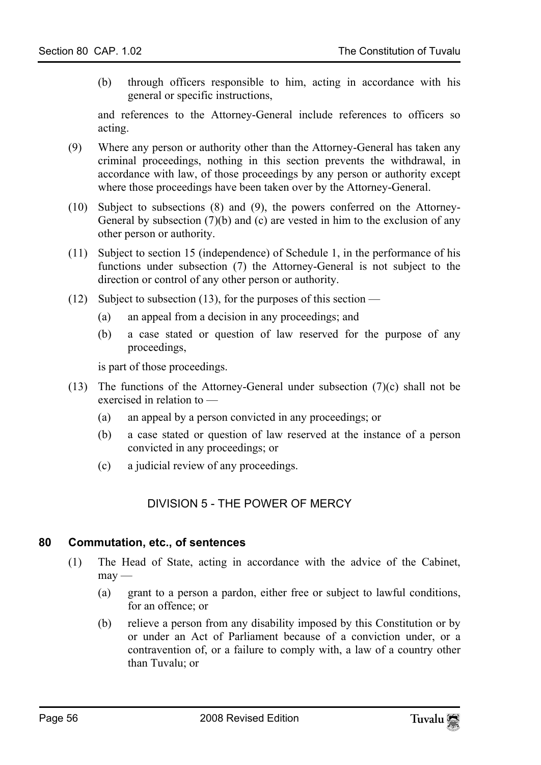(b) through officers responsible to him, acting in accordance with his general or specific instructions,

and references to the Attorney-General include references to officers so acting.

(9) Where any person or authority other than the Attorney-General has taken any criminal proceedings, nothing in this section prevents the withdrawal, in accordance with law, of those proceedings by any person or authority except where those proceedings have been taken over by the Attorney-General.

(10) Subject to subsections (8) and (9), the powers conferred on the Attorney-General by subsection (7)(b) and (c) are vested in him to the exclusion of any other person or authority.

(11) Subject to section 15 (independence) of Schedule 1, in the performance of his functions under subsection (7) the Attorney-General is not subject to the direction or control of any other person or authority.

(12) Subject to subsection (13), for the purposes of this section —

(a) an appeal from a decision in any proceedings; and

(b) a case stated or question of law reserved for the purpose of any proceedings,

is part of those proceedings.

(13) The functions of the Attorney-General under subsection (7)(c) shall not be exercised in relation to —

(a) an appeal by a person convicted in any proceedings; or

(b) a case stated or question of law reserved at the instance of a person convicted in any proceedings; or

(c) a judicial review of any proceedings.

## DIVISION 5 - THE POWER OF MERCY

### 80 Commutation, etc., of sentences

(1) The Head of State, acting in accordance with the advice of the Cabinet, may —

(a) grant to a person a pardon, either free or subject to lawful conditions, for an offence; or

(b) relieve a person from any disability imposed by this Constitution or by or under an Act of Parliament because of a conviction under, or a contravention of, or a failure to comply with, a law of a country other than Tuvalu; or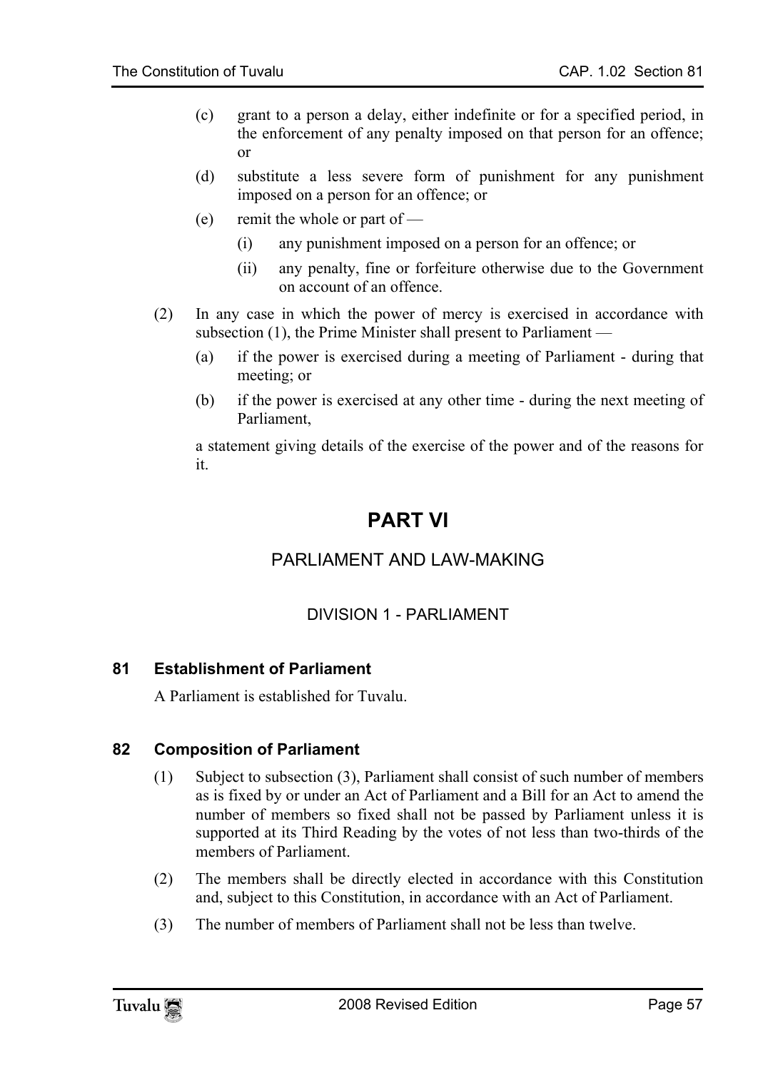(c) grant to a person a delay, either indefinite or for a specified period, in the enforcement of any penalty imposed on that person for an offence; or

(d) substitute a less severe form of punishment for any punishment imposed on a person for an offence; or

(e) remit the whole or part of —

   (i) any punishment imposed on a person for an offence; or

   (ii) any penalty, fine or forfeiture otherwise due to the Government on account of an offence.

(2) In any case in which the power of mercy is exercised in accordance with subsection (1), the Prime Minister shall present to Parliament —

   (a) if the power is exercised during a meeting of Parliament - during that meeting; or

   (b) if the power is exercised at any other time - during the next meeting of Parliament,

   a statement giving details of the exercise of the power and of the reasons for it.

# PART VI

## PARLIAMENT AND LAW-MAKING

### DIVISION 1 - PARLIAMENT

#### 81 Establishment of Parliament

A Parliament is established for Tuvalu.

#### 82 Composition of Parliament

(1) Subject to subsection (3), Parliament shall consist of such number of members as is fixed by or under an Act of Parliament and a Bill for an Act to amend the number of members so fixed shall not be passed by Parliament unless it is supported at its Third Reading by the votes of not less than two-thirds of the members of Parliament.

(2) The members shall be directly elected in accordance with this Constitution and, subject to this Constitution, in accordance with an Act of Parliament.

(3) The number of members of Parliament shall not be less than twelve.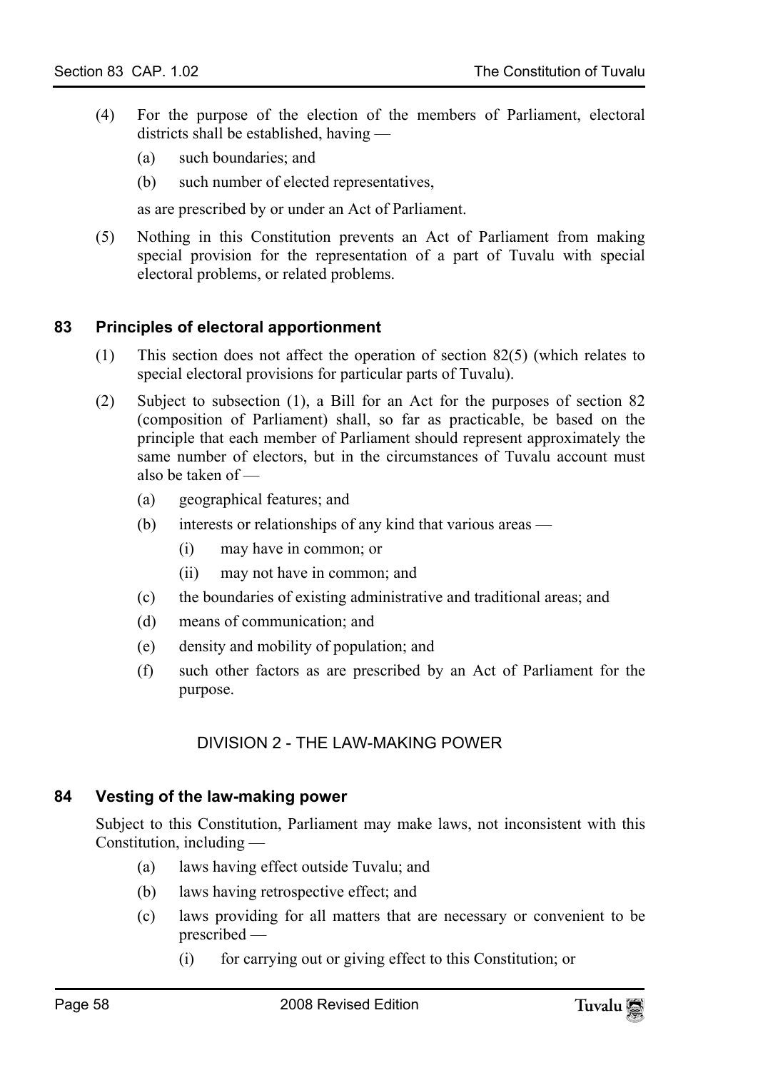(4) For the purpose of the election of the members of Parliament, electoral districts shall be established, having —

   (a) such boundaries; and

   (b) such number of elected representatives,

   as are prescribed by or under an Act of Parliament.

(5) Nothing in this Constitution prevents an Act of Parliament from making special provision for the representation of a part of Tuvalu with special electoral problems, or related problems.

### 83 Principles of electoral apportionment

(1) This section does not affect the operation of section 82(5) (which relates to special electoral provisions for particular parts of Tuvalu).

(2) Subject to subsection (1), a Bill for an Act for the purposes of section 82 (composition of Parliament) shall, so far as practicable, be based on the principle that each member of Parliament should represent approximately the same number of electors, but in the circumstances of Tuvalu account must also be taken of —

   (a) geographical features; and

   (b) interests or relationships of any kind that various areas —

      (i) may have in common; or

      (ii) may not have in common; and

   (c) the boundaries of existing administrative and traditional areas; and

   (d) means of communication; and

   (e) density and mobility of population; and

   (f) such other factors as are prescribed by an Act of Parliament for the purpose.

## DIVISION 2 - THE LAW-MAKING POWER

### 84 Vesting of the law-making power

Subject to this Constitution, Parliament may make laws, not inconsistent with this Constitution, including —

   (a) laws having effect outside Tuvalu; and

   (b) laws having retrospective effect; and

   (c) laws providing for all matters that are necessary or convenient to be prescribed —

      (i) for carrying out or giving effect to this Constitution; or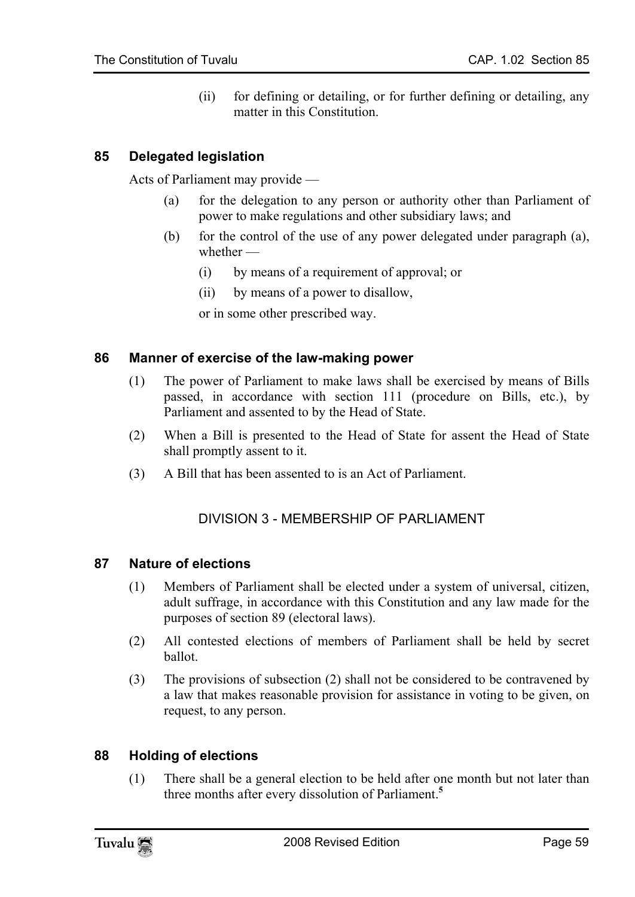(ii) for defining or detailing, or for further defining or detailing, any matter in this Constitution.

### 85 Delegated legislation

Acts of Parliament may provide —

- (a) for the delegation to any person or authority other than Parliament of power to make regulations and other subsidiary laws; and
- (b) for the control of the use of any power delegated under paragraph (a), whether —
  - (i) by means of a requirement of approval; or
  - (ii) by means of a power to disallow,

  or in some other prescribed way.

### 86 Manner of exercise of the law-making power

(1) The power of Parliament to make laws shall be exercised by means of Bills passed, in accordance with section 111 (procedure on Bills, etc.), by Parliament and assented to by the Head of State.

(2) When a Bill is presented to the Head of State for assent the Head of State shall promptly assent to it.

(3) A Bill that has been assented to is an Act of Parliament.

## DIVISION 3 - MEMBERSHIP OF PARLIAMENT

### 87 Nature of elections

(1) Members of Parliament shall be elected under a system of universal, citizen, adult suffrage, in accordance with this Constitution and any law made for the purposes of section 89 (electoral laws).

(2) All contested elections of members of Parliament shall be held by secret ballot.

(3) The provisions of subsection (2) shall not be considered to be contravened by a law that makes reasonable provision for assistance in voting to be given, on request, to any person.

### 88 Holding of elections

(1) There shall be a general election to be held after one month but not later than three months after every dissolution of Parliament.[5]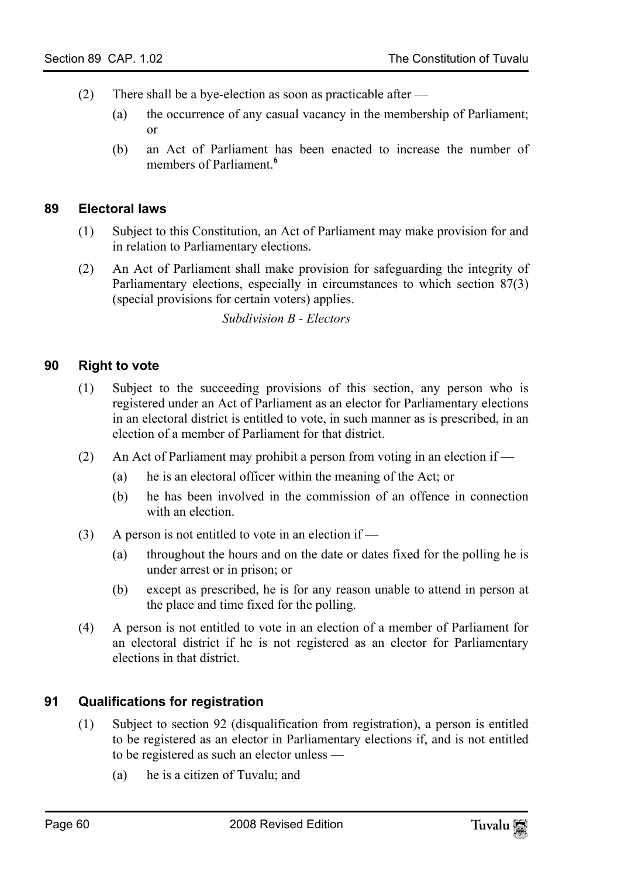(2) There shall be a bye-election as soon as practicable after —

(a) the occurrence of any casual vacancy in the membership of Parliament; or

(b) an Act of Parliament has been enacted to increase the number of members of Parliament.[6]

### 89 Electoral laws

(1) Subject to this Constitution, an Act of Parliament may make provision for and in relation to Parliamentary elections.

(2) An Act of Parliament shall make provision for safeguarding the integrity of Parliamentary elections, especially in circumstances to which section 87(3) (special provisions for certain voters) applies.

*Subdivision B - Electors*

### 90 Right to vote

(1) Subject to the succeeding provisions of this section, any person who is registered under an Act of Parliament as an elector for Parliamentary elections in an electoral district is entitled to vote, in such manner as is prescribed, in an election of a member of Parliament for that district.

(2) An Act of Parliament may prohibit a person from voting in an election if —

(a) he is an electoral officer within the meaning of the Act; or

(b) he has been involved in the commission of an offence in connection with an election.

(3) A person is not entitled to vote in an election if —

(a) throughout the hours and on the date or dates fixed for the polling he is under arrest or in prison; or

(b) except as prescribed, he is for any reason unable to attend in person at the place and time fixed for the polling.

(4) A person is not entitled to vote in an election of a member of Parliament for an electoral district if he is not registered as an elector for Parliamentary elections in that district.

### 91 Qualifications for registration

(1) Subject to section 92 (disqualification from registration), a person is entitled to be registered as an elector in Parliamentary elections if, and is not entitled to be registered as such an elector unless —

(a) he is a citizen of Tuvalu; and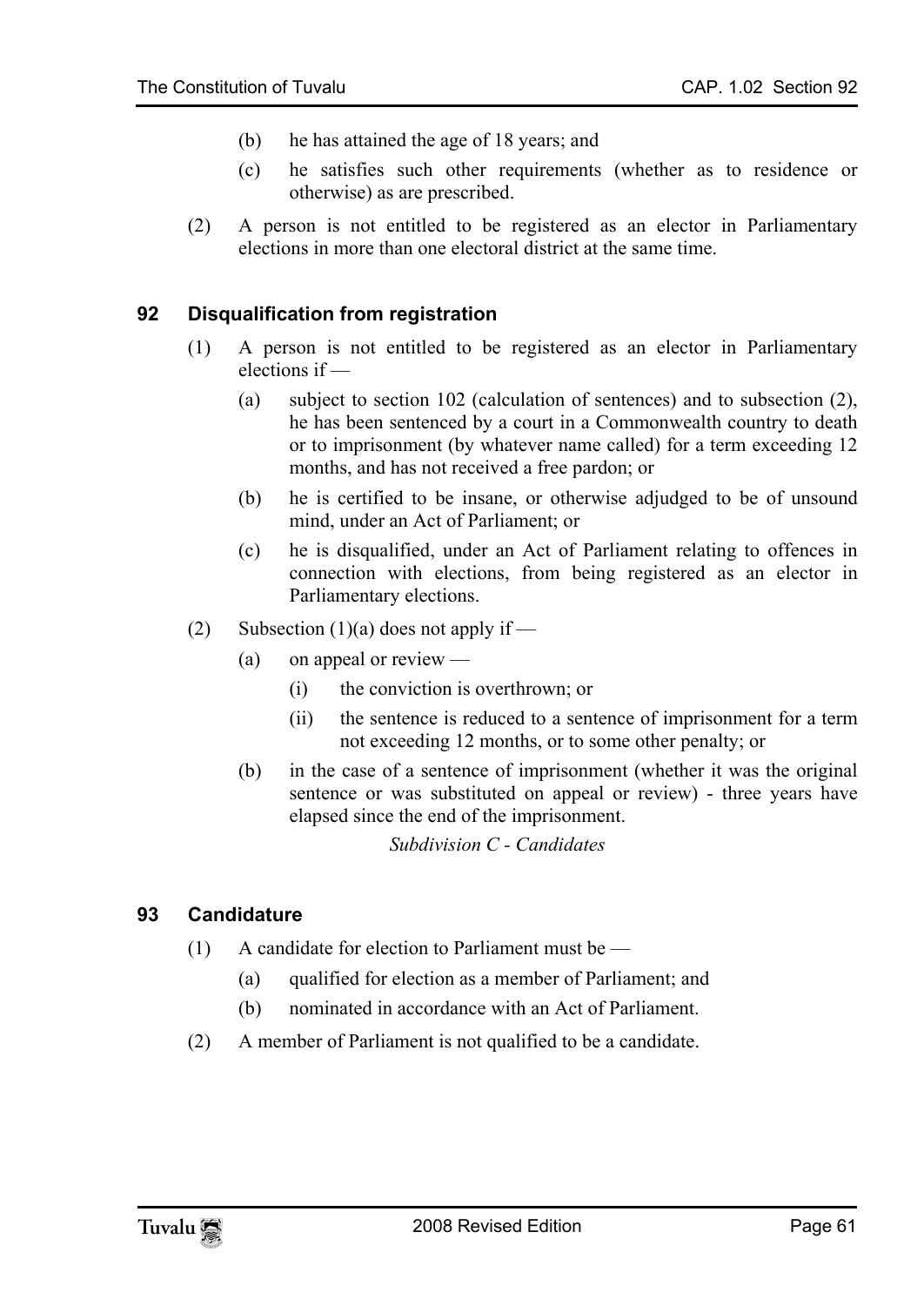(b) he has attained the age of 18 years; and

(c) he satisfies such other requirements (whether as to residence or otherwise) as are prescribed.

(2) A person is not entitled to be registered as an elector in Parliamentary elections in more than one electoral district at the same time.

### 92 Disqualification from registration

(1) A person is not entitled to be registered as an elector in Parliamentary elections if —

(a) subject to section 102 (calculation of sentences) and to subsection (2), he has been sentenced by a court in a Commonwealth country to death or to imprisonment (by whatever name called) for a term exceeding 12 months, and has not received a free pardon; or

(b) he is certified to be insane, or otherwise adjudged to be of unsound mind, under an Act of Parliament; or

(c) he is disqualified, under an Act of Parliament relating to offences in connection with elections, from being registered as an elector in Parliamentary elections.

(2) Subsection (1)(a) does not apply if —

(a) on appeal or review —

(i) the conviction is overthrown; or

(ii) the sentence is reduced to a sentence of imprisonment for a term not exceeding 12 months, or to some other penalty; or

(b) in the case of a sentence of imprisonment (whether it was the original sentence or was substituted on appeal or review) - three years have elapsed since the end of the imprisonment.

*Subdivision C - Candidates*

### 93 Candidature

(1) A candidate for election to Parliament must be —

(a) qualified for election as a member of Parliament; and

(b) nominated in accordance with an Act of Parliament.

(2) A member of Parliament is not qualified to be a candidate.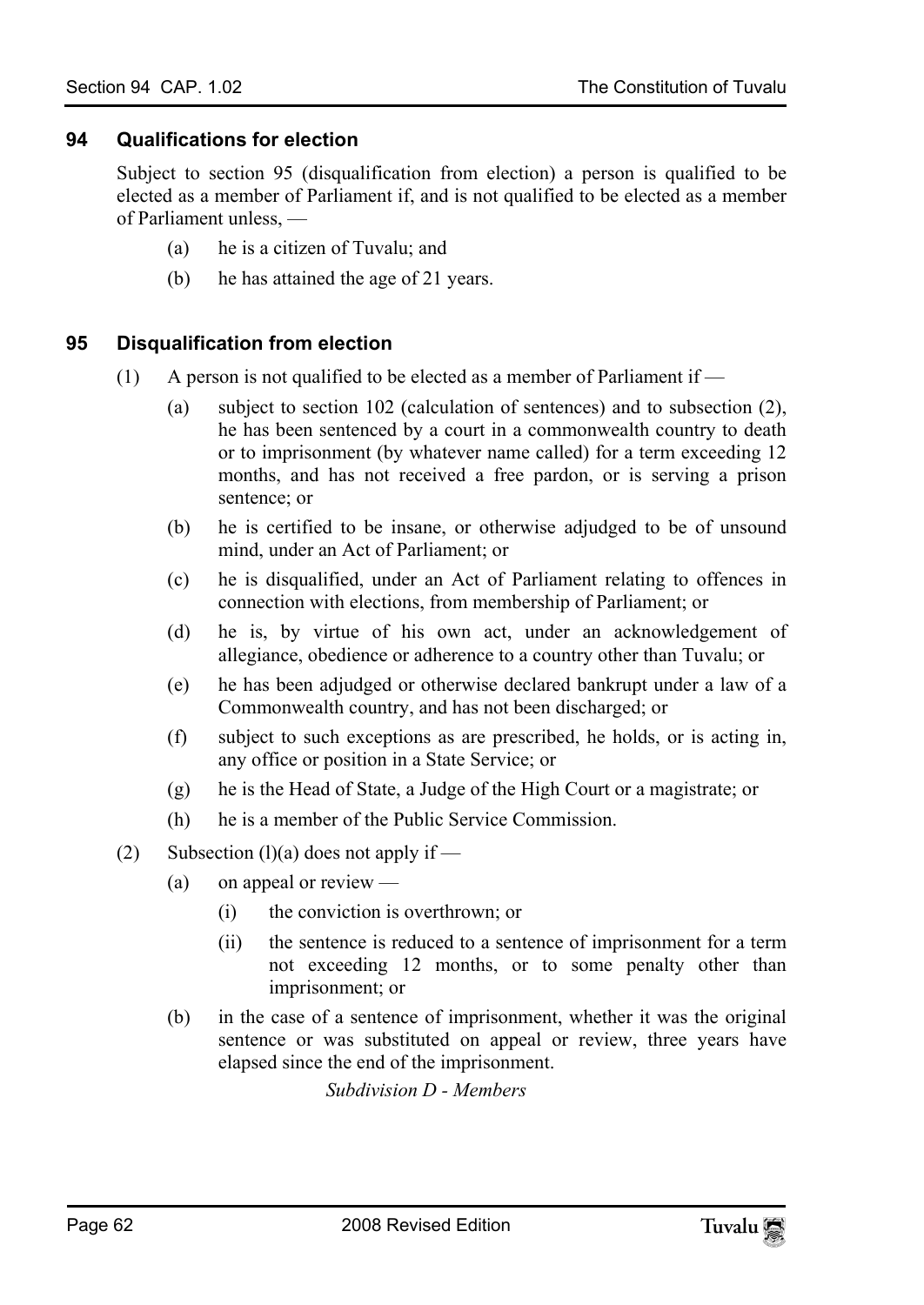### 94 Qualifications for election

Subject to section 95 (disqualification from election) a person is qualified to be elected as a member of Parliament if, and is not qualified to be elected as a member of Parliament unless, —

- (a) he is a citizen of Tuvalu; and
- (b) he has attained the age of 21 years.

### 95 Disqualification from election

(1) A person is not qualified to be elected as a member of Parliament if —

- (a) subject to section 102 (calculation of sentences) and to subsection (2), he has been sentenced by a court in a commonwealth country to death or to imprisonment (by whatever name called) for a term exceeding 12 months, and has not received a free pardon, or is serving a prison sentence; or
- (b) he is certified to be insane, or otherwise adjudged to be of unsound mind, under an Act of Parliament; or
- (c) he is disqualified, under an Act of Parliament relating to offences in connection with elections, from membership of Parliament; or
- (d) he is, by virtue of his own act, under an acknowledgement of allegiance, obedience or adherence to a country other than Tuvalu; or
- (e) he has been adjudged or otherwise declared bankrupt under a law of a Commonwealth country, and has not been discharged; or
- (f) subject to such exceptions as are prescribed, he holds, or is acting in, any office or position in a State Service; or
- (g) he is the Head of State, a Judge of the High Court or a magistrate; or
- (h) he is a member of the Public Service Commission.

(2) Subsection (l)(a) does not apply if —

- (a) on appeal or review —
  - (i) the conviction is overthrown; or
  - (ii) the sentence is reduced to a sentence of imprisonment for a term not exceeding 12 months, or to some penalty other than imprisonment; or
- (b) in the case of a sentence of imprisonment, whether it was the original sentence or was substituted on appeal or review, three years have elapsed since the end of the imprisonment.

*Subdivision D - Members*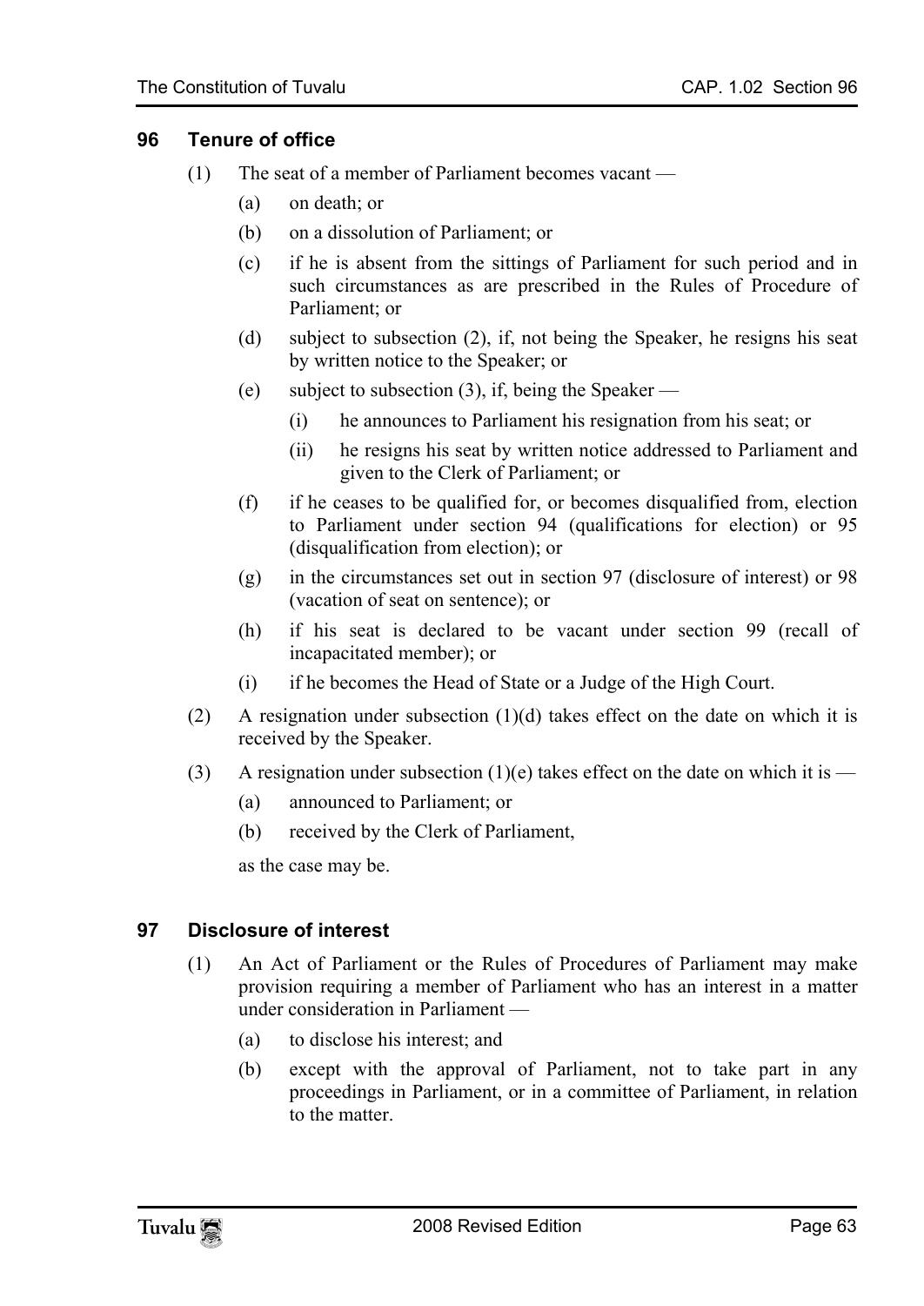## 96 Tenure of office

(1) The seat of a member of Parliament becomes vacant —

- (a) on death; or
- (b) on a dissolution of Parliament; or
- (c) if he is absent from the sittings of Parliament for such period and in such circumstances as are prescribed in the Rules of Procedure of Parliament; or
- (d) subject to subsection (2), if, not being the Speaker, he resigns his seat by written notice to the Speaker; or
- (e) subject to subsection (3), if, being the Speaker —
  - (i) he announces to Parliament his resignation from his seat; or
  - (ii) he resigns his seat by written notice addressed to Parliament and given to the Clerk of Parliament; or
- (f) if he ceases to be qualified for, or becomes disqualified from, election to Parliament under section 94 (qualifications for election) or 95 (disqualification from election); or
- (g) in the circumstances set out in section 97 (disclosure of interest) or 98 (vacation of seat on sentence); or
- (h) if his seat is declared to be vacant under section 99 (recall of incapacitated member); or
- (i) if he becomes the Head of State or a Judge of the High Court.

(2) A resignation under subsection (1)(d) takes effect on the date on which it is received by the Speaker.

(3) A resignation under subsection (1)(e) takes effect on the date on which it is —

- (a) announced to Parliament; or
- (b) received by the Clerk of Parliament,

as the case may be.

## 97 Disclosure of interest

(1) An Act of Parliament or the Rules of Procedures of Parliament may make provision requiring a member of Parliament who has an interest in a matter under consideration in Parliament —

- (a) to disclose his interest; and
- (b) except with the approval of Parliament, not to take part in any proceedings in Parliament, or in a committee of Parliament, in relation to the matter.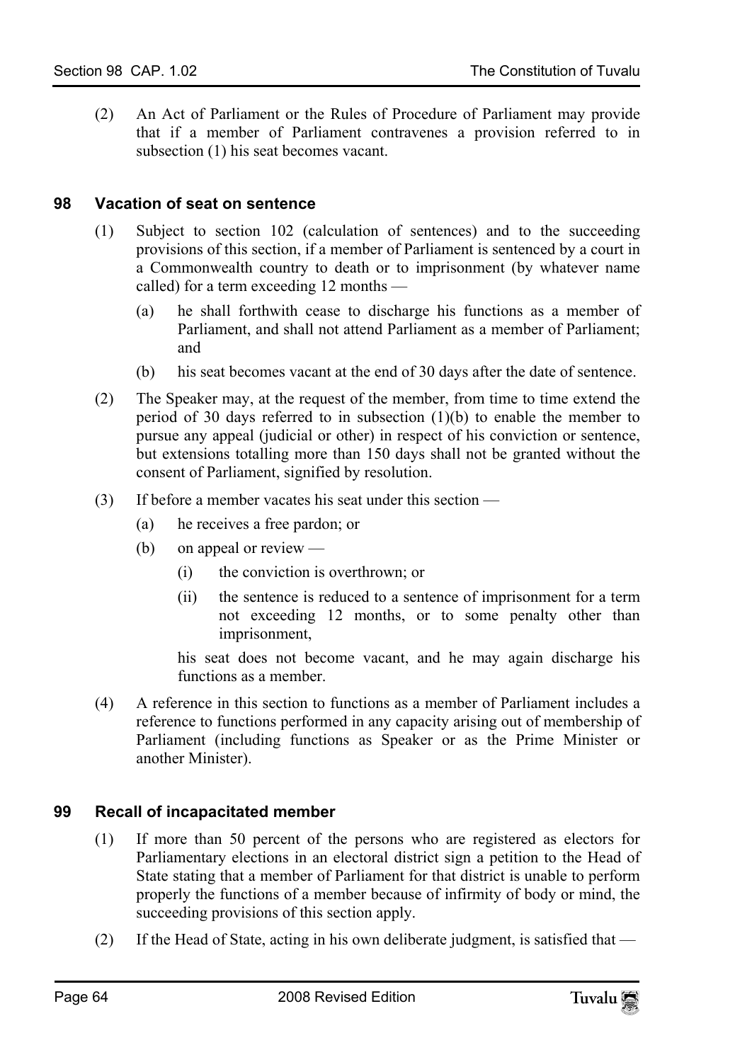(2) An Act of Parliament or the Rules of Procedure of Parliament may provide that if a member of Parliament contravenes a provision referred to in subsection (1) his seat becomes vacant.

### 98 Vacation of seat on sentence

(1) Subject to section 102 (calculation of sentences) and to the succeeding provisions of this section, if a member of Parliament is sentenced by a court in a Commonwealth country to death or to imprisonment (by whatever name called) for a term exceeding 12 months —

(a) he shall forthwith cease to discharge his functions as a member of Parliament, and shall not attend Parliament as a member of Parliament; and

(b) his seat becomes vacant at the end of 30 days after the date of sentence.

(2) The Speaker may, at the request of the member, from time to time extend the period of 30 days referred to in subsection (1)(b) to enable the member to pursue any appeal (judicial or other) in respect of his conviction or sentence, but extensions totalling more than 150 days shall not be granted without the consent of Parliament, signified by resolution.

(3) If before a member vacates his seat under this section —

(a) he receives a free pardon; or

(b) on appeal or review —

(i) the conviction is overthrown; or

(ii) the sentence is reduced to a sentence of imprisonment for a term not exceeding 12 months, or to some penalty other than imprisonment,

his seat does not become vacant, and he may again discharge his functions as a member.

(4) A reference in this section to functions as a member of Parliament includes a reference to functions performed in any capacity arising out of membership of Parliament (including functions as Speaker or as the Prime Minister or another Minister).

### 99 Recall of incapacitated member

(1) If more than 50 percent of the persons who are registered as electors for Parliamentary elections in an electoral district sign a petition to the Head of State stating that a member of Parliament for that district is unable to perform properly the functions of a member because of infirmity of body or mind, the succeeding provisions of this section apply.

(2) If the Head of State, acting in his own deliberate judgment, is satisfied that —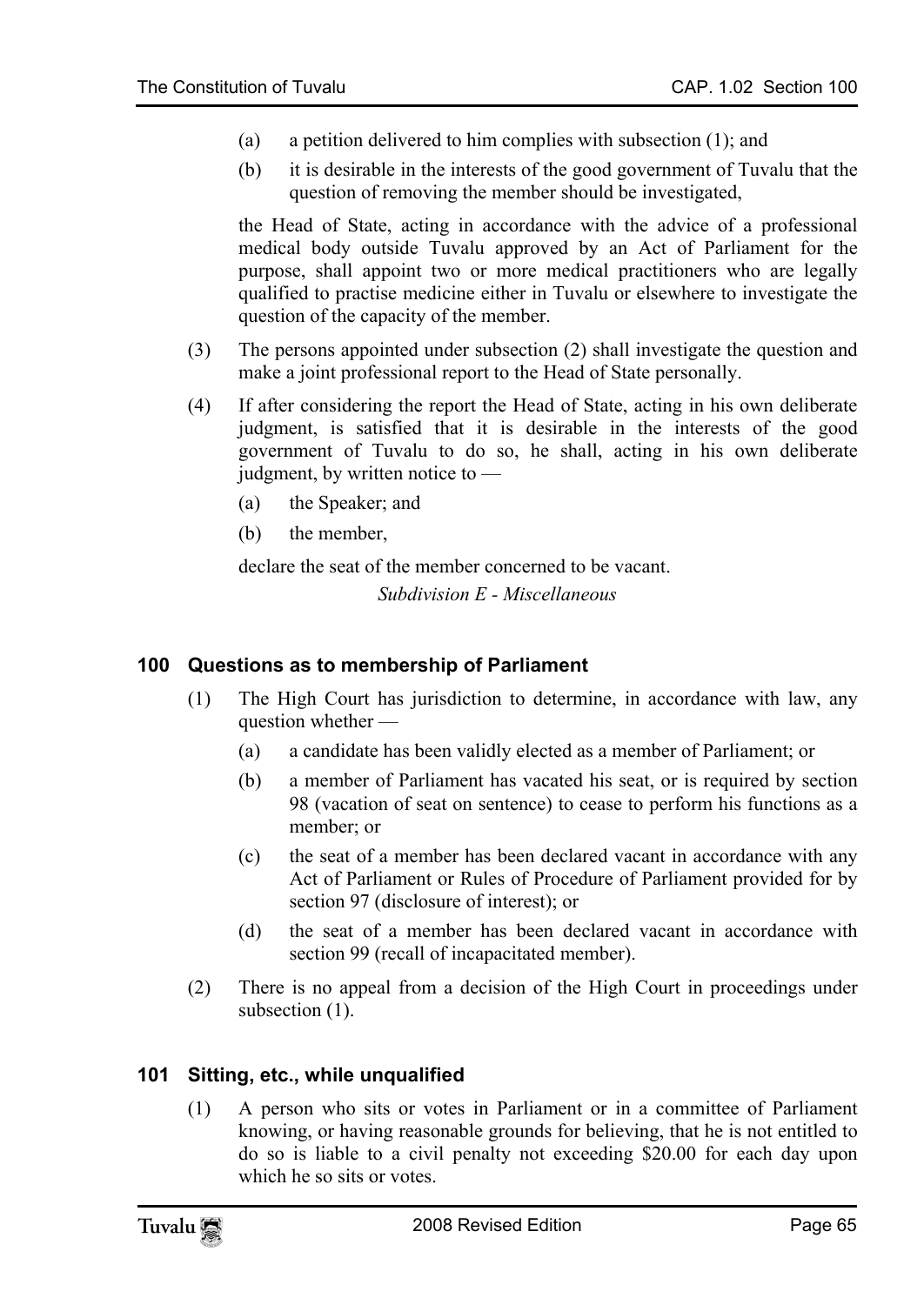(a) a petition delivered to him complies with subsection (1); and

(b) it is desirable in the interests of the good government of Tuvalu that the question of removing the member should be investigated,

the Head of State, acting in accordance with the advice of a professional medical body outside Tuvalu approved by an Act of Parliament for the purpose, shall appoint two or more medical practitioners who are legally qualified to practise medicine either in Tuvalu or elsewhere to investigate the question of the capacity of the member.

(3) The persons appointed under subsection (2) shall investigate the question and make a joint professional report to the Head of State personally.

(4) If after considering the report the Head of State, acting in his own deliberate judgment, is satisfied that it is desirable in the interests of the good government of Tuvalu to do so, he shall, acting in his own deliberate judgment, by written notice to —

(a) the Speaker; and

(b) the member,

declare the seat of the member concerned to be vacant.

*Subdivision E - Miscellaneous*

### 100 Questions as to membership of Parliament

(1) The High Court has jurisdiction to determine, in accordance with law, any question whether —

(a) a candidate has been validly elected as a member of Parliament; or

(b) a member of Parliament has vacated his seat, or is required by section 98 (vacation of seat on sentence) to cease to perform his functions as a member; or

(c) the seat of a member has been declared vacant in accordance with any Act of Parliament or Rules of Procedure of Parliament provided for by section 97 (disclosure of interest); or

(d) the seat of a member has been declared vacant in accordance with section 99 (recall of incapacitated member).

(2) There is no appeal from a decision of the High Court in proceedings under subsection (1).

### 101 Sitting, etc., while unqualified

(1) A person who sits or votes in Parliament or in a committee of Parliament knowing, or having reasonable grounds for believing, that he is not entitled to do so is liable to a civil penalty not exceeding $20.00 for each day upon which he so sits or votes.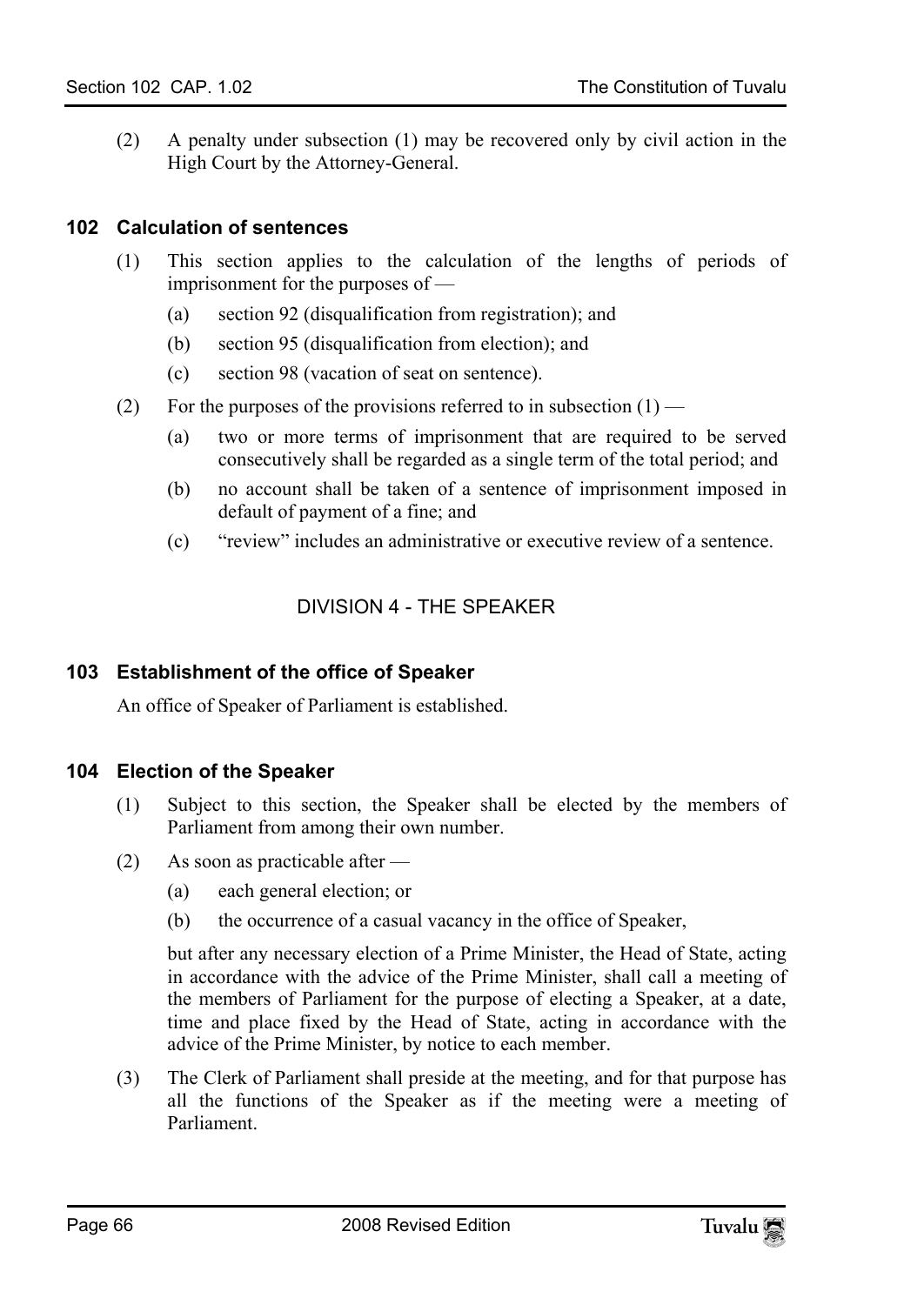(2) A penalty under subsection (1) may be recovered only by civil action in the High Court by the Attorney-General.

### 102 Calculation of sentences

(1) This section applies to the calculation of the lengths of periods of imprisonment for the purposes of —

- (a) section 92 (disqualification from registration); and
- (b) section 95 (disqualification from election); and
- (c) section 98 (vacation of seat on sentence).

(2) For the purposes of the provisions referred to in subsection (1) —

- (a) two or more terms of imprisonment that are required to be served consecutively shall be regarded as a single term of the total period; and
- (b) no account shall be taken of a sentence of imprisonment imposed in default of payment of a fine; and
- (c) "review" includes an administrative or executive review of a sentence.

## DIVISION 4 - THE SPEAKER

### 103 Establishment of the office of Speaker

An office of Speaker of Parliament is established.

### 104 Election of the Speaker

(1) Subject to this section, the Speaker shall be elected by the members of Parliament from among their own number.

(2) As soon as practicable after —

- (a) each general election; or
- (b) the occurrence of a casual vacancy in the office of Speaker,

but after any necessary election of a Prime Minister, the Head of State, acting in accordance with the advice of the Prime Minister, shall call a meeting of the members of Parliament for the purpose of electing a Speaker, at a date, time and place fixed by the Head of State, acting in accordance with the advice of the Prime Minister, by notice to each member.

(3) The Clerk of Parliament shall preside at the meeting, and for that purpose has all the functions of the Speaker as if the meeting were a meeting of Parliament.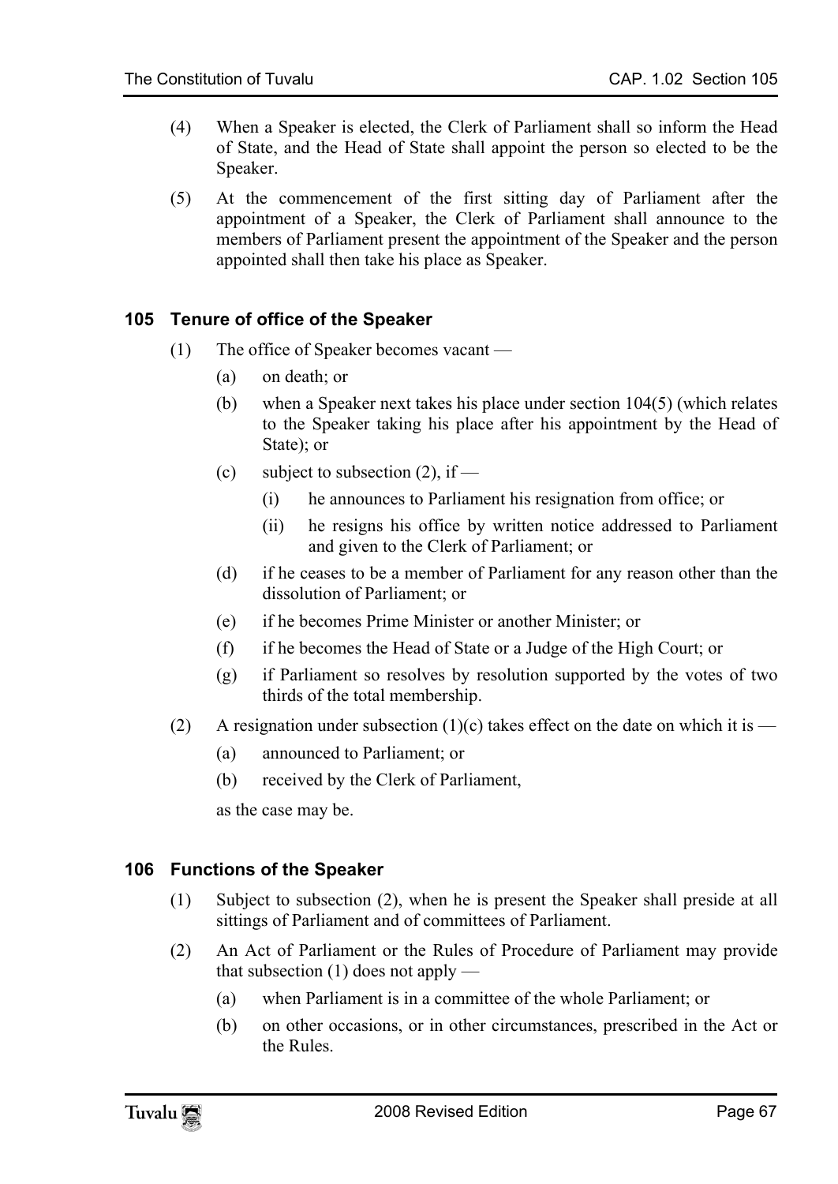(4) When a Speaker is elected, the Clerk of Parliament shall so inform the Head of State, and the Head of State shall appoint the person so elected to be the Speaker.

(5) At the commencement of the first sitting day of Parliament after the appointment of a Speaker, the Clerk of Parliament shall announce to the members of Parliament present the appointment of the Speaker and the person appointed shall then take his place as Speaker.

### 105 Tenure of office of the Speaker

(1) The office of Speaker becomes vacant —

- (a) on death; or
- (b) when a Speaker next takes his place under section 104(5) (which relates to the Speaker taking his place after his appointment by the Head of State); or
- (c) subject to subsection (2), if —
  - (i) he announces to Parliament his resignation from office; or
  - (ii) he resigns his office by written notice addressed to Parliament and given to the Clerk of Parliament; or
- (d) if he ceases to be a member of Parliament for any reason other than the dissolution of Parliament; or
- (e) if he becomes Prime Minister or another Minister; or
- (f) if he becomes the Head of State or a Judge of the High Court; or
- (g) if Parliament so resolves by resolution supported by the votes of two thirds of the total membership.

(2) A resignation under subsection (1)(c) takes effect on the date on which it is —

- (a) announced to Parliament; or
- (b) received by the Clerk of Parliament,

as the case may be.

### 106 Functions of the Speaker

(1) Subject to subsection (2), when he is present the Speaker shall preside at all sittings of Parliament and of committees of Parliament.

(2) An Act of Parliament or the Rules of Procedure of Parliament may provide that subsection (1) does not apply —

- (a) when Parliament is in a committee of the whole Parliament; or
- (b) on other occasions, or in other circumstances, prescribed in the Act or the Rules.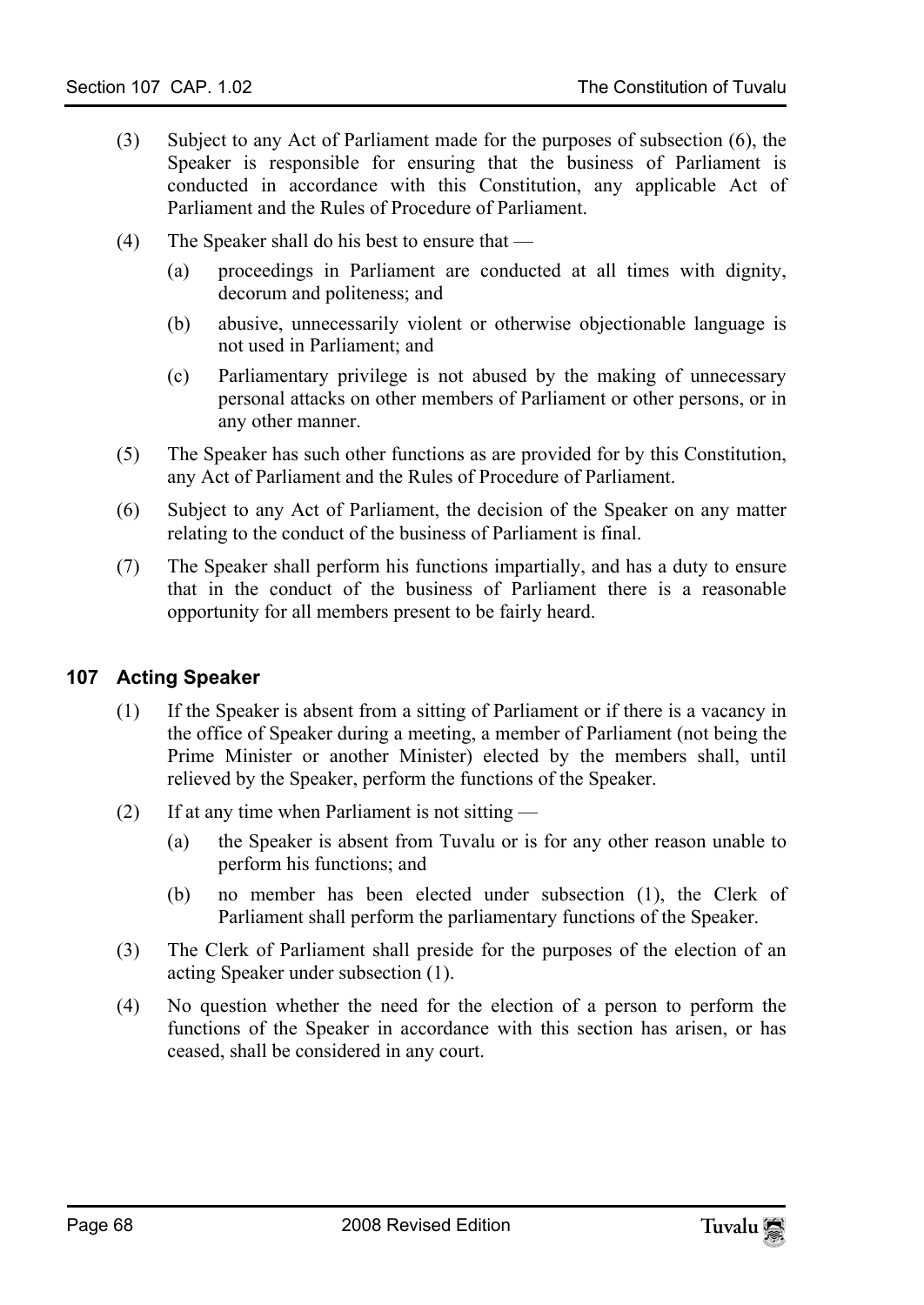(3) Subject to any Act of Parliament made for the purposes of subsection (6), the Speaker is responsible for ensuring that the business of Parliament is conducted in accordance with this Constitution, any applicable Act of Parliament and the Rules of Procedure of Parliament.

(4) The Speaker shall do his best to ensure that —

 (a) proceedings in Parliament are conducted at all times with dignity, decorum and politeness; and

 (b) abusive, unnecessarily violent or otherwise objectionable language is not used in Parliament; and

 (c) Parliamentary privilege is not abused by the making of unnecessary personal attacks on other members of Parliament or other persons, or in any other manner.

(5) The Speaker has such other functions as are provided for by this Constitution, any Act of Parliament and the Rules of Procedure of Parliament.

(6) Subject to any Act of Parliament, the decision of the Speaker on any matter relating to the conduct of the business of Parliament is final.

(7) The Speaker shall perform his functions impartially, and has a duty to ensure that in the conduct of the business of Parliament there is a reasonable opportunity for all members present to be fairly heard.

## 107 Acting Speaker

(1) If the Speaker is absent from a sitting of Parliament or if there is a vacancy in the office of Speaker during a meeting, a member of Parliament (not being the Prime Minister or another Minister) elected by the members shall, until relieved by the Speaker, perform the functions of the Speaker.

(2) If at any time when Parliament is not sitting —

 (a) the Speaker is absent from Tuvalu or is for any other reason unable to perform his functions; and

 (b) no member has been elected under subsection (1), the Clerk of Parliament shall perform the parliamentary functions of the Speaker.

(3) The Clerk of Parliament shall preside for the purposes of the election of an acting Speaker under subsection (1).

(4) No question whether the need for the election of a person to perform the functions of the Speaker in accordance with this section has arisen, or has ceased, shall be considered in any court.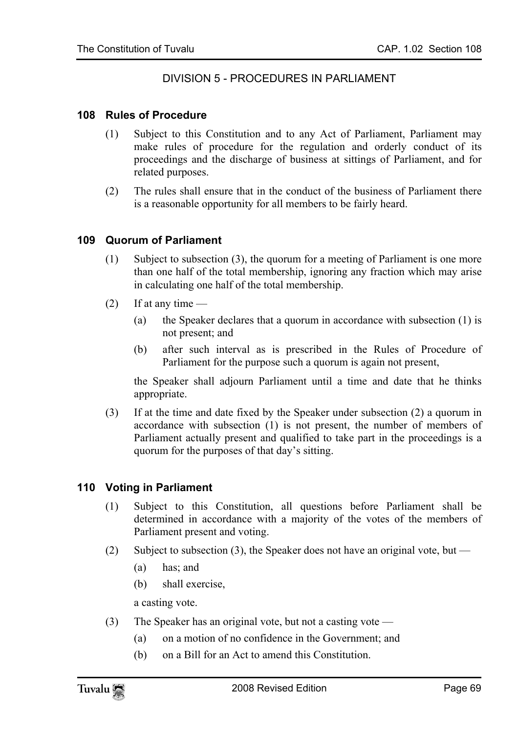## DIVISION 5 - PROCEDURES IN PARLIAMENT

### 108 Rules of Procedure

(1) Subject to this Constitution and to any Act of Parliament, Parliament may make rules of procedure for the regulation and orderly conduct of its proceedings and the discharge of business at sittings of Parliament, and for related purposes.

(2) The rules shall ensure that in the conduct of the business of Parliament there is a reasonable opportunity for all members to be fairly heard.

### 109 Quorum of Parliament

(1) Subject to subsection (3), the quorum for a meeting of Parliament is one more than one half of the total membership, ignoring any fraction which may arise in calculating one half of the total membership.

(2) If at any time —

- (a) the Speaker declares that a quorum in accordance with subsection (1) is not present; and
- (b) after such interval as is prescribed in the Rules of Procedure of Parliament for the purpose such a quorum is again not present,

the Speaker shall adjourn Parliament until a time and date that he thinks appropriate.

(3) If at the time and date fixed by the Speaker under subsection (2) a quorum in accordance with subsection (1) is not present, the number of members of Parliament actually present and qualified to take part in the proceedings is a quorum for the purposes of that day's sitting.

### 110 Voting in Parliament

(1) Subject to this Constitution, all questions before Parliament shall be determined in accordance with a majority of the votes of the members of Parliament present and voting.

(2) Subject to subsection (3), the Speaker does not have an original vote, but —

- (a) has; and
- (b) shall exercise,

a casting vote.

(3) The Speaker has an original vote, but not a casting vote —

- (a) on a motion of no confidence in the Government; and
- (b) on a Bill for an Act to amend this Constitution.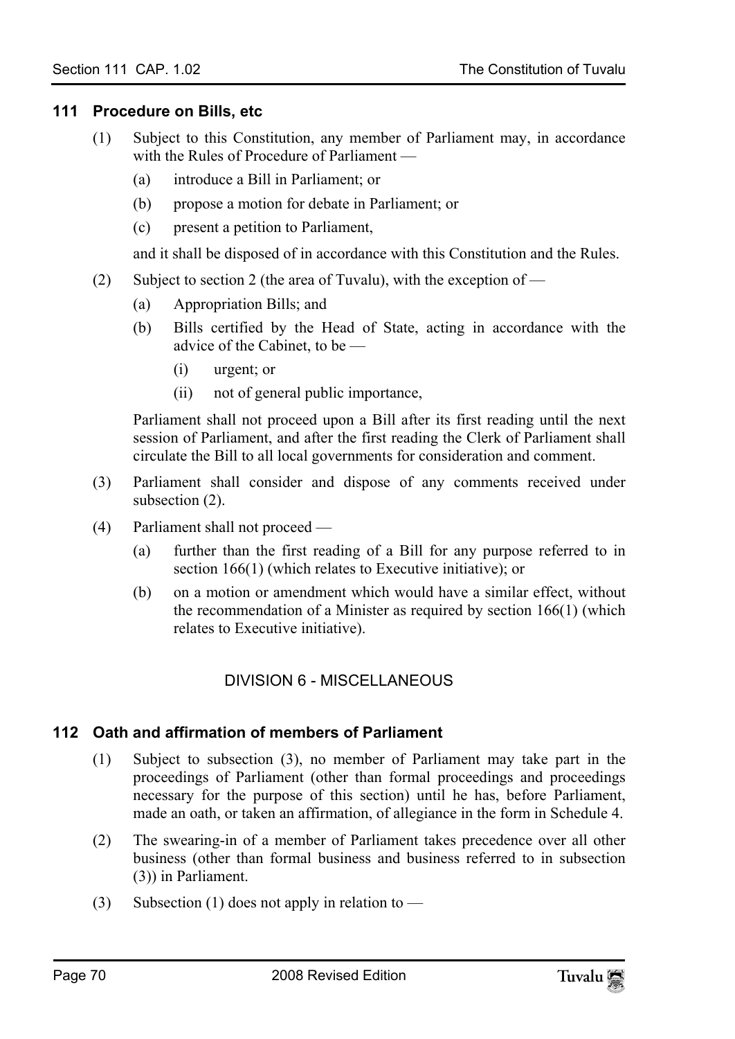### 111 Procedure on Bills, etc

(1) Subject to this Constitution, any member of Parliament may, in accordance with the Rules of Procedure of Parliament —

(a) introduce a Bill in Parliament; or

(b) propose a motion for debate in Parliament; or

(c) present a petition to Parliament,

and it shall be disposed of in accordance with this Constitution and the Rules.

(2) Subject to section 2 (the area of Tuvalu), with the exception of —

(a) Appropriation Bills; and

(b) Bills certified by the Head of State, acting in accordance with the advice of the Cabinet, to be —

(i) urgent; or

(ii) not of general public importance,

Parliament shall not proceed upon a Bill after its first reading until the next session of Parliament, and after the first reading the Clerk of Parliament shall circulate the Bill to all local governments for consideration and comment.

(3) Parliament shall consider and dispose of any comments received under subsection (2).

(4) Parliament shall not proceed —

(a) further than the first reading of a Bill for any purpose referred to in section 166(1) (which relates to Executive initiative); or

(b) on a motion or amendment which would have a similar effect, without the recommendation of a Minister as required by section 166(1) (which relates to Executive initiative).

## DIVISION 6 - MISCELLANEOUS

### 112 Oath and affirmation of members of Parliament

(1) Subject to subsection (3), no member of Parliament may take part in the proceedings of Parliament (other than formal proceedings and proceedings necessary for the purpose of this section) until he has, before Parliament, made an oath, or taken an affirmation, of allegiance in the form in Schedule 4.

(2) The swearing-in of a member of Parliament takes precedence over all other business (other than formal business and business referred to in subsection (3)) in Parliament.

(3) Subsection (1) does not apply in relation to —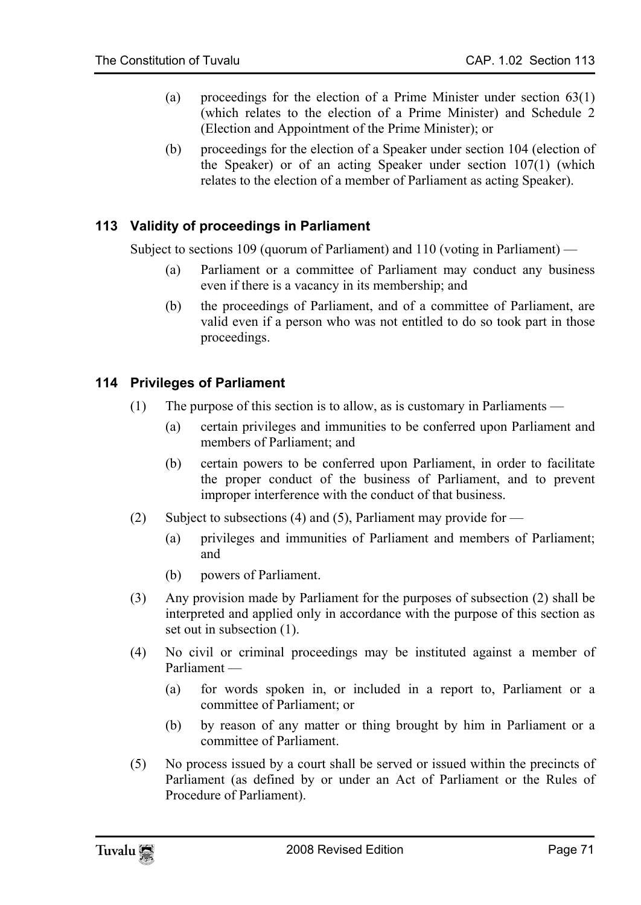(a) proceedings for the election of a Prime Minister under section 63(1) (which relates to the election of a Prime Minister) and Schedule 2 (Election and Appointment of the Prime Minister); or

(b) proceedings for the election of a Speaker under section 104 (election of the Speaker) or of an acting Speaker under section 107(1) (which relates to the election of a member of Parliament as acting Speaker).

### 113 Validity of proceedings in Parliament

Subject to sections 109 (quorum of Parliament) and 110 (voting in Parliament) —

(a) Parliament or a committee of Parliament may conduct any business even if there is a vacancy in its membership; and

(b) the proceedings of Parliament, and of a committee of Parliament, are valid even if a person who was not entitled to do so took part in those proceedings.

### 114 Privileges of Parliament

(1) The purpose of this section is to allow, as is customary in Parliaments —

(a) certain privileges and immunities to be conferred upon Parliament and members of Parliament; and

(b) certain powers to be conferred upon Parliament, in order to facilitate the proper conduct of the business of Parliament, and to prevent improper interference with the conduct of that business.

(2) Subject to subsections (4) and (5), Parliament may provide for —

(a) privileges and immunities of Parliament and members of Parliament; and

(b) powers of Parliament.

(3) Any provision made by Parliament for the purposes of subsection (2) shall be interpreted and applied only in accordance with the purpose of this section as set out in subsection (1).

(4) No civil or criminal proceedings may be instituted against a member of Parliament —

(a) for words spoken in, or included in a report to, Parliament or a committee of Parliament; or

(b) by reason of any matter or thing brought by him in Parliament or a committee of Parliament.

(5) No process issued by a court shall be served or issued within the precincts of Parliament (as defined by or under an Act of Parliament or the Rules of Procedure of Parliament).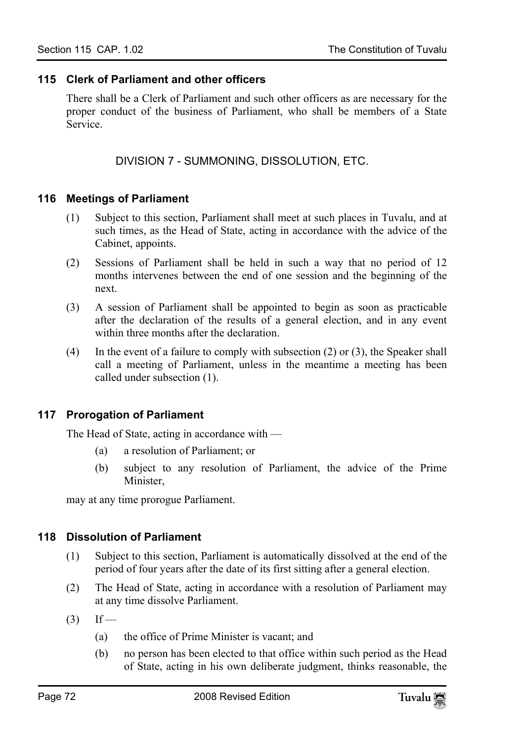### 115 Clerk of Parliament and other officers

There shall be a Clerk of Parliament and such other officers as are necessary for the proper conduct of the business of Parliament, who shall be members of a State Service.

## DIVISION 7 - SUMMONING, DISSOLUTION, ETC.

### 116 Meetings of Parliament

(1) Subject to this section, Parliament shall meet at such places in Tuvalu, and at such times, as the Head of State, acting in accordance with the advice of the Cabinet, appoints.

(2) Sessions of Parliament shall be held in such a way that no period of 12 months intervenes between the end of one session and the beginning of the next.

(3) A session of Parliament shall be appointed to begin as soon as practicable after the declaration of the results of a general election, and in any event within three months after the declaration.

(4) In the event of a failure to comply with subsection (2) or (3), the Speaker shall call a meeting of Parliament, unless in the meantime a meeting has been called under subsection (1).

### 117 Prorogation of Parliament

The Head of State, acting in accordance with —

- (a) a resolution of Parliament; or
- (b) subject to any resolution of Parliament, the advice of the Prime Minister,

may at any time prorogue Parliament.

### 118 Dissolution of Parliament

(1) Subject to this section, Parliament is automatically dissolved at the end of the period of four years after the date of its first sitting after a general election.

(2) The Head of State, acting in accordance with a resolution of Parliament may at any time dissolve Parliament.

(3) If —

- (a) the office of Prime Minister is vacant; and
- (b) no person has been elected to that office within such period as the Head of State, acting in his own deliberate judgment, thinks reasonable, the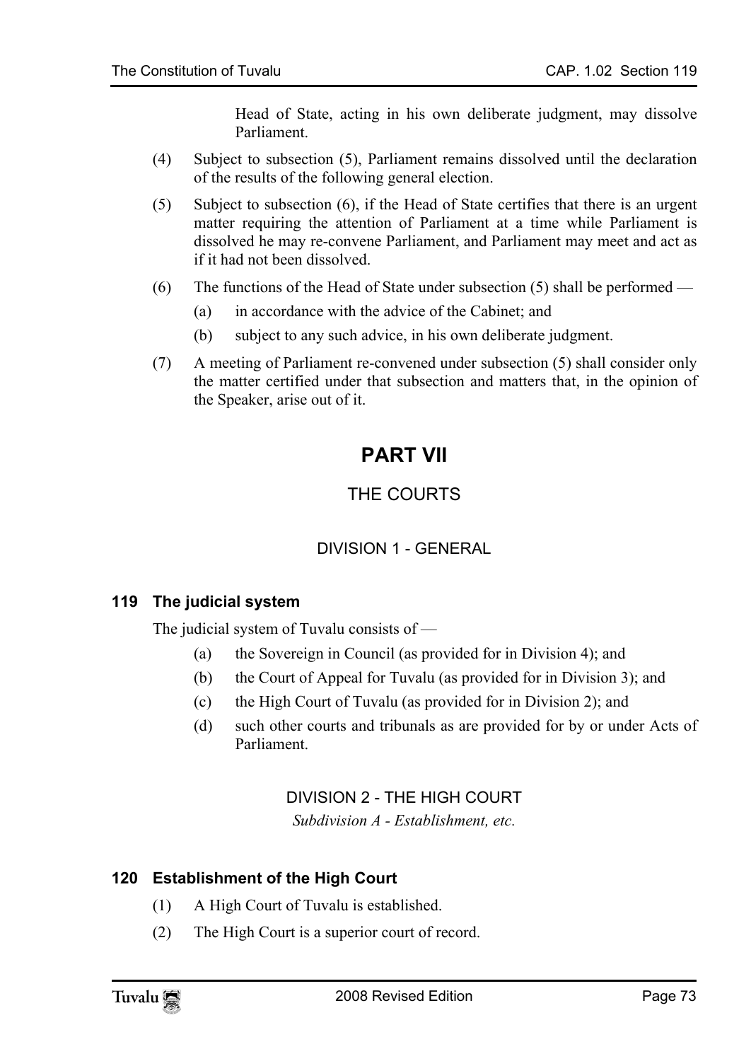Head of State, acting in his own deliberate judgment, may dissolve Parliament.

(4) Subject to subsection (5), Parliament remains dissolved until the declaration of the results of the following general election.

(5) Subject to subsection (6), if the Head of State certifies that there is an urgent matter requiring the attention of Parliament at a time while Parliament is dissolved he may re-convene Parliament, and Parliament may meet and act as if it had not been dissolved.

(6) The functions of the Head of State under subsection (5) shall be performed —

(a) in accordance with the advice of the Cabinet; and

(b) subject to any such advice, in his own deliberate judgment.

(7) A meeting of Parliament re-convened under subsection (5) shall consider only the matter certified under that subsection and matters that, in the opinion of the Speaker, arise out of it.

# PART VII

## THE COURTS

### DIVISION 1 - GENERAL

#### 119 The judicial system

The judicial system of Tuvalu consists of —

(a) the Sovereign in Council (as provided for in Division 4); and

(b) the Court of Appeal for Tuvalu (as provided for in Division 3); and

(c) the High Court of Tuvalu (as provided for in Division 2); and

(d) such other courts and tribunals as are provided for by or under Acts of Parliament.

### DIVISION 2 - THE HIGH COURT

*Subdivision A - Establishment, etc.*

#### 120 Establishment of the High Court

(1) A High Court of Tuvalu is established.

(2) The High Court is a superior court of record.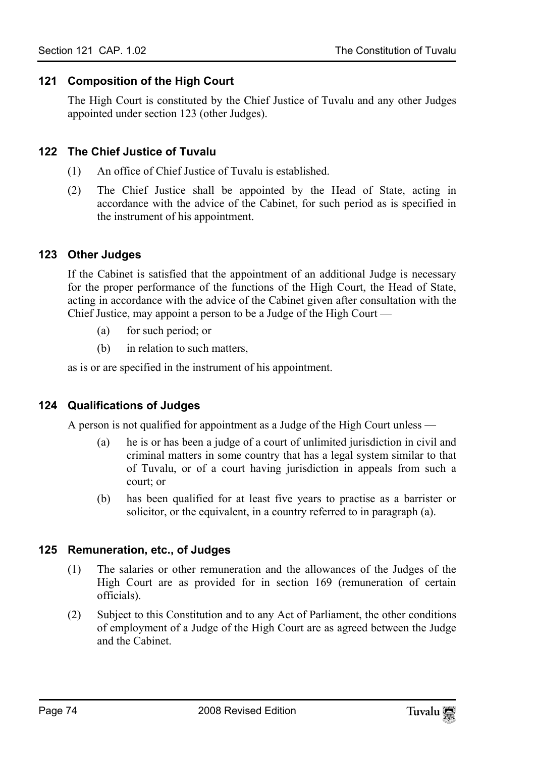### 121 Composition of the High Court

The High Court is constituted by the Chief Justice of Tuvalu and any other Judges appointed under section 123 (other Judges).

### 122 The Chief Justice of Tuvalu

(1) An office of Chief Justice of Tuvalu is established.

(2) The Chief Justice shall be appointed by the Head of State, acting in accordance with the advice of the Cabinet, for such period as is specified in the instrument of his appointment.

### 123 Other Judges

If the Cabinet is satisfied that the appointment of an additional Judge is necessary for the proper performance of the functions of the High Court, the Head of State, acting in accordance with the advice of the Cabinet given after consultation with the Chief Justice, may appoint a person to be a Judge of the High Court —

(a) for such period; or

(b) in relation to such matters,

as is or are specified in the instrument of his appointment.

### 124 Qualifications of Judges

A person is not qualified for appointment as a Judge of the High Court unless —

(a) he is or has been a judge of a court of unlimited jurisdiction in civil and criminal matters in some country that has a legal system similar to that of Tuvalu, or of a court having jurisdiction in appeals from such a court; or

(b) has been qualified for at least five years to practise as a barrister or solicitor, or the equivalent, in a country referred to in paragraph (a).

### 125 Remuneration, etc., of Judges

(1) The salaries or other remuneration and the allowances of the Judges of the High Court are as provided for in section 169 (remuneration of certain officials).

(2) Subject to this Constitution and to any Act of Parliament, the other conditions of employment of a Judge of the High Court are as agreed between the Judge and the Cabinet.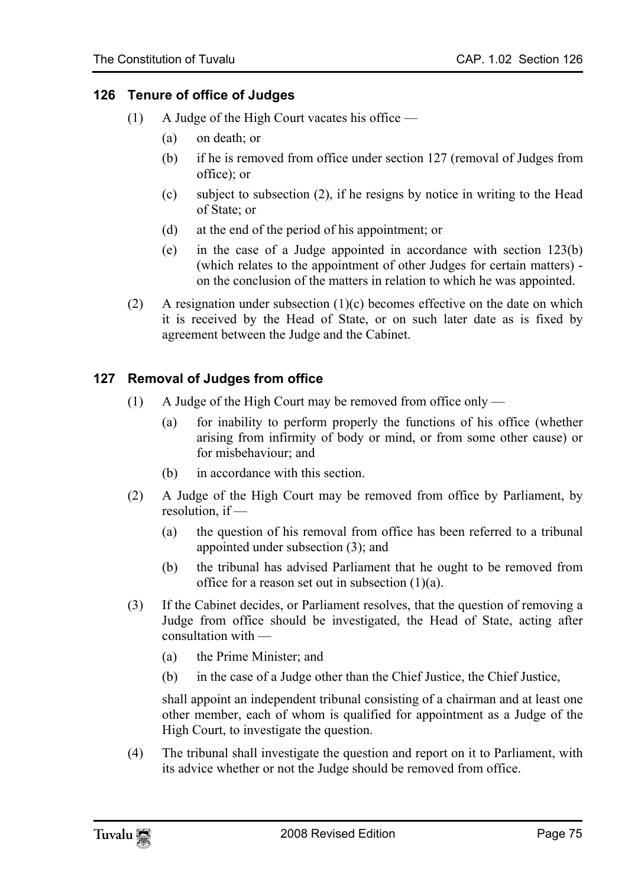## 126 Tenure of office of Judges

(1) A Judge of the High Court vacates his office —

(a) on death; or

(b) if he is removed from office under section 127 (removal of Judges from office); or

(c) subject to subsection (2), if he resigns by notice in writing to the Head of State; or

(d) at the end of the period of his appointment; or

(e) in the case of a Judge appointed in accordance with section 123(b) (which relates to the appointment of other Judges for certain matters) - on the conclusion of the matters in relation to which he was appointed.

(2) A resignation under subsection (1)(c) becomes effective on the date on which it is received by the Head of State, or on such later date as is fixed by agreement between the Judge and the Cabinet.

## 127 Removal of Judges from office

(1) A Judge of the High Court may be removed from office only —

(a) for inability to perform properly the functions of his office (whether arising from infirmity of body or mind, or from some other cause) or for misbehaviour; and

(b) in accordance with this section.

(2) A Judge of the High Court may be removed from office by Parliament, by resolution, if —

(a) the question of his removal from office has been referred to a tribunal appointed under subsection (3); and

(b) the tribunal has advised Parliament that he ought to be removed from office for a reason set out in subsection (1)(a).

(3) If the Cabinet decides, or Parliament resolves, that the question of removing a Judge from office should be investigated, the Head of State, acting after consultation with —

(a) the Prime Minister; and

(b) in the case of a Judge other than the Chief Justice, the Chief Justice,

shall appoint an independent tribunal consisting of a chairman and at least one other member, each of whom is qualified for appointment as a Judge of the High Court, to investigate the question.

(4) The tribunal shall investigate the question and report on it to Parliament, with its advice whether or not the Judge should be removed from office.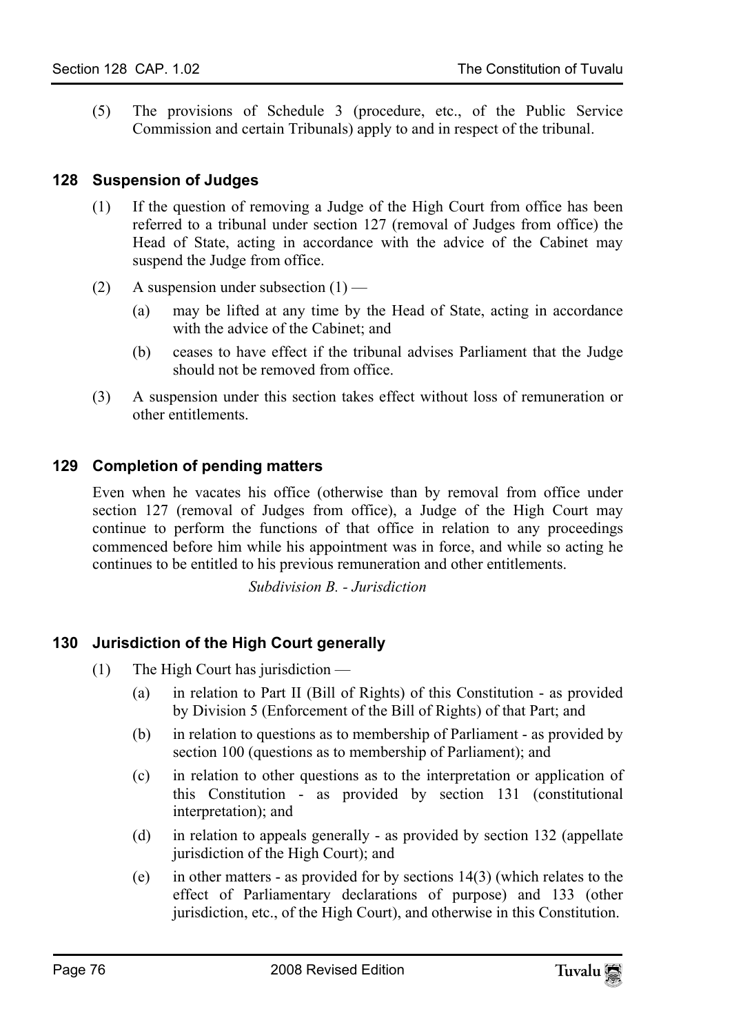(5) The provisions of Schedule 3 (procedure, etc., of the Public Service Commission and certain Tribunals) apply to and in respect of the tribunal.

### 128 Suspension of Judges

(1) If the question of removing a Judge of the High Court from office has been referred to a tribunal under section 127 (removal of Judges from office) the Head of State, acting in accordance with the advice of the Cabinet may suspend the Judge from office.

(2) A suspension under subsection (1) —

(a) may be lifted at any time by the Head of State, acting in accordance with the advice of the Cabinet; and

(b) ceases to have effect if the tribunal advises Parliament that the Judge should not be removed from office.

(3) A suspension under this section takes effect without loss of remuneration or other entitlements.

### 129 Completion of pending matters

Even when he vacates his office (otherwise than by removal from office under section 127 (removal of Judges from office), a Judge of the High Court may continue to perform the functions of that office in relation to any proceedings commenced before him while his appointment was in force, and while so acting he continues to be entitled to his previous remuneration and other entitlements.

*Subdivision B. - Jurisdiction*

### 130 Jurisdiction of the High Court generally

(1) The High Court has jurisdiction —

(a) in relation to Part II (Bill of Rights) of this Constitution - as provided by Division 5 (Enforcement of the Bill of Rights) of that Part; and

(b) in relation to questions as to membership of Parliament - as provided by section 100 (questions as to membership of Parliament); and

(c) in relation to other questions as to the interpretation or application of this Constitution - as provided by section 131 (constitutional interpretation); and

(d) in relation to appeals generally - as provided by section 132 (appellate jurisdiction of the High Court); and

(e) in other matters - as provided for by sections 14(3) (which relates to the effect of Parliamentary declarations of purpose) and 133 (other jurisdiction, etc., of the High Court), and otherwise in this Constitution.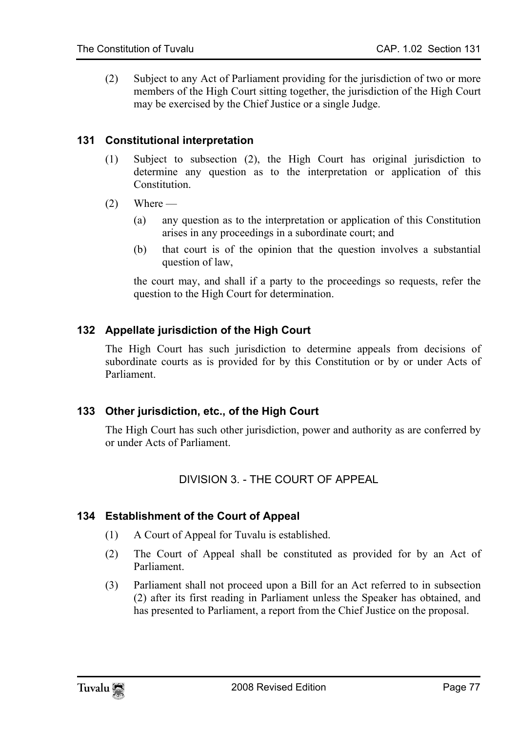(2) Subject to any Act of Parliament providing for the jurisdiction of two or more members of the High Court sitting together, the jurisdiction of the High Court may be exercised by the Chief Justice or a single Judge.

### 131 Constitutional interpretation

(1) Subject to subsection (2), the High Court has original jurisdiction to determine any question as to the interpretation or application of this Constitution.

(2) Where —

(a) any question as to the interpretation or application of this Constitution arises in any proceedings in a subordinate court; and

(b) that court is of the opinion that the question involves a substantial question of law,

the court may, and shall if a party to the proceedings so requests, refer the question to the High Court for determination.

### 132 Appellate jurisdiction of the High Court

The High Court has such jurisdiction to determine appeals from decisions of subordinate courts as is provided for by this Constitution or by or under Acts of Parliament.

### 133 Other jurisdiction, etc., of the High Court

The High Court has such other jurisdiction, power and authority as are conferred by or under Acts of Parliament.

## DIVISION 3. - THE COURT OF APPEAL

### 134 Establishment of the Court of Appeal

(1) A Court of Appeal for Tuvalu is established.

(2) The Court of Appeal shall be constituted as provided for by an Act of Parliament.

(3) Parliament shall not proceed upon a Bill for an Act referred to in subsection (2) after its first reading in Parliament unless the Speaker has obtained, and has presented to Parliament, a report from the Chief Justice on the proposal.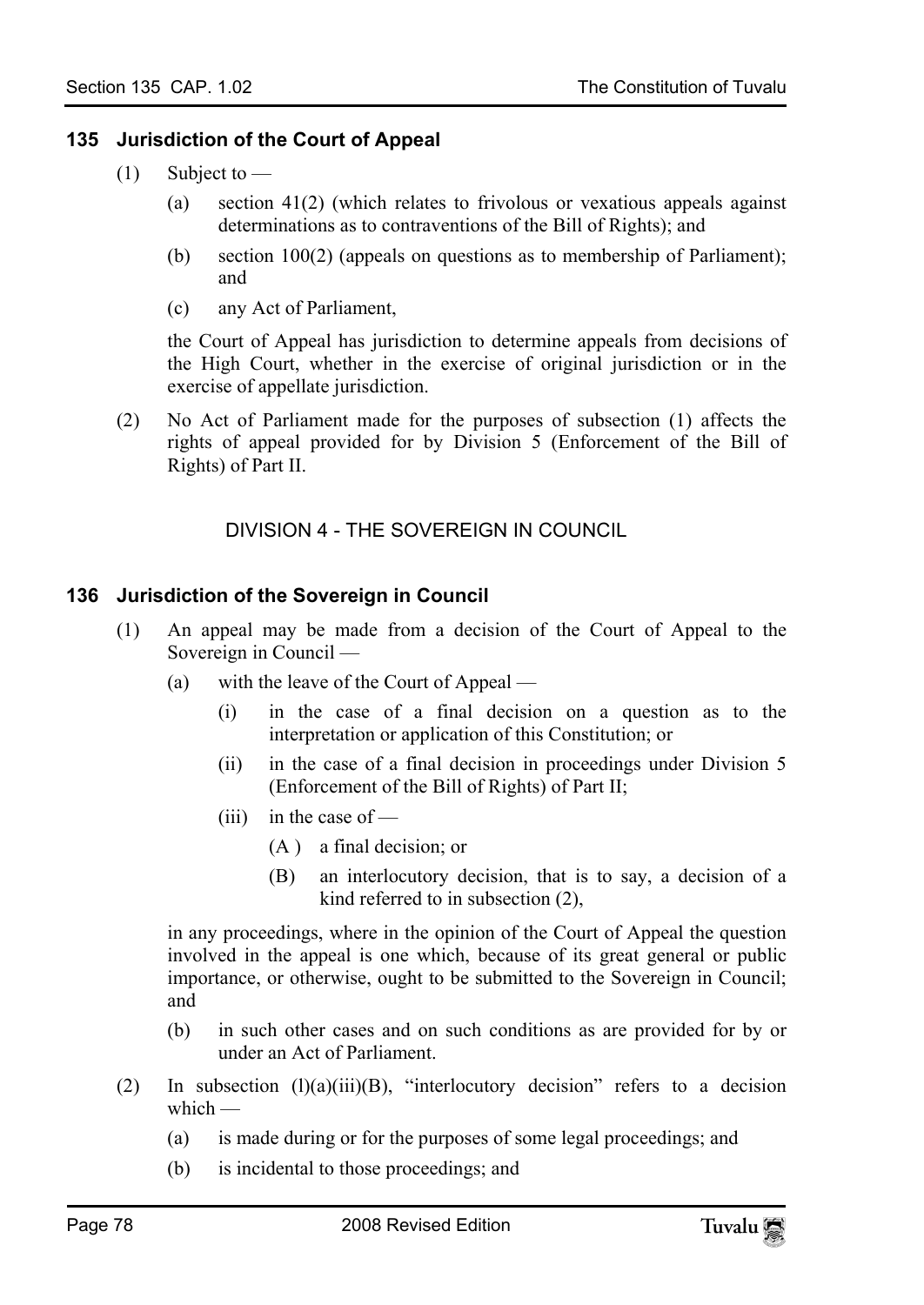### 135 Jurisdiction of the Court of Appeal

(1) Subject to —

(a) section 41(2) (which relates to frivolous or vexatious appeals against determinations as to contraventions of the Bill of Rights); and

(b) section 100(2) (appeals on questions as to membership of Parliament); and

(c) any Act of Parliament,

the Court of Appeal has jurisdiction to determine appeals from decisions of the High Court, whether in the exercise of original jurisdiction or in the exercise of appellate jurisdiction.

(2) No Act of Parliament made for the purposes of subsection (1) affects the rights of appeal provided for by Division 5 (Enforcement of the Bill of Rights) of Part II.

## DIVISION 4 - THE SOVEREIGN IN COUNCIL

### 136 Jurisdiction of the Sovereign in Council

(1) An appeal may be made from a decision of the Court of Appeal to the Sovereign in Council —

(a) with the leave of the Court of Appeal —

(i) in the case of a final decision on a question as to the interpretation or application of this Constitution; or

(ii) in the case of a final decision in proceedings under Division 5 (Enforcement of the Bill of Rights) of Part II;

(iii) in the case of —

(A ) a final decision; or

(B) an interlocutory decision, that is to say, a decision of a kind referred to in subsection (2),

in any proceedings, where in the opinion of the Court of Appeal the question involved in the appeal is one which, because of its great general or public importance, or otherwise, ought to be submitted to the Sovereign in Council; and

(b) in such other cases and on such conditions as are provided for by or under an Act of Parliament.

(2) In subsection (l)(a)(iii)(B), "interlocutory decision" refers to a decision which —

(a) is made during or for the purposes of some legal proceedings; and

(b) is incidental to those proceedings; and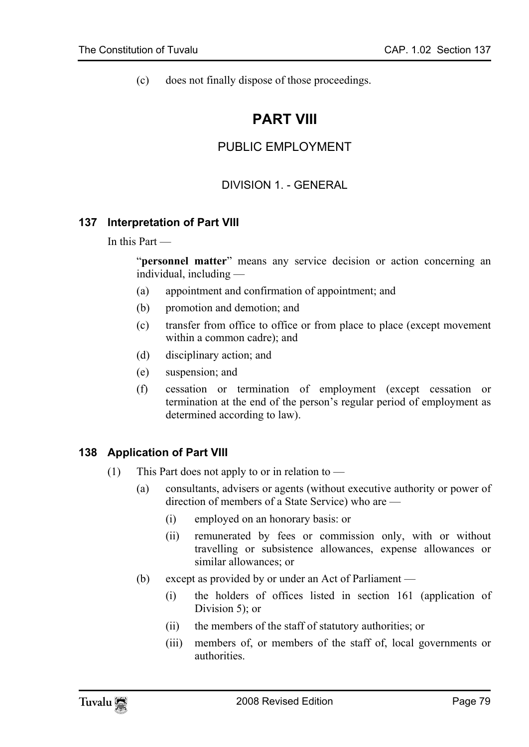(c) does not finally dispose of those proceedings.

# PART VIII

## PUBLIC EMPLOYMENT

### DIVISION 1. - GENERAL

### 137 Interpretation of Part VIII

In this Part —

"**personnel matter**" means any service decision or action concerning an individual, including —

(a) appointment and confirmation of appointment; and

(b) promotion and demotion; and

(c) transfer from office to office or from place to place (except movement within a common cadre); and

(d) disciplinary action; and

(e) suspension; and

(f) cessation or termination of employment (except cessation or termination at the end of the person's regular period of employment as determined according to law).

### 138 Application of Part VIII

(1) This Part does not apply to or in relation to —

(a) consultants, advisers or agents (without executive authority or power of direction of members of a State Service) who are —

(i) employed on an honorary basis: or

(ii) remunerated by fees or commission only, with or without travelling or subsistence allowances, expense allowances or similar allowances; or

(b) except as provided by or under an Act of Parliament —

(i) the holders of offices listed in section 161 (application of Division 5); or

(ii) the members of the staff of statutory authorities; or

(iii) members of, or members of the staff of, local governments or authorities.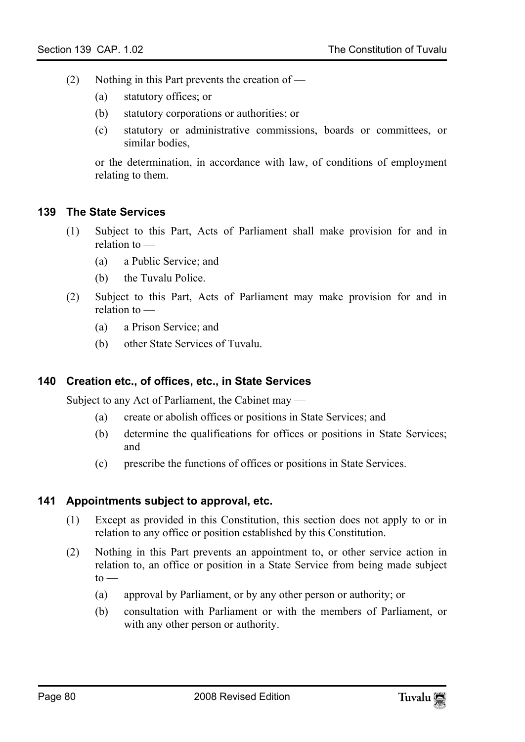(2) Nothing in this Part prevents the creation of —

(a) statutory offices; or

(b) statutory corporations or authorities; or

(c) statutory or administrative commissions, boards or committees, or similar bodies,

or the determination, in accordance with law, of conditions of employment relating to them.

### 139 The State Services

(1) Subject to this Part, Acts of Parliament shall make provision for and in relation to —

(a) a Public Service; and

(b) the Tuvalu Police.

(2) Subject to this Part, Acts of Parliament may make provision for and in relation to —

(a) a Prison Service; and

(b) other State Services of Tuvalu.

### 140 Creation etc., of offices, etc., in State Services

Subject to any Act of Parliament, the Cabinet may —

(a) create or abolish offices or positions in State Services; and

(b) determine the qualifications for offices or positions in State Services; and

(c) prescribe the functions of offices or positions in State Services.

### 141 Appointments subject to approval, etc.

(1) Except as provided in this Constitution, this section does not apply to or in relation to any office or position established by this Constitution.

(2) Nothing in this Part prevents an appointment to, or other service action in relation to, an office or position in a State Service from being made subject to —

(a) approval by Parliament, or by any other person or authority; or

(b) consultation with Parliament or with the members of Parliament, or with any other person or authority.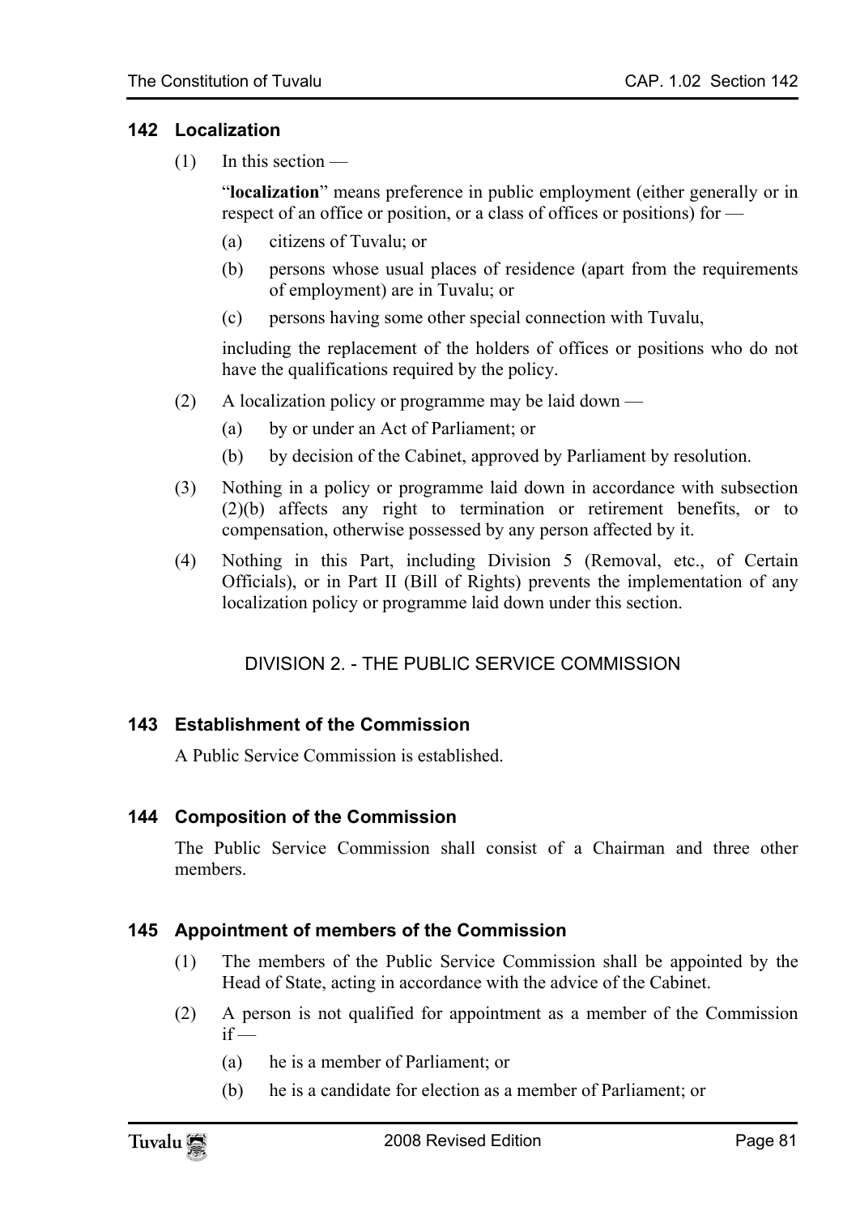### 142 Localization

(1) In this section —

"**localization**" means preference in public employment (either generally or in respect of an office or position, or a class of offices or positions) for —

(a) citizens of Tuvalu; or

(b) persons whose usual places of residence (apart from the requirements of employment) are in Tuvalu; or

(c) persons having some other special connection with Tuvalu,

including the replacement of the holders of offices or positions who do not have the qualifications required by the policy.

(2) A localization policy or programme may be laid down —

(a) by or under an Act of Parliament; or

(b) by decision of the Cabinet, approved by Parliament by resolution.

(3) Nothing in a policy or programme laid down in accordance with subsection (2)(b) affects any right to termination or retirement benefits, or to compensation, otherwise possessed by any person affected by it.

(4) Nothing in this Part, including Division 5 (Removal, etc., of Certain Officials), or in Part II (Bill of Rights) prevents the implementation of any localization policy or programme laid down under this section.

## DIVISION 2. - THE PUBLIC SERVICE COMMISSION

### 143 Establishment of the Commission

A Public Service Commission is established.

### 144 Composition of the Commission

The Public Service Commission shall consist of a Chairman and three other members.

### 145 Appointment of members of the Commission

(1) The members of the Public Service Commission shall be appointed by the Head of State, acting in accordance with the advice of the Cabinet.

(2) A person is not qualified for appointment as a member of the Commission if —

(a) he is a member of Parliament; or

(b) he is a candidate for election as a member of Parliament; or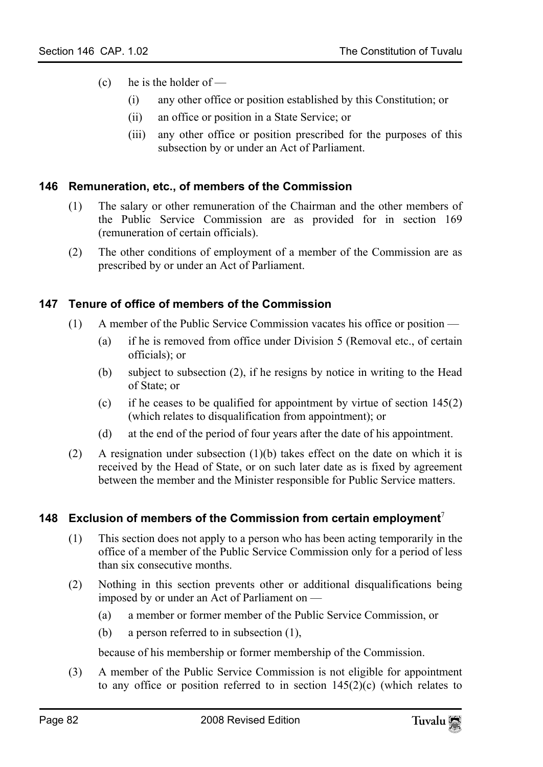(c) he is the holder of —

   (i) any other office or position established by this Constitution; or

   (ii) an office or position in a State Service; or

   (iii) any other office or position prescribed for the purposes of this subsection by or under an Act of Parliament.

### 146 Remuneration, etc., of members of the Commission

(1) The salary or other remuneration of the Chairman and the other members of the Public Service Commission are as provided for in section 169 (remuneration of certain officials).

(2) The other conditions of employment of a member of the Commission are as prescribed by or under an Act of Parliament.

### 147 Tenure of office of members of the Commission

(1) A member of the Public Service Commission vacates his office or position —

   (a) if he is removed from office under Division 5 (Removal etc., of certain officials); or

   (b) subject to subsection (2), if he resigns by notice in writing to the Head of State; or

   (c) if he ceases to be qualified for appointment by virtue of section 145(2) (which relates to disqualification from appointment); or

   (d) at the end of the period of four years after the date of his appointment.

(2) A resignation under subsection (1)(b) takes effect on the date on which it is received by the Head of State, or on such later date as is fixed by agreement between the member and the Minister responsible for Public Service matters.

### 148 Exclusion of members of the Commission from certain employment[7]

(1) This section does not apply to a person who has been acting temporarily in the office of a member of the Public Service Commission only for a period of less than six consecutive months.

(2) Nothing in this section prevents other or additional disqualifications being imposed by or under an Act of Parliament on —

   (a) a member or former member of the Public Service Commission, or

   (b) a person referred to in subsection (1),

   because of his membership or former membership of the Commission.

(3) A member of the Public Service Commission is not eligible for appointment to any office or position referred to in section 145(2)(c) (which relates to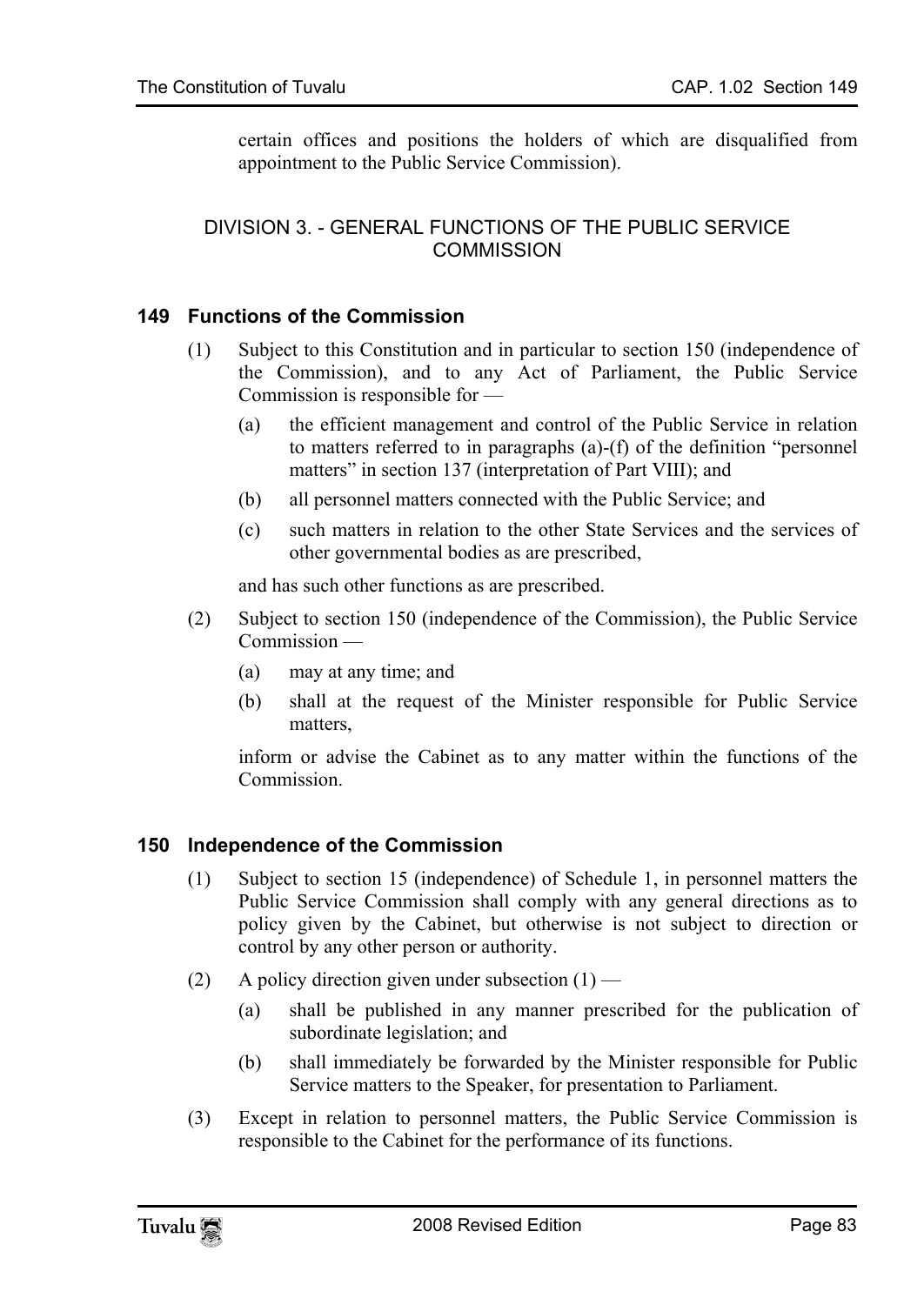certain offices and positions the holders of which are disqualified from appointment to the Public Service Commission).

## DIVISION 3. - GENERAL FUNCTIONS OF THE PUBLIC SERVICE COMMISSION

### 149 Functions of the Commission

(1) Subject to this Constitution and in particular to section 150 (independence of the Commission), and to any Act of Parliament, the Public Service Commission is responsible for —

(a) the efficient management and control of the Public Service in relation to matters referred to in paragraphs (a)-(f) of the definition "personnel matters" in section 137 (interpretation of Part VIII); and

(b) all personnel matters connected with the Public Service; and

(c) such matters in relation to the other State Services and the services of other governmental bodies as are prescribed,

and has such other functions as are prescribed.

(2) Subject to section 150 (independence of the Commission), the Public Service Commission —

(a) may at any time; and

(b) shall at the request of the Minister responsible for Public Service matters,

inform or advise the Cabinet as to any matter within the functions of the Commission.

### 150 Independence of the Commission

(1) Subject to section 15 (independence) of Schedule 1, in personnel matters the Public Service Commission shall comply with any general directions as to policy given by the Cabinet, but otherwise is not subject to direction or control by any other person or authority.

(2) A policy direction given under subsection (1) —

(a) shall be published in any manner prescribed for the publication of subordinate legislation; and

(b) shall immediately be forwarded by the Minister responsible for Public Service matters to the Speaker, for presentation to Parliament.

(3) Except in relation to personnel matters, the Public Service Commission is responsible to the Cabinet for the performance of its functions.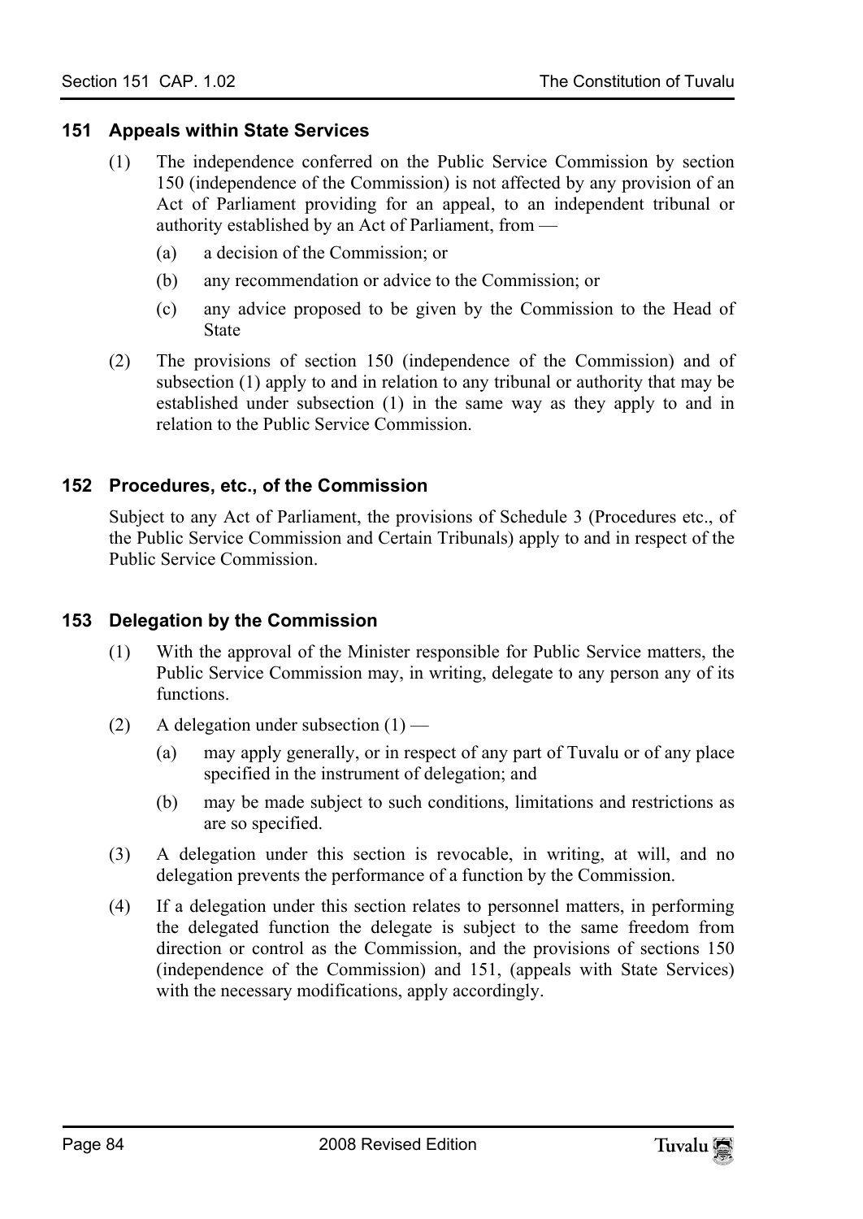### 151 Appeals within State Services

(1) The independence conferred on the Public Service Commission by section 150 (independence of the Commission) is not affected by any provision of an Act of Parliament providing for an appeal, to an independent tribunal or authority established by an Act of Parliament, from —

(a) a decision of the Commission; or

(b) any recommendation or advice to the Commission; or

(c) any advice proposed to be given by the Commission to the Head of State

(2) The provisions of section 150 (independence of the Commission) and of subsection (1) apply to and in relation to any tribunal or authority that may be established under subsection (1) in the same way as they apply to and in relation to the Public Service Commission.

### 152 Procedures, etc., of the Commission

Subject to any Act of Parliament, the provisions of Schedule 3 (Procedures etc., of the Public Service Commission and Certain Tribunals) apply to and in respect of the Public Service Commission.

### 153 Delegation by the Commission

(1) With the approval of the Minister responsible for Public Service matters, the Public Service Commission may, in writing, delegate to any person any of its functions.

(2) A delegation under subsection (1) —

(a) may apply generally, or in respect of any part of Tuvalu or of any place specified in the instrument of delegation; and

(b) may be made subject to such conditions, limitations and restrictions as are so specified.

(3) A delegation under this section is revocable, in writing, at will, and no delegation prevents the performance of a function by the Commission.

(4) If a delegation under this section relates to personnel matters, in performing the delegated function the delegate is subject to the same freedom from direction or control as the Commission, and the provisions of sections 150 (independence of the Commission) and 151, (appeals with State Services) with the necessary modifications, apply accordingly.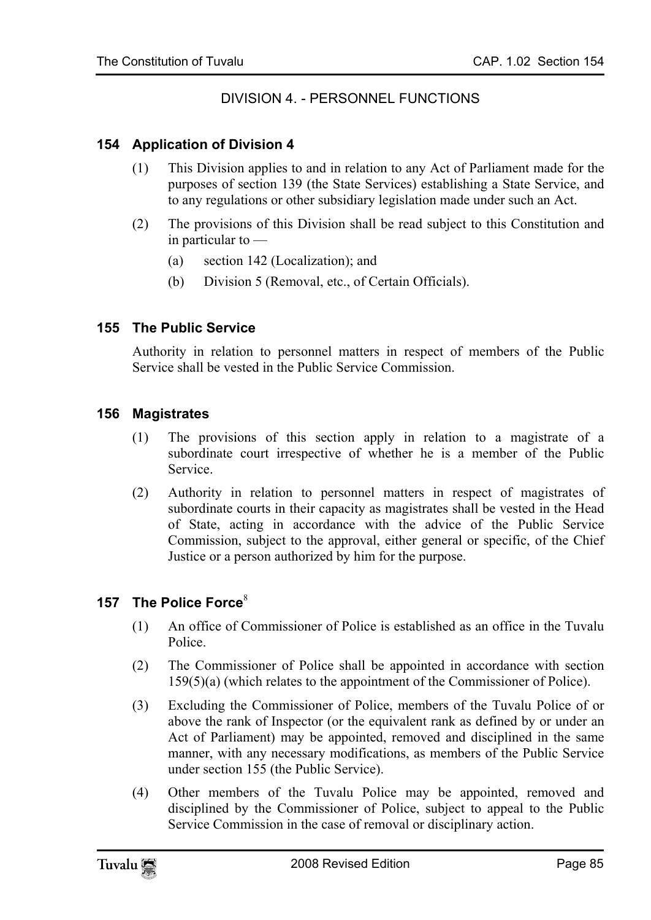## DIVISION 4. - PERSONNEL FUNCTIONS

### 154 Application of Division 4

(1) This Division applies to and in relation to any Act of Parliament made for the purposes of section 139 (the State Services) establishing a State Service, and to any regulations or other subsidiary legislation made under such an Act.

(2) The provisions of this Division shall be read subject to this Constitution and in particular to —

(a) section 142 (Localization); and

(b) Division 5 (Removal, etc., of Certain Officials).

### 155 The Public Service

Authority in relation to personnel matters in respect of members of the Public Service shall be vested in the Public Service Commission.

### 156 Magistrates

(1) The provisions of this section apply in relation to a magistrate of a subordinate court irrespective of whether he is a member of the Public Service.

(2) Authority in relation to personnel matters in respect of magistrates of subordinate courts in their capacity as magistrates shall be vested in the Head of State, acting in accordance with the advice of the Public Service Commission, subject to the approval, either general or specific, of the Chief Justice or a person authorized by him for the purpose.

### 157 The Police Force[8]

(1) An office of Commissioner of Police is established as an office in the Tuvalu Police.

(2) The Commissioner of Police shall be appointed in accordance with section 159(5)(a) (which relates to the appointment of the Commissioner of Police).

(3) Excluding the Commissioner of Police, members of the Tuvalu Police of or above the rank of Inspector (or the equivalent rank as defined by or under an Act of Parliament) may be appointed, removed and disciplined in the same manner, with any necessary modifications, as members of the Public Service under section 155 (the Public Service).

(4) Other members of the Tuvalu Police may be appointed, removed and disciplined by the Commissioner of Police, subject to appeal to the Public Service Commission in the case of removal or disciplinary action.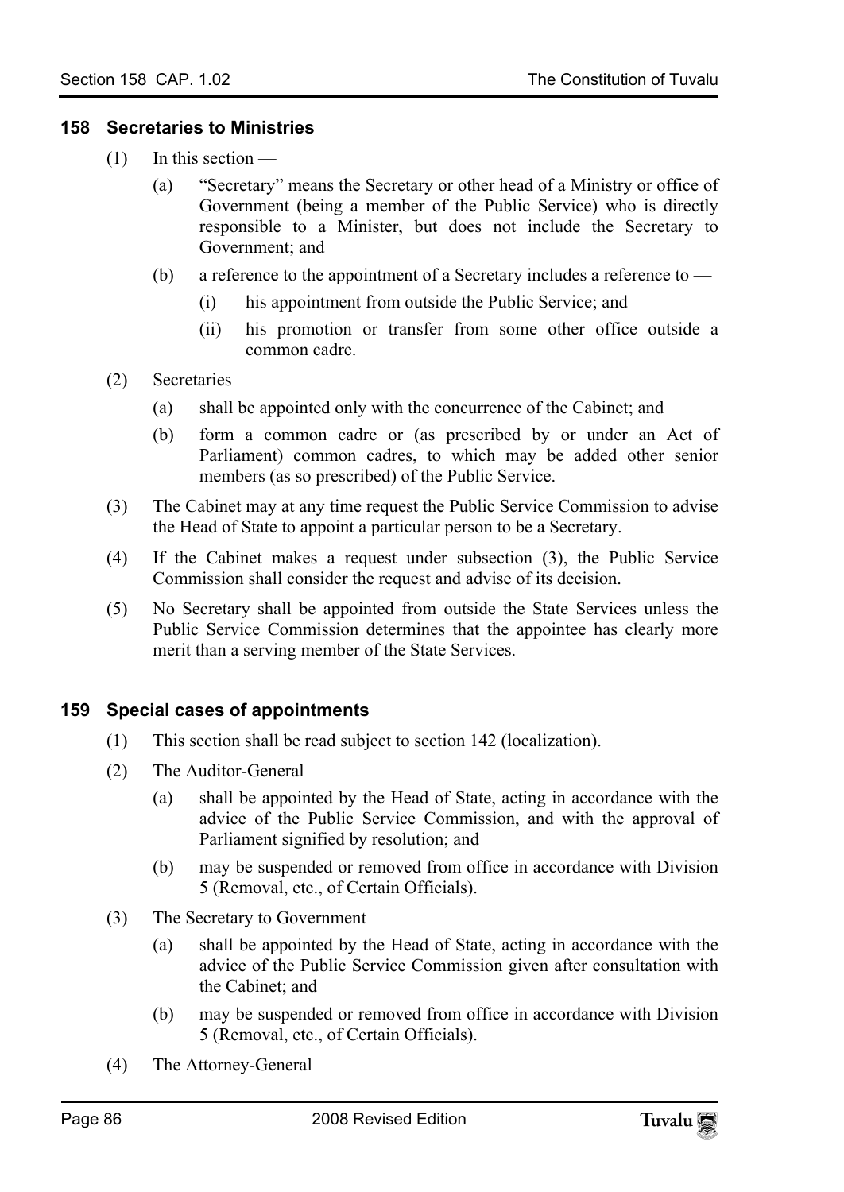## 158 Secretaries to Ministries

(1) In this section —

(a) "Secretary" means the Secretary or other head of a Ministry or office of Government (being a member of the Public Service) who is directly responsible to a Minister, but does not include the Secretary to Government; and

(b) a reference to the appointment of a Secretary includes a reference to —

(i) his appointment from outside the Public Service; and

(ii) his promotion or transfer from some other office outside a common cadre.

(2) Secretaries —

(a) shall be appointed only with the concurrence of the Cabinet; and

(b) form a common cadre or (as prescribed by or under an Act of Parliament) common cadres, to which may be added other senior members (as so prescribed) of the Public Service.

(3) The Cabinet may at any time request the Public Service Commission to advise the Head of State to appoint a particular person to be a Secretary.

(4) If the Cabinet makes a request under subsection (3), the Public Service Commission shall consider the request and advise of its decision.

(5) No Secretary shall be appointed from outside the State Services unless the Public Service Commission determines that the appointee has clearly more merit than a serving member of the State Services.

## 159 Special cases of appointments

(1) This section shall be read subject to section 142 (localization).

(2) The Auditor-General —

(a) shall be appointed by the Head of State, acting in accordance with the advice of the Public Service Commission, and with the approval of Parliament signified by resolution; and

(b) may be suspended or removed from office in accordance with Division 5 (Removal, etc., of Certain Officials).

(3) The Secretary to Government —

(a) shall be appointed by the Head of State, acting in accordance with the advice of the Public Service Commission given after consultation with the Cabinet; and

(b) may be suspended or removed from office in accordance with Division 5 (Removal, etc., of Certain Officials).

(4) The Attorney-General —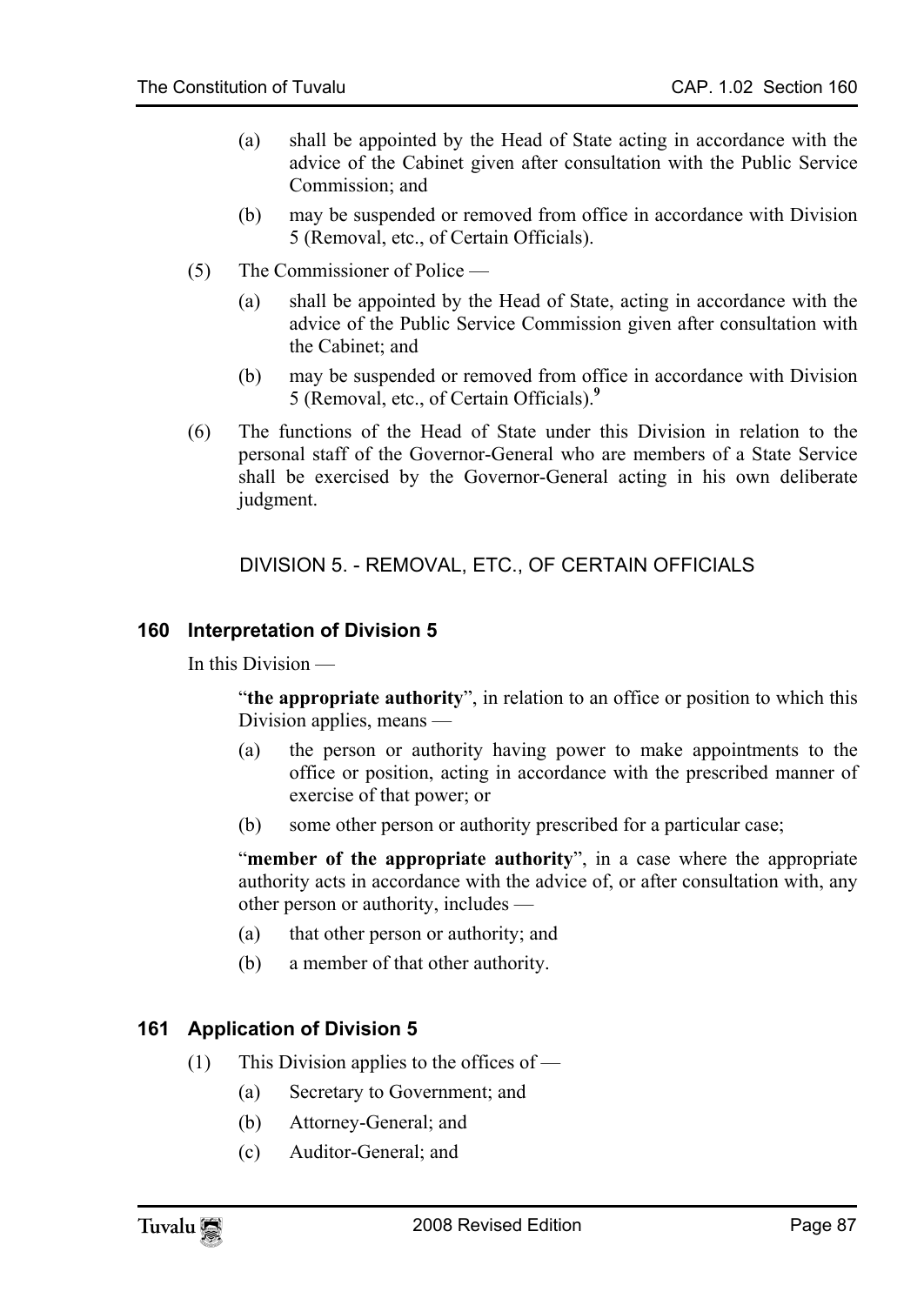(a) shall be appointed by the Head of State acting in accordance with the advice of the Cabinet given after consultation with the Public Service Commission; and

(b) may be suspended or removed from office in accordance with Division 5 (Removal, etc., of Certain Officials).

(5) The Commissioner of Police —

(a) shall be appointed by the Head of State, acting in accordance with the advice of the Public Service Commission given after consultation with the Cabinet; and

(b) may be suspended or removed from office in accordance with Division 5 (Removal, etc., of Certain Officials).[9]

(6) The functions of the Head of State under this Division in relation to the personal staff of the Governor-General who are members of a State Service shall be exercised by the Governor-General acting in his own deliberate judgment.

## DIVISION 5. - REMOVAL, ETC., OF CERTAIN OFFICIALS

### 160 Interpretation of Division 5

In this Division —

"**the appropriate authority**", in relation to an office or position to which this Division applies, means —

(a) the person or authority having power to make appointments to the office or position, acting in accordance with the prescribed manner of exercise of that power; or

(b) some other person or authority prescribed for a particular case;

"**member of the appropriate authority**", in a case where the appropriate authority acts in accordance with the advice of, or after consultation with, any other person or authority, includes —

(a) that other person or authority; and

(b) a member of that other authority.

### 161 Application of Division 5

(1) This Division applies to the offices of —

(a) Secretary to Government; and

(b) Attorney-General; and

(c) Auditor-General; and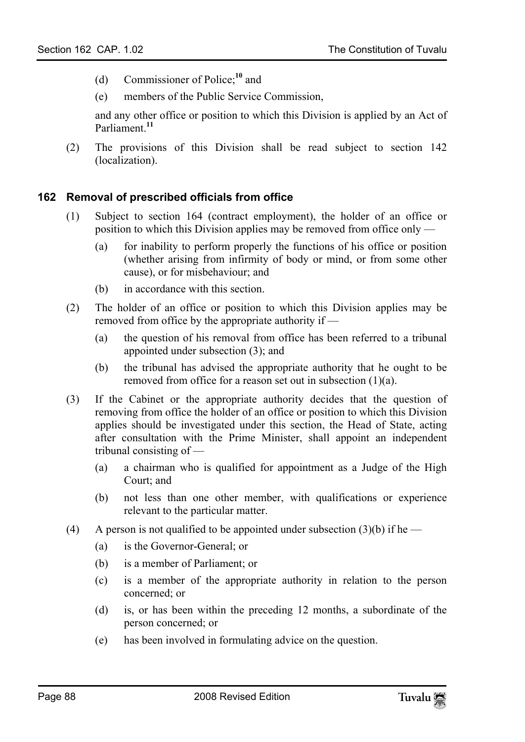(d) Commissioner of Police;[10] and

(e) members of the Public Service Commission,

and any other office or position to which this Division is applied by an Act of Parliament.[11]

(2) The provisions of this Division shall be read subject to section 142 (localization).

### 162 Removal of prescribed officials from office

(1) Subject to section 164 (contract employment), the holder of an office or position to which this Division applies may be removed from office only —

(a) for inability to perform properly the functions of his office or position (whether arising from infirmity of body or mind, or from some other cause), or for misbehaviour; and

(b) in accordance with this section.

(2) The holder of an office or position to which this Division applies may be removed from office by the appropriate authority if —

(a) the question of his removal from office has been referred to a tribunal appointed under subsection (3); and

(b) the tribunal has advised the appropriate authority that he ought to be removed from office for a reason set out in subsection (1)(a).

(3) If the Cabinet or the appropriate authority decides that the question of removing from office the holder of an office or position to which this Division applies should be investigated under this section, the Head of State, acting after consultation with the Prime Minister, shall appoint an independent tribunal consisting of —

(a) a chairman who is qualified for appointment as a Judge of the High Court; and

(b) not less than one other member, with qualifications or experience relevant to the particular matter.

(4) A person is not qualified to be appointed under subsection (3)(b) if he —

(a) is the Governor-General; or

(b) is a member of Parliament; or

(c) is a member of the appropriate authority in relation to the person concerned; or

(d) is, or has been within the preceding 12 months, a subordinate of the person concerned; or

(e) has been involved in formulating advice on the question.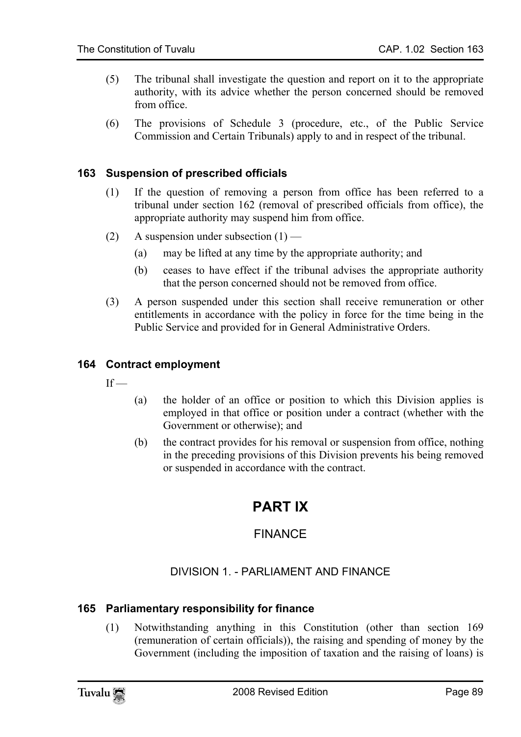(5) The tribunal shall investigate the question and report on it to the appropriate authority, with its advice whether the person concerned should be removed from office.

(6) The provisions of Schedule 3 (procedure, etc., of the Public Service Commission and Certain Tribunals) apply to and in respect of the tribunal.

### 163 Suspension of prescribed officials

(1) If the question of removing a person from office has been referred to a tribunal under section 162 (removal of prescribed officials from office), the appropriate authority may suspend him from office.

(2) A suspension under subsection (1) —

- (a) may be lifted at any time by the appropriate authority; and
- (b) ceases to have effect if the tribunal advises the appropriate authority that the person concerned should not be removed from office.

(3) A person suspended under this section shall receive remuneration or other entitlements in accordance with the policy in force for the time being in the Public Service and provided for in General Administrative Orders.

### 164 Contract employment

If —

- (a) the holder of an office or position to which this Division applies is employed in that office or position under a contract (whether with the Government or otherwise); and
- (b) the contract provides for his removal or suspension from office, nothing in the preceding provisions of this Division prevents his being removed or suspended in accordance with the contract.

# PART IX

## FINANCE

## DIVISION 1. - PARLIAMENT AND FINANCE

### 165 Parliamentary responsibility for finance

(1) Notwithstanding anything in this Constitution (other than section 169 (remuneration of certain officials)), the raising and spending of money by the Government (including the imposition of taxation and the raising of loans) is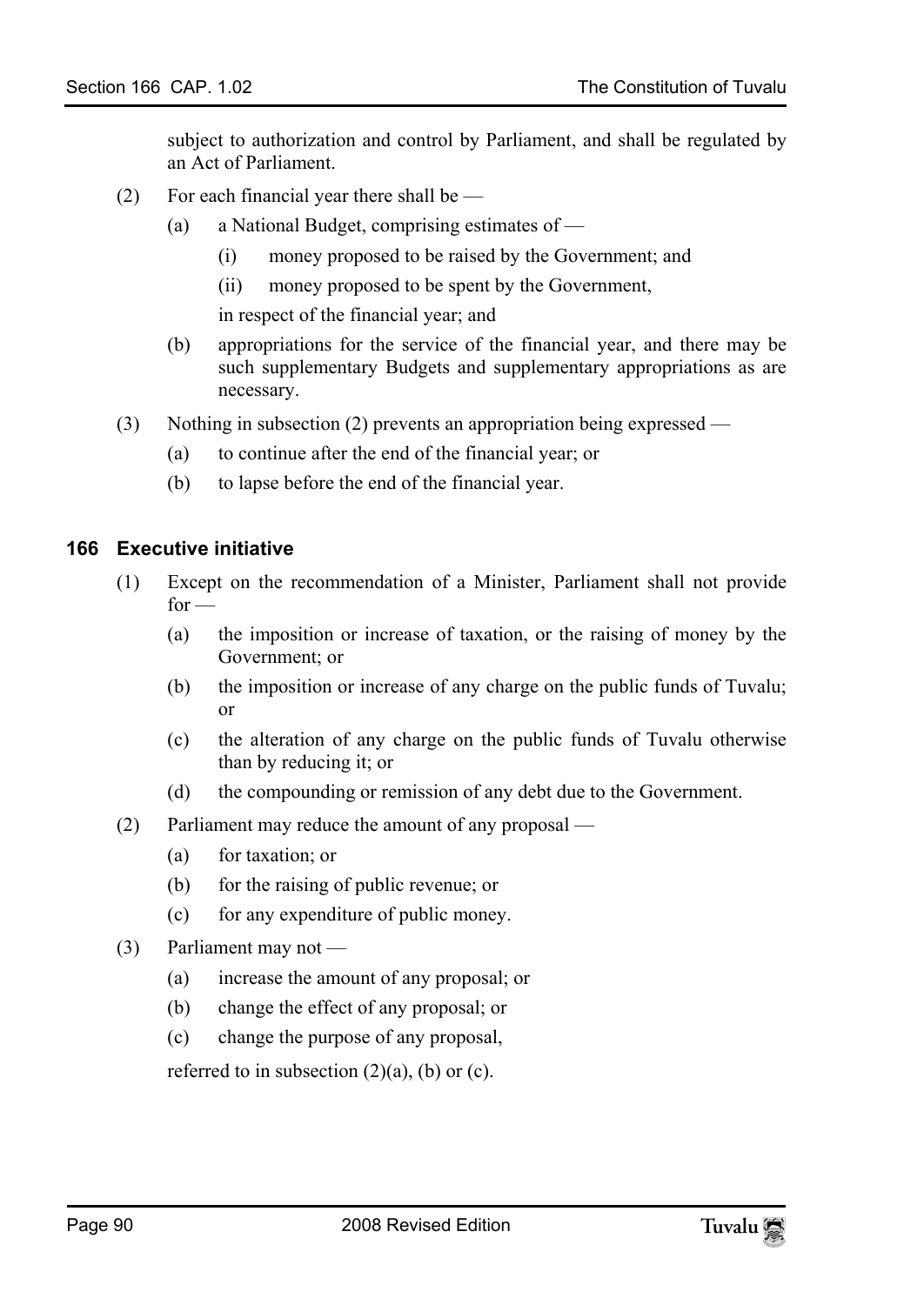subject to authorization and control by Parliament, and shall be regulated by an Act of Parliament.

(2) For each financial year there shall be —

- (a) a National Budget, comprising estimates of —
  - (i) money proposed to be raised by the Government; and
  - (ii) money proposed to be spent by the Government,

  in respect of the financial year; and
- (b) appropriations for the service of the financial year, and there may be such supplementary Budgets and supplementary appropriations as are necessary.

(3) Nothing in subsection (2) prevents an appropriation being expressed —

- (a) to continue after the end of the financial year; or
- (b) to lapse before the end of the financial year.

### 166 Executive initiative

(1) Except on the recommendation of a Minister, Parliament shall not provide for —

- (a) the imposition or increase of taxation, or the raising of money by the Government; or
- (b) the imposition or increase of any charge on the public funds of Tuvalu; or
- (c) the alteration of any charge on the public funds of Tuvalu otherwise than by reducing it; or
- (d) the compounding or remission of any debt due to the Government.

(2) Parliament may reduce the amount of any proposal —

- (a) for taxation; or
- (b) for the raising of public revenue; or
- (c) for any expenditure of public money.

(3) Parliament may not —

- (a) increase the amount of any proposal; or
- (b) change the effect of any proposal; or
- (c) change the purpose of any proposal,

referred to in subsection (2)(a), (b) or (c).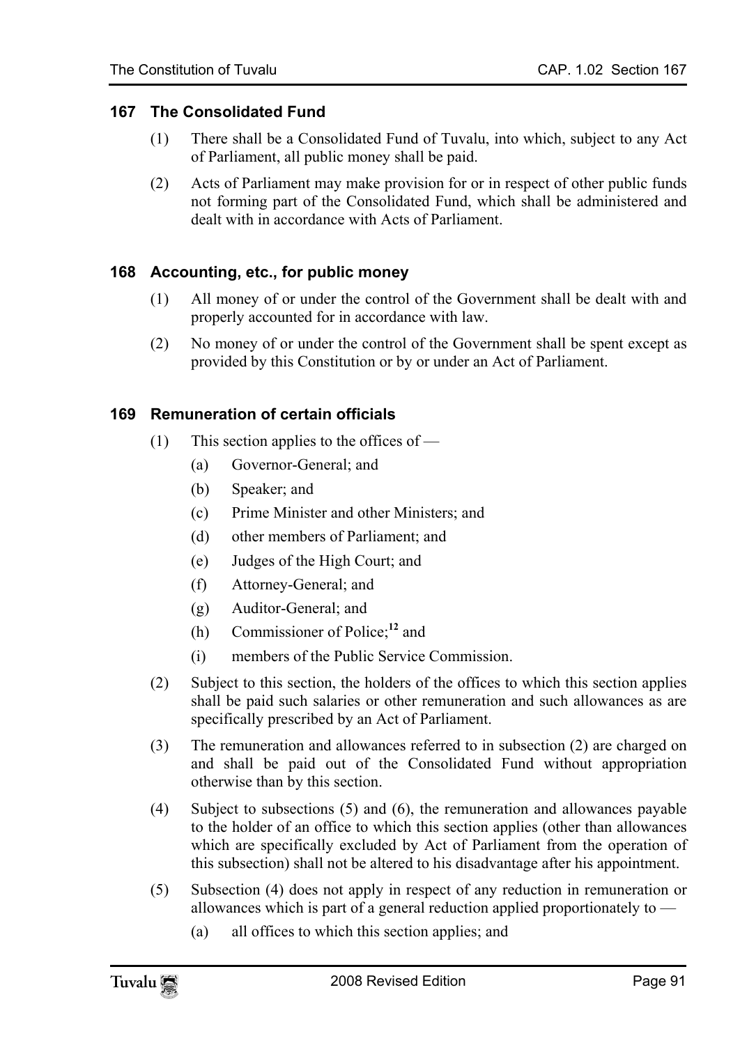### 167 The Consolidated Fund

(1) There shall be a Consolidated Fund of Tuvalu, into which, subject to any Act of Parliament, all public money shall be paid.

(2) Acts of Parliament may make provision for or in respect of other public funds not forming part of the Consolidated Fund, which shall be administered and dealt with in accordance with Acts of Parliament.

### 168 Accounting, etc., for public money

(1) All money of or under the control of the Government shall be dealt with and properly accounted for in accordance with law.

(2) No money of or under the control of the Government shall be spent except as provided by this Constitution or by or under an Act of Parliament.

### 169 Remuneration of certain officials

(1) This section applies to the offices of —

- (a) Governor-General; and
- (b) Speaker; and
- (c) Prime Minister and other Ministers; and
- (d) other members of Parliament; and
- (e) Judges of the High Court; and
- (f) Attorney-General; and
- (g) Auditor-General; and
- (h) Commissioner of Police;[12] and
- (i) members of the Public Service Commission.

(2) Subject to this section, the holders of the offices to which this section applies shall be paid such salaries or other remuneration and such allowances as are specifically prescribed by an Act of Parliament.

(3) The remuneration and allowances referred to in subsection (2) are charged on and shall be paid out of the Consolidated Fund without appropriation otherwise than by this section.

(4) Subject to subsections (5) and (6), the remuneration and allowances payable to the holder of an office to which this section applies (other than allowances which are specifically excluded by Act of Parliament from the operation of this subsection) shall not be altered to his disadvantage after his appointment.

(5) Subsection (4) does not apply in respect of any reduction in remuneration or allowances which is part of a general reduction applied proportionately to —

- (a) all offices to which this section applies; and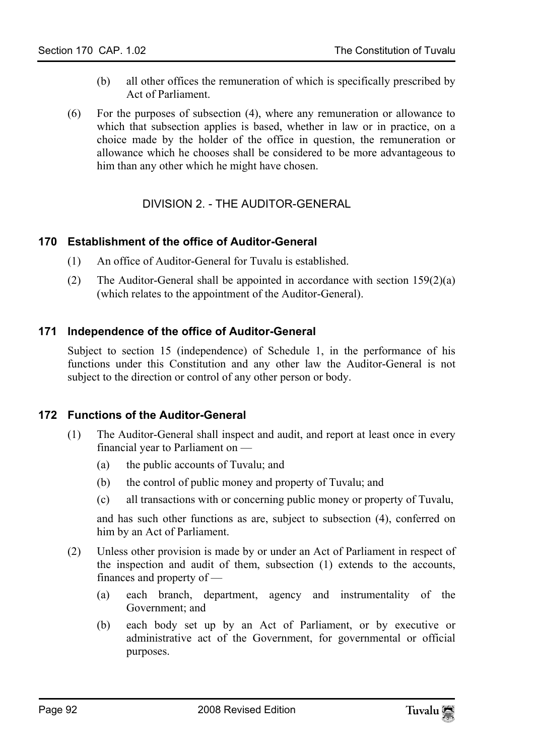(b) all other offices the remuneration of which is specifically prescribed by Act of Parliament.

(6) For the purposes of subsection (4), where any remuneration or allowance to which that subsection applies is based, whether in law or in practice, on a choice made by the holder of the office in question, the remuneration or allowance which he chooses shall be considered to be more advantageous to him than any other which he might have chosen.

## DIVISION 2. - THE AUDITOR-GENERAL

### 170 Establishment of the office of Auditor-General

(1) An office of Auditor-General for Tuvalu is established.

(2) The Auditor-General shall be appointed in accordance with section 159(2)(a) (which relates to the appointment of the Auditor-General).

### 171 Independence of the office of Auditor-General

Subject to section 15 (independence) of Schedule 1, in the performance of his functions under this Constitution and any other law the Auditor-General is not subject to the direction or control of any other person or body.

### 172 Functions of the Auditor-General

(1) The Auditor-General shall inspect and audit, and report at least once in every financial year to Parliament on —

(a) the public accounts of Tuvalu; and

(b) the control of public money and property of Tuvalu; and

(c) all transactions with or concerning public money or property of Tuvalu,

and has such other functions as are, subject to subsection (4), conferred on him by an Act of Parliament.

(2) Unless other provision is made by or under an Act of Parliament in respect of the inspection and audit of them, subsection (1) extends to the accounts, finances and property of —

(a) each branch, department, agency and instrumentality of the Government; and

(b) each body set up by an Act of Parliament, or by executive or administrative act of the Government, for governmental or official purposes.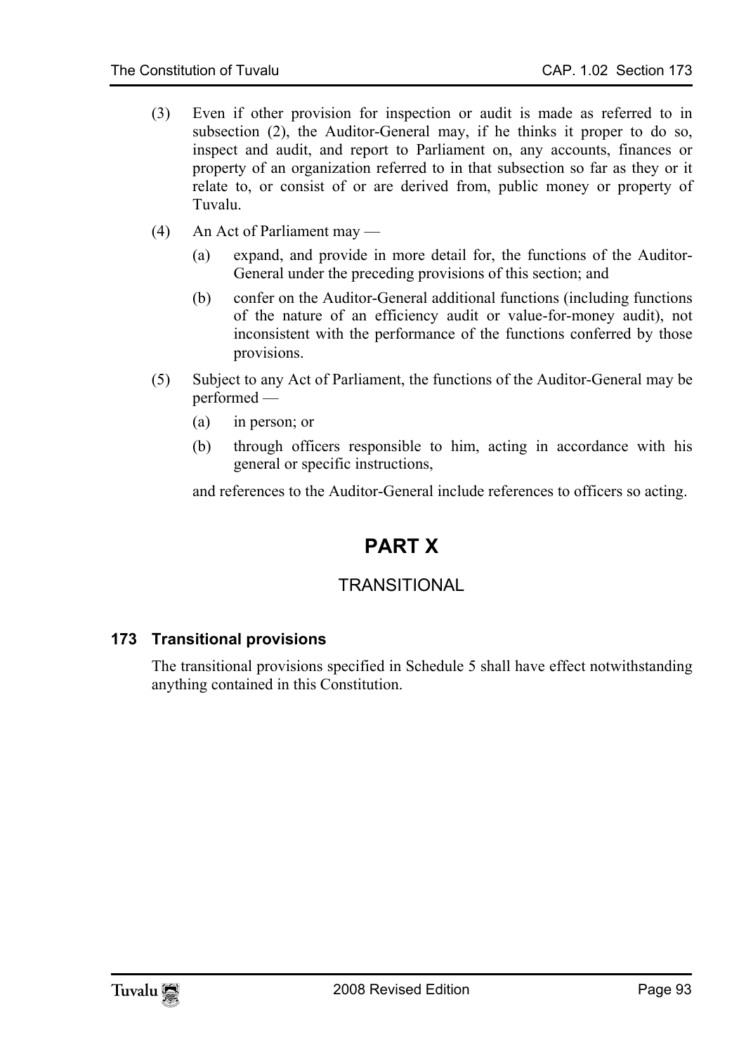(3) Even if other provision for inspection or audit is made as referred to in subsection (2), the Auditor-General may, if he thinks it proper to do so, inspect and audit, and report to Parliament on, any accounts, finances or property of an organization referred to in that subsection so far as they or it relate to, or consist of or are derived from, public money or property of Tuvalu.

(4) An Act of Parliament may —

  (a) expand, and provide in more detail for, the functions of the Auditor-General under the preceding provisions of this section; and

  (b) confer on the Auditor-General additional functions (including functions of the nature of an efficiency audit or value-for-money audit), not inconsistent with the performance of the functions conferred by those provisions.

(5) Subject to any Act of Parliament, the functions of the Auditor-General may be performed —

  (a) in person; or

  (b) through officers responsible to him, acting in accordance with his general or specific instructions,

and references to the Auditor-General include references to officers so acting.

# PART X

## TRANSITIONAL

### 173 Transitional provisions

The transitional provisions specified in Schedule 5 shall have effect notwithstanding anything contained in this Constitution.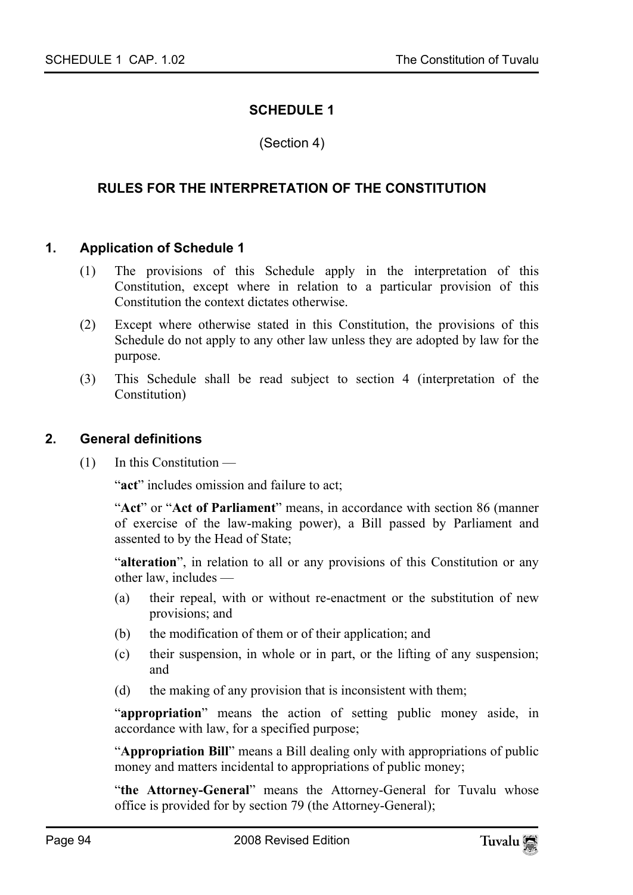# SCHEDULE 1

(Section 4)

## RULES FOR THE INTERPRETATION OF THE CONSTITUTION

### 1. Application of Schedule 1

(1) The provisions of this Schedule apply in the interpretation of this Constitution, except where in relation to a particular provision of this Constitution the context dictates otherwise.

(2) Except where otherwise stated in this Constitution, the provisions of this Schedule do not apply to any other law unless they are adopted by law for the purpose.

(3) This Schedule shall be read subject to section 4 (interpretation of the Constitution)

### 2. General definitions

(1) In this Constitution —

"**act**" includes omission and failure to act;

"**Act**" or "**Act of Parliament**" means, in accordance with section 86 (manner of exercise of the law-making power), a Bill passed by Parliament and assented to by the Head of State;

"**alteration**", in relation to all or any provisions of this Constitution or any other law, includes —

(a) their repeal, with or without re-enactment or the substitution of new provisions; and

(b) the modification of them or of their application; and

(c) their suspension, in whole or in part, or the lifting of any suspension; and

(d) the making of any provision that is inconsistent with them;

"**appropriation**" means the action of setting public money aside, in accordance with law, for a specified purpose;

"**Appropriation Bill**" means a Bill dealing only with appropriations of public money and matters incidental to appropriations of public money;

"**the Attorney-General**" means the Attorney-General for Tuvalu whose office is provided for by section 79 (the Attorney-General);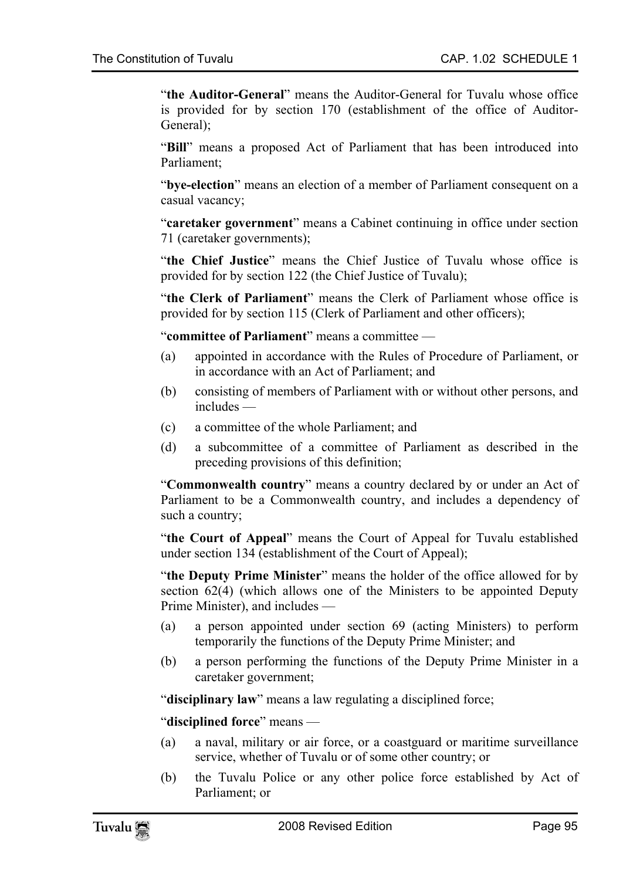"**the Auditor-General**" means the Auditor-General for Tuvalu whose office is provided for by section 170 (establishment of the office of Auditor-General);

"**Bill**" means a proposed Act of Parliament that has been introduced into Parliament;

"**bye-election**" means an election of a member of Parliament consequent on a casual vacancy;

"**caretaker government**" means a Cabinet continuing in office under section 71 (caretaker governments);

"**the Chief Justice**" means the Chief Justice of Tuvalu whose office is provided for by section 122 (the Chief Justice of Tuvalu);

"**the Clerk of Parliament**" means the Clerk of Parliament whose office is provided for by section 115 (Clerk of Parliament and other officers);

"**committee of Parliament**" means a committee —

(a) appointed in accordance with the Rules of Procedure of Parliament, or in accordance with an Act of Parliament; and

(b) consisting of members of Parliament with or without other persons, and includes —

(c) a committee of the whole Parliament; and

(d) a subcommittee of a committee of Parliament as described in the preceding provisions of this definition;

"**Commonwealth country**" means a country declared by or under an Act of Parliament to be a Commonwealth country, and includes a dependency of such a country;

"**the Court of Appeal**" means the Court of Appeal for Tuvalu established under section 134 (establishment of the Court of Appeal);

"**the Deputy Prime Minister**" means the holder of the office allowed for by section 62(4) (which allows one of the Ministers to be appointed Deputy Prime Minister), and includes —

(a) a person appointed under section 69 (acting Ministers) to perform temporarily the functions of the Deputy Prime Minister; and

(b) a person performing the functions of the Deputy Prime Minister in a caretaker government;

"**disciplinary law**" means a law regulating a disciplined force;

"**disciplined force**" means —

(a) a naval, military or air force, or a coastguard or maritime surveillance service, whether of Tuvalu or of some other country; or

(b) the Tuvalu Police or any other police force established by Act of Parliament; or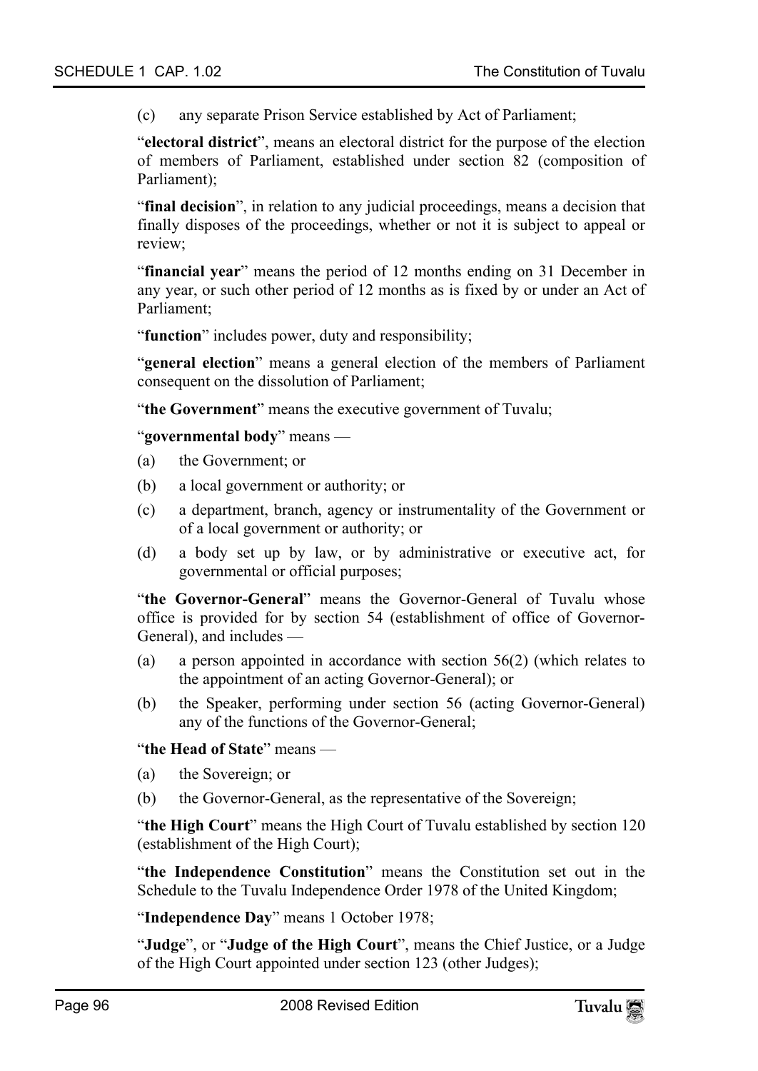(c) any separate Prison Service established by Act of Parliament;

"**electoral district**", means an electoral district for the purpose of the election of members of Parliament, established under section 82 (composition of Parliament);

"**final decision**", in relation to any judicial proceedings, means a decision that finally disposes of the proceedings, whether or not it is subject to appeal or review;

"**financial year**" means the period of 12 months ending on 31 December in any year, or such other period of 12 months as is fixed by or under an Act of Parliament;

"**function**" includes power, duty and responsibility;

"**general election**" means a general election of the members of Parliament consequent on the dissolution of Parliament;

"**the Government**" means the executive government of Tuvalu;

"**governmental body**" means —

(a) the Government; or

(b) a local government or authority; or

(c) a department, branch, agency or instrumentality of the Government or of a local government or authority; or

(d) a body set up by law, or by administrative or executive act, for governmental or official purposes;

"**the Governor-General**" means the Governor-General of Tuvalu whose office is provided for by section 54 (establishment of office of Governor-General), and includes —

(a) a person appointed in accordance with section 56(2) (which relates to the appointment of an acting Governor-General); or

(b) the Speaker, performing under section 56 (acting Governor-General) any of the functions of the Governor-General;

"**the Head of State**" means —

(a) the Sovereign; or

(b) the Governor-General, as the representative of the Sovereign;

"**the High Court**" means the High Court of Tuvalu established by section 120 (establishment of the High Court);

"**the Independence Constitution**" means the Constitution set out in the Schedule to the Tuvalu Independence Order 1978 of the United Kingdom;

"**Independence Day**" means 1 October 1978;

"**Judge**", or "**Judge of the High Court**", means the Chief Justice, or a Judge of the High Court appointed under section 123 (other Judges);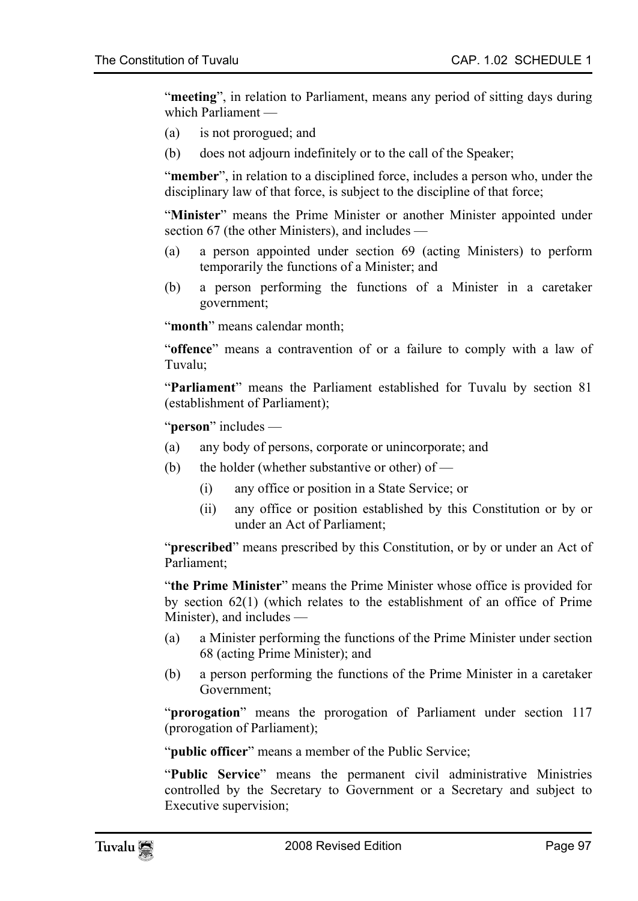"**meeting**", in relation to Parliament, means any period of sitting days during which Parliament —

(a) is not prorogued; and

(b) does not adjourn indefinitely or to the call of the Speaker;

"**member**", in relation to a disciplined force, includes a person who, under the disciplinary law of that force, is subject to the discipline of that force;

"**Minister**" means the Prime Minister or another Minister appointed under section 67 (the other Ministers), and includes —

(a) a person appointed under section 69 (acting Ministers) to perform temporarily the functions of a Minister; and

(b) a person performing the functions of a Minister in a caretaker government;

"**month**" means calendar month;

"**offence**" means a contravention of or a failure to comply with a law of Tuvalu;

"**Parliament**" means the Parliament established for Tuvalu by section 81 (establishment of Parliament);

"**person**" includes —

(a) any body of persons, corporate or unincorporate; and

(b) the holder (whether substantive or other) of —

 (i) any office or position in a State Service; or

 (ii) any office or position established by this Constitution or by or under an Act of Parliament;

"**prescribed**" means prescribed by this Constitution, or by or under an Act of Parliament;

"**the Prime Minister**" means the Prime Minister whose office is provided for by section 62(1) (which relates to the establishment of an office of Prime Minister), and includes —

(a) a Minister performing the functions of the Prime Minister under section 68 (acting Prime Minister); and

(b) a person performing the functions of the Prime Minister in a caretaker Government;

"**prorogation**" means the prorogation of Parliament under section 117 (prorogation of Parliament);

"**public officer**" means a member of the Public Service;

"**Public Service**" means the permanent civil administrative Ministries controlled by the Secretary to Government or a Secretary and subject to Executive supervision;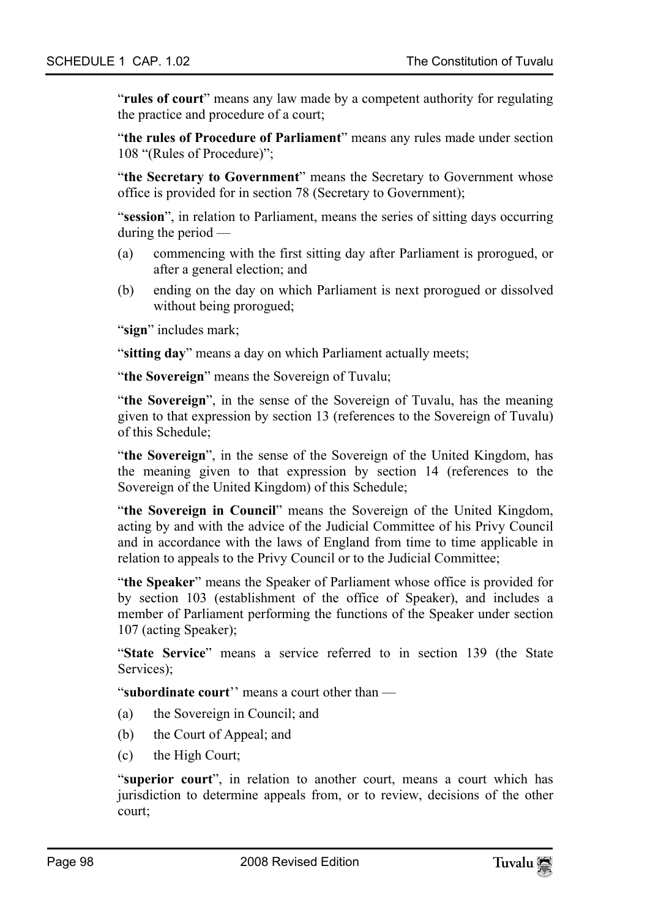"**rules of court**" means any law made by a competent authority for regulating the practice and procedure of a court;

"**the rules of Procedure of Parliament**" means any rules made under section 108 "(Rules of Procedure)";

"**the Secretary to Government**" means the Secretary to Government whose office is provided for in section 78 (Secretary to Government);

"**session**", in relation to Parliament, means the series of sitting days occurring during the period —

(a) commencing with the first sitting day after Parliament is prorogued, or after a general election; and

(b) ending on the day on which Parliament is next prorogued or dissolved without being prorogued;

"**sign**" includes mark;

"**sitting day**" means a day on which Parliament actually meets;

"**the Sovereign**" means the Sovereign of Tuvalu;

"**the Sovereign**", in the sense of the Sovereign of Tuvalu, has the meaning given to that expression by section 13 (references to the Sovereign of Tuvalu) of this Schedule;

"**the Sovereign**", in the sense of the Sovereign of the United Kingdom, has the meaning given to that expression by section 14 (references to the Sovereign of the United Kingdom) of this Schedule;

"**the Sovereign in Council**" means the Sovereign of the United Kingdom, acting by and with the advice of the Judicial Committee of his Privy Council and in accordance with the laws of England from time to time applicable in relation to appeals to the Privy Council or to the Judicial Committee;

"**the Speaker**" means the Speaker of Parliament whose office is provided for by section 103 (establishment of the office of Speaker), and includes a member of Parliament performing the functions of the Speaker under section 107 (acting Speaker);

"**State Service**" means a service referred to in section 139 (the State Services);

"**subordinate court**'' means a court other than —

(a) the Sovereign in Council; and

(b) the Court of Appeal; and

(c) the High Court;

"**superior court**", in relation to another court, means a court which has jurisdiction to determine appeals from, or to review, decisions of the other court;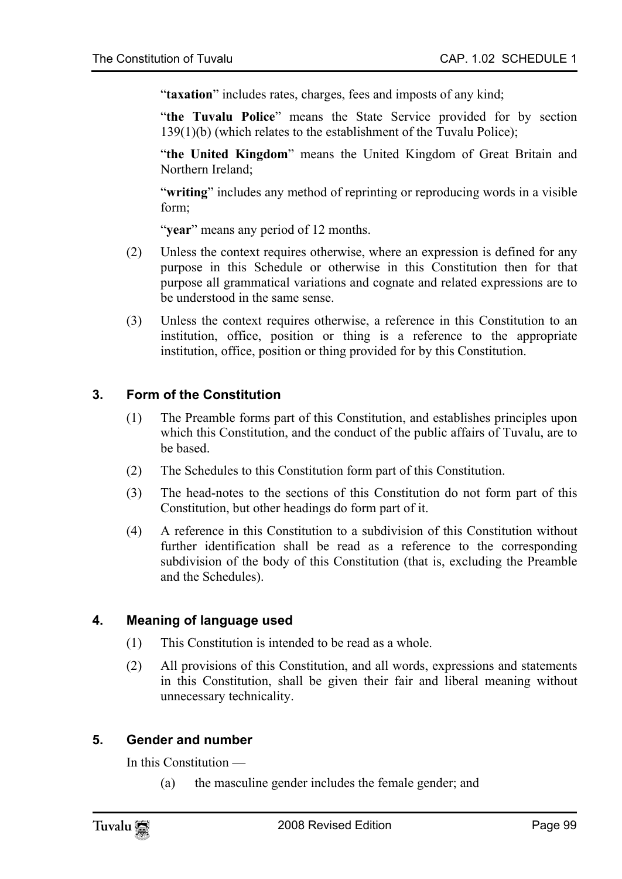"**taxation**" includes rates, charges, fees and imposts of any kind;

"**the Tuvalu Police**" means the State Service provided for by section 139(1)(b) (which relates to the establishment of the Tuvalu Police);

"**the United Kingdom**" means the United Kingdom of Great Britain and Northern Ireland;

"**writing**" includes any method of reprinting or reproducing words in a visible form;

"**year**" means any period of 12 months.

(2) Unless the context requires otherwise, where an expression is defined for any purpose in this Schedule or otherwise in this Constitution then for that purpose all grammatical variations and cognate and related expressions are to be understood in the same sense.

(3) Unless the context requires otherwise, a reference in this Constitution to an institution, office, position or thing is a reference to the appropriate institution, office, position or thing provided for by this Constitution.

### 3. Form of the Constitution

(1) The Preamble forms part of this Constitution, and establishes principles upon which this Constitution, and the conduct of the public affairs of Tuvalu, are to be based.

(2) The Schedules to this Constitution form part of this Constitution.

(3) The head-notes to the sections of this Constitution do not form part of this Constitution, but other headings do form part of it.

(4) A reference in this Constitution to a subdivision of this Constitution without further identification shall be read as a reference to the corresponding subdivision of the body of this Constitution (that is, excluding the Preamble and the Schedules).

### 4. Meaning of language used

(1) This Constitution is intended to be read as a whole.

(2) All provisions of this Constitution, and all words, expressions and statements in this Constitution, shall be given their fair and liberal meaning without unnecessary technicality.

### 5. Gender and number

In this Constitution —

(a) the masculine gender includes the female gender; and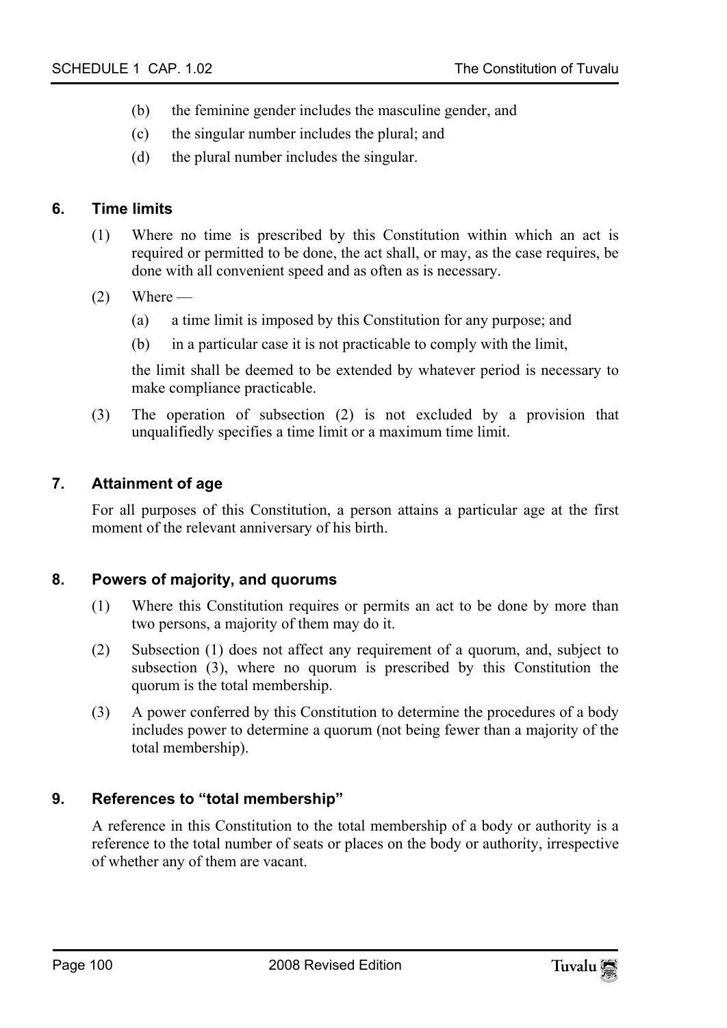(b) the feminine gender includes the masculine gender, and

(c) the singular number includes the plural; and

(d) the plural number includes the singular.

## 6. Time limits

(1) Where no time is prescribed by this Constitution within which an act is required or permitted to be done, the act shall, or may, as the case requires, be done with all convenient speed and as often as is necessary.

(2) Where —

(a) a time limit is imposed by this Constitution for any purpose; and

(b) in a particular case it is not practicable to comply with the limit,

the limit shall be deemed to be extended by whatever period is necessary to make compliance practicable.

(3) The operation of subsection (2) is not excluded by a provision that unqualifiedly specifies a time limit or a maximum time limit.

## 7. Attainment of age

For all purposes of this Constitution, a person attains a particular age at the first moment of the relevant anniversary of his birth.

## 8. Powers of majority, and quorums

(1) Where this Constitution requires or permits an act to be done by more than two persons, a majority of them may do it.

(2) Subsection (1) does not affect any requirement of a quorum, and, subject to subsection (3), where no quorum is prescribed by this Constitution the quorum is the total membership.

(3) A power conferred by this Constitution to determine the procedures of a body includes power to determine a quorum (not being fewer than a majority of the total membership).

## 9. References to "total membership"

A reference in this Constitution to the total membership of a body or authority is a reference to the total number of seats or places on the body or authority, irrespective of whether any of them are vacant.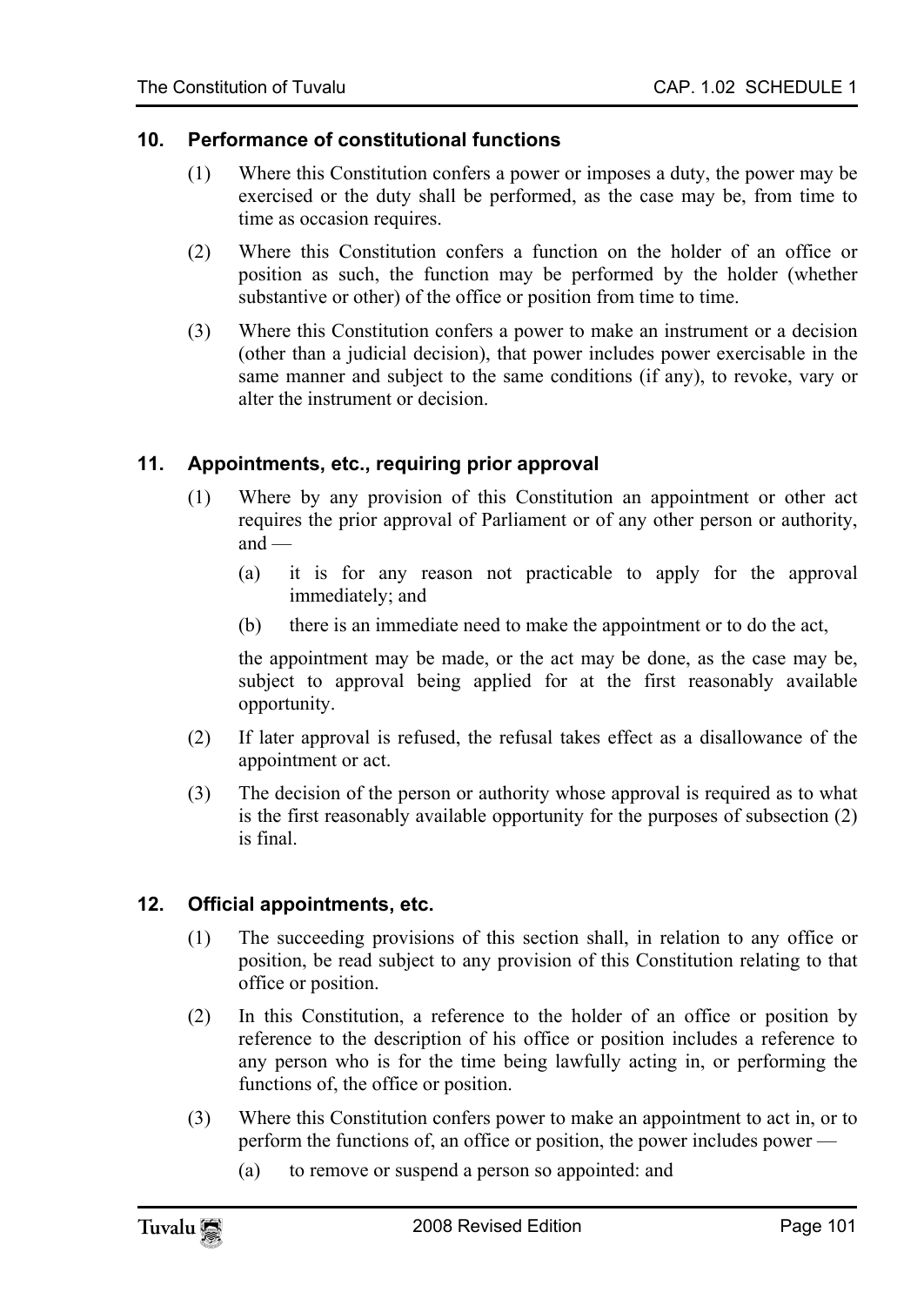## 10. Performance of constitutional functions

(1) Where this Constitution confers a power or imposes a duty, the power may be exercised or the duty shall be performed, as the case may be, from time to time as occasion requires.

(2) Where this Constitution confers a function on the holder of an office or position as such, the function may be performed by the holder (whether substantive or other) of the office or position from time to time.

(3) Where this Constitution confers a power to make an instrument or a decision (other than a judicial decision), that power includes power exercisable in the same manner and subject to the same conditions (if any), to revoke, vary or alter the instrument or decision.

## 11. Appointments, etc., requiring prior approval

(1) Where by any provision of this Constitution an appointment or other act requires the prior approval of Parliament or of any other person or authority, and —

(a) it is for any reason not practicable to apply for the approval immediately; and

(b) there is an immediate need to make the appointment or to do the act,

the appointment may be made, or the act may be done, as the case may be, subject to approval being applied for at the first reasonably available opportunity.

(2) If later approval is refused, the refusal takes effect as a disallowance of the appointment or act.

(3) The decision of the person or authority whose approval is required as to what is the first reasonably available opportunity for the purposes of subsection (2) is final.

## 12. Official appointments, etc.

(1) The succeeding provisions of this section shall, in relation to any office or position, be read subject to any provision of this Constitution relating to that office or position.

(2) In this Constitution, a reference to the holder of an office or position by reference to the description of his office or position includes a reference to any person who is for the time being lawfully acting in, or performing the functions of, the office or position.

(3) Where this Constitution confers power to make an appointment to act in, or to perform the functions of, an office or position, the power includes power —

(a) to remove or suspend a person so appointed: and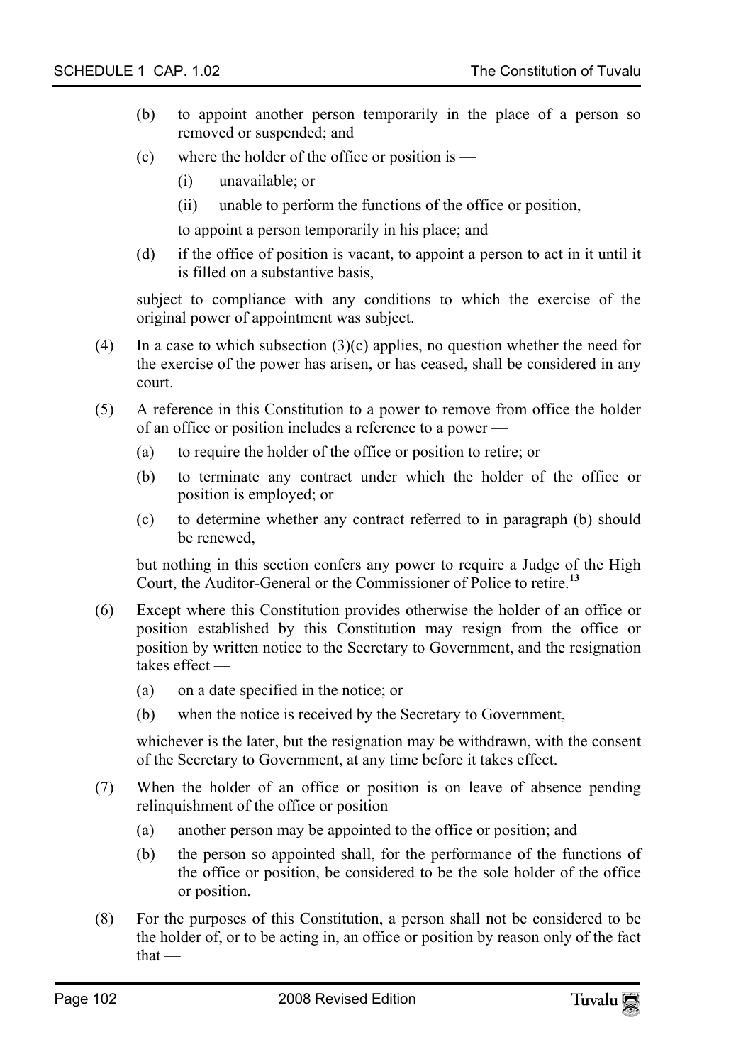(b) to appoint another person temporarily in the place of a person so removed or suspended; and

(c) where the holder of the office or position is —

(i) unavailable; or

(ii) unable to perform the functions of the office or position,

to appoint a person temporarily in his place; and

(d) if the office of position is vacant, to appoint a person to act in it until it is filled on a substantive basis,

subject to compliance with any conditions to which the exercise of the original power of appointment was subject.

(4) In a case to which subsection (3)(c) applies, no question whether the need for the exercise of the power has arisen, or has ceased, shall be considered in any court.

(5) A reference in this Constitution to a power to remove from office the holder of an office or position includes a reference to a power —

(a) to require the holder of the office or position to retire; or

(b) to terminate any contract under which the holder of the office or position is employed; or

(c) to determine whether any contract referred to in paragraph (b) should be renewed,

but nothing in this section confers any power to require a Judge of the High Court, the Auditor-General or the Commissioner of Police to retire.[13]

(6) Except where this Constitution provides otherwise the holder of an office or position established by this Constitution may resign from the office or position by written notice to the Secretary to Government, and the resignation takes effect —

(a) on a date specified in the notice; or

(b) when the notice is received by the Secretary to Government,

whichever is the later, but the resignation may be withdrawn, with the consent of the Secretary to Government, at any time before it takes effect.

(7) When the holder of an office or position is on leave of absence pending relinquishment of the office or position —

(a) another person may be appointed to the office or position; and

(b) the person so appointed shall, for the performance of the functions of the office or position, be considered to be the sole holder of the office or position.

(8) For the purposes of this Constitution, a person shall not be considered to be the holder of, or to be acting in, an office or position by reason only of the fact that —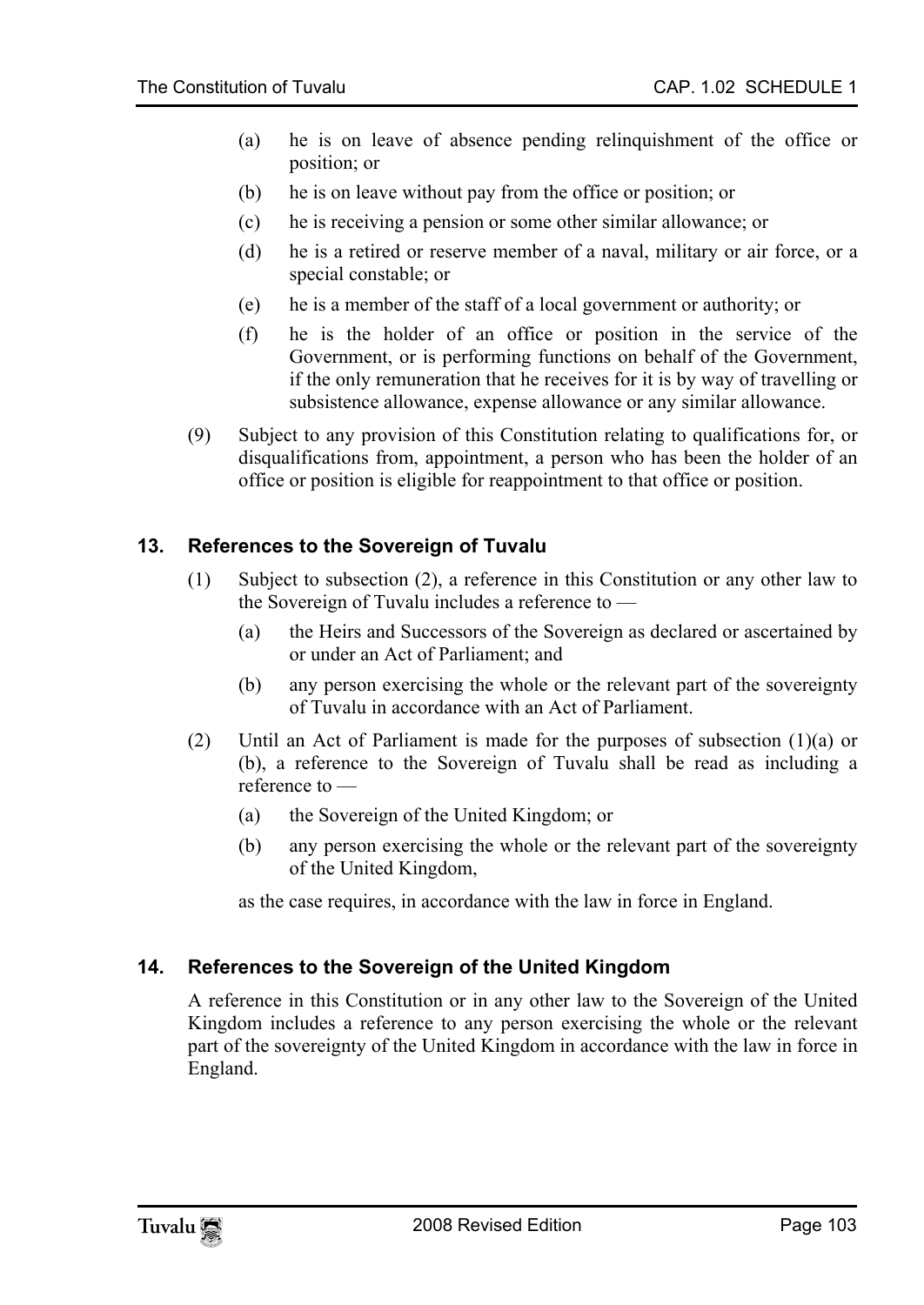(a) he is on leave of absence pending relinquishment of the office or position; or

(b) he is on leave without pay from the office or position; or

(c) he is receiving a pension or some other similar allowance; or

(d) he is a retired or reserve member of a naval, military or air force, or a special constable; or

(e) he is a member of the staff of a local government or authority; or

(f) he is the holder of an office or position in the service of the Government, or is performing functions on behalf of the Government, if the only remuneration that he receives for it is by way of travelling or subsistence allowance, expense allowance or any similar allowance.

(9) Subject to any provision of this Constitution relating to qualifications for, or disqualifications from, appointment, a person who has been the holder of an office or position is eligible for reappointment to that office or position.

### 13. References to the Sovereign of Tuvalu

(1) Subject to subsection (2), a reference in this Constitution or any other law to the Sovereign of Tuvalu includes a reference to —

(a) the Heirs and Successors of the Sovereign as declared or ascertained by or under an Act of Parliament; and

(b) any person exercising the whole or the relevant part of the sovereignty of Tuvalu in accordance with an Act of Parliament.

(2) Until an Act of Parliament is made for the purposes of subsection (1)(a) or (b), a reference to the Sovereign of Tuvalu shall be read as including a reference to —

(a) the Sovereign of the United Kingdom; or

(b) any person exercising the whole or the relevant part of the sovereignty of the United Kingdom,

as the case requires, in accordance with the law in force in England.

### 14. References to the Sovereign of the United Kingdom

A reference in this Constitution or in any other law to the Sovereign of the United Kingdom includes a reference to any person exercising the whole or the relevant part of the sovereignty of the United Kingdom in accordance with the law in force in England.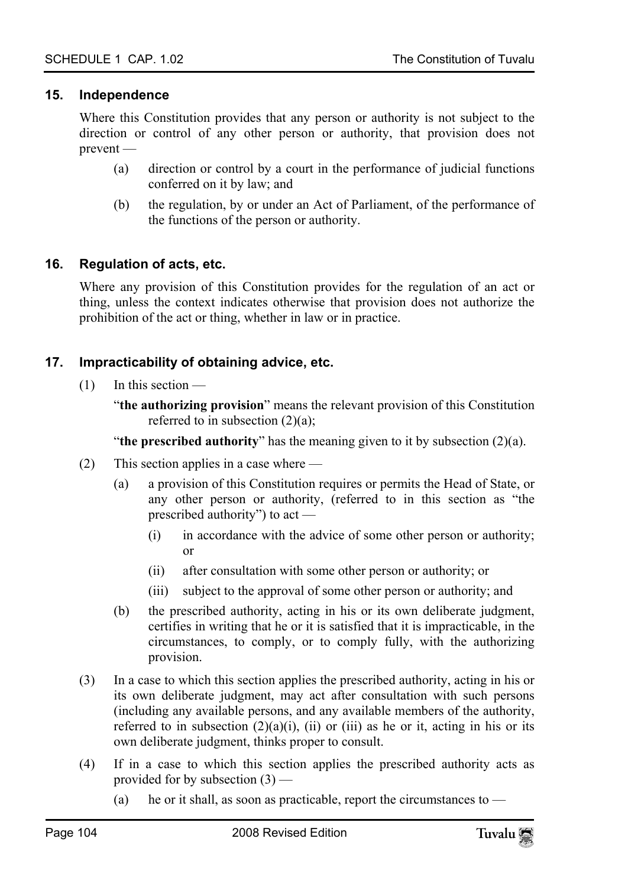### 15. Independence

Where this Constitution provides that any person or authority is not subject to the direction or control of any other person or authority, that provision does not prevent —

(a) direction or control by a court in the performance of judicial functions conferred on it by law; and

(b) the regulation, by or under an Act of Parliament, of the performance of the functions of the person or authority.

### 16. Regulation of acts, etc.

Where any provision of this Constitution provides for the regulation of an act or thing, unless the context indicates otherwise that provision does not authorize the prohibition of the act or thing, whether in law or in practice.

### 17. Impracticability of obtaining advice, etc.

(1) In this section —

"**the authorizing provision**" means the relevant provision of this Constitution referred to in subsection (2)(a);

"**the prescribed authority**" has the meaning given to it by subsection (2)(a).

(2) This section applies in a case where —

(a) a provision of this Constitution requires or permits the Head of State, or any other person or authority, (referred to in this section as "the prescribed authority") to act —

(i) in accordance with the advice of some other person or authority; or

(ii) after consultation with some other person or authority; or

(iii) subject to the approval of some other person or authority; and

(b) the prescribed authority, acting in his or its own deliberate judgment, certifies in writing that he or it is satisfied that it is impracticable, in the circumstances, to comply, or to comply fully, with the authorizing provision.

(3) In a case to which this section applies the prescribed authority, acting in his or its own deliberate judgment, may act after consultation with such persons (including any available persons, and any available members of the authority, referred to in subsection (2)(a)(i), (ii) or (iii) as he or it, acting in his or its own deliberate judgment, thinks proper to consult.

(4) If in a case to which this section applies the prescribed authority acts as provided for by subsection (3) —

(a) he or it shall, as soon as practicable, report the circumstances to —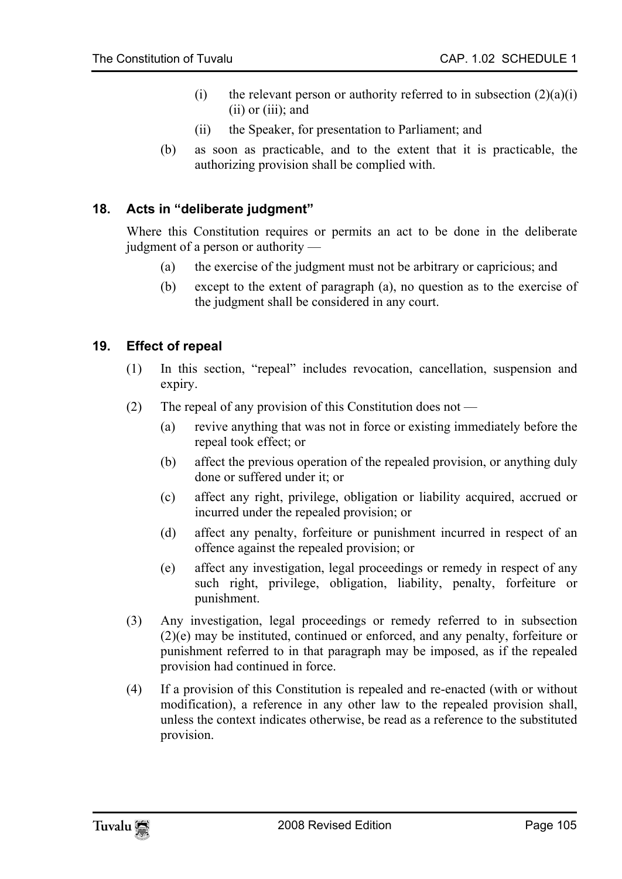(i) the relevant person or authority referred to in subsection (2)(a)(i) (ii) or (iii); and

(ii) the Speaker, for presentation to Parliament; and

(b) as soon as practicable, and to the extent that it is practicable, the authorizing provision shall be complied with.

## 18. Acts in "deliberate judgment"

Where this Constitution requires or permits an act to be done in the deliberate judgment of a person or authority —

(a) the exercise of the judgment must not be arbitrary or capricious; and

(b) except to the extent of paragraph (a), no question as to the exercise of the judgment shall be considered in any court.

## 19. Effect of repeal

(1) In this section, "repeal" includes revocation, cancellation, suspension and expiry.

(2) The repeal of any provision of this Constitution does not —

(a) revive anything that was not in force or existing immediately before the repeal took effect; or

(b) affect the previous operation of the repealed provision, or anything duly done or suffered under it; or

(c) affect any right, privilege, obligation or liability acquired, accrued or incurred under the repealed provision; or

(d) affect any penalty, forfeiture or punishment incurred in respect of an offence against the repealed provision; or

(e) affect any investigation, legal proceedings or remedy in respect of any such right, privilege, obligation, liability, penalty, forfeiture or punishment.

(3) Any investigation, legal proceedings or remedy referred to in subsection (2)(e) may be instituted, continued or enforced, and any penalty, forfeiture or punishment referred to in that paragraph may be imposed, as if the repealed provision had continued in force.

(4) If a provision of this Constitution is repealed and re-enacted (with or without modification), a reference in any other law to the repealed provision shall, unless the context indicates otherwise, be read as a reference to the substituted provision.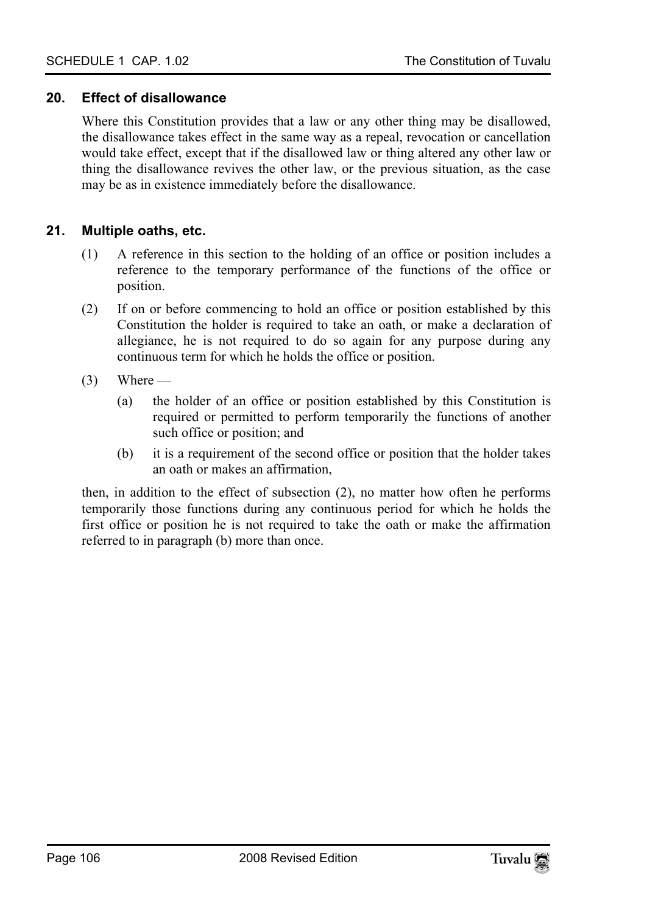## 20. Effect of disallowance

Where this Constitution provides that a law or any other thing may be disallowed, the disallowance takes effect in the same way as a repeal, revocation or cancellation would take effect, except that if the disallowed law or thing altered any other law or thing the disallowance revives the other law, or the previous situation, as the case may be as in existence immediately before the disallowance.

## 21. Multiple oaths, etc.

(1) A reference in this section to the holding of an office or position includes a reference to the temporary performance of the functions of the office or position.

(2) If on or before commencing to hold an office or position established by this Constitution the holder is required to take an oath, or make a declaration of allegiance, he is not required to do so again for any purpose during any continuous term for which he holds the office or position.

(3) Where —

(a) the holder of an office or position established by this Constitution is required or permitted to perform temporarily the functions of another such office or position; and

(b) it is a requirement of the second office or position that the holder takes an oath or makes an affirmation,

then, in addition to the effect of subsection (2), no matter how often he performs temporarily those functions during any continuous period for which he holds the first office or position he is not required to take the oath or make the affirmation referred to in paragraph (b) more than once.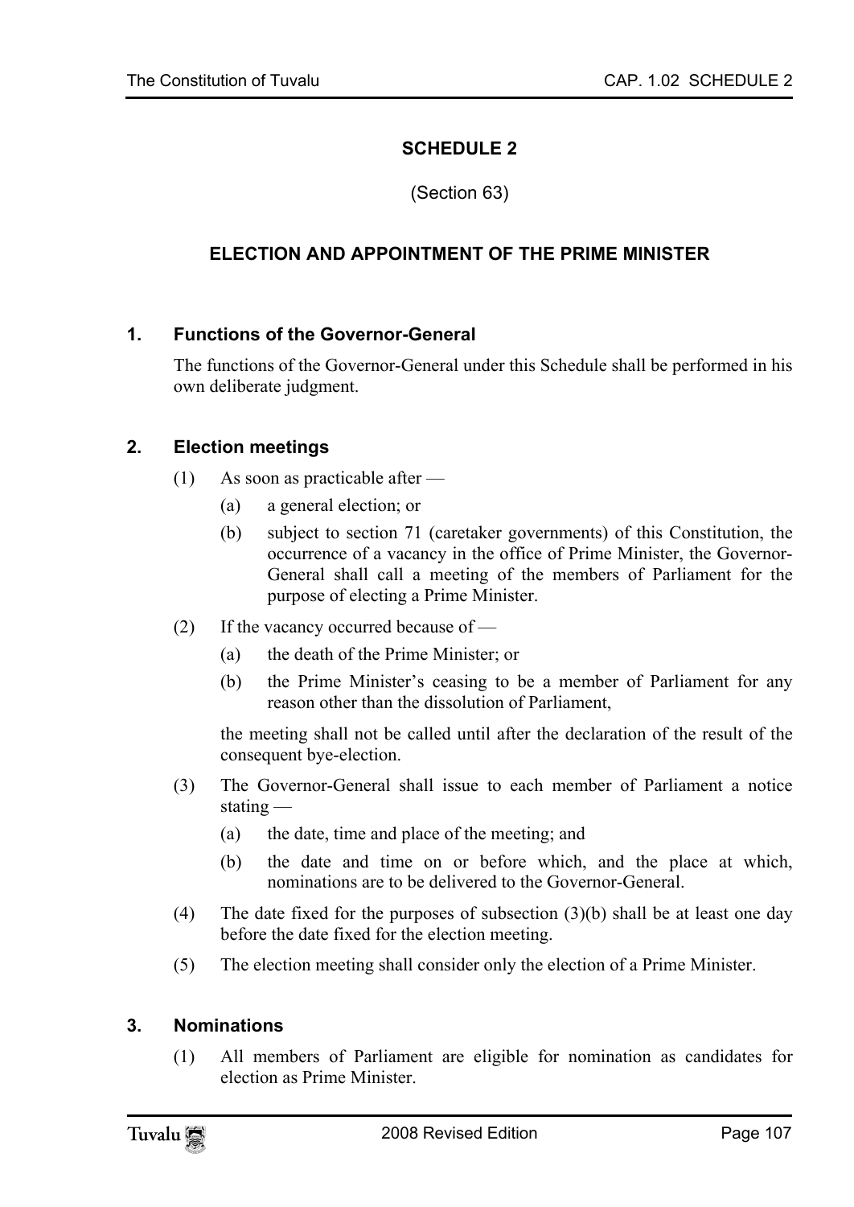# SCHEDULE 2

(Section 63)

## ELECTION AND APPOINTMENT OF THE PRIME MINISTER

### 1. Functions of the Governor-General

The functions of the Governor-General under this Schedule shall be performed in his own deliberate judgment.

### 2. Election meetings

(1) As soon as practicable after —

(a) a general election; or

(b) subject to section 71 (caretaker governments) of this Constitution, the occurrence of a vacancy in the office of Prime Minister, the Governor-General shall call a meeting of the members of Parliament for the purpose of electing a Prime Minister.

(2) If the vacancy occurred because of —

(a) the death of the Prime Minister; or

(b) the Prime Minister's ceasing to be a member of Parliament for any reason other than the dissolution of Parliament,

the meeting shall not be called until after the declaration of the result of the consequent bye-election.

(3) The Governor-General shall issue to each member of Parliament a notice stating —

(a) the date, time and place of the meeting; and

(b) the date and time on or before which, and the place at which, nominations are to be delivered to the Governor-General.

(4) The date fixed for the purposes of subsection (3)(b) shall be at least one day before the date fixed for the election meeting.

(5) The election meeting shall consider only the election of a Prime Minister.

### 3. Nominations

(1) All members of Parliament are eligible for nomination as candidates for election as Prime Minister.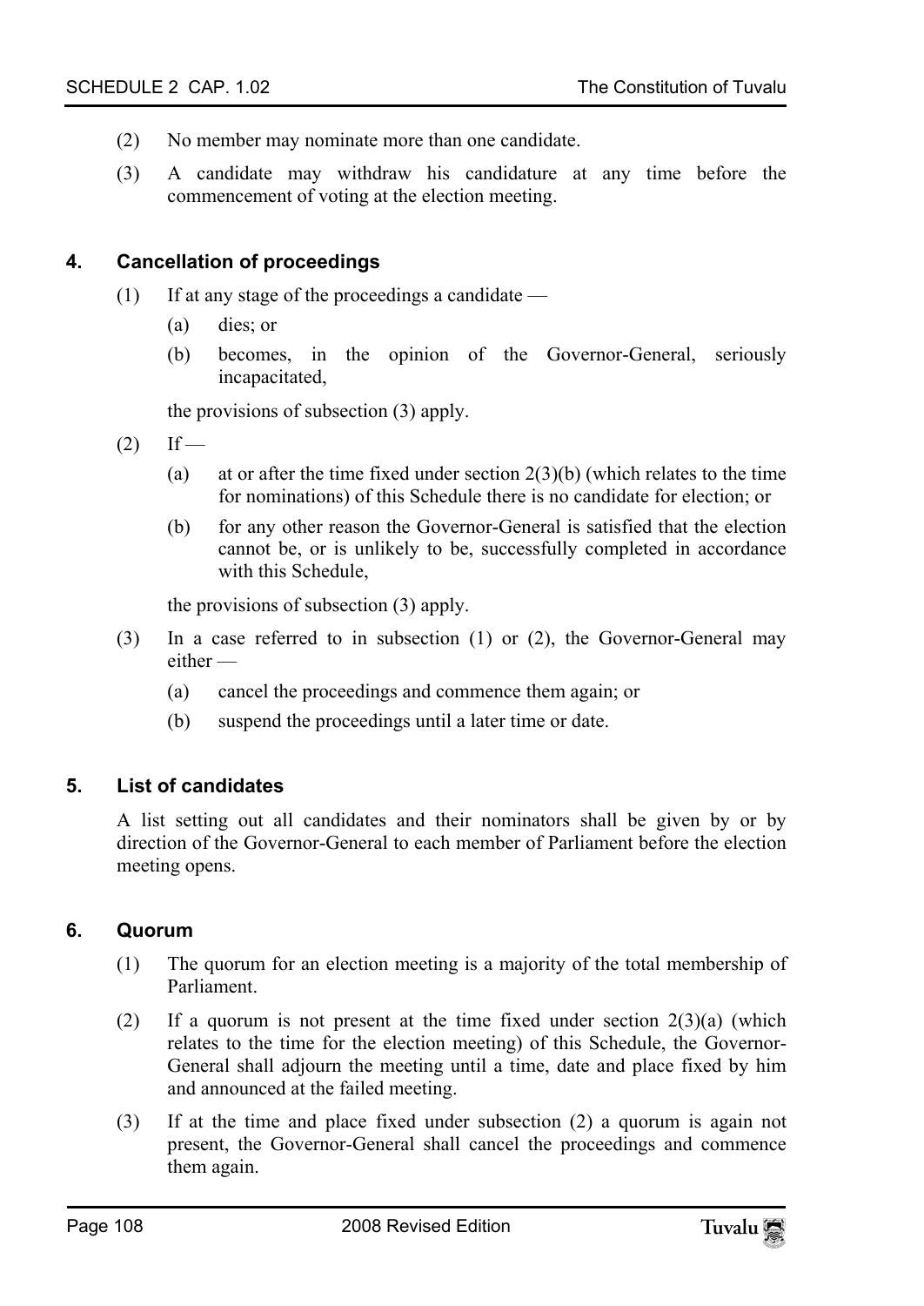(2) No member may nominate more than one candidate.

(3) A candidate may withdraw his candidature at any time before the commencement of voting at the election meeting.

### 4. Cancellation of proceedings

(1) If at any stage of the proceedings a candidate —

(a) dies; or

(b) becomes, in the opinion of the Governor-General, seriously incapacitated,

the provisions of subsection (3) apply.

(2) If —

(a) at or after the time fixed under section 2(3)(b) (which relates to the time for nominations) of this Schedule there is no candidate for election; or

(b) for any other reason the Governor-General is satisfied that the election cannot be, or is unlikely to be, successfully completed in accordance with this Schedule,

the provisions of subsection (3) apply.

(3) In a case referred to in subsection (1) or (2), the Governor-General may either —

(a) cancel the proceedings and commence them again; or

(b) suspend the proceedings until a later time or date.

### 5. List of candidates

A list setting out all candidates and their nominators shall be given by or by direction of the Governor-General to each member of Parliament before the election meeting opens.

### 6. Quorum

(1) The quorum for an election meeting is a majority of the total membership of Parliament.

(2) If a quorum is not present at the time fixed under section 2(3)(a) (which relates to the time for the election meeting) of this Schedule, the Governor-General shall adjourn the meeting until a time, date and place fixed by him and announced at the failed meeting.

(3) If at the time and place fixed under subsection (2) a quorum is again not present, the Governor-General shall cancel the proceedings and commence them again.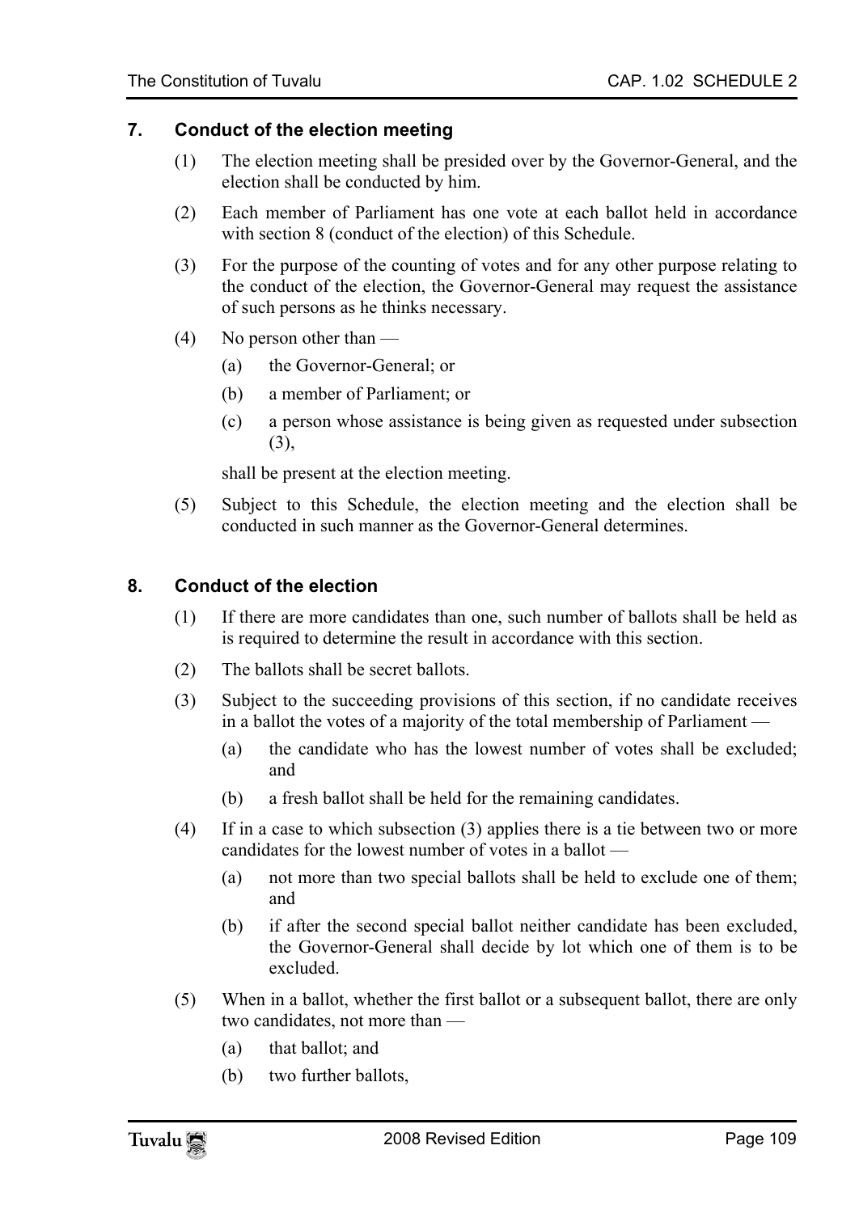## 7. Conduct of the election meeting

(1) The election meeting shall be presided over by the Governor-General, and the election shall be conducted by him.

(2) Each member of Parliament has one vote at each ballot held in accordance with section 8 (conduct of the election) of this Schedule.

(3) For the purpose of the counting of votes and for any other purpose relating to the conduct of the election, the Governor-General may request the assistance of such persons as he thinks necessary.

(4) No person other than —

- (a) the Governor-General; or
- (b) a member of Parliament; or
- (c) a person whose assistance is being given as requested under subsection (3),

shall be present at the election meeting.

(5) Subject to this Schedule, the election meeting and the election shall be conducted in such manner as the Governor-General determines.

## 8. Conduct of the election

(1) If there are more candidates than one, such number of ballots shall be held as is required to determine the result in accordance with this section.

(2) The ballots shall be secret ballots.

(3) Subject to the succeeding provisions of this section, if no candidate receives in a ballot the votes of a majority of the total membership of Parliament —

- (a) the candidate who has the lowest number of votes shall be excluded; and
- (b) a fresh ballot shall be held for the remaining candidates.

(4) If in a case to which subsection (3) applies there is a tie between two or more candidates for the lowest number of votes in a ballot —

- (a) not more than two special ballots shall be held to exclude one of them; and
- (b) if after the second special ballot neither candidate has been excluded, the Governor-General shall decide by lot which one of them is to be excluded.

(5) When in a ballot, whether the first ballot or a subsequent ballot, there are only two candidates, not more than —

- (a) that ballot; and
- (b) two further ballots,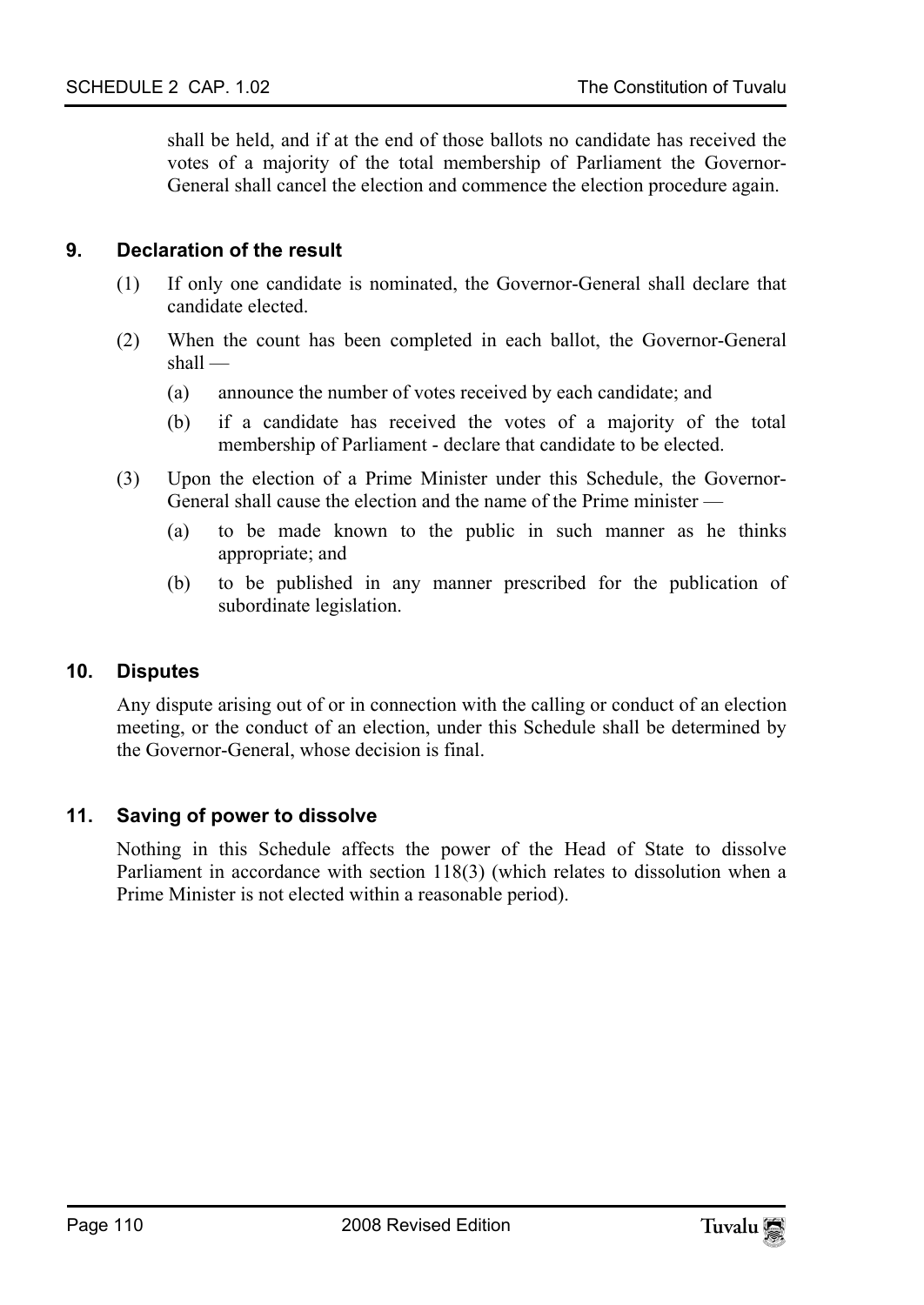shall be held, and if at the end of those ballots no candidate has received the votes of a majority of the total membership of Parliament the Governor-General shall cancel the election and commence the election procedure again.

## 9. Declaration of the result

(1) If only one candidate is nominated, the Governor-General shall declare that candidate elected.

(2) When the count has been completed in each ballot, the Governor-General shall —

(a) announce the number of votes received by each candidate; and

(b) if a candidate has received the votes of a majority of the total membership of Parliament - declare that candidate to be elected.

(3) Upon the election of a Prime Minister under this Schedule, the Governor-General shall cause the election and the name of the Prime minister —

(a) to be made known to the public in such manner as he thinks appropriate; and

(b) to be published in any manner prescribed for the publication of subordinate legislation.

## 10. Disputes

Any dispute arising out of or in connection with the calling or conduct of an election meeting, or the conduct of an election, under this Schedule shall be determined by the Governor-General, whose decision is final.

## 11. Saving of power to dissolve

Nothing in this Schedule affects the power of the Head of State to dissolve Parliament in accordance with section 118(3) (which relates to dissolution when a Prime Minister is not elected within a reasonable period).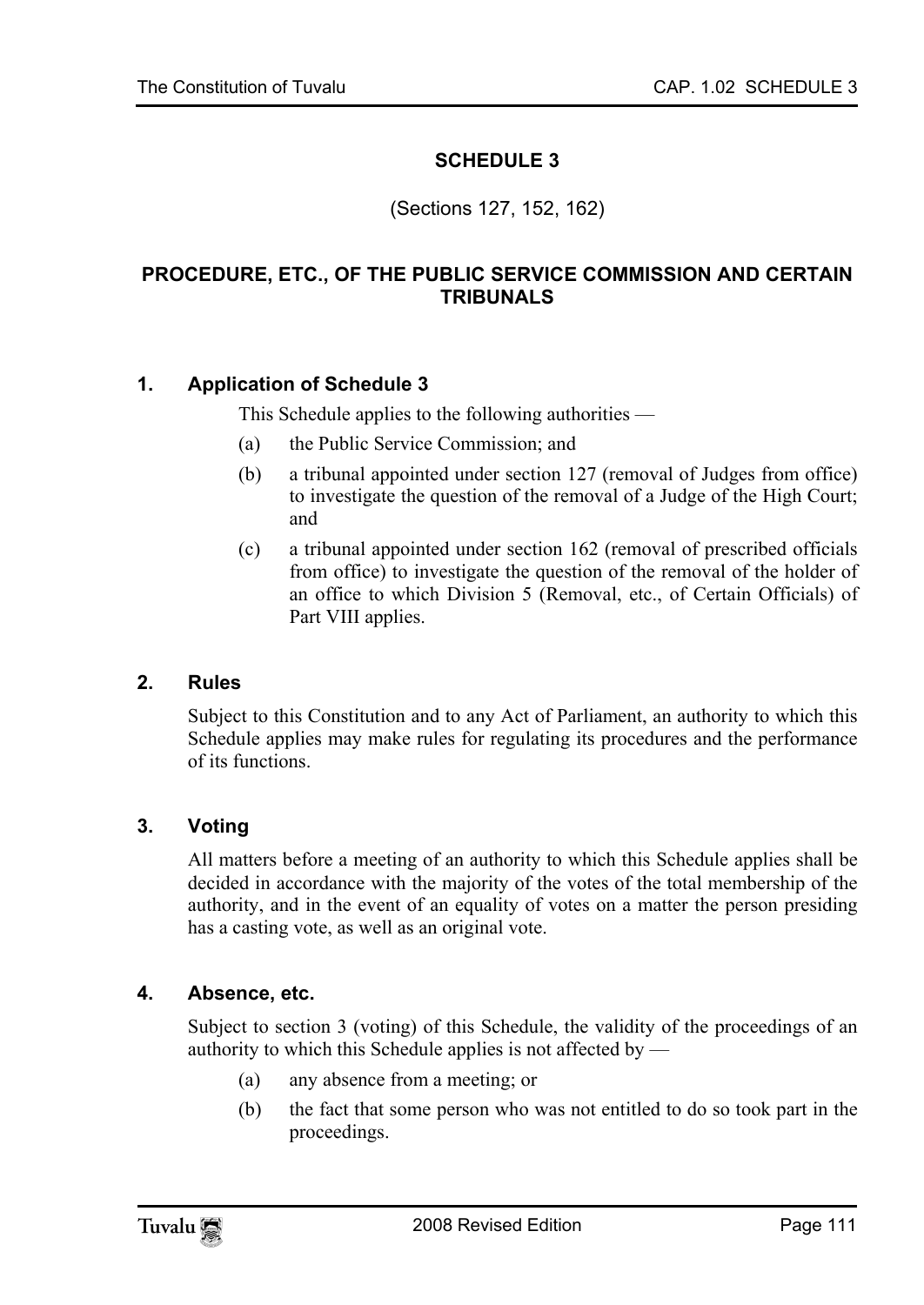# SCHEDULE 3

(Sections 127, 152, 162)

## PROCEDURE, ETC., OF THE PUBLIC SERVICE COMMISSION AND CERTAIN TRIBUNALS

### 1. Application of Schedule 3

This Schedule applies to the following authorities —

(a) the Public Service Commission; and

(b) a tribunal appointed under section 127 (removal of Judges from office) to investigate the question of the removal of a Judge of the High Court; and

(c) a tribunal appointed under section 162 (removal of prescribed officials from office) to investigate the question of the removal of the holder of an office to which Division 5 (Removal, etc., of Certain Officials) of Part VIII applies.

### 2. Rules

Subject to this Constitution and to any Act of Parliament, an authority to which this Schedule applies may make rules for regulating its procedures and the performance of its functions.

### 3. Voting

All matters before a meeting of an authority to which this Schedule applies shall be decided in accordance with the majority of the votes of the total membership of the authority, and in the event of an equality of votes on a matter the person presiding has a casting vote, as well as an original vote.

### 4. Absence, etc.

Subject to section 3 (voting) of this Schedule, the validity of the proceedings of an authority to which this Schedule applies is not affected by —

(a) any absence from a meeting; or

(b) the fact that some person who was not entitled to do so took part in the proceedings.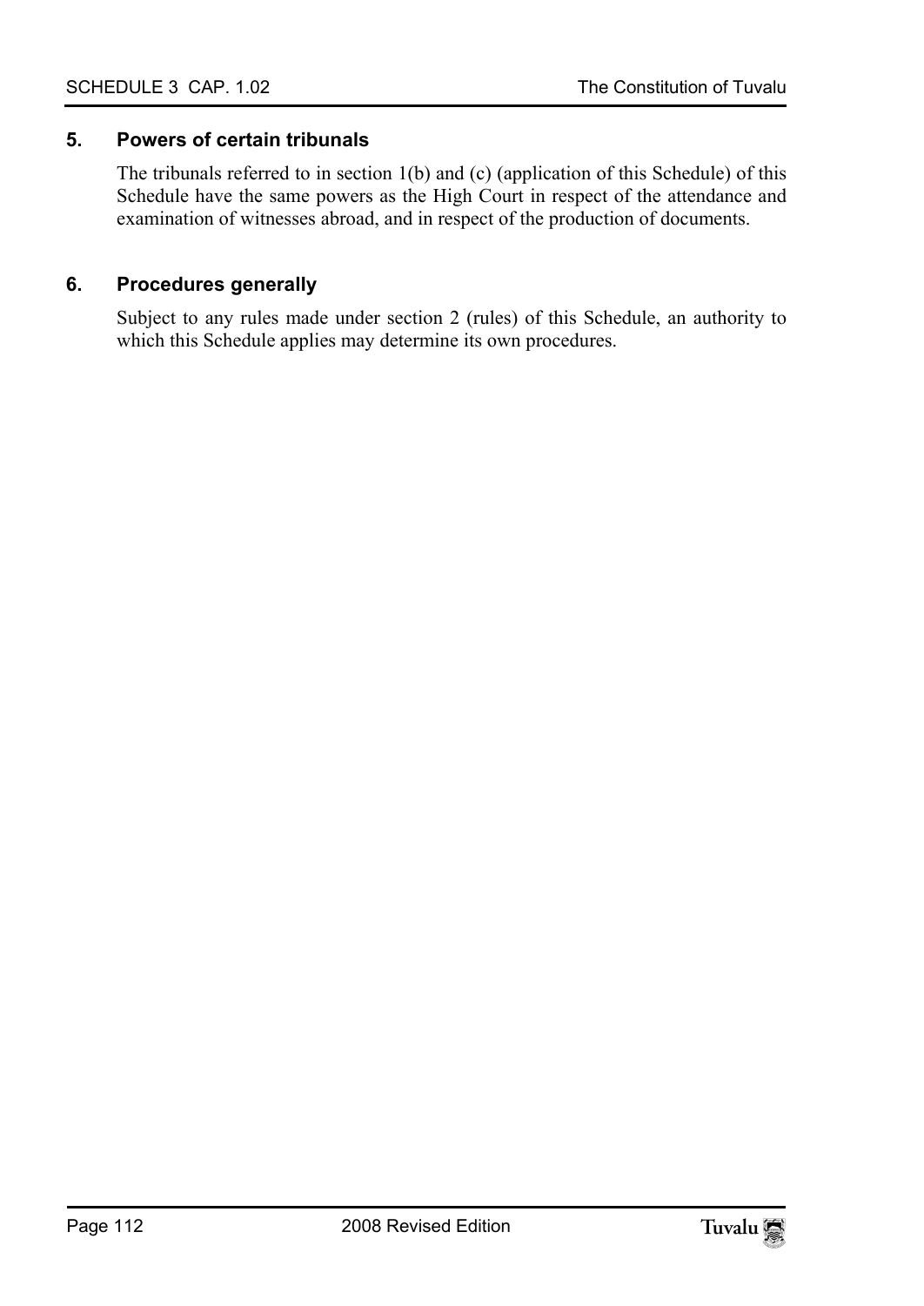## 5. Powers of certain tribunals

The tribunals referred to in section 1(b) and (c) (application of this Schedule) of this Schedule have the same powers as the High Court in respect of the attendance and examination of witnesses abroad, and in respect of the production of documents.

## 6. Procedures generally

Subject to any rules made under section 2 (rules) of this Schedule, an authority to which this Schedule applies may determine its own procedures.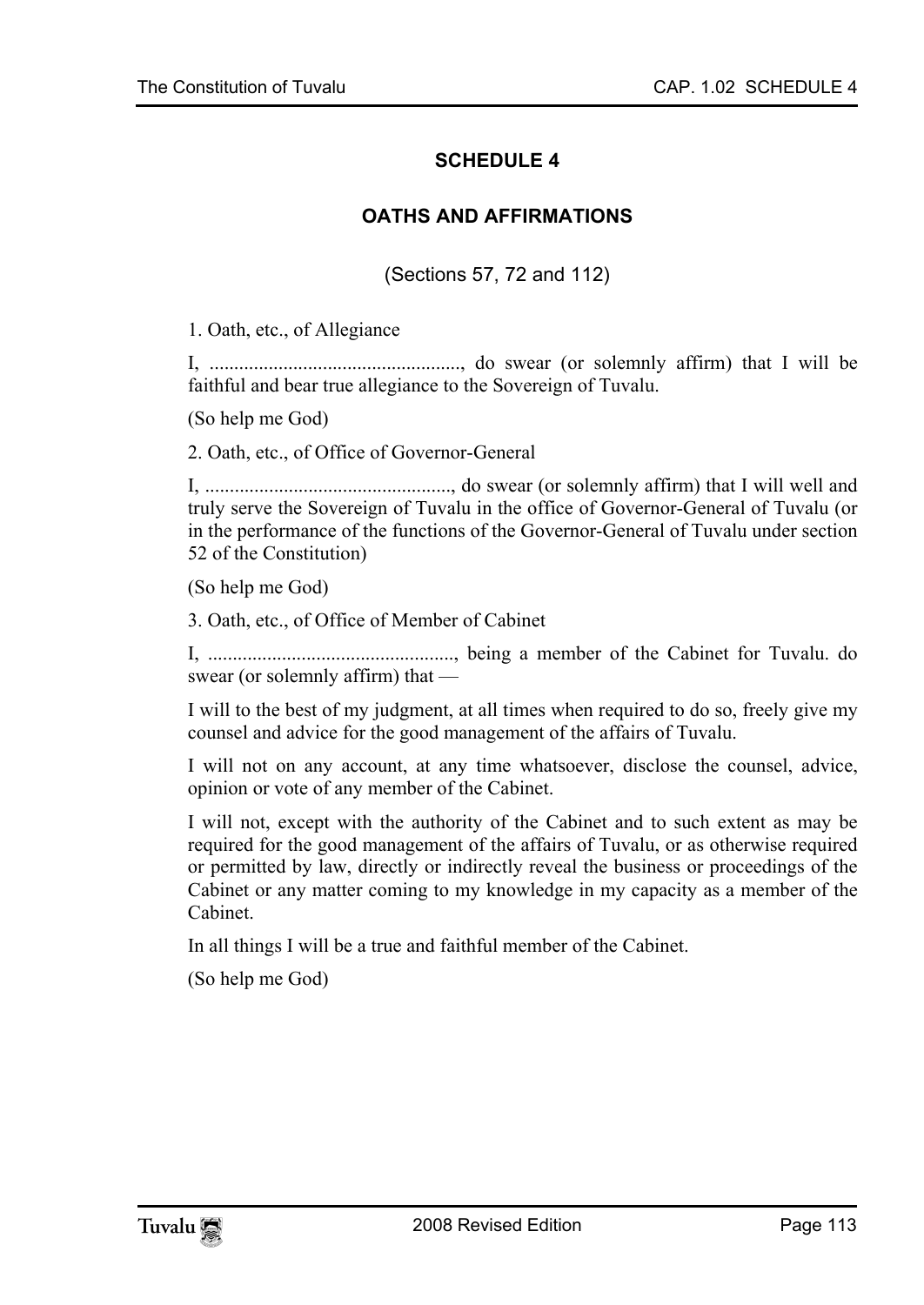## SCHEDULE 4

## OATHS AND AFFIRMATIONS

(Sections 57, 72 and 112)

1. Oath, etc., of Allegiance

I, ..................................................., do swear (or solemnly affirm) that I will be faithful and bear true allegiance to the Sovereign of Tuvalu.

(So help me God)

2. Oath, etc., of Office of Governor-General

I, .................................................., do swear (or solemnly affirm) that I will well and truly serve the Sovereign of Tuvalu in the office of Governor-General of Tuvalu (or in the performance of the functions of the Governor-General of Tuvalu under section 52 of the Constitution)

(So help me God)

3. Oath, etc., of Office of Member of Cabinet

I, .................................................., being a member of the Cabinet for Tuvalu. do swear (or solemnly affirm) that —

I will to the best of my judgment, at all times when required to do so, freely give my counsel and advice for the good management of the affairs of Tuvalu.

I will not on any account, at any time whatsoever, disclose the counsel, advice, opinion or vote of any member of the Cabinet.

I will not, except with the authority of the Cabinet and to such extent as may be required for the good management of the affairs of Tuvalu, or as otherwise required or permitted by law, directly or indirectly reveal the business or proceedings of the Cabinet or any matter coming to my knowledge in my capacity as a member of the Cabinet.

In all things I will be a true and faithful member of the Cabinet.

(So help me God)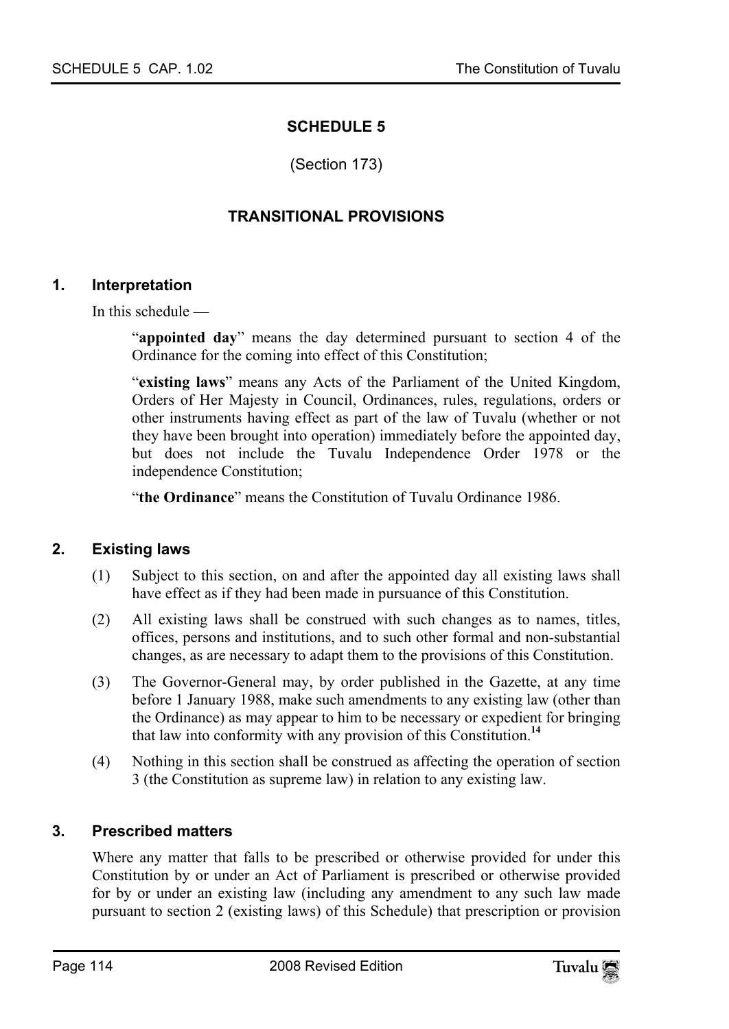# SCHEDULE 5

(Section 173)

## TRANSITIONAL PROVISIONS

### 1. Interpretation

In this schedule —

> "**appointed day**" means the day determined pursuant to section 4 of the Ordinance for the coming into effect of this Constitution;
>
> "**existing laws**" means any Acts of the Parliament of the United Kingdom, Orders of Her Majesty in Council, Ordinances, rules, regulations, orders or other instruments having effect as part of the law of Tuvalu (whether or not they have been brought into operation) immediately before the appointed day, but does not include the Tuvalu Independence Order 1978 or the independence Constitution;
>
> "**the Ordinance**" means the Constitution of Tuvalu Ordinance 1986.

### 2. Existing laws

(1) Subject to this section, on and after the appointed day all existing laws shall have effect as if they had been made in pursuance of this Constitution.

(2) All existing laws shall be construed with such changes as to names, titles, offices, persons and institutions, and to such other formal and non-substantial changes, as are necessary to adapt them to the provisions of this Constitution.

(3) The Governor-General may, by order published in the Gazette, at any time before 1 January 1988, make such amendments to any existing law (other than the Ordinance) as may appear to him to be necessary or expedient for bringing that law into conformity with any provision of this Constitution.[14]

(4) Nothing in this section shall be construed as affecting the operation of section 3 (the Constitution as supreme law) in relation to any existing law.

### 3. Prescribed matters

Where any matter that falls to be prescribed or otherwise provided for under this Constitution by or under an Act of Parliament is prescribed or otherwise provided for by or under an existing law (including any amendment to any such law made pursuant to section 2 (existing laws) of this Schedule) that prescription or provision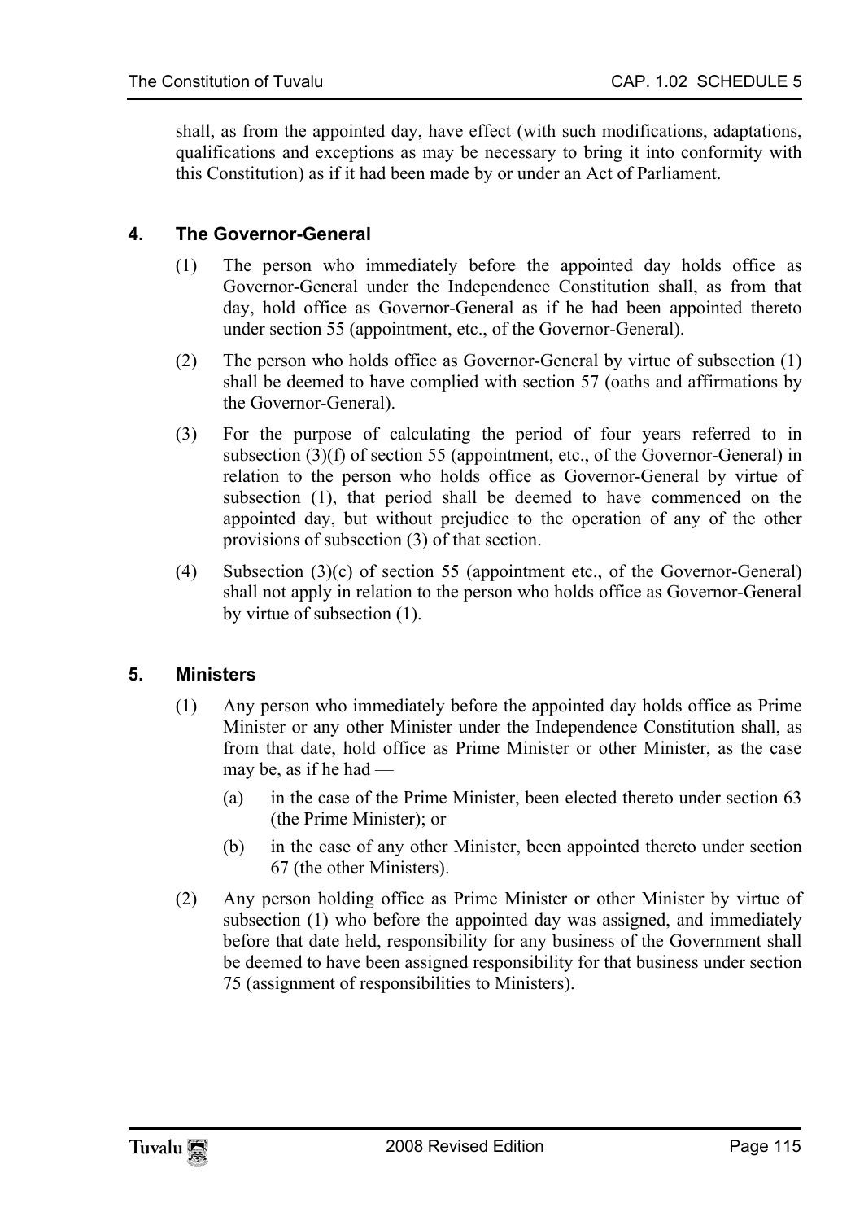shall, as from the appointed day, have effect (with such modifications, adaptations, qualifications and exceptions as may be necessary to bring it into conformity with this Constitution) as if it had been made by or under an Act of Parliament.

### 4. The Governor-General

(1) The person who immediately before the appointed day holds office as Governor-General under the Independence Constitution shall, as from that day, hold office as Governor-General as if he had been appointed thereto under section 55 (appointment, etc., of the Governor-General).

(2) The person who holds office as Governor-General by virtue of subsection (1) shall be deemed to have complied with section 57 (oaths and affirmations by the Governor-General).

(3) For the purpose of calculating the period of four years referred to in subsection (3)(f) of section 55 (appointment, etc., of the Governor-General) in relation to the person who holds office as Governor-General by virtue of subsection (1), that period shall be deemed to have commenced on the appointed day, but without prejudice to the operation of any of the other provisions of subsection (3) of that section.

(4) Subsection (3)(c) of section 55 (appointment etc., of the Governor-General) shall not apply in relation to the person who holds office as Governor-General by virtue of subsection (1).

### 5. Ministers

(1) Any person who immediately before the appointed day holds office as Prime Minister or any other Minister under the Independence Constitution shall, as from that date, hold office as Prime Minister or other Minister, as the case may be, as if he had —

   (a) in the case of the Prime Minister, been elected thereto under section 63 (the Prime Minister); or

   (b) in the case of any other Minister, been appointed thereto under section 67 (the other Ministers).

(2) Any person holding office as Prime Minister or other Minister by virtue of subsection (1) who before the appointed day was assigned, and immediately before that date held, responsibility for any business of the Government shall be deemed to have been assigned responsibility for that business under section 75 (assignment of responsibilities to Ministers).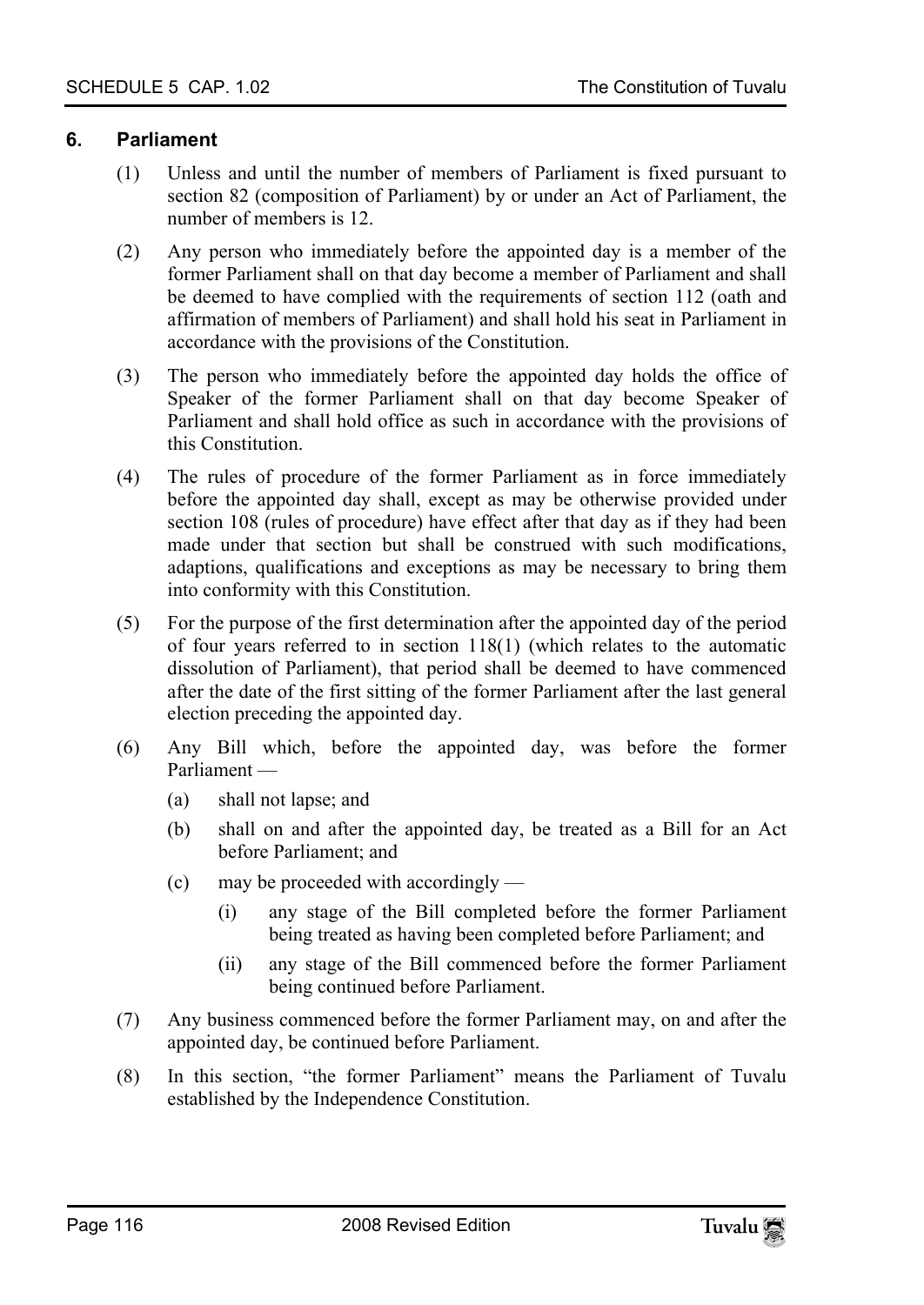## 6. Parliament

(1) Unless and until the number of members of Parliament is fixed pursuant to section 82 (composition of Parliament) by or under an Act of Parliament, the number of members is 12.

(2) Any person who immediately before the appointed day is a member of the former Parliament shall on that day become a member of Parliament and shall be deemed to have complied with the requirements of section 112 (oath and affirmation of members of Parliament) and shall hold his seat in Parliament in accordance with the provisions of the Constitution.

(3) The person who immediately before the appointed day holds the office of Speaker of the former Parliament shall on that day become Speaker of Parliament and shall hold office as such in accordance with the provisions of this Constitution.

(4) The rules of procedure of the former Parliament as in force immediately before the appointed day shall, except as may be otherwise provided under section 108 (rules of procedure) have effect after that day as if they had been made under that section but shall be construed with such modifications, adaptions, qualifications and exceptions as may be necessary to bring them into conformity with this Constitution.

(5) For the purpose of the first determination after the appointed day of the period of four years referred to in section 118(1) (which relates to the automatic dissolution of Parliament), that period shall be deemed to have commenced after the date of the first sitting of the former Parliament after the last general election preceding the appointed day.

(6) Any Bill which, before the appointed day, was before the former Parliament —

- (a) shall not lapse; and
- (b) shall on and after the appointed day, be treated as a Bill for an Act before Parliament; and
- (c) may be proceeded with accordingly —
  - (i) any stage of the Bill completed before the former Parliament being treated as having been completed before Parliament; and
  - (ii) any stage of the Bill commenced before the former Parliament being continued before Parliament.

(7) Any business commenced before the former Parliament may, on and after the appointed day, be continued before Parliament.

(8) In this section, "the former Parliament" means the Parliament of Tuvalu established by the Independence Constitution.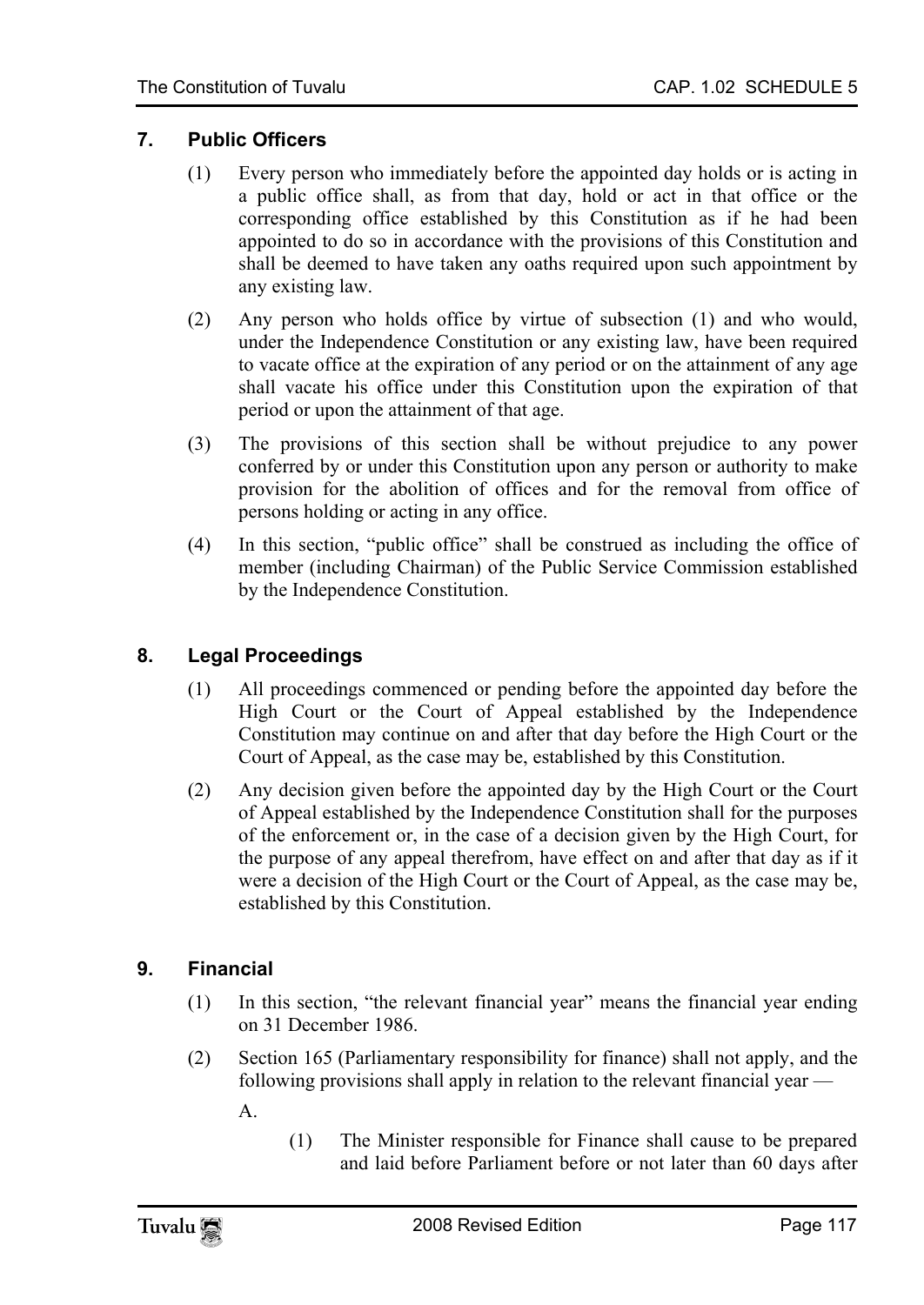## 7. Public Officers

(1) Every person who immediately before the appointed day holds or is acting in a public office shall, as from that day, hold or act in that office or the corresponding office established by this Constitution as if he had been appointed to do so in accordance with the provisions of this Constitution and shall be deemed to have taken any oaths required upon such appointment by any existing law.

(2) Any person who holds office by virtue of subsection (1) and who would, under the Independence Constitution or any existing law, have been required to vacate office at the expiration of any period or on the attainment of any age shall vacate his office under this Constitution upon the expiration of that period or upon the attainment of that age.

(3) The provisions of this section shall be without prejudice to any power conferred by or under this Constitution upon any person or authority to make provision for the abolition of offices and for the removal from office of persons holding or acting in any office.

(4) In this section, "public office" shall be construed as including the office of member (including Chairman) of the Public Service Commission established by the Independence Constitution.

## 8. Legal Proceedings

(1) All proceedings commenced or pending before the appointed day before the High Court or the Court of Appeal established by the Independence Constitution may continue on and after that day before the High Court or the Court of Appeal, as the case may be, established by this Constitution.

(2) Any decision given before the appointed day by the High Court or the Court of Appeal established by the Independence Constitution shall for the purposes of the enforcement or, in the case of a decision given by the High Court, for the purpose of any appeal therefrom, have effect on and after that day as if it were a decision of the High Court or the Court of Appeal, as the case may be, established by this Constitution.

## 9. Financial

(1) In this section, "the relevant financial year" means the financial year ending on 31 December 1986.

(2) Section 165 (Parliamentary responsibility for finance) shall not apply, and the following provisions shall apply in relation to the relevant financial year —

A.

(1) The Minister responsible for Finance shall cause to be prepared and laid before Parliament before or not later than 60 days after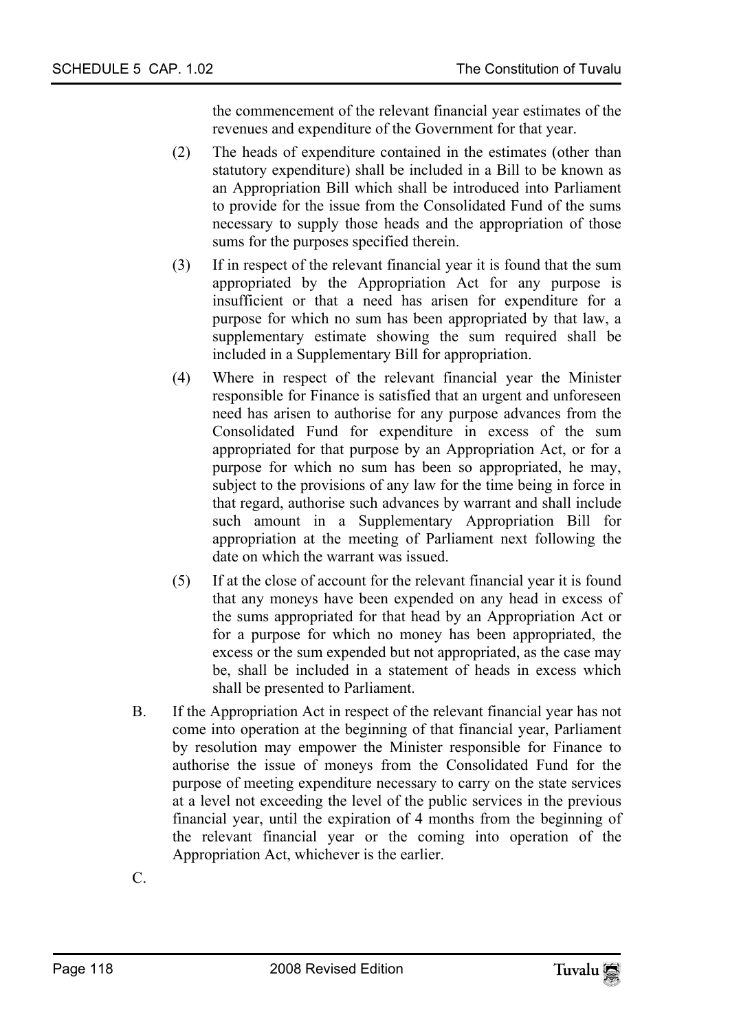the commencement of the relevant financial year estimates of the revenues and expenditure of the Government for that year.

(2) The heads of expenditure contained in the estimates (other than statutory expenditure) shall be included in a Bill to be known as an Appropriation Bill which shall be introduced into Parliament to provide for the issue from the Consolidated Fund of the sums necessary to supply those heads and the appropriation of those sums for the purposes specified therein.

(3) If in respect of the relevant financial year it is found that the sum appropriated by the Appropriation Act for any purpose is insufficient or that a need has arisen for expenditure for a purpose for which no sum has been appropriated by that law, a supplementary estimate showing the sum required shall be included in a Supplementary Bill for appropriation.

(4) Where in respect of the relevant financial year the Minister responsible for Finance is satisfied that an urgent and unforeseen need has arisen to authorise for any purpose advances from the Consolidated Fund for expenditure in excess of the sum appropriated for that purpose by an Appropriation Act, or for a purpose for which no sum has been so appropriated, he may, subject to the provisions of any law for the time being in force in that regard, authorise such advances by warrant and shall include such amount in a Supplementary Appropriation Bill for appropriation at the meeting of Parliament next following the date on which the warrant was issued.

(5) If at the close of account for the relevant financial year it is found that any moneys have been expended on any head in excess of the sums appropriated for that head by an Appropriation Act or for a purpose for which no money has been appropriated, the excess or the sum expended but not appropriated, as the case may be, shall be included in a statement of heads in excess which shall be presented to Parliament.

B. If the Appropriation Act in respect of the relevant financial year has not come into operation at the beginning of that financial year, Parliament by resolution may empower the Minister responsible for Finance to authorise the issue of moneys from the Consolidated Fund for the purpose of meeting expenditure necessary to carry on the state services at a level not exceeding the level of the public services in the previous financial year, until the expiration of 4 months from the beginning of the relevant financial year or the coming into operation of the Appropriation Act, whichever is the earlier.

C.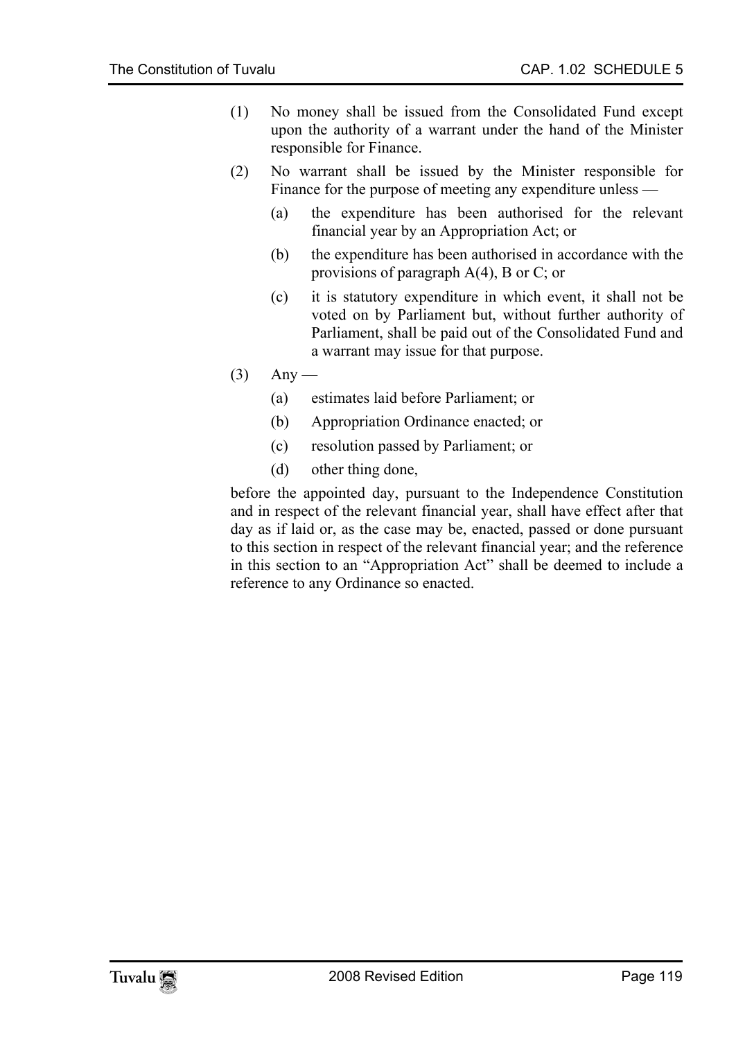(1) No money shall be issued from the Consolidated Fund except upon the authority of a warrant under the hand of the Minister responsible for Finance.

(2) No warrant shall be issued by the Minister responsible for Finance for the purpose of meeting any expenditure unless —

   (a) the expenditure has been authorised for the relevant financial year by an Appropriation Act; or

   (b) the expenditure has been authorised in accordance with the provisions of paragraph A(4), B or C; or

   (c) it is statutory expenditure in which event, it shall not be voted on by Parliament but, without further authority of Parliament, shall be paid out of the Consolidated Fund and a warrant may issue for that purpose.

(3) Any —

   (a) estimates laid before Parliament; or

   (b) Appropriation Ordinance enacted; or

   (c) resolution passed by Parliament; or

   (d) other thing done,

before the appointed day, pursuant to the Independence Constitution and in respect of the relevant financial year, shall have effect after that day as if laid or, as the case may be, enacted, passed or done pursuant to this section in respect of the relevant financial year; and the reference in this section to an "Appropriation Act" shall be deemed to include a reference to any Ordinance so enacted.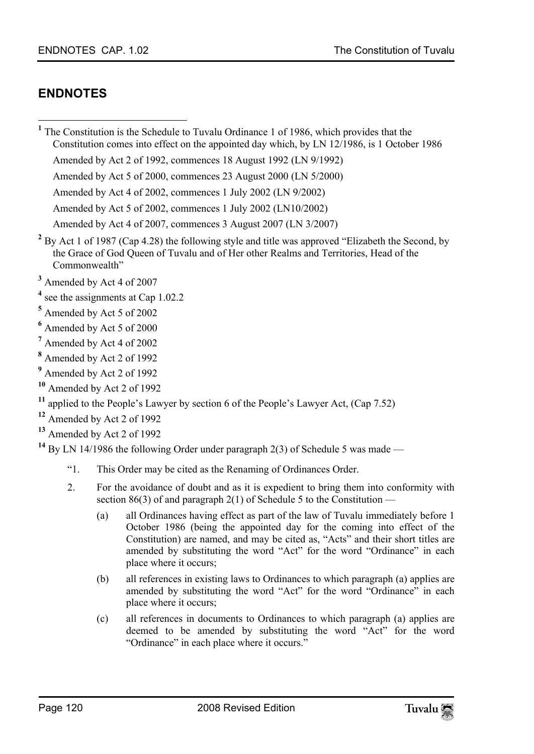## ENDNOTES

[1] The Constitution is the Schedule to Tuvalu Ordinance 1 of 1986, which provides that the Constitution comes into effect on the appointed day which, by LN 12/1986, is 1 October 1986

Amended by Act 2 of 1992, commences 18 August 1992 (LN 9/1992)

Amended by Act 5 of 2000, commences 23 August 2000 (LN 5/2000)

Amended by Act 4 of 2002, commences 1 July 2002 (LN 9/2002)

Amended by Act 5 of 2002, commences 1 July 2002 (LN10/2002)

Amended by Act 4 of 2007, commences 3 August 2007 (LN 3/2007)

[2] By Act 1 of 1987 (Cap 4.28) the following style and title was approved "Elizabeth the Second, by the Grace of God Queen of Tuvalu and of Her other Realms and Territories, Head of the Commonwealth"

[3] Amended by Act 4 of 2007

[4] see the assignments at Cap 1.02.2

[5] Amended by Act 5 of 2002

[6] Amended by Act 5 of 2000

[7] Amended by Act 4 of 2002

[8] Amended by Act 2 of 1992

[9] Amended by Act 2 of 1992

[10] Amended by Act 2 of 1992

[11] applied to the People's Lawyer by section 6 of the People's Lawyer Act, (Cap 7.52)

[12] Amended by Act 2 of 1992

[13] Amended by Act 2 of 1992

[14] By LN 14/1986 the following Order under paragraph 2(3) of Schedule 5 was made —

"1. This Order may be cited as the Renaming of Ordinances Order.

2. For the avoidance of doubt and as it is expedient to bring them into conformity with section 86(3) of and paragraph 2(1) of Schedule 5 to the Constitution —

(a) all Ordinances having effect as part of the law of Tuvalu immediately before 1 October 1986 (being the appointed day for the coming into effect of the Constitution) are named, and may be cited as, "Acts" and their short titles are amended by substituting the word "Act" for the word "Ordinance" in each place where it occurs;

(b) all references in existing laws to Ordinances to which paragraph (a) applies are amended by substituting the word "Act" for the word "Ordinance" in each place where it occurs;

(c) all references in documents to Ordinances to which paragraph (a) applies are deemed to be amended by substituting the word "Act" for the word "Ordinance" in each place where it occurs."